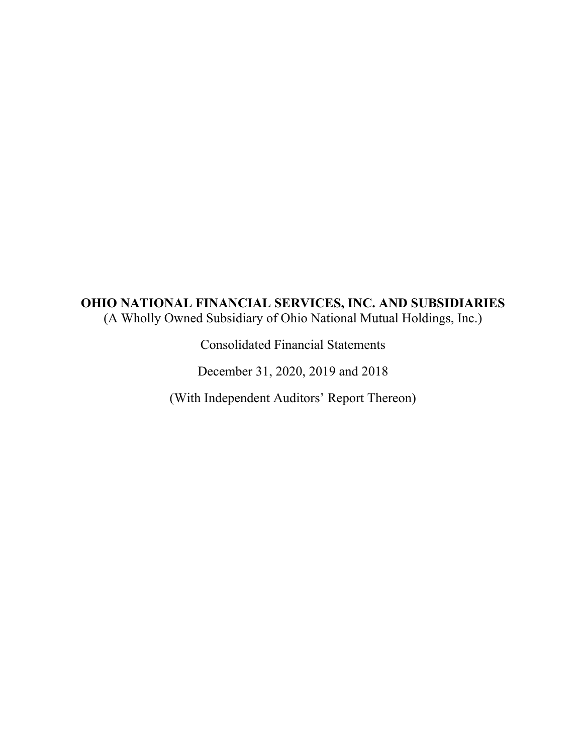# OHIO NATIONAL FINANCIAL SERVICES, INC. AND SUBSIDIARIES

(A Wholly Owned Subsidiary of Ohio National Mutual Holdings, Inc.)

Consolidated Financial Statements

December 31, 2020, 2019 and 2018

(With Independent Auditors' Report Thereon)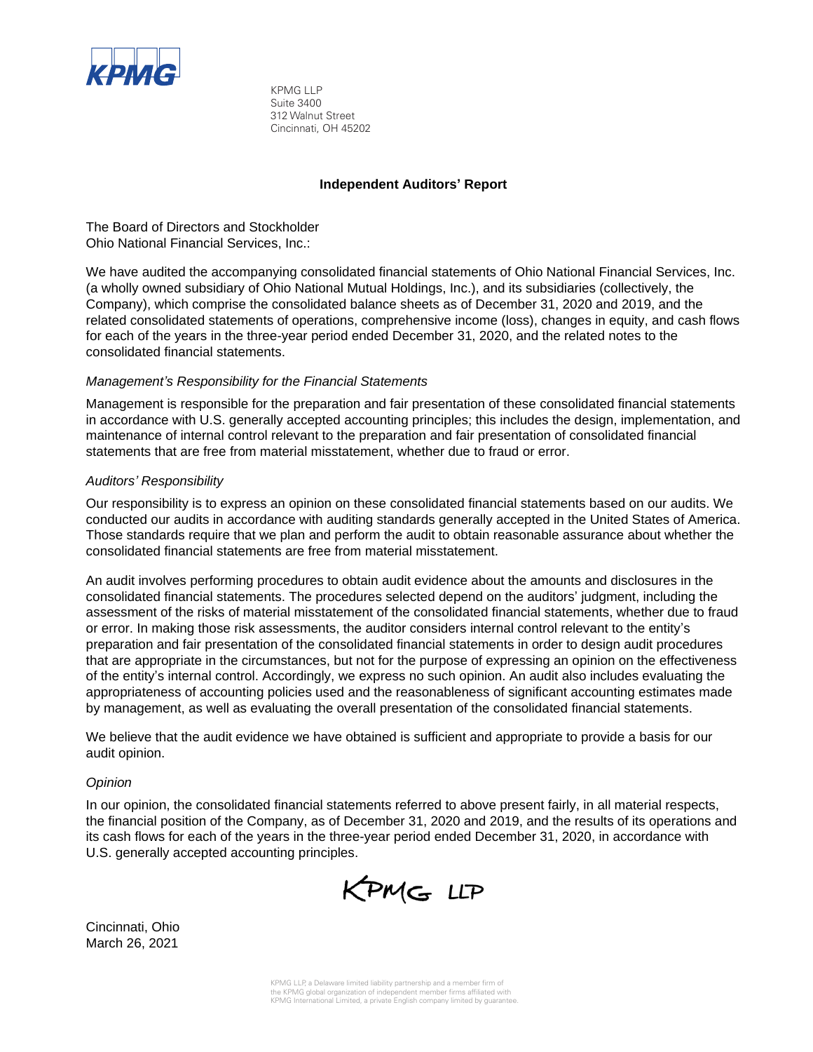KPMG LLP
Suite 3400
312 Walnut Street
Cincinnati, OH 45202

## Independent Auditors' Report

The Board of Directors and Stockholder
Ohio National Financial Services, Inc.:

We have audited the accompanying consolidated financial statements of Ohio National Financial Services, Inc. (a wholly owned subsidiary of Ohio National Mutual Holdings, Inc.), and its subsidiaries (collectively, the Company), which comprise the consolidated balance sheets as of December 31, 2020 and 2019, and the related consolidated statements of operations, comprehensive income (loss), changes in equity, and cash flows for each of the years in the three-year period ended December 31, 2020, and the related notes to the consolidated financial statements.

*Management's Responsibility for the Financial Statements*

Management is responsible for the preparation and fair presentation of these consolidated financial statements in accordance with U.S. generally accepted accounting principles; this includes the design, implementation, and maintenance of internal control relevant to the preparation and fair presentation of consolidated financial statements that are free from material misstatement, whether due to fraud or error.

*Auditors' Responsibility*

Our responsibility is to express an opinion on these consolidated financial statements based on our audits. We conducted our audits in accordance with auditing standards generally accepted in the United States of America. Those standards require that we plan and perform the audit to obtain reasonable assurance about whether the consolidated financial statements are free from material misstatement.

An audit involves performing procedures to obtain audit evidence about the amounts and disclosures in the consolidated financial statements. The procedures selected depend on the auditors' judgment, including the assessment of the risks of material misstatement of the consolidated financial statements, whether due to fraud or error. In making those risk assessments, the auditor considers internal control relevant to the entity's preparation and fair presentation of the consolidated financial statements in order to design audit procedures that are appropriate in the circumstances, but not for the purpose of expressing an opinion on the effectiveness of the entity's internal control. Accordingly, we express no such opinion. An audit also includes evaluating the appropriateness of accounting policies used and the reasonableness of significant accounting estimates made by management, as well as evaluating the overall presentation of the consolidated financial statements.

We believe that the audit evidence we have obtained is sufficient and appropriate to provide a basis for our audit opinion.

*Opinion*

In our opinion, the consolidated financial statements referred to above present fairly, in all material respects, the financial position of the Company, as of December 31, 2020 and 2019, and the results of its operations and its cash flows for each of the years in the three-year period ended December 31, 2020, in accordance with U.S. generally accepted accounting principles.

KPMG LLP

Cincinnati, Ohio
March 26, 2021

KPMG LLP, a Delaware limited liability partnership and a member firm of the KPMG global organization of independent member firms affiliated with KPMG International Limited, a private English company limited by guarantee.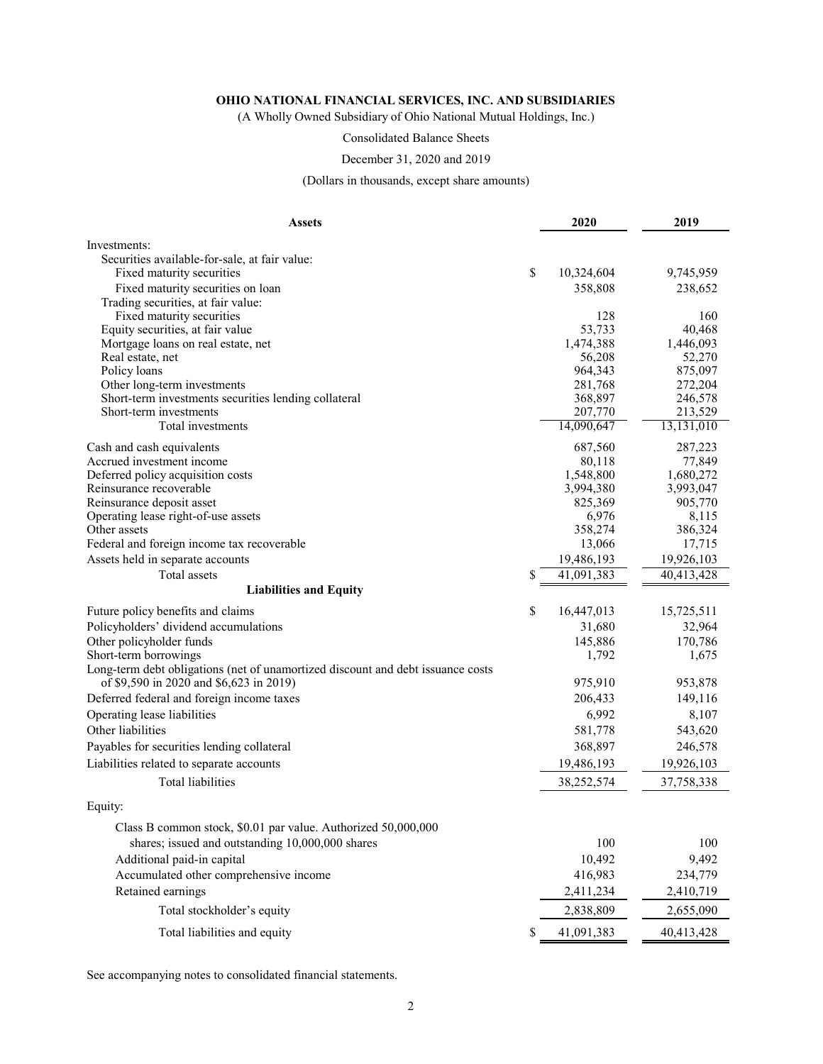**OHIO NATIONAL FINANCIAL SERVICES, INC. AND SUBSIDIARIES**

(A Wholly Owned Subsidiary of Ohio National Mutual Holdings, Inc.)

Consolidated Balance Sheets

December 31, 2020 and 2019

(Dollars in thousands, except share amounts)

| **Assets** | | 2020 | 2019 |
|---|---|---|---|
| Investments: | | | |
| Securities available-for-sale, at fair value: | | | |
| Fixed maturity securities | $ | 10,324,604 | 9,745,959 |
| Fixed maturity securities on loan | | 358,808 | 238,652 |
| Trading securities, at fair value: | | | |
| Fixed maturity securities | | 128 | 160 |
| Equity securities, at fair value | | 53,733 | 40,468 |
| Mortgage loans on real estate, net | | 1,474,388 | 1,446,093 |
| Real estate, net | | 56,208 | 52,270 |
| Policy loans | | 964,343 | 875,097 |
| Other long-term investments | | 281,768 | 272,204 |
| Short-term investments securities lending collateral | | 368,897 | 246,578 |
| Short-term investments | | 207,770 | 213,529 |
| Total investments | | 14,090,647 | 13,131,010 |
| Cash and cash equivalents | | 687,560 | 287,223 |
| Accrued investment income | | 80,118 | 77,849 |
| Deferred policy acquisition costs | | 1,548,800 | 1,680,272 |
| Reinsurance recoverable | | 3,994,380 | 3,993,047 |
| Reinsurance deposit asset | | 825,369 | 905,770 |
| Operating lease right-of-use assets | | 6,976 | 8,115 |
| Other assets | | 358,274 | 386,324 |
| Federal and foreign income tax recoverable | | 13,066 | 17,715 |
| Assets held in separate accounts | | 19,486,193 | 19,926,103 |
| Total assets | $ | 41,091,383 | 40,413,428 |
| **Liabilities and Equity** | | | |
| Future policy benefits and claims | $ | 16,447,013 | 15,725,511 |
| Policyholders' dividend accumulations | | 31,680 | 32,964 |
| Other policyholder funds | | 145,886 | 170,786 |
| Short-term borrowings | | 1,792 | 1,675 |
| Long-term debt obligations (net of unamortized discount and debt issuance costs of $9,590 in 2020 and $6,623 in 2019) | | 975,910 | 953,878 |
| Deferred federal and foreign income taxes | | 206,433 | 149,116 |
| Operating lease liabilities | | 6,992 | 8,107 |
| Other liabilities | | 581,778 | 543,620 |
| Payables for securities lending collateral | | 368,897 | 246,578 |
| Liabilities related to separate accounts | | 19,486,193 | 19,926,103 |
| Total liabilities | | 38,252,574 | 37,758,338 |
| Equity: | | | |
| Class B common stock, $0.01 par value. Authorized 50,000,000 shares; issued and outstanding 10,000,000 shares | | 100 | 100 |
| Additional paid-in capital | | 10,492 | 9,492 |
| Accumulated other comprehensive income | | 416,983 | 234,779 |
| Retained earnings | | 2,411,234 | 2,410,719 |
| Total stockholder's equity | | 2,838,809 | 2,655,090 |
| Total liabilities and equity | $ | 41,091,383 | 40,413,428 |

See accompanying notes to consolidated financial statements.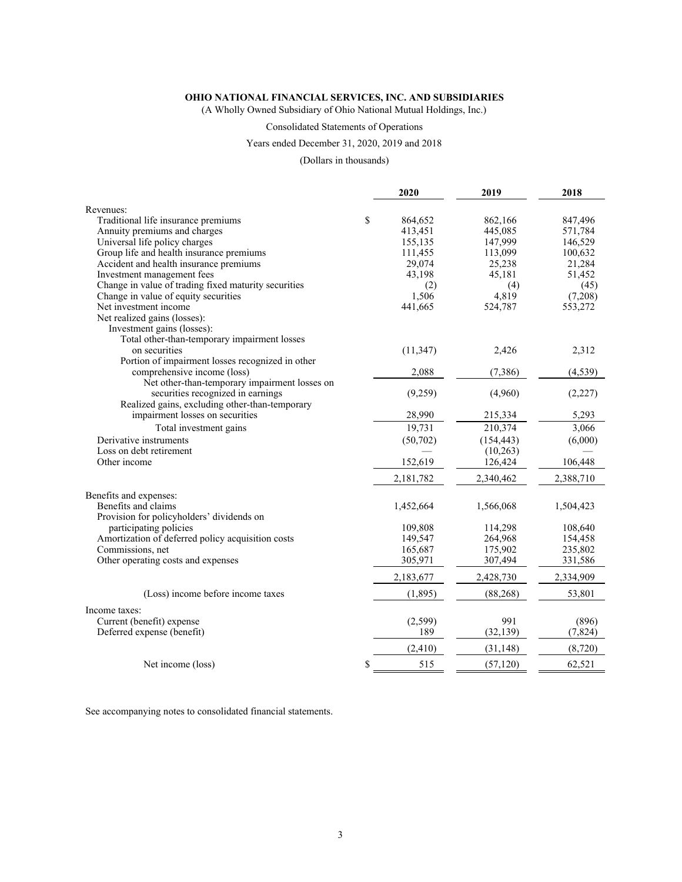**OHIO NATIONAL FINANCIAL SERVICES, INC. AND SUBSIDIARIES**

(A Wholly Owned Subsidiary of Ohio National Mutual Holdings, Inc.)

Consolidated Statements of Operations

Years ended December 31, 2020, 2019 and 2018

(Dollars in thousands)

| | 2020 | 2019 | 2018 |
|---|---|---|---|
| Revenues: | | | |
| Traditional life insurance premiums | $ 864,652 | 862,166 | 847,496 |
| Annuity premiums and charges | 413,451 | 445,085 | 571,784 |
| Universal life policy charges | 155,135 | 147,999 | 146,529 |
| Group life and health insurance premiums | 111,455 | 113,099 | 100,632 |
| Accident and health insurance premiums | 29,074 | 25,238 | 21,284 |
| Investment management fees | 43,198 | 45,181 | 51,452 |
| Change in value of trading fixed maturity securities | (2) | (4) | (45) |
| Change in value of equity securities | 1,506 | 4,819 | (7,208) |
| Net investment income | 441,665 | 524,787 | 553,272 |
| Net realized gains (losses): | | | |
| Investment gains (losses): | | | |
| Total other-than-temporary impairment losses on securities | (11,347) | 2,426 | 2,312 |
| Portion of impairment losses recognized in other comprehensive income (loss) | 2,088 | (7,386) | (4,539) |
| Net other-than-temporary impairment losses on securities recognized in earnings | (9,259) | (4,960) | (2,227) |
| Realized gains, excluding other-than-temporary impairment losses on securities | 28,990 | 215,334 | 5,293 |
| Total investment gains | 19,731 | 210,374 | 3,066 |
| Derivative instruments | (50,702) | (154,443) | (6,000) |
| Loss on debt retirement | — | (10,263) | — |
| Other income | 152,619 | 126,424 | 106,448 |
| | 2,181,782 | 2,340,462 | 2,388,710 |
| Benefits and expenses: | | | |
| Benefits and claims | 1,452,664 | 1,566,068 | 1,504,423 |
| Provision for policyholders' dividends on participating policies | 109,808 | 114,298 | 108,640 |
| Amortization of deferred policy acquisition costs | 149,547 | 264,968 | 154,458 |
| Commissions, net | 165,687 | 175,902 | 235,802 |
| Other operating costs and expenses | 305,971 | 307,494 | 331,586 |
| | 2,183,677 | 2,428,730 | 2,334,909 |
| (Loss) income before income taxes | (1,895) | (88,268) | 53,801 |
| Income taxes: | | | |
| Current (benefit) expense | (2,599) | 991 | (896) |
| Deferred expense (benefit) | 189 | (32,139) | (7,824) |
| | (2,410) | (31,148) | (8,720) |
| Net income (loss) | $ 515 | (57,120) | 62,521 |

See accompanying notes to consolidated financial statements.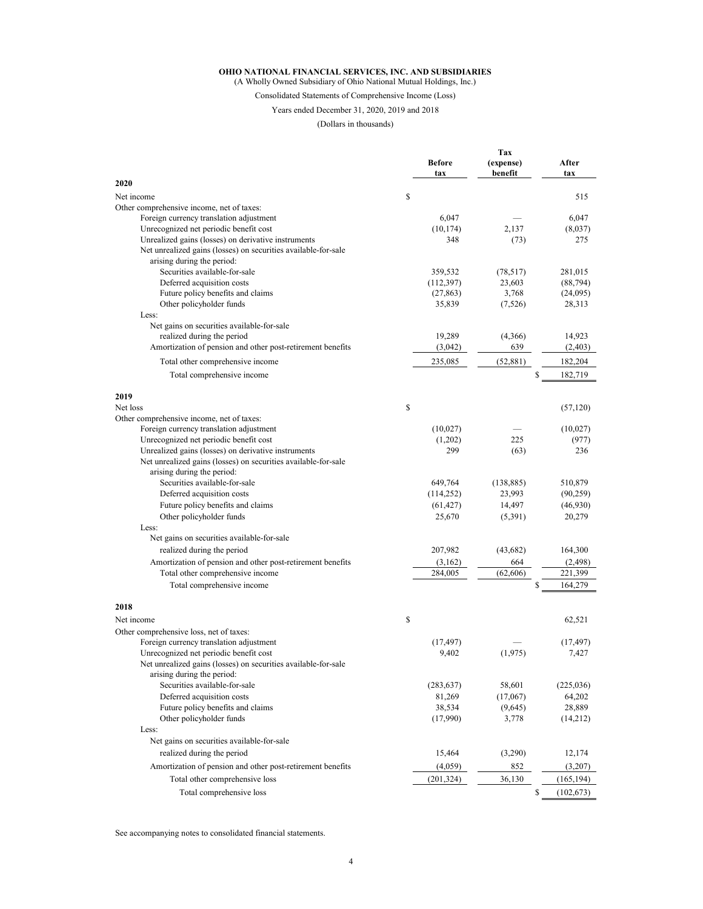**OHIO NATIONAL FINANCIAL SERVICES, INC. AND SUBSIDIARIES**
(A Wholly Owned Subsidiary of Ohio National Mutual Holdings, Inc.)

Consolidated Statements of Comprehensive Income (Loss)

Years ended December 31, 2020, 2019 and 2018

(Dollars in thousands)

| | Before tax | Tax (expense) benefit | After tax |
|---|---|---|---|
| **2020** | | | |
| Net income | $ | | 515 |
| Other comprehensive income, net of taxes: | | | |
| Foreign currency translation adjustment | 6,047 | — | 6,047 |
| Unrecognized net periodic benefit cost | (10,174) | 2,137 | (8,037) |
| Unrealized gains (losses) on derivative instruments | 348 | (73) | 275 |
| Net unrealized gains (losses) on securities available-for-sale arising during the period: | | | |
| Securities available-for-sale | 359,532 | (78,517) | 281,015 |
| Deferred acquisition costs | (112,397) | 23,603 | (88,794) |
| Future policy benefits and claims | (27,863) | 3,768 | (24,095) |
| Other policyholder funds | 35,839 | (7,526) | 28,313 |
| Less: | | | |
| Net gains on securities available-for-sale realized during the period | 19,289 | (4,366) | 14,923 |
| Amortization of pension and other post-retirement benefits | (3,042) | 639 | (2,403) |
| Total other comprehensive income | 235,085 | (52,881) | 182,204 |
| Total comprehensive income | | $ | 182,719 |
| **2019** | | | |
| Net loss | $ | | (57,120) |
| Other comprehensive income, net of taxes: | | | |
| Foreign currency translation adjustment | (10,027) | — | (10,027) |
| Unrecognized net periodic benefit cost | (1,202) | 225 | (977) |
| Unrealized gains (losses) on derivative instruments | 299 | (63) | 236 |
| Net unrealized gains (losses) on securities available-for-sale arising during the period: | | | |
| Securities available-for-sale | 649,764 | (138,885) | 510,879 |
| Deferred acquisition costs | (114,252) | 23,993 | (90,259) |
| Future policy benefits and claims | (61,427) | 14,497 | (46,930) |
| Other policyholder funds | 25,670 | (5,391) | 20,279 |
| Less: | | | |
| Net gains on securities available-for-sale realized during the period | 207,982 | (43,682) | 164,300 |
| Amortization of pension and other post-retirement benefits | (3,162) | 664 | (2,498) |
| Total other comprehensive income | 284,005 | (62,606) | 221,399 |
| Total comprehensive income | | $ | 164,279 |
| **2018** | | | |
| Net income | $ | | 62,521 |
| Other comprehensive loss, net of taxes: | | | |
| Foreign currency translation adjustment | (17,497) | — | (17,497) |
| Unrecognized net periodic benefit cost | 9,402 | (1,975) | 7,427 |
| Net unrealized gains (losses) on securities available-for-sale arising during the period: | | | |
| Securities available-for-sale | (283,637) | 58,601 | (225,036) |
| Deferred acquisition costs | 81,269 | (17,067) | 64,202 |
| Future policy benefits and claims | 38,534 | (9,645) | 28,889 |
| Other policyholder funds | (17,990) | 3,778 | (14,212) |
| Less: | | | |
| Net gains on securities available-for-sale realized during the period | 15,464 | (3,290) | 12,174 |
| Amortization of pension and other post-retirement benefits | (4,059) | 852 | (3,207) |
| Total other comprehensive loss | (201,324) | 36,130 | (165,194) |
| Total comprehensive loss | | $ | (102,673) |

See accompanying notes to consolidated financial statements.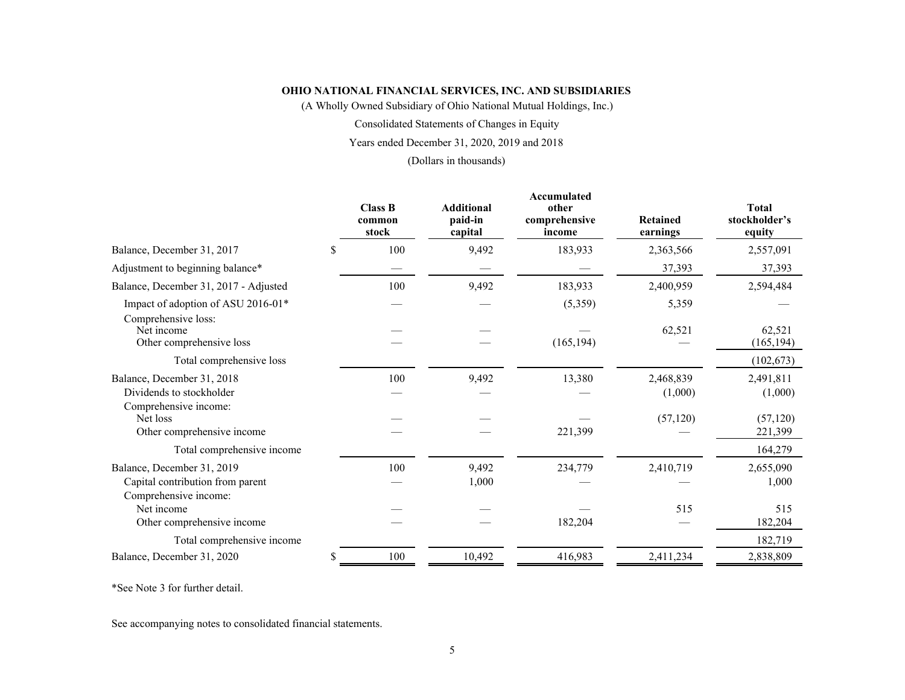**OHIO NATIONAL FINANCIAL SERVICES, INC. AND SUBSIDIARIES**

(A Wholly Owned Subsidiary of Ohio National Mutual Holdings, Inc.)

Consolidated Statements of Changes in Equity

Years ended December 31, 2020, 2019 and 2018

(Dollars in thousands)

| | Class B common stock | Additional paid-in capital | Accumulated other comprehensive income | Retained earnings | Total stockholder's equity |
|---|---|---|---|---|---|
| Balance, December 31, 2017 | $ 100 | 9,492 | 183,933 | 2,363,566 | 2,557,091 |
| Adjustment to beginning balance* | — | — | — | 37,393 | 37,393 |
| Balance, December 31, 2017 - Adjusted | 100 | 9,492 | 183,933 | 2,400,959 | 2,594,484 |
| Impact of adoption of ASU 2016-01* | — | — | (5,359) | 5,359 | — |
| Comprehensive loss: | | | | | |
| Net income | — | — | — | 62,521 | 62,521 |
| Other comprehensive loss | — | — | (165,194) | — | (165,194) |
| Total comprehensive loss | | | | | (102,673) |
| Balance, December 31, 2018 | 100 | 9,492 | 13,380 | 2,468,839 | 2,491,811 |
| Dividends to stockholder | — | — | — | (1,000) | (1,000) |
| Comprehensive income: | | | | | |
| Net loss | — | — | — | (57,120) | (57,120) |
| Other comprehensive income | — | — | 221,399 | — | 221,399 |
| Total comprehensive income | | | | | 164,279 |
| Balance, December 31, 2019 | 100 | 9,492 | 234,779 | 2,410,719 | 2,655,090 |
| Capital contribution from parent | — | 1,000 | — | — | 1,000 |
| Comprehensive income: | | | | | |
| Net income | — | — | — | 515 | 515 |
| Other comprehensive income | — | — | 182,204 | — | 182,204 |
| Total comprehensive income | | | | | 182,719 |
| Balance, December 31, 2020 | $ 100 | 10,492 | 416,983 | 2,411,234 | 2,838,809 |

*See Note 3 for further detail.

See accompanying notes to consolidated financial statements.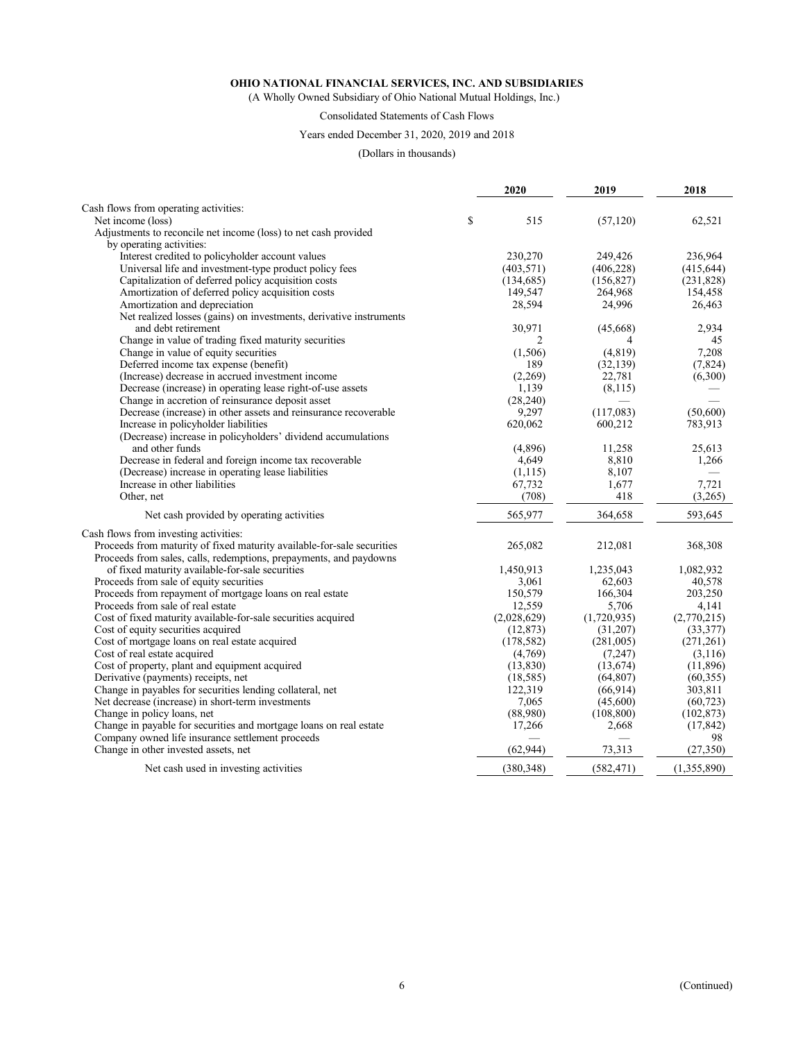**OHIO NATIONAL FINANCIAL SERVICES, INC. AND SUBSIDIARIES**

(A Wholly Owned Subsidiary of Ohio National Mutual Holdings, Inc.)

Consolidated Statements of Cash Flows

Years ended December 31, 2020, 2019 and 2018

(Dollars in thousands)

| | 2020 | 2019 | 2018 |
|---|---|---|---|
| Cash flows from operating activities: | | | |
| Net income (loss) | $ 515 | (57,120) | 62,521 |
| Adjustments to reconcile net income (loss) to net cash provided by operating activities: | | | |
| Interest credited to policyholder account values | 230,270 | 249,426 | 236,964 |
| Universal life and investment-type product policy fees | (403,571) | (406,228) | (415,644) |
| Capitalization of deferred policy acquisition costs | (134,685) | (156,827) | (231,828) |
| Amortization of deferred policy acquisition costs | 149,547 | 264,968 | 154,458 |
| Amortization and depreciation | 28,594 | 24,996 | 26,463 |
| Net realized losses (gains) on investments, derivative instruments and debt retirement | 30,971 | (45,668) | 2,934 |
| Change in value of trading fixed maturity securities | 2 | 4 | 45 |
| Change in value of equity securities | (1,506) | (4,819) | 7,208 |
| Deferred income tax expense (benefit) | 189 | (32,139) | (7,824) |
| (Increase) decrease in accrued investment income | (2,269) | 22,781 | (6,300) |
| Decrease (increase) in operating lease right-of-use assets | 1,139 | (8,115) | — |
| Change in accretion of reinsurance deposit asset | (28,240) | — | — |
| Decrease (increase) in other assets and reinsurance recoverable | 9,297 | (117,083) | (50,600) |
| Increase in policyholder liabilities | 620,062 | 600,212 | 783,913 |
| (Decrease) increase in policyholders' dividend accumulations and other funds | (4,896) | 11,258 | 25,613 |
| Decrease in federal and foreign income tax recoverable | 4,649 | 8,810 | 1,266 |
| (Decrease) increase in operating lease liabilities | (1,115) | 8,107 | — |
| Increase in other liabilities | 67,732 | 1,677 | 7,721 |
| Other, net | (708) | 418 | (3,265) |
| Net cash provided by operating activities | 565,977 | 364,658 | 593,645 |
| Cash flows from investing activities: | | | |
| Proceeds from maturity of fixed maturity available-for-sale securities | 265,082 | 212,081 | 368,308 |
| Proceeds from sales, calls, redemptions, prepayments, and paydowns of fixed maturity available-for-sale securities | 1,450,913 | 1,235,043 | 1,082,932 |
| Proceeds from sale of equity securities | 3,061 | 62,603 | 40,578 |
| Proceeds from repayment of mortgage loans on real estate | 150,579 | 166,304 | 203,250 |
| Proceeds from sale of real estate | 12,559 | 5,706 | 4,141 |
| Cost of fixed maturity available-for-sale securities acquired | (2,028,629) | (1,720,935) | (2,770,215) |
| Cost of equity securities acquired | (12,873) | (31,207) | (33,377) |
| Cost of mortgage loans on real estate acquired | (178,582) | (281,005) | (271,261) |
| Cost of real estate acquired | (4,769) | (7,247) | (3,116) |
| Cost of property, plant and equipment acquired | (13,830) | (13,674) | (11,896) |
| Derivative (payments) receipts, net | (18,585) | (64,807) | (60,355) |
| Change in payables for securities lending collateral, net | 122,319 | (66,914) | 303,811 |
| Net decrease (increase) in short-term investments | 7,065 | (45,600) | (60,723) |
| Change in policy loans, net | (88,980) | (108,800) | (102,873) |
| Change in payable for securities and mortgage loans on real estate | 17,266 | 2,668 | (17,842) |
| Company owned life insurance settlement proceeds | — | — | 98 |
| Change in other invested assets, net | (62,944) | 73,313 | (27,350) |
| Net cash used in investing activities | (380,348) | (582,471) | (1,355,890) |

(Continued)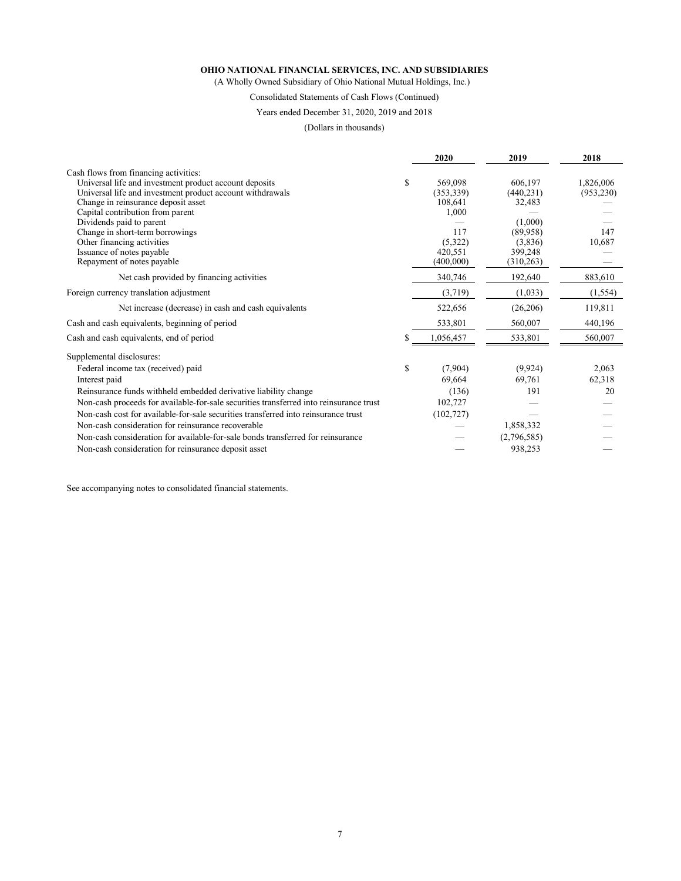**OHIO NATIONAL FINANCIAL SERVICES, INC. AND SUBSIDIARIES**

(A Wholly Owned Subsidiary of Ohio National Mutual Holdings, Inc.)

Consolidated Statements of Cash Flows (Continued)

Years ended December 31, 2020, 2019 and 2018

(Dollars in thousands)

| | 2020 | 2019 | 2018 |
|---|---|---|---|
| Cash flows from financing activities: | | | |
| Universal life and investment product account deposits | $ 569,098 | 606,197 | 1,826,006 |
| Universal life and investment product account withdrawals | (353,339) | (440,231) | (953,230) |
| Change in reinsurance deposit asset | 108,641 | 32,483 | — |
| Capital contribution from parent | 1,000 | — | — |
| Dividends paid to parent | — | (1,000) | — |
| Change in short-term borrowings | 117 | (89,958) | 147 |
| Other financing activities | (5,322) | (3,836) | 10,687 |
| Issuance of notes payable | 420,551 | 399,248 | — |
| Repayment of notes payable | (400,000) | (310,263) | — |
| Net cash provided by financing activities | 340,746 | 192,640 | 883,610 |
| Foreign currency translation adjustment | (3,719) | (1,033) | (1,554) |
| Net increase (decrease) in cash and cash equivalents | 522,656 | (26,206) | 119,811 |
| Cash and cash equivalents, beginning of period | 533,801 | 560,007 | 440,196 |
| Cash and cash equivalents, end of period | $ 1,056,457 | 533,801 | 560,007 |
| Supplemental disclosures: | | | |
| Federal income tax (received) paid | $ (7,904) | (9,924) | 2,063 |
| Interest paid | 69,664 | 69,761 | 62,318 |
| Reinsurance funds withheld embedded derivative liability change | (136) | 191 | 20 |
| Non-cash proceeds for available-for-sale securities transferred into reinsurance trust | 102,727 | — | — |
| Non-cash cost for available-for-sale securities transferred into reinsurance trust | (102,727) | — | — |
| Non-cash consideration for reinsurance recoverable | — | 1,858,332 | — |
| Non-cash consideration for available-for-sale bonds transferred for reinsurance | — | (2,796,585) | — |
| Non-cash consideration for reinsurance deposit asset | — | 938,253 | — |

See accompanying notes to consolidated financial statements.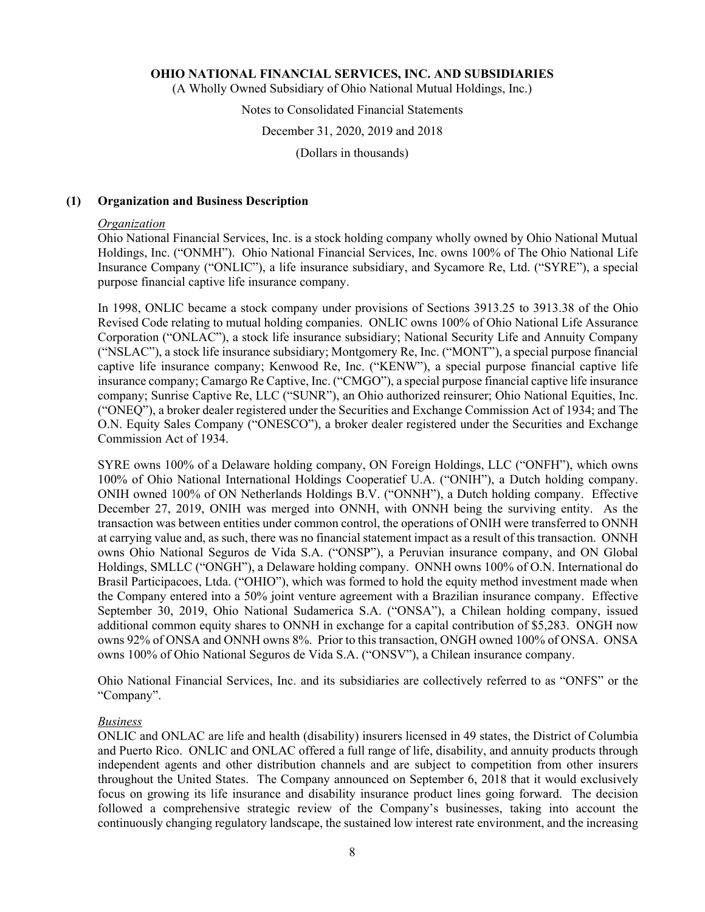# OHIO NATIONAL FINANCIAL SERVICES, INC. AND SUBSIDIARIES

(A Wholly Owned Subsidiary of Ohio National Mutual Holdings, Inc.)

Notes to Consolidated Financial Statements

December 31, 2020, 2019 and 2018

(Dollars in thousands)

## (1) Organization and Business Description

*Organization*

Ohio National Financial Services, Inc. is a stock holding company wholly owned by Ohio National Mutual Holdings, Inc. ("ONMH"). Ohio National Financial Services, Inc. owns 100% of The Ohio National Life Insurance Company ("ONLIC"), a life insurance subsidiary, and Sycamore Re, Ltd. ("SYRE"), a special purpose financial captive life insurance company.

In 1998, ONLIC became a stock company under provisions of Sections 3913.25 to 3913.38 of the Ohio Revised Code relating to mutual holding companies. ONLIC owns 100% of Ohio National Life Assurance Corporation ("ONLAC"), a stock life insurance subsidiary; National Security Life and Annuity Company ("NSLAC"), a stock life insurance subsidiary; Montgomery Re, Inc. ("MONT"), a special purpose financial captive life insurance company; Kenwood Re, Inc. ("KENW"), a special purpose financial captive life insurance company; Camargo Re Captive, Inc. ("CMGO"), a special purpose financial captive life insurance company; Sunrise Captive Re, LLC ("SUNR"), an Ohio authorized reinsurer; Ohio National Equities, Inc. ("ONEQ"), a broker dealer registered under the Securities and Exchange Commission Act of 1934; and The O.N. Equity Sales Company ("ONESCO"), a broker dealer registered under the Securities and Exchange Commission Act of 1934.

SYRE owns 100% of a Delaware holding company, ON Foreign Holdings, LLC ("ONFH"), which owns 100% of Ohio National International Holdings Cooperatief U.A. ("ONIH"), a Dutch holding company. ONIH owned 100% of ON Netherlands Holdings B.V. ("ONNH"), a Dutch holding company. Effective December 27, 2019, ONIH was merged into ONNH, with ONNH being the surviving entity. As the transaction was between entities under common control, the operations of ONIH were transferred to ONNH at carrying value and, as such, there was no financial statement impact as a result of this transaction. ONNH owns Ohio National Seguros de Vida S.A. ("ONSP"), a Peruvian insurance company, and ON Global Holdings, SMLLC ("ONGH"), a Delaware holding company. ONNH owns 100% of O.N. International do Brasil Participacoes, Ltda. ("OHIO"), which was formed to hold the equity method investment made when the Company entered into a 50% joint venture agreement with a Brazilian insurance company. Effective September 30, 2019, Ohio National Sudamerica S.A. ("ONSA"), a Chilean holding company, issued additional common equity shares to ONNH in exchange for a capital contribution of $5,283. ONGH now owns 92% of ONSA and ONNH owns 8%. Prior to this transaction, ONGH owned 100% of ONSA. ONSA owns 100% of Ohio National Seguros de Vida S.A. ("ONSV"), a Chilean insurance company.

Ohio National Financial Services, Inc. and its subsidiaries are collectively referred to as "ONFS" or the "Company".

*Business*

ONLIC and ONLAC are life and health (disability) insurers licensed in 49 states, the District of Columbia and Puerto Rico. ONLIC and ONLAC offered a full range of life, disability, and annuity products through independent agents and other distribution channels and are subject to competition from other insurers throughout the United States. The Company announced on September 6, 2018 that it would exclusively focus on growing its life insurance and disability insurance product lines going forward. The decision followed a comprehensive strategic review of the Company's businesses, taking into account the continuously changing regulatory landscape, the sustained low interest rate environment, and the increasing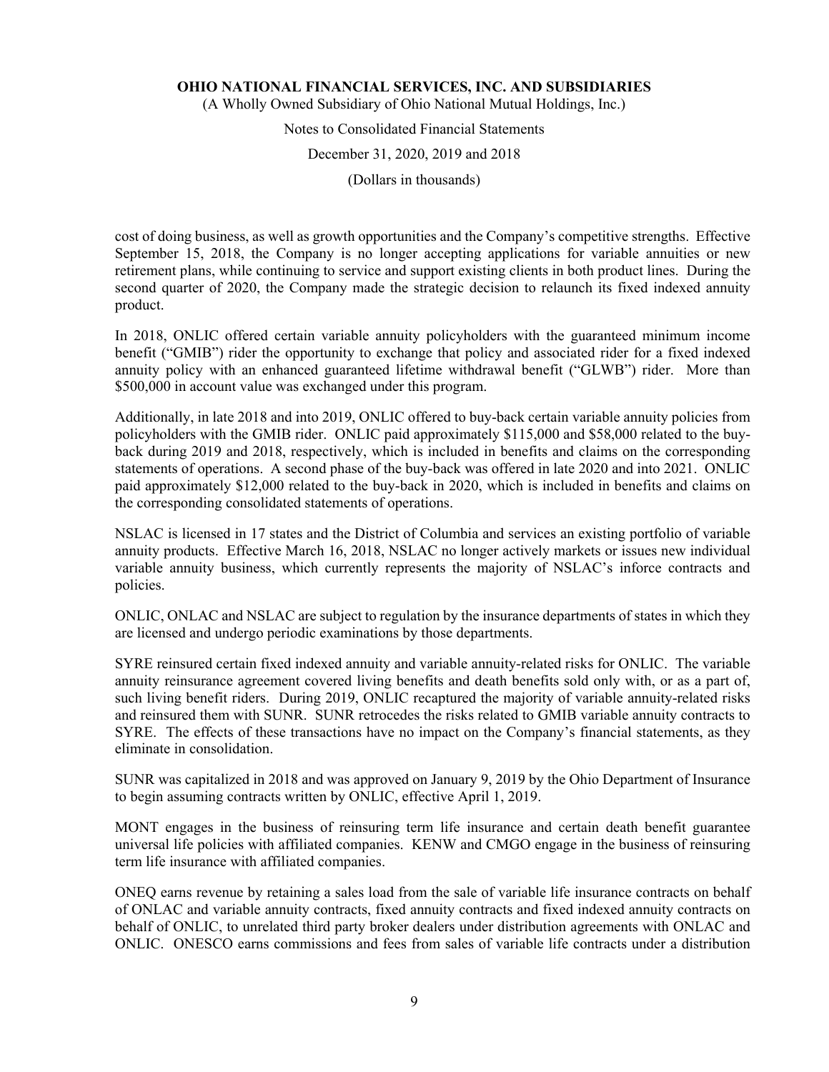cost of doing business, as well as growth opportunities and the Company's competitive strengths. Effective September 15, 2018, the Company is no longer accepting applications for variable annuities or new retirement plans, while continuing to service and support existing clients in both product lines. During the second quarter of 2020, the Company made the strategic decision to relaunch its fixed indexed annuity product.

In 2018, ONLIC offered certain variable annuity policyholders with the guaranteed minimum income benefit ("GMIB") rider the opportunity to exchange that policy and associated rider for a fixed indexed annuity policy with an enhanced guaranteed lifetime withdrawal benefit ("GLWB") rider. More than $500,000 in account value was exchanged under this program.

Additionally, in late 2018 and into 2019, ONLIC offered to buy-back certain variable annuity policies from policyholders with the GMIB rider. ONLIC paid approximately $115,000 and $58,000 related to the buy-back during 2019 and 2018, respectively, which is included in benefits and claims on the corresponding statements of operations. A second phase of the buy-back was offered in late 2020 and into 2021. ONLIC paid approximately $12,000 related to the buy-back in 2020, which is included in benefits and claims on the corresponding consolidated statements of operations.

NSLAC is licensed in 17 states and the District of Columbia and services an existing portfolio of variable annuity products. Effective March 16, 2018, NSLAC no longer actively markets or issues new individual variable annuity business, which currently represents the majority of NSLAC's inforce contracts and policies.

ONLIC, ONLAC and NSLAC are subject to regulation by the insurance departments of states in which they are licensed and undergo periodic examinations by those departments.

SYRE reinsured certain fixed indexed annuity and variable annuity-related risks for ONLIC. The variable annuity reinsurance agreement covered living benefits and death benefits sold only with, or as a part of, such living benefit riders. During 2019, ONLIC recaptured the majority of variable annuity-related risks and reinsured them with SUNR. SUNR retrocedes the risks related to GMIB variable annuity contracts to SYRE. The effects of these transactions have no impact on the Company's financial statements, as they eliminate in consolidation.

SUNR was capitalized in 2018 and was approved on January 9, 2019 by the Ohio Department of Insurance to begin assuming contracts written by ONLIC, effective April 1, 2019.

MONT engages in the business of reinsuring term life insurance and certain death benefit guarantee universal life policies with affiliated companies. KENW and CMGO engage in the business of reinsuring term life insurance with affiliated companies.

ONEQ earns revenue by retaining a sales load from the sale of variable life insurance contracts on behalf of ONLAC and variable annuity contracts, fixed annuity contracts and fixed indexed annuity contracts on behalf of ONLIC, to unrelated third party broker dealers under distribution agreements with ONLAC and ONLIC. ONESCO earns commissions and fees from sales of variable life contracts under a distribution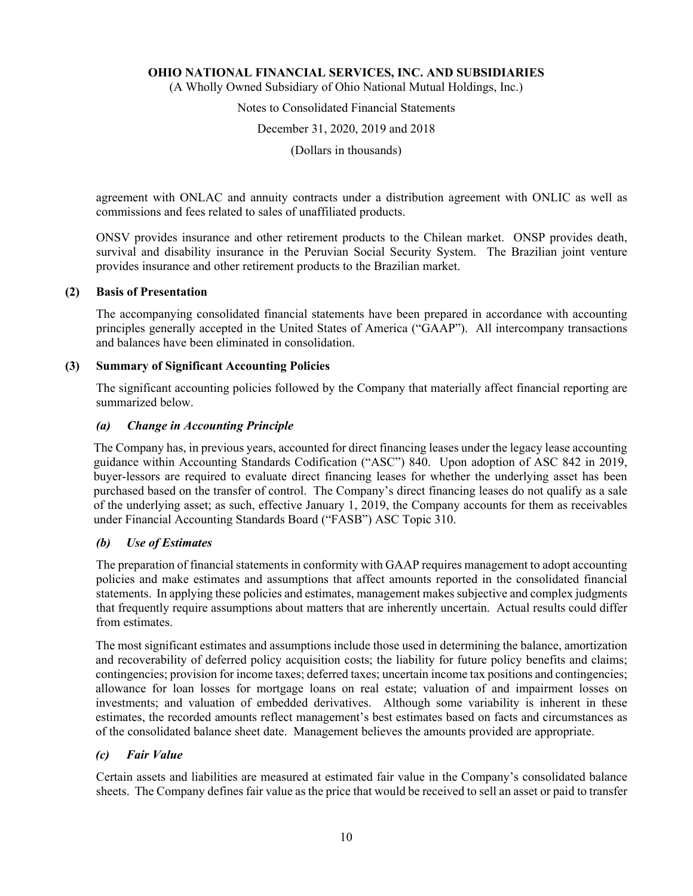agreement with ONLAC and annuity contracts under a distribution agreement with ONLIC as well as commissions and fees related to sales of unaffiliated products.

ONSV provides insurance and other retirement products to the Chilean market. ONSP provides death, survival and disability insurance in the Peruvian Social Security System. The Brazilian joint venture provides insurance and other retirement products to the Brazilian market.

## (2) Basis of Presentation

The accompanying consolidated financial statements have been prepared in accordance with accounting principles generally accepted in the United States of America ("GAAP"). All intercompany transactions and balances have been eliminated in consolidation.

## (3) Summary of Significant Accounting Policies

The significant accounting policies followed by the Company that materially affect financial reporting are summarized below.

### *(a) Change in Accounting Principle*

The Company has, in previous years, accounted for direct financing leases under the legacy lease accounting guidance within Accounting Standards Codification ("ASC") 840. Upon adoption of ASC 842 in 2019, buyer-lessors are required to evaluate direct financing leases for whether the underlying asset has been purchased based on the transfer of control. The Company's direct financing leases do not qualify as a sale of the underlying asset; as such, effective January 1, 2019, the Company accounts for them as receivables under Financial Accounting Standards Board ("FASB") ASC Topic 310.

### *(b) Use of Estimates*

The preparation of financial statements in conformity with GAAP requires management to adopt accounting policies and make estimates and assumptions that affect amounts reported in the consolidated financial statements. In applying these policies and estimates, management makes subjective and complex judgments that frequently require assumptions about matters that are inherently uncertain. Actual results could differ from estimates.

The most significant estimates and assumptions include those used in determining the balance, amortization and recoverability of deferred policy acquisition costs; the liability for future policy benefits and claims; contingencies; provision for income taxes; deferred taxes; uncertain income tax positions and contingencies; allowance for loan losses for mortgage loans on real estate; valuation of and impairment losses on investments; and valuation of embedded derivatives. Although some variability is inherent in these estimates, the recorded amounts reflect management's best estimates based on facts and circumstances as of the consolidated balance sheet date. Management believes the amounts provided are appropriate.

### *(c) Fair Value*

Certain assets and liabilities are measured at estimated fair value in the Company's consolidated balance sheets. The Company defines fair value as the price that would be received to sell an asset or paid to transfer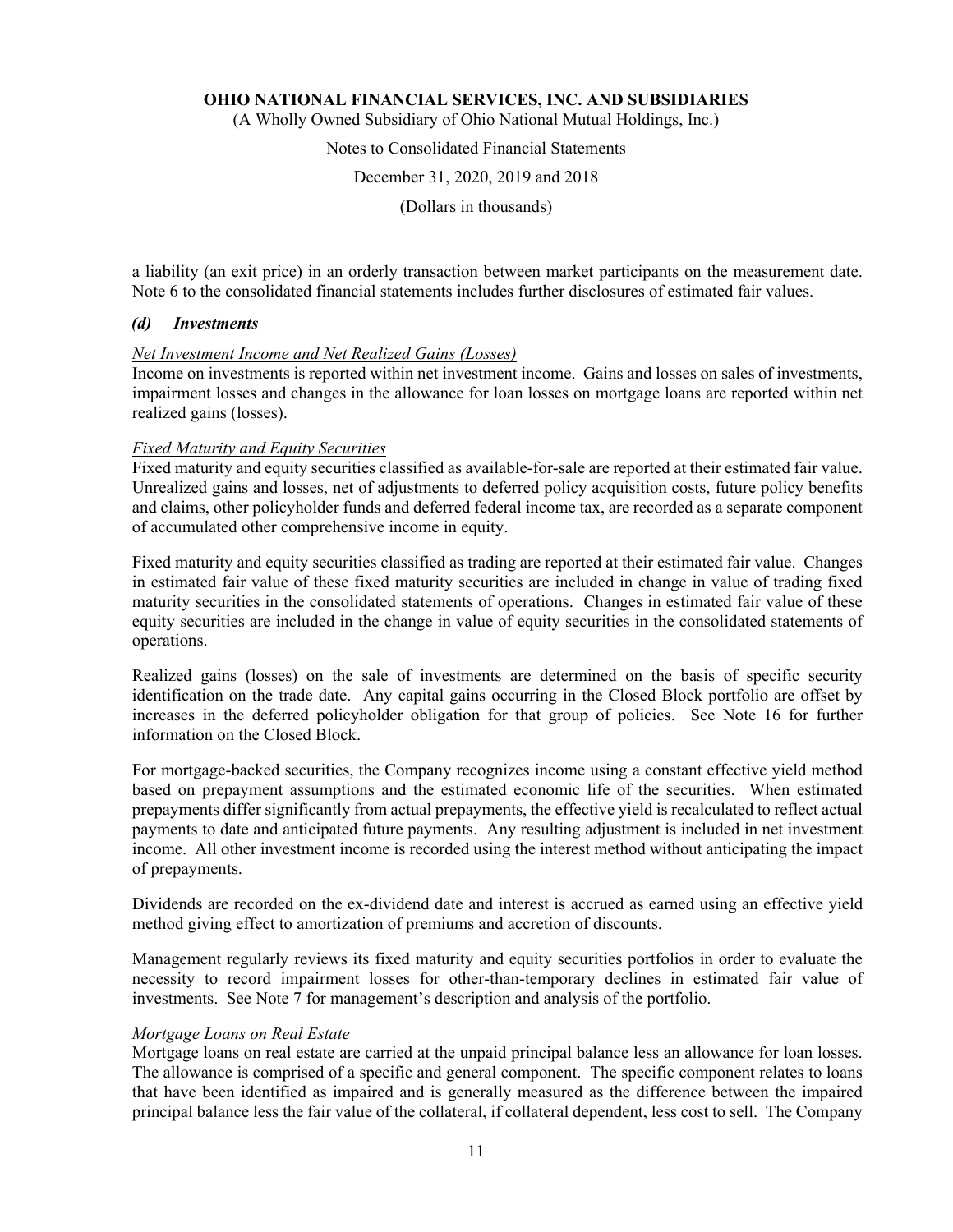a liability (an exit price) in an orderly transaction between market participants on the measurement date. Note 6 to the consolidated financial statements includes further disclosures of estimated fair values.

### *(d) Investments*

*Net Investment Income and Net Realized Gains (Losses)*

Income on investments is reported within net investment income. Gains and losses on sales of investments, impairment losses and changes in the allowance for loan losses on mortgage loans are reported within net realized gains (losses).

*Fixed Maturity and Equity Securities*

Fixed maturity and equity securities classified as available-for-sale are reported at their estimated fair value. Unrealized gains and losses, net of adjustments to deferred policy acquisition costs, future policy benefits and claims, other policyholder funds and deferred federal income tax, are recorded as a separate component of accumulated other comprehensive income in equity.

Fixed maturity and equity securities classified as trading are reported at their estimated fair value. Changes in estimated fair value of these fixed maturity securities are included in change in value of trading fixed maturity securities in the consolidated statements of operations. Changes in estimated fair value of these equity securities are included in the change in value of equity securities in the consolidated statements of operations.

Realized gains (losses) on the sale of investments are determined on the basis of specific security identification on the trade date. Any capital gains occurring in the Closed Block portfolio are offset by increases in the deferred policyholder obligation for that group of policies. See Note 16 for further information on the Closed Block.

For mortgage-backed securities, the Company recognizes income using a constant effective yield method based on prepayment assumptions and the estimated economic life of the securities. When estimated prepayments differ significantly from actual prepayments, the effective yield is recalculated to reflect actual payments to date and anticipated future payments. Any resulting adjustment is included in net investment income. All other investment income is recorded using the interest method without anticipating the impact of prepayments.

Dividends are recorded on the ex-dividend date and interest is accrued as earned using an effective yield method giving effect to amortization of premiums and accretion of discounts.

Management regularly reviews its fixed maturity and equity securities portfolios in order to evaluate the necessity to record impairment losses for other-than-temporary declines in estimated fair value of investments. See Note 7 for management's description and analysis of the portfolio.

*Mortgage Loans on Real Estate*

Mortgage loans on real estate are carried at the unpaid principal balance less an allowance for loan losses. The allowance is comprised of a specific and general component. The specific component relates to loans that have been identified as impaired and is generally measured as the difference between the impaired principal balance less the fair value of the collateral, if collateral dependent, less cost to sell. The Company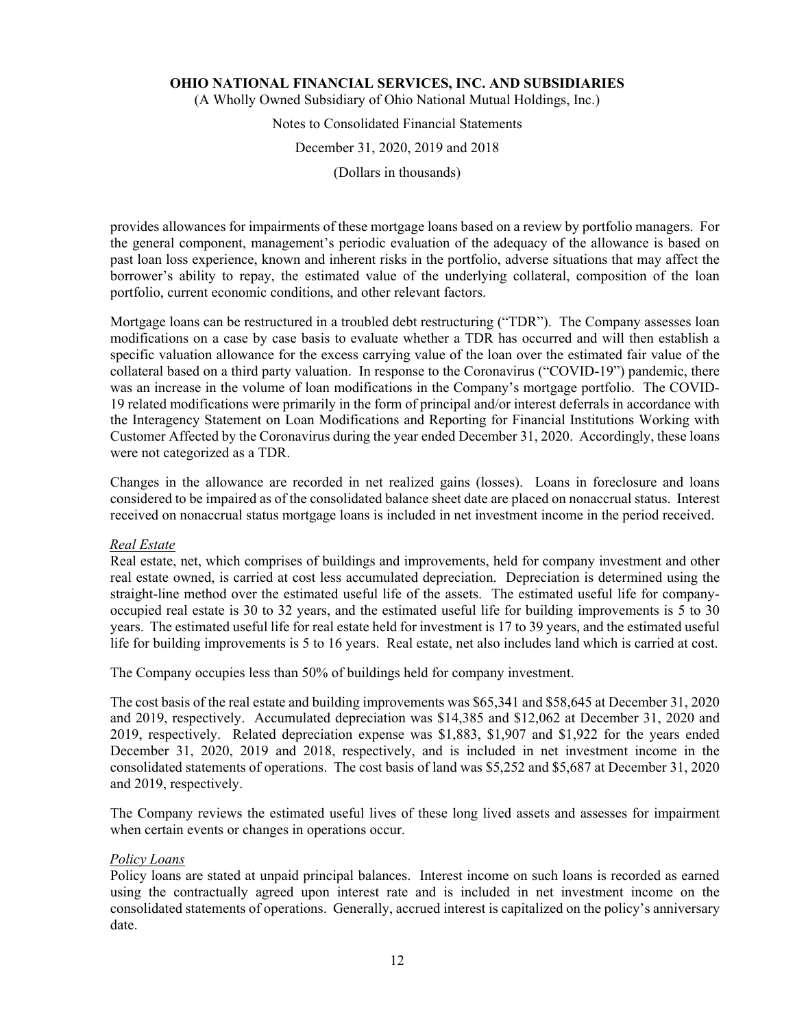provides allowances for impairments of these mortgage loans based on a review by portfolio managers. For the general component, management's periodic evaluation of the adequacy of the allowance is based on past loan loss experience, known and inherent risks in the portfolio, adverse situations that may affect the borrower's ability to repay, the estimated value of the underlying collateral, composition of the loan portfolio, current economic conditions, and other relevant factors.

Mortgage loans can be restructured in a troubled debt restructuring ("TDR"). The Company assesses loan modifications on a case by case basis to evaluate whether a TDR has occurred and will then establish a specific valuation allowance for the excess carrying value of the loan over the estimated fair value of the collateral based on a third party valuation. In response to the Coronavirus ("COVID-19") pandemic, there was an increase in the volume of loan modifications in the Company's mortgage portfolio. The COVID-19 related modifications were primarily in the form of principal and/or interest deferrals in accordance with the Interagency Statement on Loan Modifications and Reporting for Financial Institutions Working with Customer Affected by the Coronavirus during the year ended December 31, 2020. Accordingly, these loans were not categorized as a TDR.

Changes in the allowance are recorded in net realized gains (losses). Loans in foreclosure and loans considered to be impaired as of the consolidated balance sheet date are placed on nonaccrual status. Interest received on nonaccrual status mortgage loans is included in net investment income in the period received.

*Real Estate*

Real estate, net, which comprises of buildings and improvements, held for company investment and other real estate owned, is carried at cost less accumulated depreciation. Depreciation is determined using the straight-line method over the estimated useful life of the assets. The estimated useful life for company-occupied real estate is 30 to 32 years, and the estimated useful life for building improvements is 5 to 30 years. The estimated useful life for real estate held for investment is 17 to 39 years, and the estimated useful life for building improvements is 5 to 16 years. Real estate, net also includes land which is carried at cost.

The Company occupies less than 50% of buildings held for company investment.

The cost basis of the real estate and building improvements was $65,341 and $58,645 at December 31, 2020 and 2019, respectively. Accumulated depreciation was $14,385 and $12,062 at December 31, 2020 and 2019, respectively. Related depreciation expense was $1,883, $1,907 and $1,922 for the years ended December 31, 2020, 2019 and 2018, respectively, and is included in net investment income in the consolidated statements of operations. The cost basis of land was $5,252 and $5,687 at December 31, 2020 and 2019, respectively.

The Company reviews the estimated useful lives of these long lived assets and assesses for impairment when certain events or changes in operations occur.

*Policy Loans*

Policy loans are stated at unpaid principal balances. Interest income on such loans is recorded as earned using the contractually agreed upon interest rate and is included in net investment income on the consolidated statements of operations. Generally, accrued interest is capitalized on the policy's anniversary date.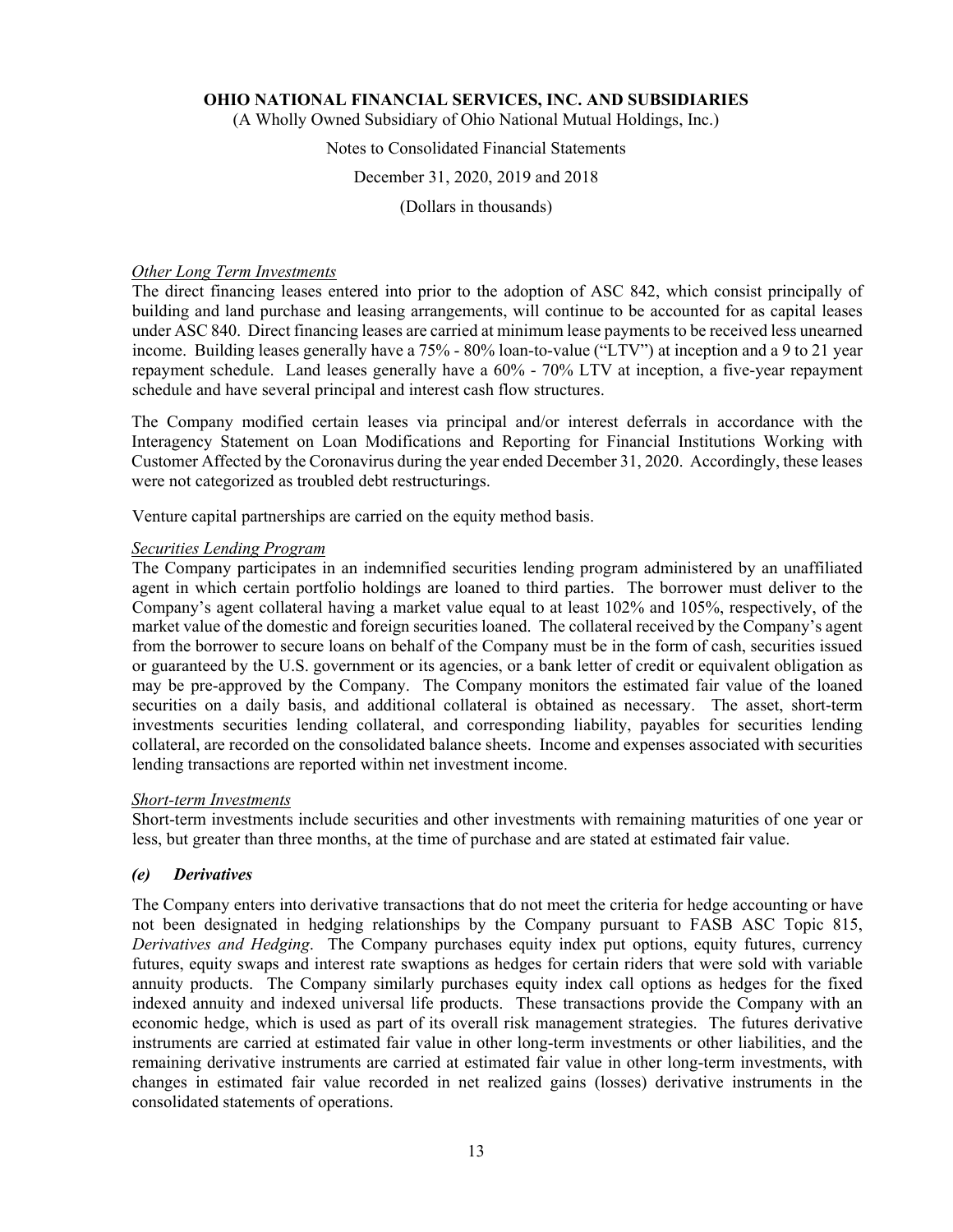*Other Long Term Investments*

The direct financing leases entered into prior to the adoption of ASC 842, which consist principally of building and land purchase and leasing arrangements, will continue to be accounted for as capital leases under ASC 840. Direct financing leases are carried at minimum lease payments to be received less unearned income. Building leases generally have a 75% - 80% loan-to-value ("LTV") at inception and a 9 to 21 year repayment schedule. Land leases generally have a 60% - 70% LTV at inception, a five-year repayment schedule and have several principal and interest cash flow structures.

The Company modified certain leases via principal and/or interest deferrals in accordance with the Interagency Statement on Loan Modifications and Reporting for Financial Institutions Working with Customer Affected by the Coronavirus during the year ended December 31, 2020. Accordingly, these leases were not categorized as troubled debt restructurings.

Venture capital partnerships are carried on the equity method basis.

*Securities Lending Program*

The Company participates in an indemnified securities lending program administered by an unaffiliated agent in which certain portfolio holdings are loaned to third parties. The borrower must deliver to the Company's agent collateral having a market value equal to at least 102% and 105%, respectively, of the market value of the domestic and foreign securities loaned. The collateral received by the Company's agent from the borrower to secure loans on behalf of the Company must be in the form of cash, securities issued or guaranteed by the U.S. government or its agencies, or a bank letter of credit or equivalent obligation as may be pre-approved by the Company. The Company monitors the estimated fair value of the loaned securities on a daily basis, and additional collateral is obtained as necessary. The asset, short-term investments securities lending collateral, and corresponding liability, payables for securities lending collateral, are recorded on the consolidated balance sheets. Income and expenses associated with securities lending transactions are reported within net investment income.

*Short-term Investments*

Short-term investments include securities and other investments with remaining maturities of one year or less, but greater than three months, at the time of purchase and are stated at estimated fair value.

### *(e) Derivatives*

The Company enters into derivative transactions that do not meet the criteria for hedge accounting or have not been designated in hedging relationships by the Company pursuant to FASB ASC Topic 815, *Derivatives and Hedging*. The Company purchases equity index put options, equity futures, currency futures, equity swaps and interest rate swaptions as hedges for certain riders that were sold with variable annuity products. The Company similarly purchases equity index call options as hedges for the fixed indexed annuity and indexed universal life products. These transactions provide the Company with an economic hedge, which is used as part of its overall risk management strategies. The futures derivative instruments are carried at estimated fair value in other long-term investments or other liabilities, and the remaining derivative instruments are carried at estimated fair value in other long-term investments, with changes in estimated fair value recorded in net realized gains (losses) derivative instruments in the consolidated statements of operations.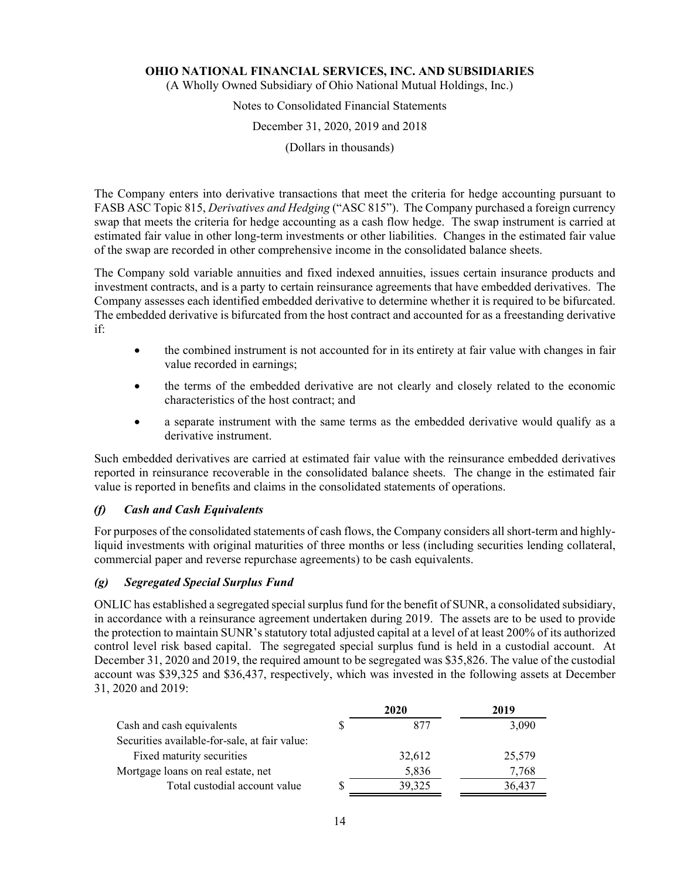The Company enters into derivative transactions that meet the criteria for hedge accounting pursuant to FASB ASC Topic 815, *Derivatives and Hedging* ("ASC 815"). The Company purchased a foreign currency swap that meets the criteria for hedge accounting as a cash flow hedge. The swap instrument is carried at estimated fair value in other long-term investments or other liabilities. Changes in the estimated fair value of the swap are recorded in other comprehensive income in the consolidated balance sheets.

The Company sold variable annuities and fixed indexed annuities, issues certain insurance products and investment contracts, and is a party to certain reinsurance agreements that have embedded derivatives. The Company assesses each identified embedded derivative to determine whether it is required to be bifurcated. The embedded derivative is bifurcated from the host contract and accounted for as a freestanding derivative if:

- the combined instrument is not accounted for in its entirety at fair value with changes in fair value recorded in earnings;
- the terms of the embedded derivative are not clearly and closely related to the economic characteristics of the host contract; and
- a separate instrument with the same terms as the embedded derivative would qualify as a derivative instrument.

Such embedded derivatives are carried at estimated fair value with the reinsurance embedded derivatives reported in reinsurance recoverable in the consolidated balance sheets. The change in the estimated fair value is reported in benefits and claims in the consolidated statements of operations.

### *(f) Cash and Cash Equivalents*

For purposes of the consolidated statements of cash flows, the Company considers all short-term and highly-liquid investments with original maturities of three months or less (including securities lending collateral, commercial paper and reverse repurchase agreements) to be cash equivalents.

### *(g) Segregated Special Surplus Fund*

ONLIC has established a segregated special surplus fund for the benefit of SUNR, a consolidated subsidiary, in accordance with a reinsurance agreement undertaken during 2019. The assets are to be used to provide the protection to maintain SUNR's statutory total adjusted capital at a level of at least 200% of its authorized control level risk based capital. The segregated special surplus fund is held in a custodial account. At December 31, 2020 and 2019, the required amount to be segregated was $35,826. The value of the custodial account was $39,325 and $36,437, respectively, which was invested in the following assets at December 31, 2020 and 2019:

| | 2020 | 2019 |
|---|---|---|
| Cash and cash equivalents | $ 877 | 3,090 |
| Securities available-for-sale, at fair value: | | |
| Fixed maturity securities | 32,612 | 25,579 |
| Mortgage loans on real estate, net | 5,836 | 7,768 |
| Total custodial account value | $ 39,325 | 36,437 |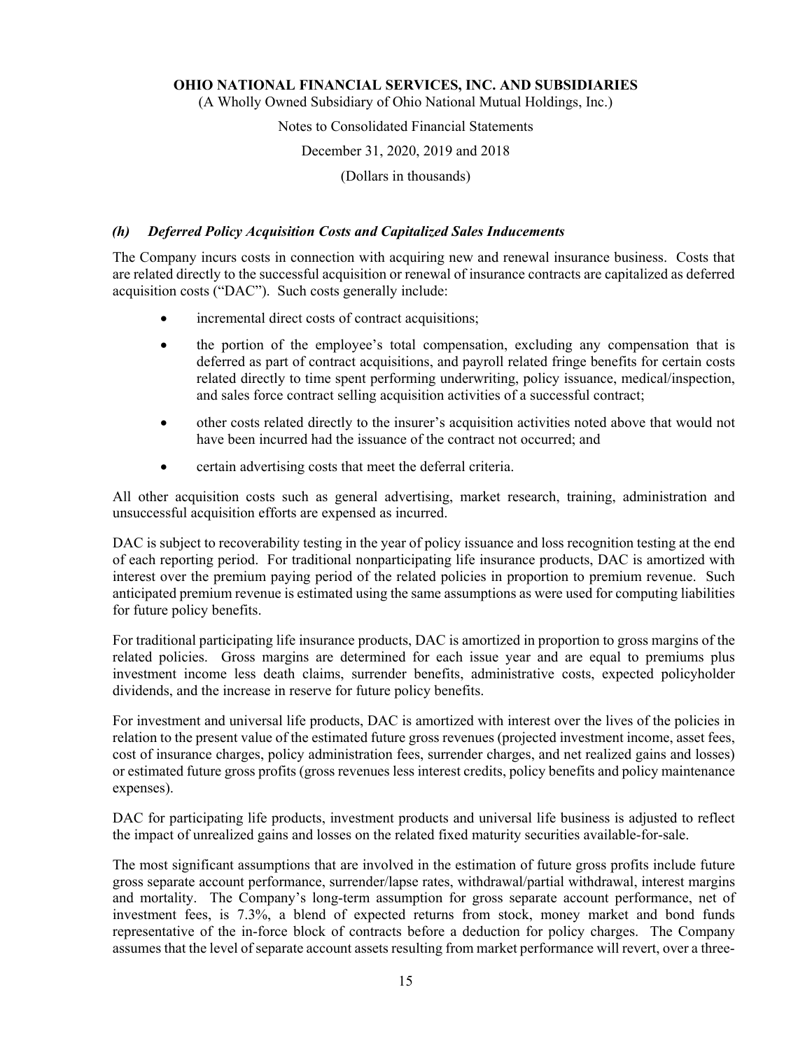### *(h) Deferred Policy Acquisition Costs and Capitalized Sales Inducements*

The Company incurs costs in connection with acquiring new and renewal insurance business. Costs that are related directly to the successful acquisition or renewal of insurance contracts are capitalized as deferred acquisition costs ("DAC"). Such costs generally include:

- incremental direct costs of contract acquisitions;
- the portion of the employee's total compensation, excluding any compensation that is deferred as part of contract acquisitions, and payroll related fringe benefits for certain costs related directly to time spent performing underwriting, policy issuance, medical/inspection, and sales force contract selling acquisition activities of a successful contract;
- other costs related directly to the insurer's acquisition activities noted above that would not have been incurred had the issuance of the contract not occurred; and
- certain advertising costs that meet the deferral criteria.

All other acquisition costs such as general advertising, market research, training, administration and unsuccessful acquisition efforts are expensed as incurred.

DAC is subject to recoverability testing in the year of policy issuance and loss recognition testing at the end of each reporting period. For traditional nonparticipating life insurance products, DAC is amortized with interest over the premium paying period of the related policies in proportion to premium revenue. Such anticipated premium revenue is estimated using the same assumptions as were used for computing liabilities for future policy benefits.

For traditional participating life insurance products, DAC is amortized in proportion to gross margins of the related policies. Gross margins are determined for each issue year and are equal to premiums plus investment income less death claims, surrender benefits, administrative costs, expected policyholder dividends, and the increase in reserve for future policy benefits.

For investment and universal life products, DAC is amortized with interest over the lives of the policies in relation to the present value of the estimated future gross revenues (projected investment income, asset fees, cost of insurance charges, policy administration fees, surrender charges, and net realized gains and losses) or estimated future gross profits (gross revenues less interest credits, policy benefits and policy maintenance expenses).

DAC for participating life products, investment products and universal life business is adjusted to reflect the impact of unrealized gains and losses on the related fixed maturity securities available-for-sale.

The most significant assumptions that are involved in the estimation of future gross profits include future gross separate account performance, surrender/lapse rates, withdrawal/partial withdrawal, interest margins and mortality. The Company's long-term assumption for gross separate account performance, net of investment fees, is 7.3%, a blend of expected returns from stock, money market and bond funds representative of the in-force block of contracts before a deduction for policy charges. The Company assumes that the level of separate account assets resulting from market performance will revert, over a three-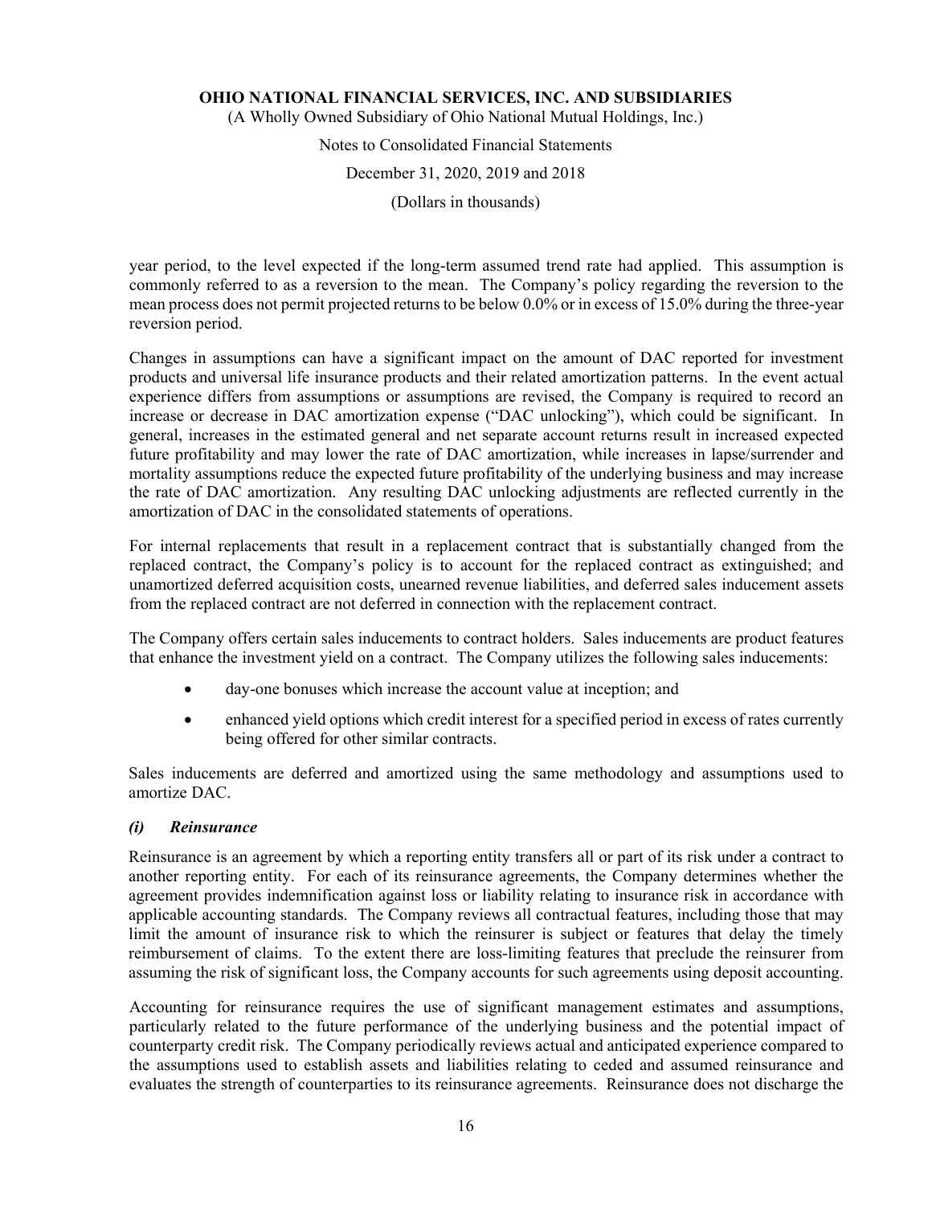year period, to the level expected if the long-term assumed trend rate had applied. This assumption is commonly referred to as a reversion to the mean. The Company's policy regarding the reversion to the mean process does not permit projected returns to be below 0.0% or in excess of 15.0% during the three-year reversion period.

Changes in assumptions can have a significant impact on the amount of DAC reported for investment products and universal life insurance products and their related amortization patterns. In the event actual experience differs from assumptions or assumptions are revised, the Company is required to record an increase or decrease in DAC amortization expense ("DAC unlocking"), which could be significant. In general, increases in the estimated general and net separate account returns result in increased expected future profitability and may lower the rate of DAC amortization, while increases in lapse/surrender and mortality assumptions reduce the expected future profitability of the underlying business and may increase the rate of DAC amortization. Any resulting DAC unlocking adjustments are reflected currently in the amortization of DAC in the consolidated statements of operations.

For internal replacements that result in a replacement contract that is substantially changed from the replaced contract, the Company's policy is to account for the replaced contract as extinguished; and unamortized deferred acquisition costs, unearned revenue liabilities, and deferred sales inducement assets from the replaced contract are not deferred in connection with the replacement contract.

The Company offers certain sales inducements to contract holders. Sales inducements are product features that enhance the investment yield on a contract. The Company utilizes the following sales inducements:

- day-one bonuses which increase the account value at inception; and
- enhanced yield options which credit interest for a specified period in excess of rates currently being offered for other similar contracts.

Sales inducements are deferred and amortized using the same methodology and assumptions used to amortize DAC.

### *(i) Reinsurance*

Reinsurance is an agreement by which a reporting entity transfers all or part of its risk under a contract to another reporting entity. For each of its reinsurance agreements, the Company determines whether the agreement provides indemnification against loss or liability relating to insurance risk in accordance with applicable accounting standards. The Company reviews all contractual features, including those that may limit the amount of insurance risk to which the reinsurer is subject or features that delay the timely reimbursement of claims. To the extent there are loss-limiting features that preclude the reinsurer from assuming the risk of significant loss, the Company accounts for such agreements using deposit accounting.

Accounting for reinsurance requires the use of significant management estimates and assumptions, particularly related to the future performance of the underlying business and the potential impact of counterparty credit risk. The Company periodically reviews actual and anticipated experience compared to the assumptions used to establish assets and liabilities relating to ceded and assumed reinsurance and evaluates the strength of counterparties to its reinsurance agreements. Reinsurance does not discharge the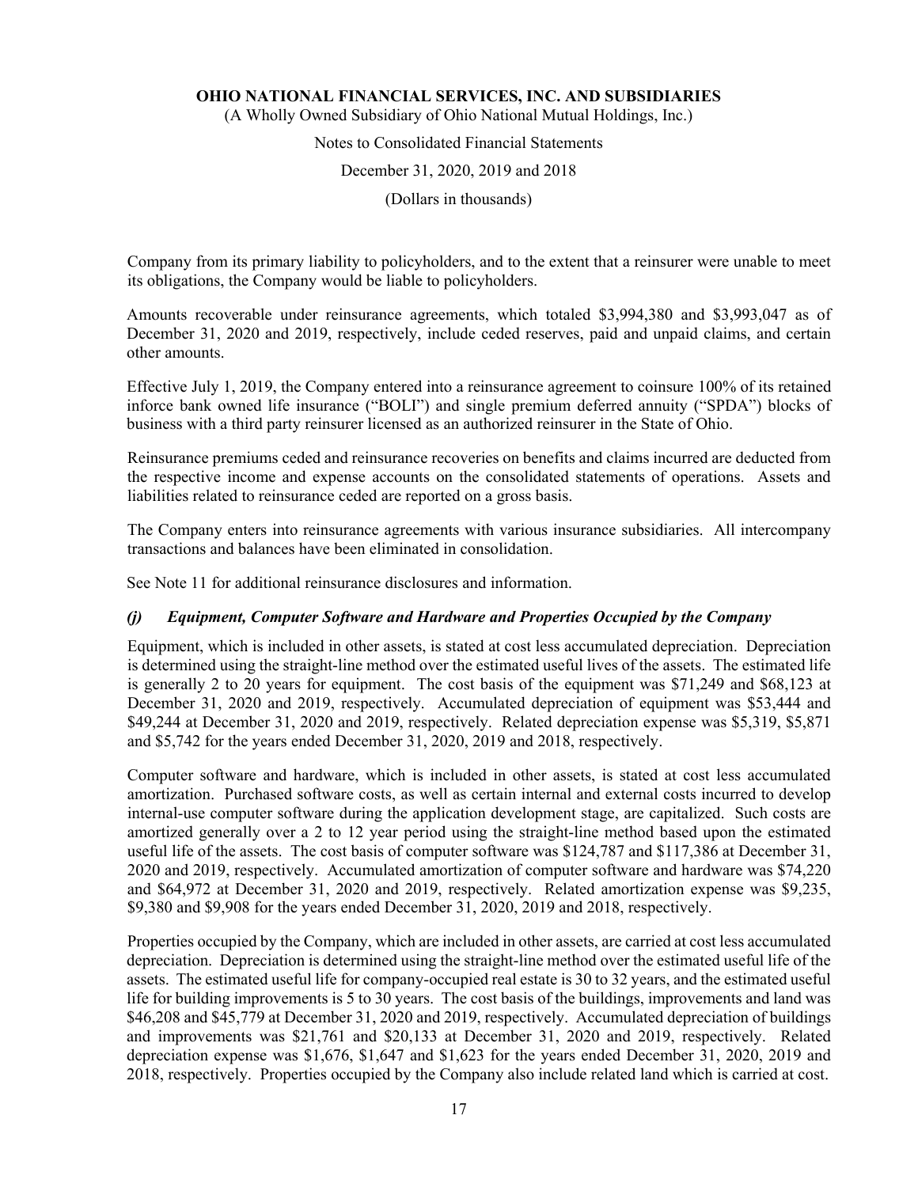Company from its primary liability to policyholders, and to the extent that a reinsurer were unable to meet its obligations, the Company would be liable to policyholders.

Amounts recoverable under reinsurance agreements, which totaled $3,994,380 and $3,993,047 as of December 31, 2020 and 2019, respectively, include ceded reserves, paid and unpaid claims, and certain other amounts.

Effective July 1, 2019, the Company entered into a reinsurance agreement to coinsure 100% of its retained inforce bank owned life insurance ("BOLI") and single premium deferred annuity ("SPDA") blocks of business with a third party reinsurer licensed as an authorized reinsurer in the State of Ohio.

Reinsurance premiums ceded and reinsurance recoveries on benefits and claims incurred are deducted from the respective income and expense accounts on the consolidated statements of operations. Assets and liabilities related to reinsurance ceded are reported on a gross basis.

The Company enters into reinsurance agreements with various insurance subsidiaries. All intercompany transactions and balances have been eliminated in consolidation.

See Note 11 for additional reinsurance disclosures and information.

### *(j) Equipment, Computer Software and Hardware and Properties Occupied by the Company*

Equipment, which is included in other assets, is stated at cost less accumulated depreciation. Depreciation is determined using the straight-line method over the estimated useful lives of the assets. The estimated life is generally 2 to 20 years for equipment. The cost basis of the equipment was $71,249 and $68,123 at December 31, 2020 and 2019, respectively. Accumulated depreciation of equipment was $53,444 and $49,244 at December 31, 2020 and 2019, respectively. Related depreciation expense was $5,319, $5,871 and $5,742 for the years ended December 31, 2020, 2019 and 2018, respectively.

Computer software and hardware, which is included in other assets, is stated at cost less accumulated amortization. Purchased software costs, as well as certain internal and external costs incurred to develop internal-use computer software during the application development stage, are capitalized. Such costs are amortized generally over a 2 to 12 year period using the straight-line method based upon the estimated useful life of the assets. The cost basis of computer software was $124,787 and $117,386 at December 31, 2020 and 2019, respectively. Accumulated amortization of computer software and hardware was $74,220 and $64,972 at December 31, 2020 and 2019, respectively. Related amortization expense was $9,235, $9,380 and $9,908 for the years ended December 31, 2020, 2019 and 2018, respectively.

Properties occupied by the Company, which are included in other assets, are carried at cost less accumulated depreciation. Depreciation is determined using the straight-line method over the estimated useful life of the assets. The estimated useful life for company-occupied real estate is 30 to 32 years, and the estimated useful life for building improvements is 5 to 30 years. The cost basis of the buildings, improvements and land was $46,208 and $45,779 at December 31, 2020 and 2019, respectively. Accumulated depreciation of buildings and improvements was $21,761 and $20,133 at December 31, 2020 and 2019, respectively. Related depreciation expense was $1,676, $1,647 and $1,623 for the years ended December 31, 2020, 2019 and 2018, respectively. Properties occupied by the Company also include related land which is carried at cost.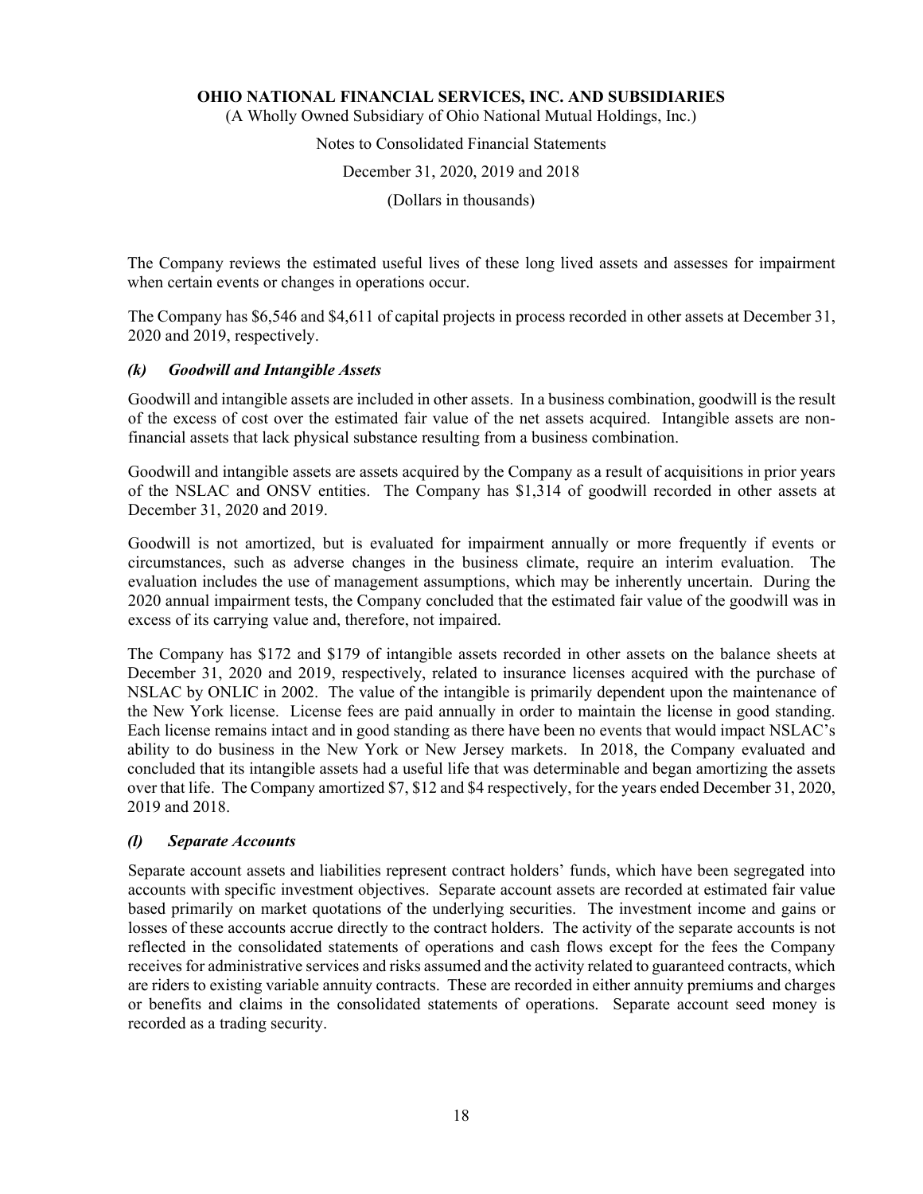The Company reviews the estimated useful lives of these long lived assets and assesses for impairment when certain events or changes in operations occur.

The Company has $6,546 and $4,611 of capital projects in process recorded in other assets at December 31, 2020 and 2019, respectively.

### *(k) Goodwill and Intangible Assets*

Goodwill and intangible assets are included in other assets. In a business combination, goodwill is the result of the excess of cost over the estimated fair value of the net assets acquired. Intangible assets are non-financial assets that lack physical substance resulting from a business combination.

Goodwill and intangible assets are assets acquired by the Company as a result of acquisitions in prior years of the NSLAC and ONSV entities. The Company has $1,314 of goodwill recorded in other assets at December 31, 2020 and 2019.

Goodwill is not amortized, but is evaluated for impairment annually or more frequently if events or circumstances, such as adverse changes in the business climate, require an interim evaluation. The evaluation includes the use of management assumptions, which may be inherently uncertain. During the 2020 annual impairment tests, the Company concluded that the estimated fair value of the goodwill was in excess of its carrying value and, therefore, not impaired.

The Company has $172 and $179 of intangible assets recorded in other assets on the balance sheets at December 31, 2020 and 2019, respectively, related to insurance licenses acquired with the purchase of NSLAC by ONLIC in 2002. The value of the intangible is primarily dependent upon the maintenance of the New York license. License fees are paid annually in order to maintain the license in good standing. Each license remains intact and in good standing as there have been no events that would impact NSLAC's ability to do business in the New York or New Jersey markets. In 2018, the Company evaluated and concluded that its intangible assets had a useful life that was determinable and began amortizing the assets over that life. The Company amortized $7, $12 and $4 respectively, for the years ended December 31, 2020, 2019 and 2018.

### *(l) Separate Accounts*

Separate account assets and liabilities represent contract holders' funds, which have been segregated into accounts with specific investment objectives. Separate account assets are recorded at estimated fair value based primarily on market quotations of the underlying securities. The investment income and gains or losses of these accounts accrue directly to the contract holders. The activity of the separate accounts is not reflected in the consolidated statements of operations and cash flows except for the fees the Company receives for administrative services and risks assumed and the activity related to guaranteed contracts, which are riders to existing variable annuity contracts. These are recorded in either annuity premiums and charges or benefits and claims in the consolidated statements of operations. Separate account seed money is recorded as a trading security.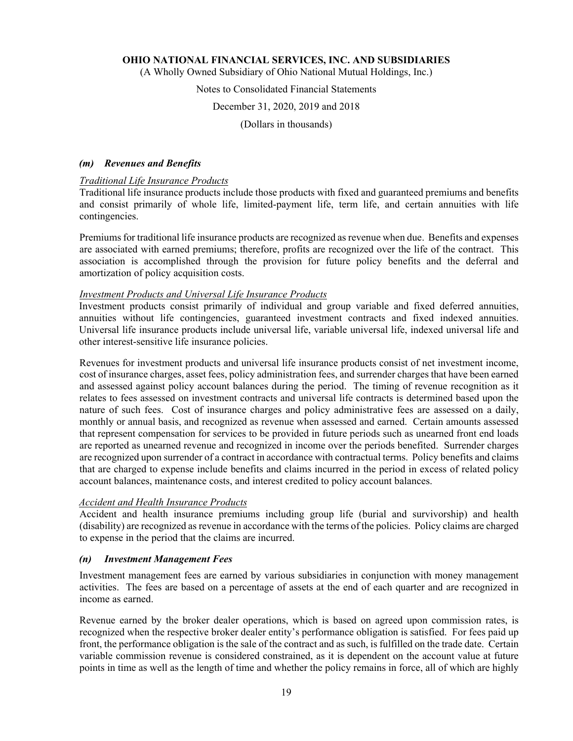### *(m) Revenues and Benefits*

*Traditional Life Insurance Products*

Traditional life insurance products include those products with fixed and guaranteed premiums and benefits and consist primarily of whole life, limited-payment life, term life, and certain annuities with life contingencies.

Premiums for traditional life insurance products are recognized as revenue when due. Benefits and expenses are associated with earned premiums; therefore, profits are recognized over the life of the contract. This association is accomplished through the provision for future policy benefits and the deferral and amortization of policy acquisition costs.

*Investment Products and Universal Life Insurance Products*

Investment products consist primarily of individual and group variable and fixed deferred annuities, annuities without life contingencies, guaranteed investment contracts and fixed indexed annuities. Universal life insurance products include universal life, variable universal life, indexed universal life and other interest-sensitive life insurance policies.

Revenues for investment products and universal life insurance products consist of net investment income, cost of insurance charges, asset fees, policy administration fees, and surrender charges that have been earned and assessed against policy account balances during the period. The timing of revenue recognition as it relates to fees assessed on investment contracts and universal life contracts is determined based upon the nature of such fees. Cost of insurance charges and policy administrative fees are assessed on a daily, monthly or annual basis, and recognized as revenue when assessed and earned. Certain amounts assessed that represent compensation for services to be provided in future periods such as unearned front end loads are reported as unearned revenue and recognized in income over the periods benefited. Surrender charges are recognized upon surrender of a contract in accordance with contractual terms. Policy benefits and claims that are charged to expense include benefits and claims incurred in the period in excess of related policy account balances, maintenance costs, and interest credited to policy account balances.

*Accident and Health Insurance Products*

Accident and health insurance premiums including group life (burial and survivorship) and health (disability) are recognized as revenue in accordance with the terms of the policies. Policy claims are charged to expense in the period that the claims are incurred.

### *(n) Investment Management Fees*

Investment management fees are earned by various subsidiaries in conjunction with money management activities. The fees are based on a percentage of assets at the end of each quarter and are recognized in income as earned.

Revenue earned by the broker dealer operations, which is based on agreed upon commission rates, is recognized when the respective broker dealer entity's performance obligation is satisfied. For fees paid up front, the performance obligation is the sale of the contract and as such, is fulfilled on the trade date. Certain variable commission revenue is considered constrained, as it is dependent on the account value at future points in time as well as the length of time and whether the policy remains in force, all of which are highly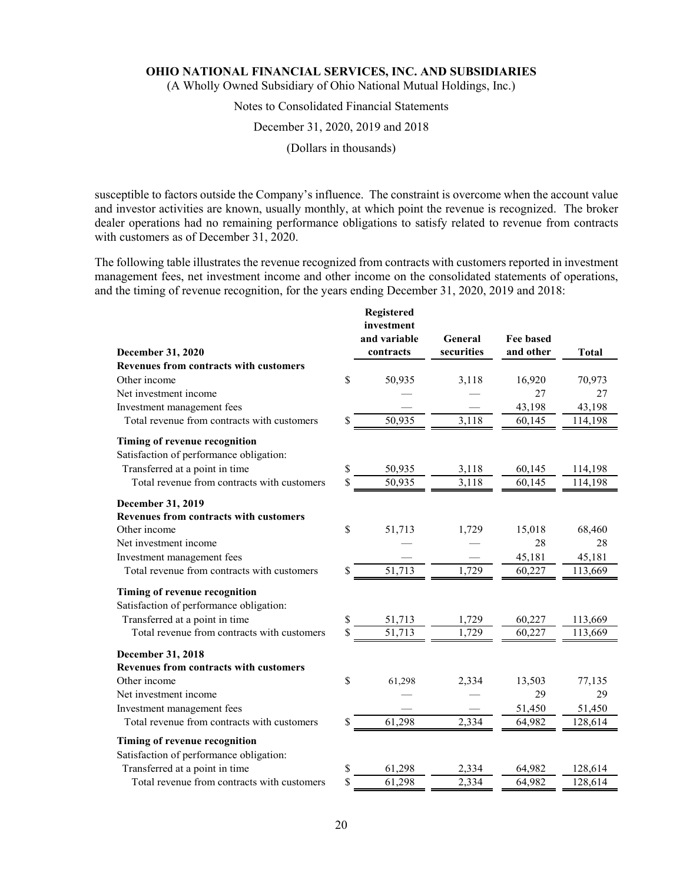susceptible to factors outside the Company's influence. The constraint is overcome when the account value and investor activities are known, usually monthly, at which point the revenue is recognized. The broker dealer operations had no remaining performance obligations to satisfy related to revenue from contracts with customers as of December 31, 2020.

The following table illustrates the revenue recognized from contracts with customers reported in investment management fees, net investment income and other income on the consolidated statements of operations, and the timing of revenue recognition, for the years ending December 31, 2020, 2019 and 2018:

| | Registered investment and variable contracts | General securities | Fee based and other | Total |
|---|---|---|---|---|
| **December 31, 2020** | | | | |
| **Revenues from contracts with customers** | | | | |
| Other income | $ 50,935 | 3,118 | 16,920 | 70,973 |
| Net investment income | — | — | 27 | 27 |
| Investment management fees | — | — | 43,198 | 43,198 |
| Total revenue from contracts with customers | $ 50,935 | 3,118 | 60,145 | 114,198 |
| **Timing of revenue recognition** | | | | |
| Satisfaction of performance obligation: | | | | |
| Transferred at a point in time | $ 50,935 | 3,118 | 60,145 | 114,198 |
| Total revenue from contracts with customers | $ 50,935 | 3,118 | 60,145 | 114,198 |
| **December 31, 2019** | | | | |
| **Revenues from contracts with customers** | | | | |
| Other income | $ 51,713 | 1,729 | 15,018 | 68,460 |
| Net investment income | — | — | 28 | 28 |
| Investment management fees | — | — | 45,181 | 45,181 |
| Total revenue from contracts with customers | $ 51,713 | 1,729 | 60,227 | 113,669 |
| **Timing of revenue recognition** | | | | |
| Satisfaction of performance obligation: | | | | |
| Transferred at a point in time | $ 51,713 | 1,729 | 60,227 | 113,669 |
| Total revenue from contracts with customers | $ 51,713 | 1,729 | 60,227 | 113,669 |
| **December 31, 2018** | | | | |
| **Revenues from contracts with customers** | | | | |
| Other income | $ 61,298 | 2,334 | 13,503 | 77,135 |
| Net investment income | — | — | 29 | 29 |
| Investment management fees | — | — | 51,450 | 51,450 |
| Total revenue from contracts with customers | $ 61,298 | 2,334 | 64,982 | 128,614 |
| **Timing of revenue recognition** | | | | |
| Satisfaction of performance obligation: | | | | |
| Transferred at a point in time | $ 61,298 | 2,334 | 64,982 | 128,614 |
| Total revenue from contracts with customers | $ 61,298 | 2,334 | 64,982 | 128,614 |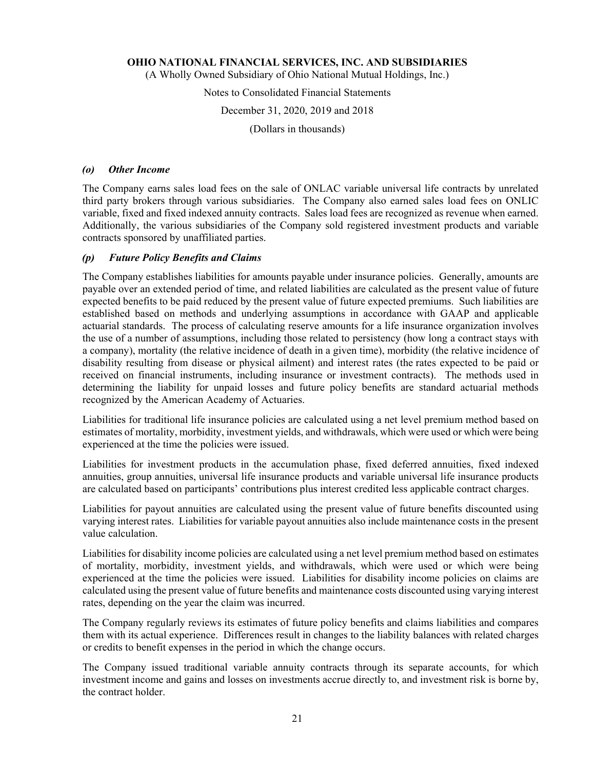### *(o) Other Income*

The Company earns sales load fees on the sale of ONLAC variable universal life contracts by unrelated third party brokers through various subsidiaries. The Company also earned sales load fees on ONLIC variable, fixed and fixed indexed annuity contracts. Sales load fees are recognized as revenue when earned. Additionally, the various subsidiaries of the Company sold registered investment products and variable contracts sponsored by unaffiliated parties.

### *(p) Future Policy Benefits and Claims*

The Company establishes liabilities for amounts payable under insurance policies. Generally, amounts are payable over an extended period of time, and related liabilities are calculated as the present value of future expected benefits to be paid reduced by the present value of future expected premiums. Such liabilities are established based on methods and underlying assumptions in accordance with GAAP and applicable actuarial standards. The process of calculating reserve amounts for a life insurance organization involves the use of a number of assumptions, including those related to persistency (how long a contract stays with a company), mortality (the relative incidence of death in a given time), morbidity (the relative incidence of disability resulting from disease or physical ailment) and interest rates (the rates expected to be paid or received on financial instruments, including insurance or investment contracts). The methods used in determining the liability for unpaid losses and future policy benefits are standard actuarial methods recognized by the American Academy of Actuaries.

Liabilities for traditional life insurance policies are calculated using a net level premium method based on estimates of mortality, morbidity, investment yields, and withdrawals, which were used or which were being experienced at the time the policies were issued.

Liabilities for investment products in the accumulation phase, fixed deferred annuities, fixed indexed annuities, group annuities, universal life insurance products and variable universal life insurance products are calculated based on participants' contributions plus interest credited less applicable contract charges.

Liabilities for payout annuities are calculated using the present value of future benefits discounted using varying interest rates. Liabilities for variable payout annuities also include maintenance costs in the present value calculation.

Liabilities for disability income policies are calculated using a net level premium method based on estimates of mortality, morbidity, investment yields, and withdrawals, which were used or which were being experienced at the time the policies were issued. Liabilities for disability income policies on claims are calculated using the present value of future benefits and maintenance costs discounted using varying interest rates, depending on the year the claim was incurred.

The Company regularly reviews its estimates of future policy benefits and claims liabilities and compares them with its actual experience. Differences result in changes to the liability balances with related charges or credits to benefit expenses in the period in which the change occurs.

The Company issued traditional variable annuity contracts through its separate accounts, for which investment income and gains and losses on investments accrue directly to, and investment risk is borne by, the contract holder.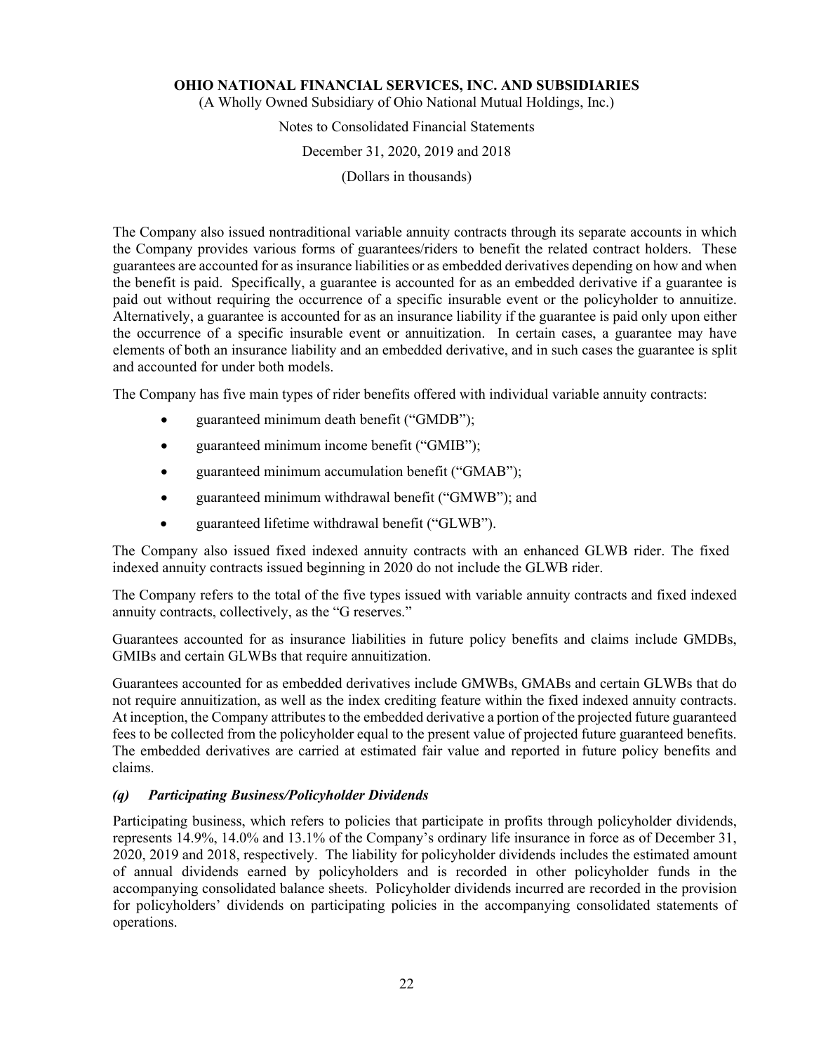The Company also issued nontraditional variable annuity contracts through its separate accounts in which the Company provides various forms of guarantees/riders to benefit the related contract holders. These guarantees are accounted for as insurance liabilities or as embedded derivatives depending on how and when the benefit is paid. Specifically, a guarantee is accounted for as an embedded derivative if a guarantee is paid out without requiring the occurrence of a specific insurable event or the policyholder to annuitize. Alternatively, a guarantee is accounted for as an insurance liability if the guarantee is paid only upon either the occurrence of a specific insurable event or annuitization. In certain cases, a guarantee may have elements of both an insurance liability and an embedded derivative, and in such cases the guarantee is split and accounted for under both models.

The Company has five main types of rider benefits offered with individual variable annuity contracts:

- guaranteed minimum death benefit ("GMDB");
- guaranteed minimum income benefit ("GMIB");
- guaranteed minimum accumulation benefit ("GMAB");
- guaranteed minimum withdrawal benefit ("GMWB"); and
- guaranteed lifetime withdrawal benefit ("GLWB").

The Company also issued fixed indexed annuity contracts with an enhanced GLWB rider. The fixed indexed annuity contracts issued beginning in 2020 do not include the GLWB rider.

The Company refers to the total of the five types issued with variable annuity contracts and fixed indexed annuity contracts, collectively, as the "G reserves."

Guarantees accounted for as insurance liabilities in future policy benefits and claims include GMDBs, GMIBs and certain GLWBs that require annuitization.

Guarantees accounted for as embedded derivatives include GMWBs, GMABs and certain GLWBs that do not require annuitization, as well as the index crediting feature within the fixed indexed annuity contracts. At inception, the Company attributes to the embedded derivative a portion of the projected future guaranteed fees to be collected from the policyholder equal to the present value of projected future guaranteed benefits. The embedded derivatives are carried at estimated fair value and reported in future policy benefits and claims.

### *(q) Participating Business/Policyholder Dividends*

Participating business, which refers to policies that participate in profits through policyholder dividends, represents 14.9%, 14.0% and 13.1% of the Company's ordinary life insurance in force as of December 31, 2020, 2019 and 2018, respectively. The liability for policyholder dividends includes the estimated amount of annual dividends earned by policyholders and is recorded in other policyholder funds in the accompanying consolidated balance sheets. Policyholder dividends incurred are recorded in the provision for policyholders' dividends on participating policies in the accompanying consolidated statements of operations.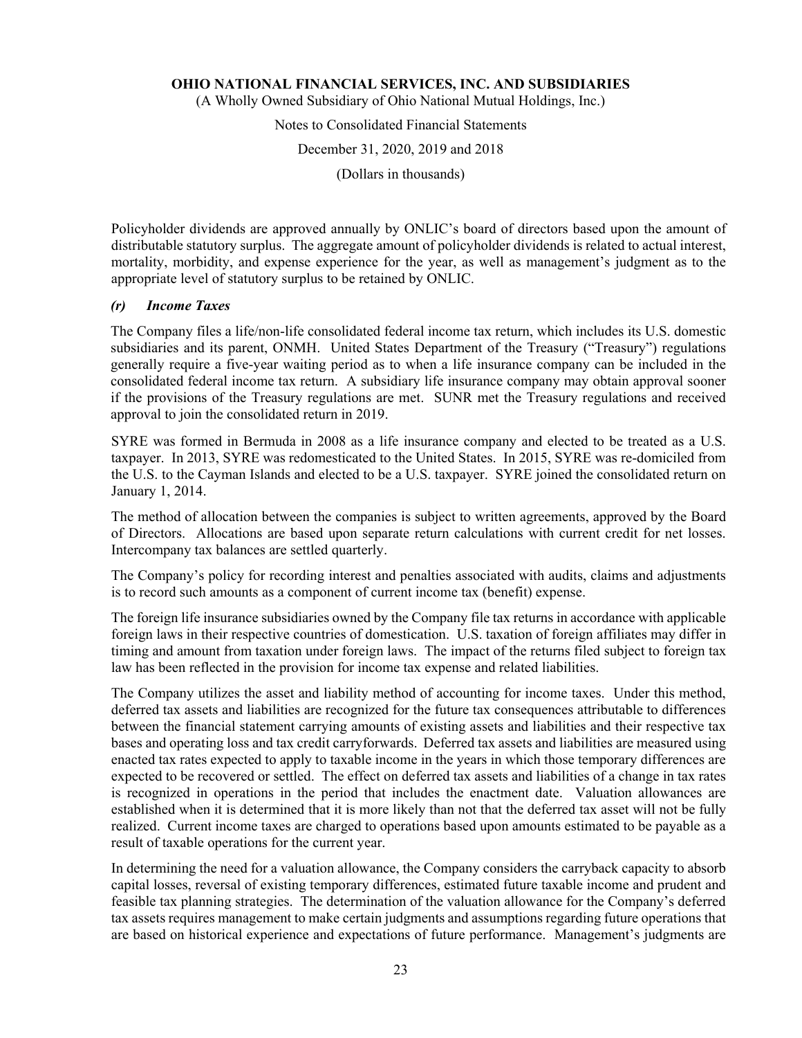Policyholder dividends are approved annually by ONLIC's board of directors based upon the amount of distributable statutory surplus. The aggregate amount of policyholder dividends is related to actual interest, mortality, morbidity, and expense experience for the year, as well as management's judgment as to the appropriate level of statutory surplus to be retained by ONLIC.

### *(r) Income Taxes*

The Company files a life/non-life consolidated federal income tax return, which includes its U.S. domestic subsidiaries and its parent, ONMH. United States Department of the Treasury ("Treasury") regulations generally require a five-year waiting period as to when a life insurance company can be included in the consolidated federal income tax return. A subsidiary life insurance company may obtain approval sooner if the provisions of the Treasury regulations are met. SUNR met the Treasury regulations and received approval to join the consolidated return in 2019.

SYRE was formed in Bermuda in 2008 as a life insurance company and elected to be treated as a U.S. taxpayer. In 2013, SYRE was redomesticated to the United States. In 2015, SYRE was re-domiciled from the U.S. to the Cayman Islands and elected to be a U.S. taxpayer. SYRE joined the consolidated return on January 1, 2014.

The method of allocation between the companies is subject to written agreements, approved by the Board of Directors. Allocations are based upon separate return calculations with current credit for net losses. Intercompany tax balances are settled quarterly.

The Company's policy for recording interest and penalties associated with audits, claims and adjustments is to record such amounts as a component of current income tax (benefit) expense.

The foreign life insurance subsidiaries owned by the Company file tax returns in accordance with applicable foreign laws in their respective countries of domestication. U.S. taxation of foreign affiliates may differ in timing and amount from taxation under foreign laws. The impact of the returns filed subject to foreign tax law has been reflected in the provision for income tax expense and related liabilities.

The Company utilizes the asset and liability method of accounting for income taxes. Under this method, deferred tax assets and liabilities are recognized for the future tax consequences attributable to differences between the financial statement carrying amounts of existing assets and liabilities and their respective tax bases and operating loss and tax credit carryforwards. Deferred tax assets and liabilities are measured using enacted tax rates expected to apply to taxable income in the years in which those temporary differences are expected to be recovered or settled. The effect on deferred tax assets and liabilities of a change in tax rates is recognized in operations in the period that includes the enactment date. Valuation allowances are established when it is determined that it is more likely than not that the deferred tax asset will not be fully realized. Current income taxes are charged to operations based upon amounts estimated to be payable as a result of taxable operations for the current year.

In determining the need for a valuation allowance, the Company considers the carryback capacity to absorb capital losses, reversal of existing temporary differences, estimated future taxable income and prudent and feasible tax planning strategies. The determination of the valuation allowance for the Company's deferred tax assets requires management to make certain judgments and assumptions regarding future operations that are based on historical experience and expectations of future performance. Management's judgments are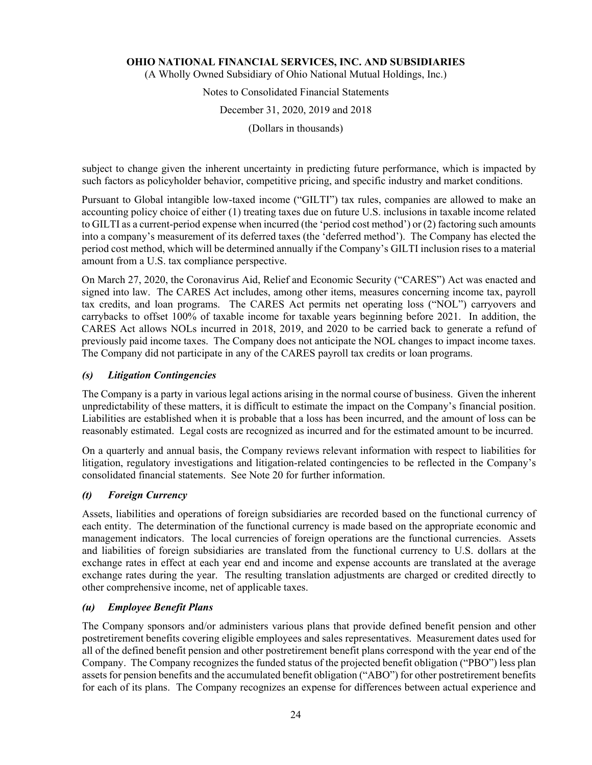subject to change given the inherent uncertainty in predicting future performance, which is impacted by such factors as policyholder behavior, competitive pricing, and specific industry and market conditions.

Pursuant to Global intangible low-taxed income ("GILTI") tax rules, companies are allowed to make an accounting policy choice of either (1) treating taxes due on future U.S. inclusions in taxable income related to GILTI as a current-period expense when incurred (the 'period cost method') or (2) factoring such amounts into a company's measurement of its deferred taxes (the 'deferred method'). The Company has elected the period cost method, which will be determined annually if the Company's GILTI inclusion rises to a material amount from a U.S. tax compliance perspective.

On March 27, 2020, the Coronavirus Aid, Relief and Economic Security ("CARES") Act was enacted and signed into law. The CARES Act includes, among other items, measures concerning income tax, payroll tax credits, and loan programs. The CARES Act permits net operating loss ("NOL") carryovers and carrybacks to offset 100% of taxable income for taxable years beginning before 2021. In addition, the CARES Act allows NOLs incurred in 2018, 2019, and 2020 to be carried back to generate a refund of previously paid income taxes. The Company does not anticipate the NOL changes to impact income taxes. The Company did not participate in any of the CARES payroll tax credits or loan programs.

### *(s) Litigation Contingencies*

The Company is a party in various legal actions arising in the normal course of business. Given the inherent unpredictability of these matters, it is difficult to estimate the impact on the Company's financial position. Liabilities are established when it is probable that a loss has been incurred, and the amount of loss can be reasonably estimated. Legal costs are recognized as incurred and for the estimated amount to be incurred.

On a quarterly and annual basis, the Company reviews relevant information with respect to liabilities for litigation, regulatory investigations and litigation-related contingencies to be reflected in the Company's consolidated financial statements. See Note 20 for further information.

### *(t) Foreign Currency*

Assets, liabilities and operations of foreign subsidiaries are recorded based on the functional currency of each entity. The determination of the functional currency is made based on the appropriate economic and management indicators. The local currencies of foreign operations are the functional currencies. Assets and liabilities of foreign subsidiaries are translated from the functional currency to U.S. dollars at the exchange rates in effect at each year end and income and expense accounts are translated at the average exchange rates during the year. The resulting translation adjustments are charged or credited directly to other comprehensive income, net of applicable taxes.

### *(u) Employee Benefit Plans*

The Company sponsors and/or administers various plans that provide defined benefit pension and other postretirement benefits covering eligible employees and sales representatives. Measurement dates used for all of the defined benefit pension and other postretirement benefit plans correspond with the year end of the Company. The Company recognizes the funded status of the projected benefit obligation ("PBO") less plan assets for pension benefits and the accumulated benefit obligation ("ABO") for other postretirement benefits for each of its plans. The Company recognizes an expense for differences between actual experience and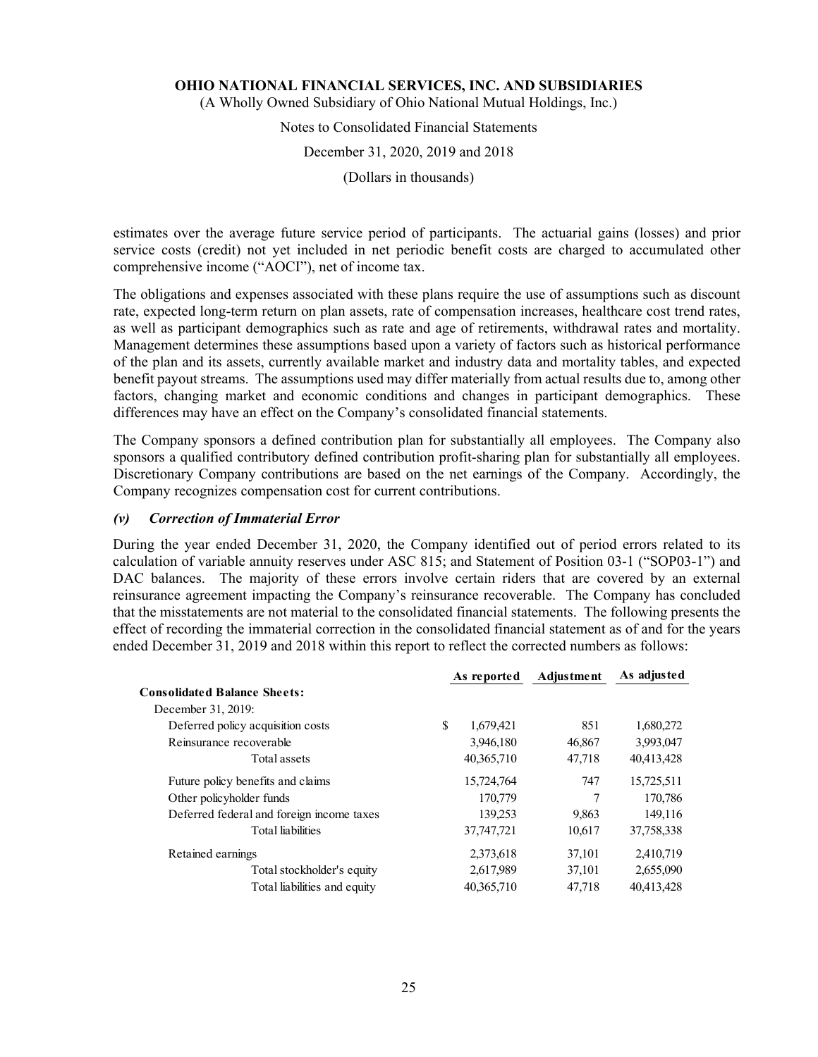estimates over the average future service period of participants. The actuarial gains (losses) and prior service costs (credit) not yet included in net periodic benefit costs are charged to accumulated other comprehensive income ("AOCI"), net of income tax.

The obligations and expenses associated with these plans require the use of assumptions such as discount rate, expected long-term return on plan assets, rate of compensation increases, healthcare cost trend rates, as well as participant demographics such as rate and age of retirements, withdrawal rates and mortality. Management determines these assumptions based upon a variety of factors such as historical performance of the plan and its assets, currently available market and industry data and mortality tables, and expected benefit payout streams. The assumptions used may differ materially from actual results due to, among other factors, changing market and economic conditions and changes in participant demographics. These differences may have an effect on the Company's consolidated financial statements.

The Company sponsors a defined contribution plan for substantially all employees. The Company also sponsors a qualified contributory defined contribution profit-sharing plan for substantially all employees. Discretionary Company contributions are based on the net earnings of the Company. Accordingly, the Company recognizes compensation cost for current contributions.

### *(v) Correction of Immaterial Error*

During the year ended December 31, 2020, the Company identified out of period errors related to its calculation of variable annuity reserves under ASC 815; and Statement of Position 03-1 ("SOP03-1") and DAC balances. The majority of these errors involve certain riders that are covered by an external reinsurance agreement impacting the Company's reinsurance recoverable. The Company has concluded that the misstatements are not material to the consolidated financial statements. The following presents the effect of recording the immaterial correction in the consolidated financial statement as of and for the years ended December 31, 2019 and 2018 within this report to reflect the corrected numbers as follows:

| | As reported | Adjustment | As adjusted |
|---|---|---|---|
| **Consolidated Balance Sheets:** | | | |
| December 31, 2019: | | | |
| Deferred policy acquisition costs | $ 1,679,421 | 851 | 1,680,272 |
| Reinsurance recoverable | 3,946,180 | 46,867 | 3,993,047 |
| Total assets | 40,365,710 | 47,718 | 40,413,428 |
| Future policy benefits and claims | 15,724,764 | 747 | 15,725,511 |
| Other policyholder funds | 170,779 | 7 | 170,786 |
| Deferred federal and foreign income taxes | 139,253 | 9,863 | 149,116 |
| Total liabilities | 37,747,721 | 10,617 | 37,758,338 |
| Retained earnings | 2,373,618 | 37,101 | 2,410,719 |
| Total stockholder's equity | 2,617,989 | 37,101 | 2,655,090 |
| Total liabilities and equity | 40,365,710 | 47,718 | 40,413,428 |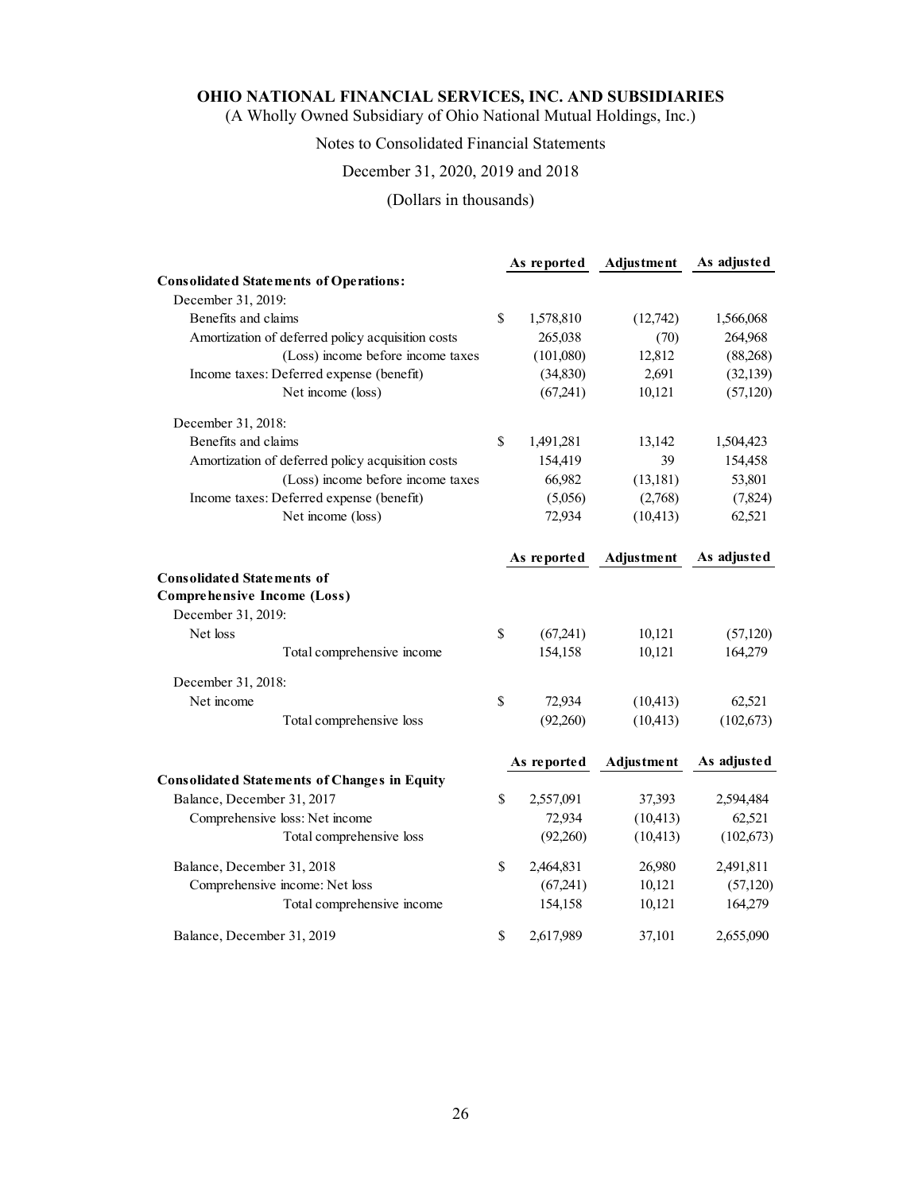**OHIO NATIONAL FINANCIAL SERVICES, INC. AND SUBSIDIARIES**
(A Wholly Owned Subsidiary of Ohio National Mutual Holdings, Inc.)

Notes to Consolidated Financial Statements

December 31, 2020, 2019 and 2018

(Dollars in thousands)

| | As reported | Adjustment | As adjusted |
|---|---|---|---|
| **Consolidated Statements of Operations:** | | | |
| December 31, 2019: | | | |
| Benefits and claims | $ 1,578,810 | (12,742) | 1,566,068 |
| Amortization of deferred policy acquisition costs | 265,038 | (70) | 264,968 |
| (Loss) income before income taxes | (101,080) | 12,812 | (88,268) |
| Income taxes: Deferred expense (benefit) | (34,830) | 2,691 | (32,139) |
| Net income (loss) | (67,241) | 10,121 | (57,120) |
| December 31, 2018: | | | |
| Benefits and claims | $ 1,491,281 | 13,142 | 1,504,423 |
| Amortization of deferred policy acquisition costs | 154,419 | 39 | 154,458 |
| (Loss) income before income taxes | 66,982 | (13,181) | 53,801 |
| Income taxes: Deferred expense (benefit) | (5,056) | (2,768) | (7,824) |
| Net income (loss) | 72,934 | (10,413) | 62,521 |

| | As reported | Adjustment | As adjusted |
|---|---|---|---|
| **Consolidated Statements of Comprehensive Income (Loss)** | | | |
| December 31, 2019: | | | |
| Net loss | $ (67,241) | 10,121 | (57,120) |
| Total comprehensive income | 154,158 | 10,121 | 164,279 |
| December 31, 2018: | | | |
| Net income | $ 72,934 | (10,413) | 62,521 |
| Total comprehensive loss | (92,260) | (10,413) | (102,673) |

| | As reported | Adjustment | As adjusted |
|---|---|---|---|
| **Consolidated Statements of Changes in Equity** | | | |
| Balance, December 31, 2017 | $ 2,557,091 | 37,393 | 2,594,484 |
| Comprehensive loss: Net income | 72,934 | (10,413) | 62,521 |
| Total comprehensive loss | (92,260) | (10,413) | (102,673) |
| Balance, December 31, 2018 | $ 2,464,831 | 26,980 | 2,491,811 |
| Comprehensive income: Net loss | (67,241) | 10,121 | (57,120) |
| Total comprehensive income | 154,158 | 10,121 | 164,279 |
| Balance, December 31, 2019 | $ 2,617,989 | 37,101 | 2,655,090 |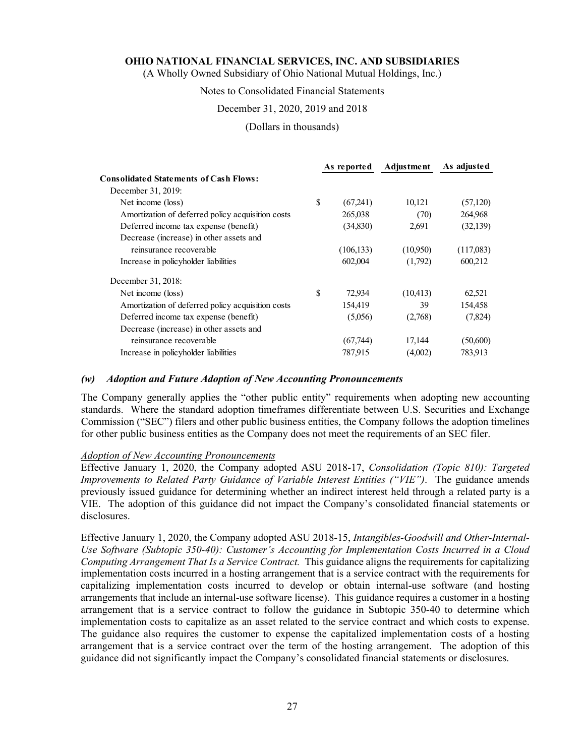| | As reported | Adjustment | As adjusted |
|---|---|---|---|
| **Consolidated Statements of Cash Flows:** | | | |
| December 31, 2019: | | | |
| Net income (loss) | $ (67,241) | 10,121 | (57,120) |
| Amortization of deferred policy acquisition costs | 265,038 | (70) | 264,968 |
| Deferred income tax expense (benefit) | (34,830) | 2,691 | (32,139) |
| Decrease (increase) in other assets and reinsurance recoverable | (106,133) | (10,950) | (117,083) |
| Increase in policyholder liabilities | 602,004 | (1,792) | 600,212 |
| December 31, 2018: | | | |
| Net income (loss) | $ 72,934 | (10,413) | 62,521 |
| Amortization of deferred policy acquisition costs | 154,419 | 39 | 154,458 |
| Deferred income tax expense (benefit) | (5,056) | (2,768) | (7,824) |
| Decrease (increase) in other assets and reinsurance recoverable | (67,744) | 17,144 | (50,600) |
| Increase in policyholder liabilities | 787,915 | (4,002) | 783,913 |

### *(w) Adoption and Future Adoption of New Accounting Pronouncements*

The Company generally applies the "other public entity" requirements when adopting new accounting standards. Where the standard adoption timeframes differentiate between U.S. Securities and Exchange Commission ("SEC") filers and other public business entities, the Company follows the adoption timelines for other public business entities as the Company does not meet the requirements of an SEC filer.

*Adoption of New Accounting Pronouncements*

Effective January 1, 2020, the Company adopted ASU 2018-17, *Consolidation (Topic 810): Targeted Improvements to Related Party Guidance of Variable Interest Entities ("VIE")*. The guidance amends previously issued guidance for determining whether an indirect interest held through a related party is a VIE. The adoption of this guidance did not impact the Company's consolidated financial statements or disclosures.

Effective January 1, 2020, the Company adopted ASU 2018-15, *Intangibles-Goodwill and Other-Internal-Use Software (Subtopic 350-40): Customer's Accounting for Implementation Costs Incurred in a Cloud Computing Arrangement That Is a Service Contract.* This guidance aligns the requirements for capitalizing implementation costs incurred in a hosting arrangement that is a service contract with the requirements for capitalizing implementation costs incurred to develop or obtain internal-use software (and hosting arrangements that include an internal-use software license). This guidance requires a customer in a hosting arrangement that is a service contract to follow the guidance in Subtopic 350-40 to determine which implementation costs to capitalize as an asset related to the service contract and which costs to expense. The guidance also requires the customer to expense the capitalized implementation costs of a hosting arrangement that is a service contract over the term of the hosting arrangement. The adoption of this guidance did not significantly impact the Company's consolidated financial statements or disclosures.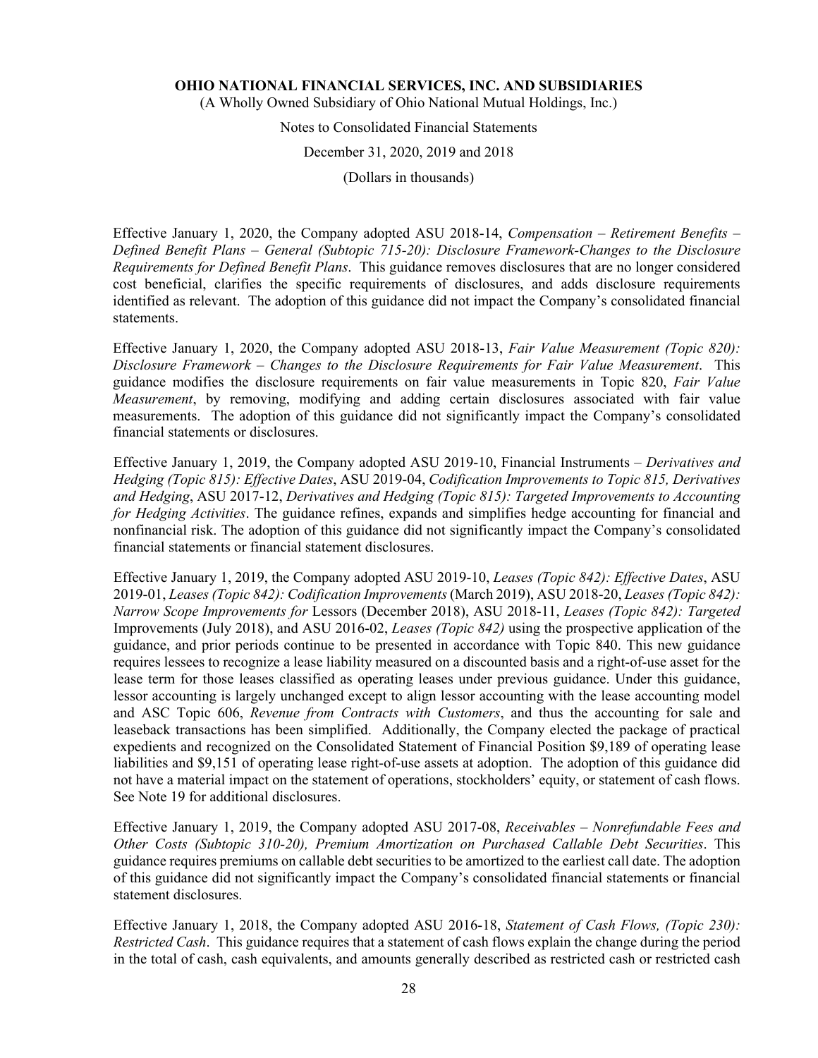Effective January 1, 2020, the Company adopted ASU 2018-14, *Compensation – Retirement Benefits – Defined Benefit Plans – General (Subtopic 715-20): Disclosure Framework-Changes to the Disclosure Requirements for Defined Benefit Plans*. This guidance removes disclosures that are no longer considered cost beneficial, clarifies the specific requirements of disclosures, and adds disclosure requirements identified as relevant. The adoption of this guidance did not impact the Company's consolidated financial statements.

Effective January 1, 2020, the Company adopted ASU 2018-13, *Fair Value Measurement (Topic 820): Disclosure Framework – Changes to the Disclosure Requirements for Fair Value Measurement*. This guidance modifies the disclosure requirements on fair value measurements in Topic 820, *Fair Value Measurement*, by removing, modifying and adding certain disclosures associated with fair value measurements. The adoption of this guidance did not significantly impact the Company's consolidated financial statements or disclosures.

Effective January 1, 2019, the Company adopted ASU 2019-10, Financial Instruments – *Derivatives and Hedging (Topic 815): Effective Dates*, ASU 2019-04, *Codification Improvements to Topic 815, Derivatives and Hedging*, ASU 2017-12, *Derivatives and Hedging (Topic 815): Targeted Improvements to Accounting for Hedging Activities*. The guidance refines, expands and simplifies hedge accounting for financial and nonfinancial risk. The adoption of this guidance did not significantly impact the Company's consolidated financial statements or financial statement disclosures.

Effective January 1, 2019, the Company adopted ASU 2019-10, *Leases (Topic 842): Effective Dates*, ASU 2019-01, *Leases (Topic 842): Codification Improvements* (March 2019), ASU 2018-20, *Leases (Topic 842): Narrow Scope Improvements for* Lessors (December 2018), ASU 2018-11, *Leases (Topic 842): Targeted* Improvements (July 2018), and ASU 2016-02, *Leases (Topic 842)* using the prospective application of the guidance, and prior periods continue to be presented in accordance with Topic 840. This new guidance requires lessees to recognize a lease liability measured on a discounted basis and a right-of-use asset for the lease term for those leases classified as operating leases under previous guidance. Under this guidance, lessor accounting is largely unchanged except to align lessor accounting with the lease accounting model and ASC Topic 606, *Revenue from Contracts with Customers*, and thus the accounting for sale and leaseback transactions has been simplified. Additionally, the Company elected the package of practical expedients and recognized on the Consolidated Statement of Financial Position \$9,189 of operating lease liabilities and \$9,151 of operating lease right-of-use assets at adoption. The adoption of this guidance did not have a material impact on the statement of operations, stockholders' equity, or statement of cash flows. See Note 19 for additional disclosures.

Effective January 1, 2019, the Company adopted ASU 2017-08, *Receivables – Nonrefundable Fees and Other Costs (Subtopic 310-20), Premium Amortization on Purchased Callable Debt Securities*. This guidance requires premiums on callable debt securities to be amortized to the earliest call date. The adoption of this guidance did not significantly impact the Company's consolidated financial statements or financial statement disclosures.

Effective January 1, 2018, the Company adopted ASU 2016-18, *Statement of Cash Flows, (Topic 230): Restricted Cash*. This guidance requires that a statement of cash flows explain the change during the period in the total of cash, cash equivalents, and amounts generally described as restricted cash or restricted cash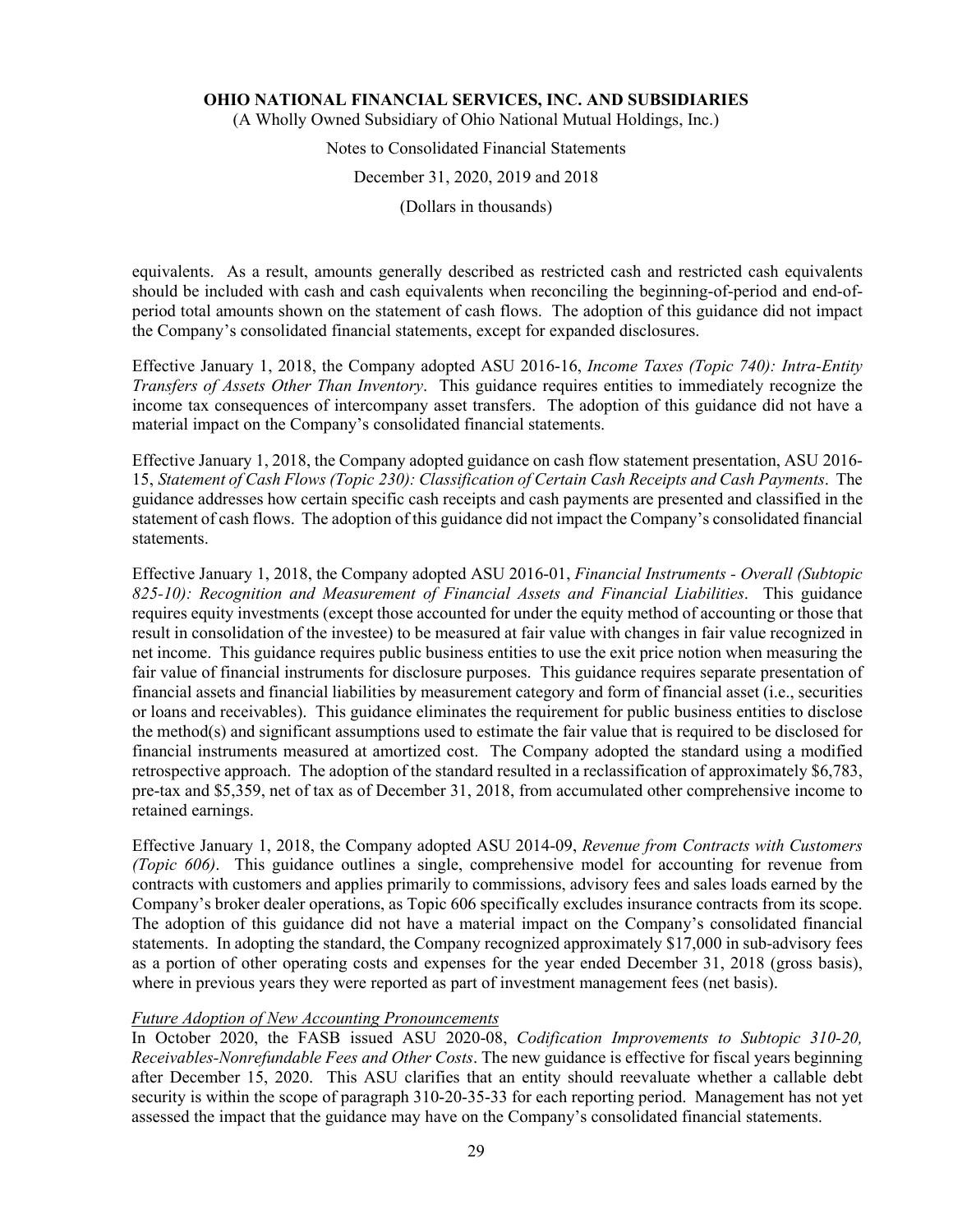equivalents. As a result, amounts generally described as restricted cash and restricted cash equivalents should be included with cash and cash equivalents when reconciling the beginning-of-period and end-of-period total amounts shown on the statement of cash flows. The adoption of this guidance did not impact the Company's consolidated financial statements, except for expanded disclosures.

Effective January 1, 2018, the Company adopted ASU 2016-16, *Income Taxes (Topic 740): Intra-Entity Transfers of Assets Other Than Inventory*. This guidance requires entities to immediately recognize the income tax consequences of intercompany asset transfers. The adoption of this guidance did not have a material impact on the Company's consolidated financial statements.

Effective January 1, 2018, the Company adopted guidance on cash flow statement presentation, ASU 2016-15, *Statement of Cash Flows (Topic 230): Classification of Certain Cash Receipts and Cash Payments*. The guidance addresses how certain specific cash receipts and cash payments are presented and classified in the statement of cash flows. The adoption of this guidance did not impact the Company's consolidated financial statements.

Effective January 1, 2018, the Company adopted ASU 2016-01, *Financial Instruments - Overall (Subtopic 825-10): Recognition and Measurement of Financial Assets and Financial Liabilities*. This guidance requires equity investments (except those accounted for under the equity method of accounting or those that result in consolidation of the investee) to be measured at fair value with changes in fair value recognized in net income. This guidance requires public business entities to use the exit price notion when measuring the fair value of financial instruments for disclosure purposes. This guidance requires separate presentation of financial assets and financial liabilities by measurement category and form of financial asset (i.e., securities or loans and receivables). This guidance eliminates the requirement for public business entities to disclose the method(s) and significant assumptions used to estimate the fair value that is required to be disclosed for financial instruments measured at amortized cost. The Company adopted the standard using a modified retrospective approach. The adoption of the standard resulted in a reclassification of approximately $6,783, pre-tax and $5,359, net of tax as of December 31, 2018, from accumulated other comprehensive income to retained earnings.

Effective January 1, 2018, the Company adopted ASU 2014-09, *Revenue from Contracts with Customers (Topic 606)*. This guidance outlines a single, comprehensive model for accounting for revenue from contracts with customers and applies primarily to commissions, advisory fees and sales loads earned by the Company's broker dealer operations, as Topic 606 specifically excludes insurance contracts from its scope. The adoption of this guidance did not have a material impact on the Company's consolidated financial statements. In adopting the standard, the Company recognized approximately $17,000 in sub-advisory fees as a portion of other operating costs and expenses for the year ended December 31, 2018 (gross basis), where in previous years they were reported as part of investment management fees (net basis).

*Future Adoption of New Accounting Pronouncements*

In October 2020, the FASB issued ASU 2020-08, *Codification Improvements to Subtopic 310-20, Receivables-Nonrefundable Fees and Other Costs*. The new guidance is effective for fiscal years beginning after December 15, 2020. This ASU clarifies that an entity should reevaluate whether a callable debt security is within the scope of paragraph 310-20-35-33 for each reporting period. Management has not yet assessed the impact that the guidance may have on the Company's consolidated financial statements.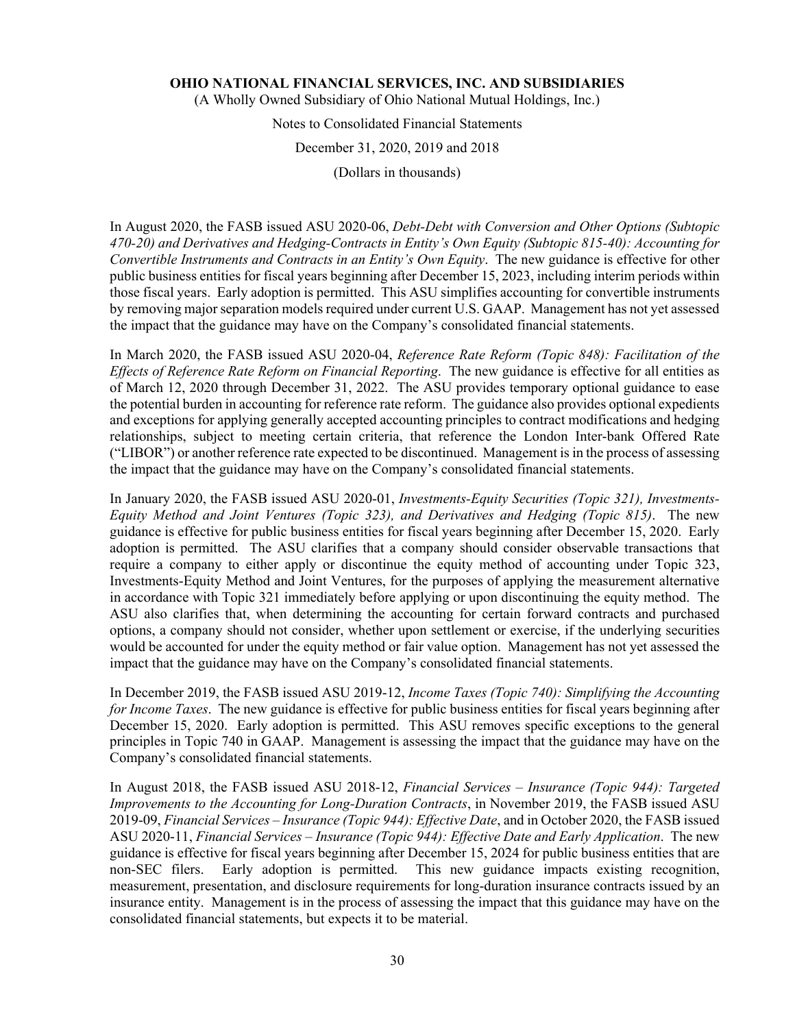In August 2020, the FASB issued ASU 2020-06, *Debt-Debt with Conversion and Other Options (Subtopic 470-20) and Derivatives and Hedging-Contracts in Entity's Own Equity (Subtopic 815-40): Accounting for Convertible Instruments and Contracts in an Entity's Own Equity*. The new guidance is effective for other public business entities for fiscal years beginning after December 15, 2023, including interim periods within those fiscal years. Early adoption is permitted. This ASU simplifies accounting for convertible instruments by removing major separation models required under current U.S. GAAP. Management has not yet assessed the impact that the guidance may have on the Company's consolidated financial statements.

In March 2020, the FASB issued ASU 2020-04, *Reference Rate Reform (Topic 848): Facilitation of the Effects of Reference Rate Reform on Financial Reporting*. The new guidance is effective for all entities as of March 12, 2020 through December 31, 2022. The ASU provides temporary optional guidance to ease the potential burden in accounting for reference rate reform. The guidance also provides optional expedients and exceptions for applying generally accepted accounting principles to contract modifications and hedging relationships, subject to meeting certain criteria, that reference the London Inter-bank Offered Rate ("LIBOR") or another reference rate expected to be discontinued. Management is in the process of assessing the impact that the guidance may have on the Company's consolidated financial statements.

In January 2020, the FASB issued ASU 2020-01, *Investments-Equity Securities (Topic 321), Investments-Equity Method and Joint Ventures (Topic 323), and Derivatives and Hedging (Topic 815)*. The new guidance is effective for public business entities for fiscal years beginning after December 15, 2020. Early adoption is permitted. The ASU clarifies that a company should consider observable transactions that require a company to either apply or discontinue the equity method of accounting under Topic 323, Investments-Equity Method and Joint Ventures, for the purposes of applying the measurement alternative in accordance with Topic 321 immediately before applying or upon discontinuing the equity method. The ASU also clarifies that, when determining the accounting for certain forward contracts and purchased options, a company should not consider, whether upon settlement or exercise, if the underlying securities would be accounted for under the equity method or fair value option. Management has not yet assessed the impact that the guidance may have on the Company's consolidated financial statements.

In December 2019, the FASB issued ASU 2019-12, *Income Taxes (Topic 740): Simplifying the Accounting for Income Taxes*. The new guidance is effective for public business entities for fiscal years beginning after December 15, 2020. Early adoption is permitted. This ASU removes specific exceptions to the general principles in Topic 740 in GAAP. Management is assessing the impact that the guidance may have on the Company's consolidated financial statements.

In August 2018, the FASB issued ASU 2018-12, *Financial Services – Insurance (Topic 944): Targeted Improvements to the Accounting for Long-Duration Contracts*, in November 2019, the FASB issued ASU 2019-09, *Financial Services – Insurance (Topic 944): Effective Date*, and in October 2020, the FASB issued ASU 2020-11, *Financial Services – Insurance (Topic 944): Effective Date and Early Application*. The new guidance is effective for fiscal years beginning after December 15, 2024 for public business entities that are non-SEC filers. Early adoption is permitted. This new guidance impacts existing recognition, measurement, presentation, and disclosure requirements for long-duration insurance contracts issued by an insurance entity. Management is in the process of assessing the impact that this guidance may have on the consolidated financial statements, but expects it to be material.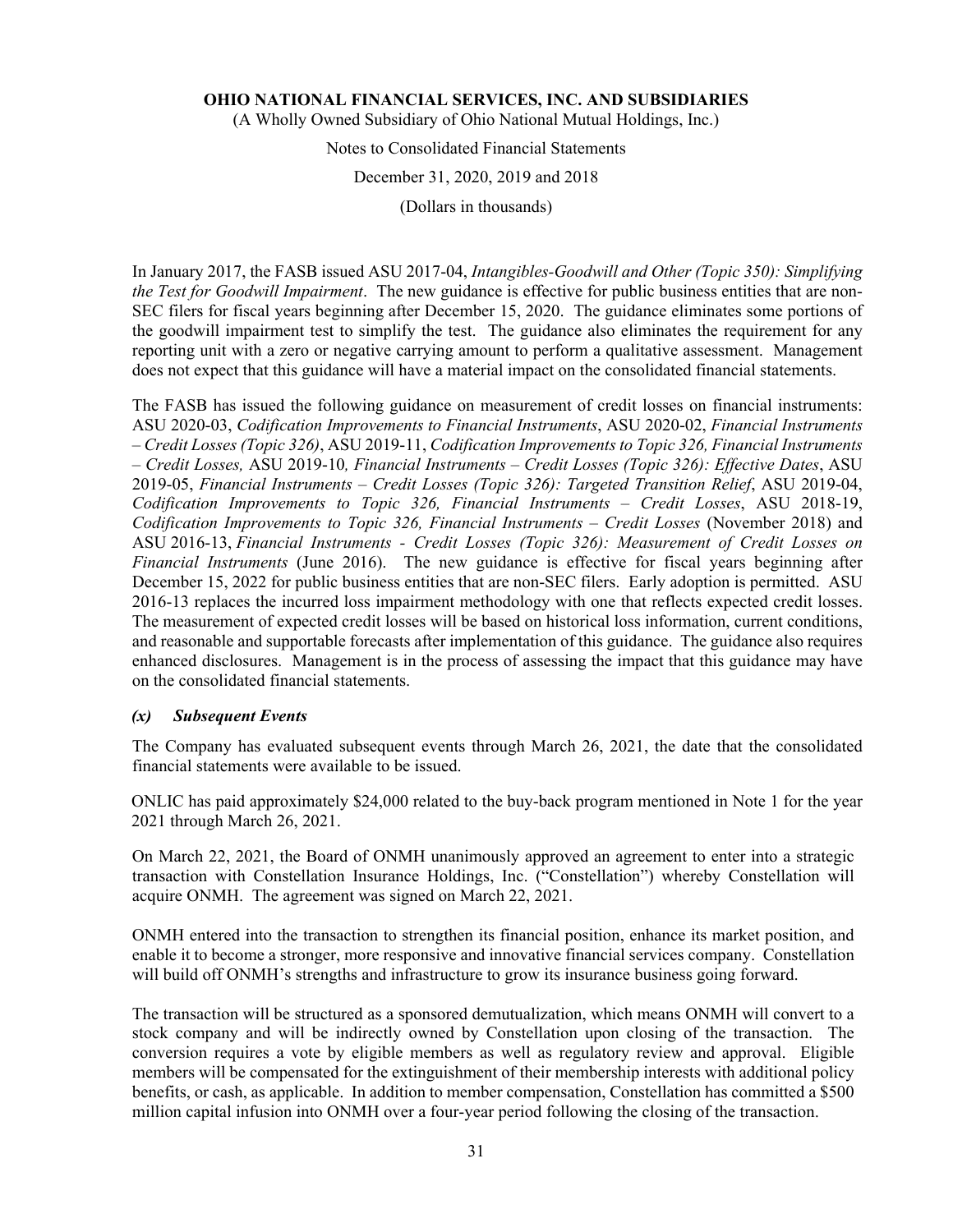In January 2017, the FASB issued ASU 2017-04, *Intangibles-Goodwill and Other (Topic 350): Simplifying the Test for Goodwill Impairment*. The new guidance is effective for public business entities that are non-SEC filers for fiscal years beginning after December 15, 2020. The guidance eliminates some portions of the goodwill impairment test to simplify the test. The guidance also eliminates the requirement for any reporting unit with a zero or negative carrying amount to perform a qualitative assessment. Management does not expect that this guidance will have a material impact on the consolidated financial statements.

The FASB has issued the following guidance on measurement of credit losses on financial instruments: ASU 2020-03, *Codification Improvements to Financial Instruments*, ASU 2020-02, *Financial Instruments – Credit Losses (Topic 326)*, ASU 2019-11, *Codification Improvements to Topic 326, Financial Instruments – Credit Losses,* ASU 2019-10*, Financial Instruments – Credit Losses (Topic 326): Effective Dates*, ASU 2019-05, *Financial Instruments – Credit Losses (Topic 326): Targeted Transition Relief*, ASU 2019-04, *Codification Improvements to Topic 326, Financial Instruments – Credit Losses*, ASU 2018-19, *Codification Improvements to Topic 326, Financial Instruments – Credit Losses* (November 2018) and ASU 2016-13, *Financial Instruments - Credit Losses (Topic 326): Measurement of Credit Losses on Financial Instruments* (June 2016). The new guidance is effective for fiscal years beginning after December 15, 2022 for public business entities that are non-SEC filers. Early adoption is permitted. ASU 2016-13 replaces the incurred loss impairment methodology with one that reflects expected credit losses. The measurement of expected credit losses will be based on historical loss information, current conditions, and reasonable and supportable forecasts after implementation of this guidance. The guidance also requires enhanced disclosures. Management is in the process of assessing the impact that this guidance may have on the consolidated financial statements.

### *(x) Subsequent Events*

The Company has evaluated subsequent events through March 26, 2021, the date that the consolidated financial statements were available to be issued.

ONLIC has paid approximately $24,000 related to the buy-back program mentioned in Note 1 for the year 2021 through March 26, 2021.

On March 22, 2021, the Board of ONMH unanimously approved an agreement to enter into a strategic transaction with Constellation Insurance Holdings, Inc. ("Constellation") whereby Constellation will acquire ONMH. The agreement was signed on March 22, 2021.

ONMH entered into the transaction to strengthen its financial position, enhance its market position, and enable it to become a stronger, more responsive and innovative financial services company. Constellation will build off ONMH's strengths and infrastructure to grow its insurance business going forward.

The transaction will be structured as a sponsored demutualization, which means ONMH will convert to a stock company and will be indirectly owned by Constellation upon closing of the transaction. The conversion requires a vote by eligible members as well as regulatory review and approval. Eligible members will be compensated for the extinguishment of their membership interests with additional policy benefits, or cash, as applicable. In addition to member compensation, Constellation has committed a $500 million capital infusion into ONMH over a four-year period following the closing of the transaction.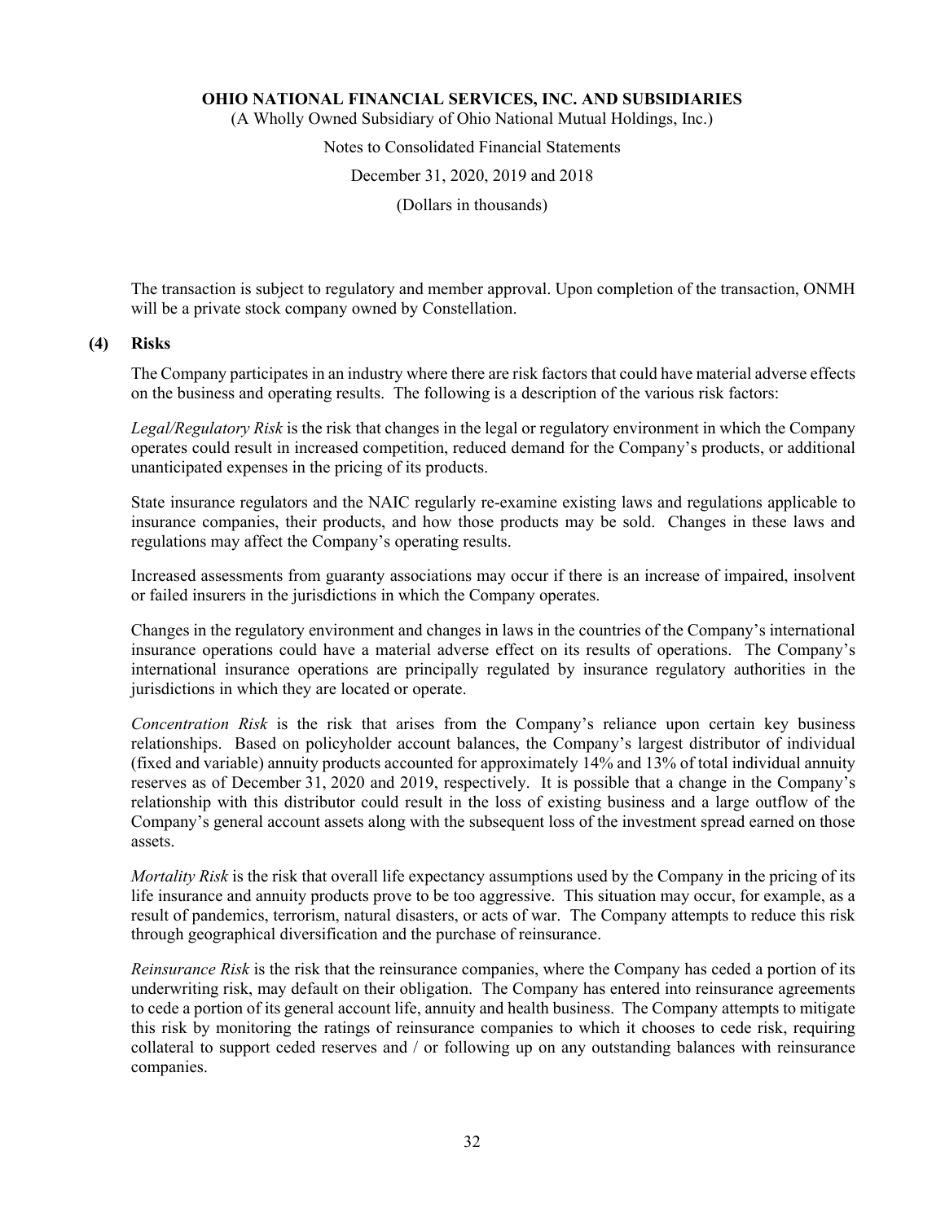The transaction is subject to regulatory and member approval. Upon completion of the transaction, ONMH will be a private stock company owned by Constellation.

## (4) Risks

The Company participates in an industry where there are risk factors that could have material adverse effects on the business and operating results. The following is a description of the various risk factors:

*Legal/Regulatory Risk* is the risk that changes in the legal or regulatory environment in which the Company operates could result in increased competition, reduced demand for the Company's products, or additional unanticipated expenses in the pricing of its products.

State insurance regulators and the NAIC regularly re-examine existing laws and regulations applicable to insurance companies, their products, and how those products may be sold. Changes in these laws and regulations may affect the Company's operating results.

Increased assessments from guaranty associations may occur if there is an increase of impaired, insolvent or failed insurers in the jurisdictions in which the Company operates.

Changes in the regulatory environment and changes in laws in the countries of the Company's international insurance operations could have a material adverse effect on its results of operations. The Company's international insurance operations are principally regulated by insurance regulatory authorities in the jurisdictions in which they are located or operate.

*Concentration Risk* is the risk that arises from the Company's reliance upon certain key business relationships. Based on policyholder account balances, the Company's largest distributor of individual (fixed and variable) annuity products accounted for approximately 14% and 13% of total individual annuity reserves as of December 31, 2020 and 2019, respectively. It is possible that a change in the Company's relationship with this distributor could result in the loss of existing business and a large outflow of the Company's general account assets along with the subsequent loss of the investment spread earned on those assets.

*Mortality Risk* is the risk that overall life expectancy assumptions used by the Company in the pricing of its life insurance and annuity products prove to be too aggressive. This situation may occur, for example, as a result of pandemics, terrorism, natural disasters, or acts of war. The Company attempts to reduce this risk through geographical diversification and the purchase of reinsurance.

*Reinsurance Risk* is the risk that the reinsurance companies, where the Company has ceded a portion of its underwriting risk, may default on their obligation. The Company has entered into reinsurance agreements to cede a portion of its general account life, annuity and health business. The Company attempts to mitigate this risk by monitoring the ratings of reinsurance companies to which it chooses to cede risk, requiring collateral to support ceded reserves and / or following up on any outstanding balances with reinsurance companies.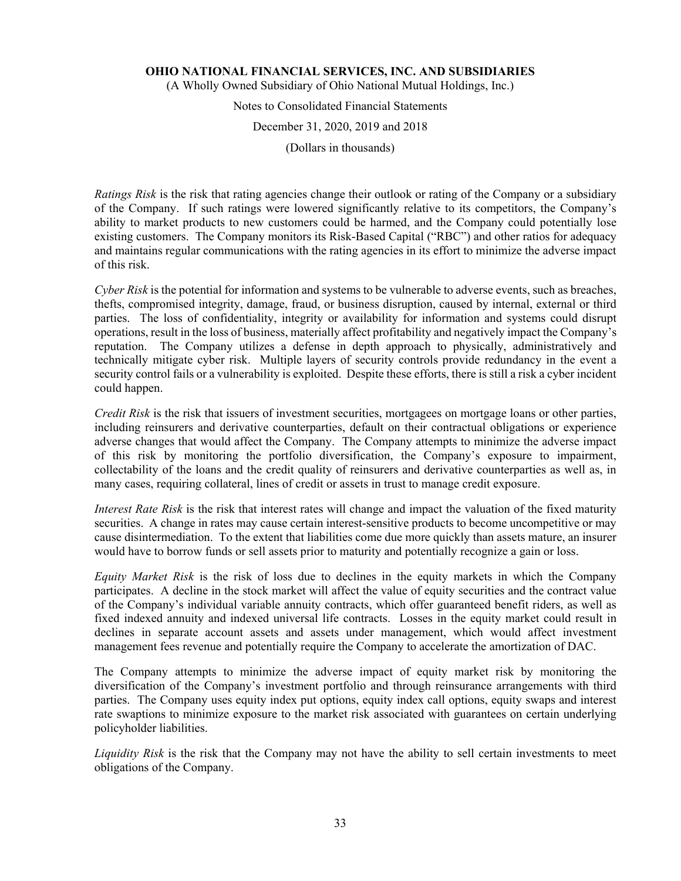*Ratings Risk* is the risk that rating agencies change their outlook or rating of the Company or a subsidiary of the Company. If such ratings were lowered significantly relative to its competitors, the Company's ability to market products to new customers could be harmed, and the Company could potentially lose existing customers. The Company monitors its Risk-Based Capital ("RBC") and other ratios for adequacy and maintains regular communications with the rating agencies in its effort to minimize the adverse impact of this risk.

*Cyber Risk* is the potential for information and systems to be vulnerable to adverse events, such as breaches, thefts, compromised integrity, damage, fraud, or business disruption, caused by internal, external or third parties. The loss of confidentiality, integrity or availability for information and systems could disrupt operations, result in the loss of business, materially affect profitability and negatively impact the Company's reputation. The Company utilizes a defense in depth approach to physically, administratively and technically mitigate cyber risk. Multiple layers of security controls provide redundancy in the event a security control fails or a vulnerability is exploited. Despite these efforts, there is still a risk a cyber incident could happen.

*Credit Risk* is the risk that issuers of investment securities, mortgagees on mortgage loans or other parties, including reinsurers and derivative counterparties, default on their contractual obligations or experience adverse changes that would affect the Company. The Company attempts to minimize the adverse impact of this risk by monitoring the portfolio diversification, the Company's exposure to impairment, collectability of the loans and the credit quality of reinsurers and derivative counterparties as well as, in many cases, requiring collateral, lines of credit or assets in trust to manage credit exposure.

*Interest Rate Risk* is the risk that interest rates will change and impact the valuation of the fixed maturity securities. A change in rates may cause certain interest-sensitive products to become uncompetitive or may cause disintermediation. To the extent that liabilities come due more quickly than assets mature, an insurer would have to borrow funds or sell assets prior to maturity and potentially recognize a gain or loss.

*Equity Market Risk* is the risk of loss due to declines in the equity markets in which the Company participates. A decline in the stock market will affect the value of equity securities and the contract value of the Company's individual variable annuity contracts, which offer guaranteed benefit riders, as well as fixed indexed annuity and indexed universal life contracts. Losses in the equity market could result in declines in separate account assets and assets under management, which would affect investment management fees revenue and potentially require the Company to accelerate the amortization of DAC.

The Company attempts to minimize the adverse impact of equity market risk by monitoring the diversification of the Company's investment portfolio and through reinsurance arrangements with third parties. The Company uses equity index put options, equity index call options, equity swaps and interest rate swaptions to minimize exposure to the market risk associated with guarantees on certain underlying policyholder liabilities.

*Liquidity Risk* is the risk that the Company may not have the ability to sell certain investments to meet obligations of the Company.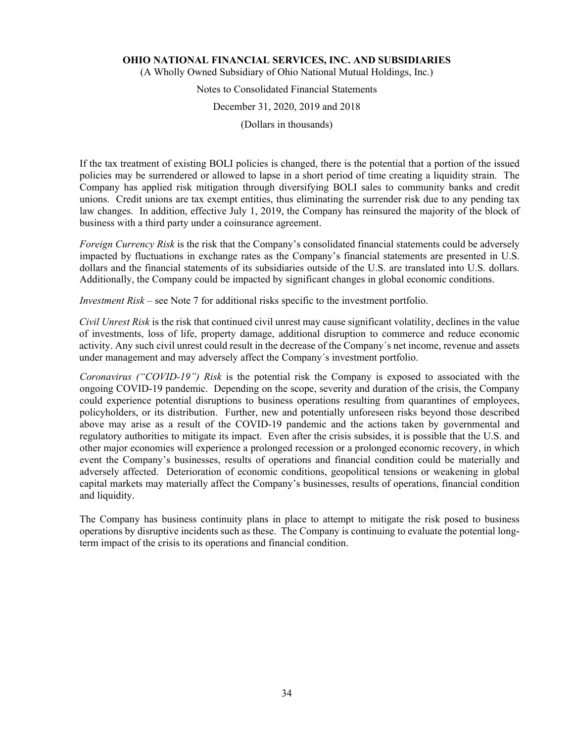If the tax treatment of existing BOLI policies is changed, there is the potential that a portion of the issued policies may be surrendered or allowed to lapse in a short period of time creating a liquidity strain. The Company has applied risk mitigation through diversifying BOLI sales to community banks and credit unions. Credit unions are tax exempt entities, thus eliminating the surrender risk due to any pending tax law changes. In addition, effective July 1, 2019, the Company has reinsured the majority of the block of business with a third party under a coinsurance agreement.

*Foreign Currency Risk* is the risk that the Company's consolidated financial statements could be adversely impacted by fluctuations in exchange rates as the Company's financial statements are presented in U.S. dollars and the financial statements of its subsidiaries outside of the U.S. are translated into U.S. dollars. Additionally, the Company could be impacted by significant changes in global economic conditions.

*Investment Risk* – see Note 7 for additional risks specific to the investment portfolio.

*Civil Unrest Risk* is the risk that continued civil unrest may cause significant volatility, declines in the value of investments, loss of life, property damage, additional disruption to commerce and reduce economic activity. Any such civil unrest could result in the decrease of the Company´s net income, revenue and assets under management and may adversely affect the Company´s investment portfolio.

*Coronavirus ("COVID-19") Risk* is the potential risk the Company is exposed to associated with the ongoing COVID-19 pandemic. Depending on the scope, severity and duration of the crisis, the Company could experience potential disruptions to business operations resulting from quarantines of employees, policyholders, or its distribution. Further, new and potentially unforeseen risks beyond those described above may arise as a result of the COVID-19 pandemic and the actions taken by governmental and regulatory authorities to mitigate its impact. Even after the crisis subsides, it is possible that the U.S. and other major economies will experience a prolonged recession or a prolonged economic recovery, in which event the Company's businesses, results of operations and financial condition could be materially and adversely affected. Deterioration of economic conditions, geopolitical tensions or weakening in global capital markets may materially affect the Company's businesses, results of operations, financial condition and liquidity.

The Company has business continuity plans in place to attempt to mitigate the risk posed to business operations by disruptive incidents such as these. The Company is continuing to evaluate the potential long-term impact of the crisis to its operations and financial condition.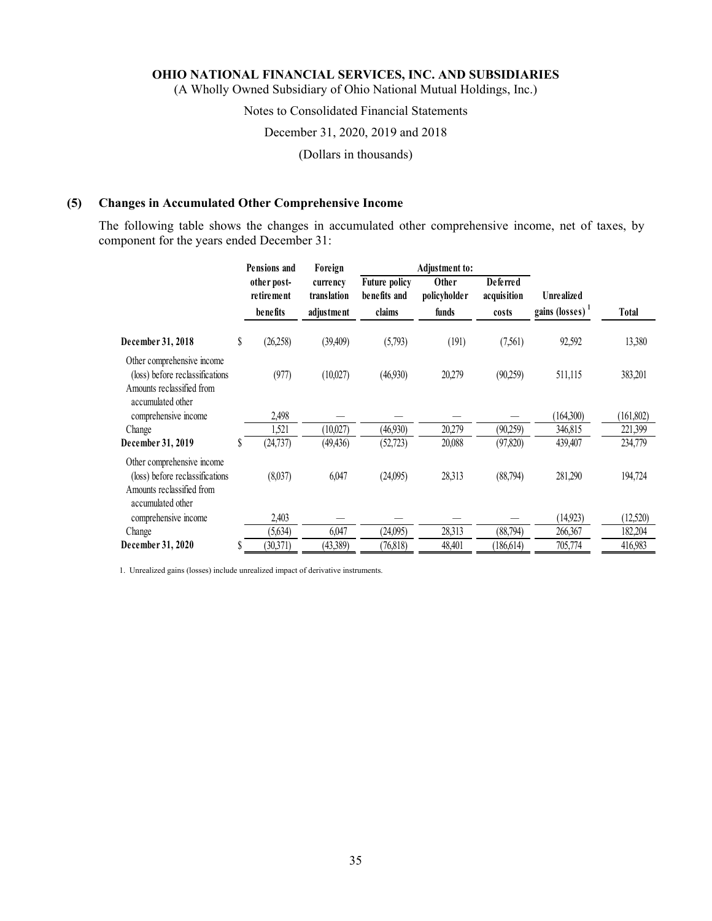**OHIO NATIONAL FINANCIAL SERVICES, INC. AND SUBSIDIARIES**

(A Wholly Owned Subsidiary of Ohio National Mutual Holdings, Inc.)

Notes to Consolidated Financial Statements

December 31, 2020, 2019 and 2018

(Dollars in thousands)

## (5) Changes in Accumulated Other Comprehensive Income

The following table shows the changes in accumulated other comprehensive income, net of taxes, by component for the years ended December 31:

| | Pensions and other post-retirement benefits | Foreign currency translation adjustment | Adjustment to: Future policy benefits and claims | Adjustment to: Other policyholder funds | Adjustment to: Deferred acquisition costs | Unrealized gains (losses) [1] | Total |
|---|---|---|---|---|---|---|---|
| **December 31, 2018** | $ (26,258) | (39,409) | (5,793) | (191) | (7,561) | 92,592 | 13,380 |
| Other comprehensive income (loss) before reclassifications | (977) | (10,027) | (46,930) | 20,279 | (90,259) | 511,115 | 383,201 |
| Amounts reclassified from accumulated other comprehensive income | 2,498 | — | — | — | — | (164,300) | (161,802) |
| Change | 1,521 | (10,027) | (46,930) | 20,279 | (90,259) | 346,815 | 221,399 |
| **December 31, 2019** | $ (24,737) | (49,436) | (52,723) | 20,088 | (97,820) | 439,407 | 234,779 |
| Other comprehensive income (loss) before reclassifications | (8,037) | 6,047 | (24,095) | 28,313 | (88,794) | 281,290 | 194,724 |
| Amounts reclassified from accumulated other comprehensive income | 2,403 | — | — | — | — | (14,923) | (12,520) |
| Change | (5,634) | 6,047 | (24,095) | 28,313 | (88,794) | 266,367 | 182,204 |
| **December 31, 2020** | $ (30,371) | (43,389) | (76,818) | 48,401 | (186,614) | 705,774 | 416,983 |

1. Unrealized gains (losses) include unrealized impact of derivative instruments.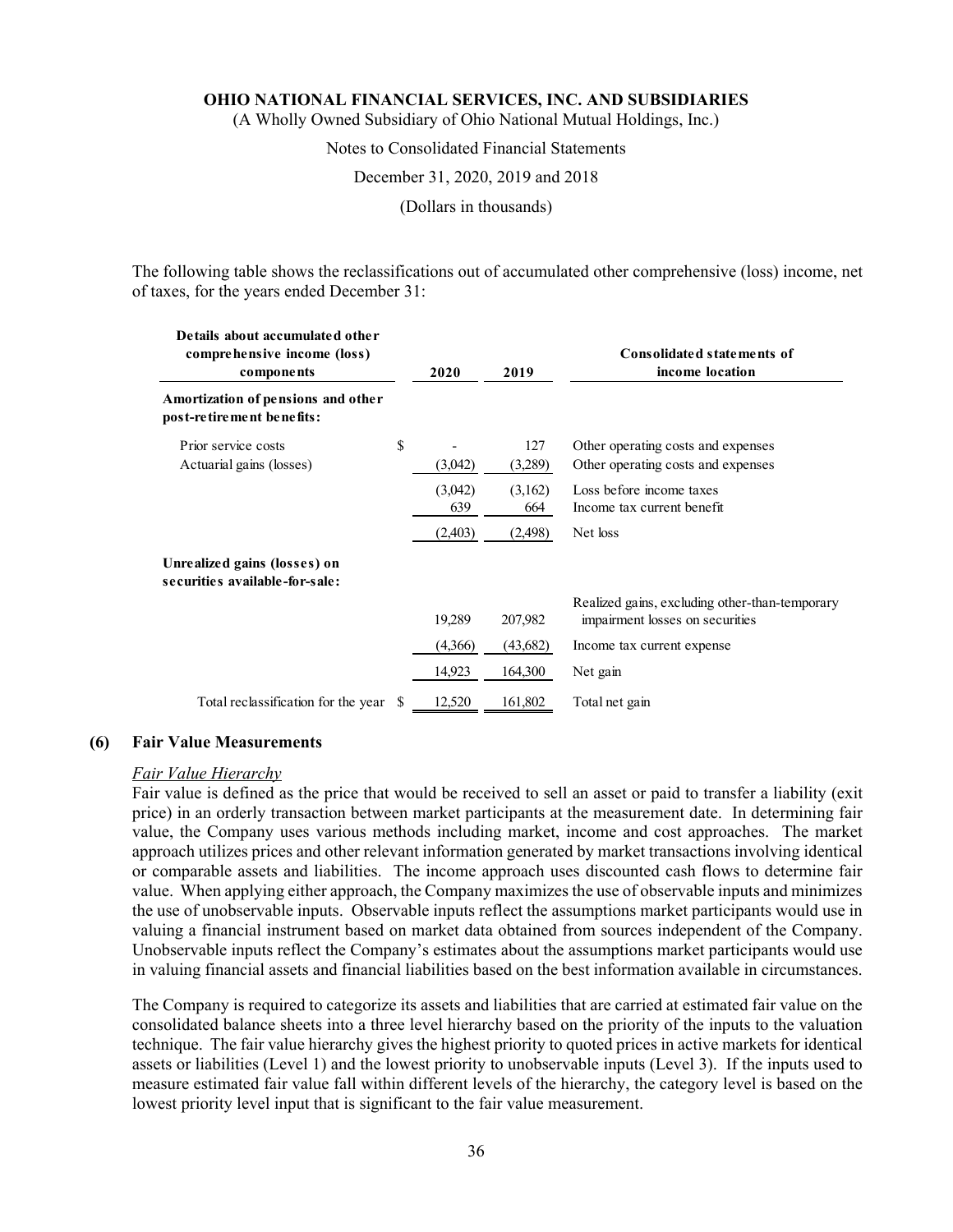The following table shows the reclassifications out of accumulated other comprehensive (loss) income, net of taxes, for the years ended December 31:

| Details about accumulated other comprehensive income (loss) components | 2020 | 2019 | Consolidated statements of income location |
|---|---|---|---|
| **Amortization of pensions and other post-retirement benefits:** | | | |
| Prior service costs | $ - | 127 | Other operating costs and expenses |
| Actuarial gains (losses) | (3,042) | (3,289) | Other operating costs and expenses |
| | (3,042) | (3,162) | Loss before income taxes |
| | 639 | 664 | Income tax current benefit |
| | (2,403) | (2,498) | Net loss |
| **Unrealized gains (losses) on securities available-for-sale:** | | | |
| | 19,289 | 207,982 | Realized gains, excluding other-than-temporary impairment losses on securities |
| | (4,366) | (43,682) | Income tax current expense |
| | 14,923 | 164,300 | Net gain |
| Total reclassification for the year | $ 12,520 | 161,802 | Total net gain |

## (6) Fair Value Measurements

*Fair Value Hierarchy*

Fair value is defined as the price that would be received to sell an asset or paid to transfer a liability (exit price) in an orderly transaction between market participants at the measurement date. In determining fair value, the Company uses various methods including market, income and cost approaches. The market approach utilizes prices and other relevant information generated by market transactions involving identical or comparable assets and liabilities. The income approach uses discounted cash flows to determine fair value. When applying either approach, the Company maximizes the use of observable inputs and minimizes the use of unobservable inputs. Observable inputs reflect the assumptions market participants would use in valuing a financial instrument based on market data obtained from sources independent of the Company. Unobservable inputs reflect the Company's estimates about the assumptions market participants would use in valuing financial assets and financial liabilities based on the best information available in circumstances.

The Company is required to categorize its assets and liabilities that are carried at estimated fair value on the consolidated balance sheets into a three level hierarchy based on the priority of the inputs to the valuation technique. The fair value hierarchy gives the highest priority to quoted prices in active markets for identical assets or liabilities (Level 1) and the lowest priority to unobservable inputs (Level 3). If the inputs used to measure estimated fair value fall within different levels of the hierarchy, the category level is based on the lowest priority level input that is significant to the fair value measurement.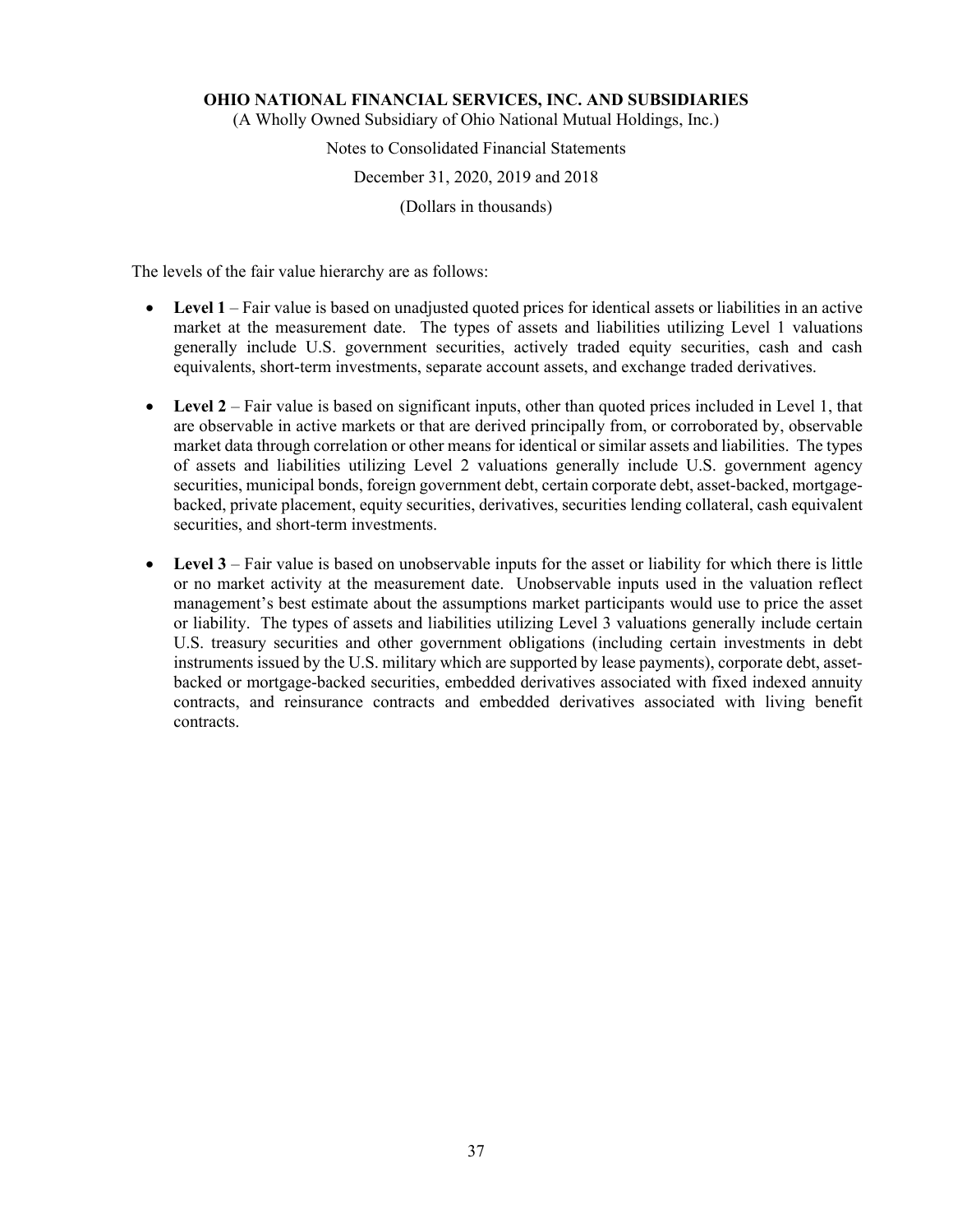The levels of the fair value hierarchy are as follows:

- **Level 1** – Fair value is based on unadjusted quoted prices for identical assets or liabilities in an active market at the measurement date. The types of assets and liabilities utilizing Level 1 valuations generally include U.S. government securities, actively traded equity securities, cash and cash equivalents, short-term investments, separate account assets, and exchange traded derivatives.

- **Level 2** – Fair value is based on significant inputs, other than quoted prices included in Level 1, that are observable in active markets or that are derived principally from, or corroborated by, observable market data through correlation or other means for identical or similar assets and liabilities. The types of assets and liabilities utilizing Level 2 valuations generally include U.S. government agency securities, municipal bonds, foreign government debt, certain corporate debt, asset-backed, mortgage-backed, private placement, equity securities, derivatives, securities lending collateral, cash equivalent securities, and short-term investments.

- **Level 3** – Fair value is based on unobservable inputs for the asset or liability for which there is little or no market activity at the measurement date. Unobservable inputs used in the valuation reflect management's best estimate about the assumptions market participants would use to price the asset or liability. The types of assets and liabilities utilizing Level 3 valuations generally include certain U.S. treasury securities and other government obligations (including certain investments in debt instruments issued by the U.S. military which are supported by lease payments), corporate debt, asset-backed or mortgage-backed securities, embedded derivatives associated with fixed indexed annuity contracts, and reinsurance contracts and embedded derivatives associated with living benefit contracts.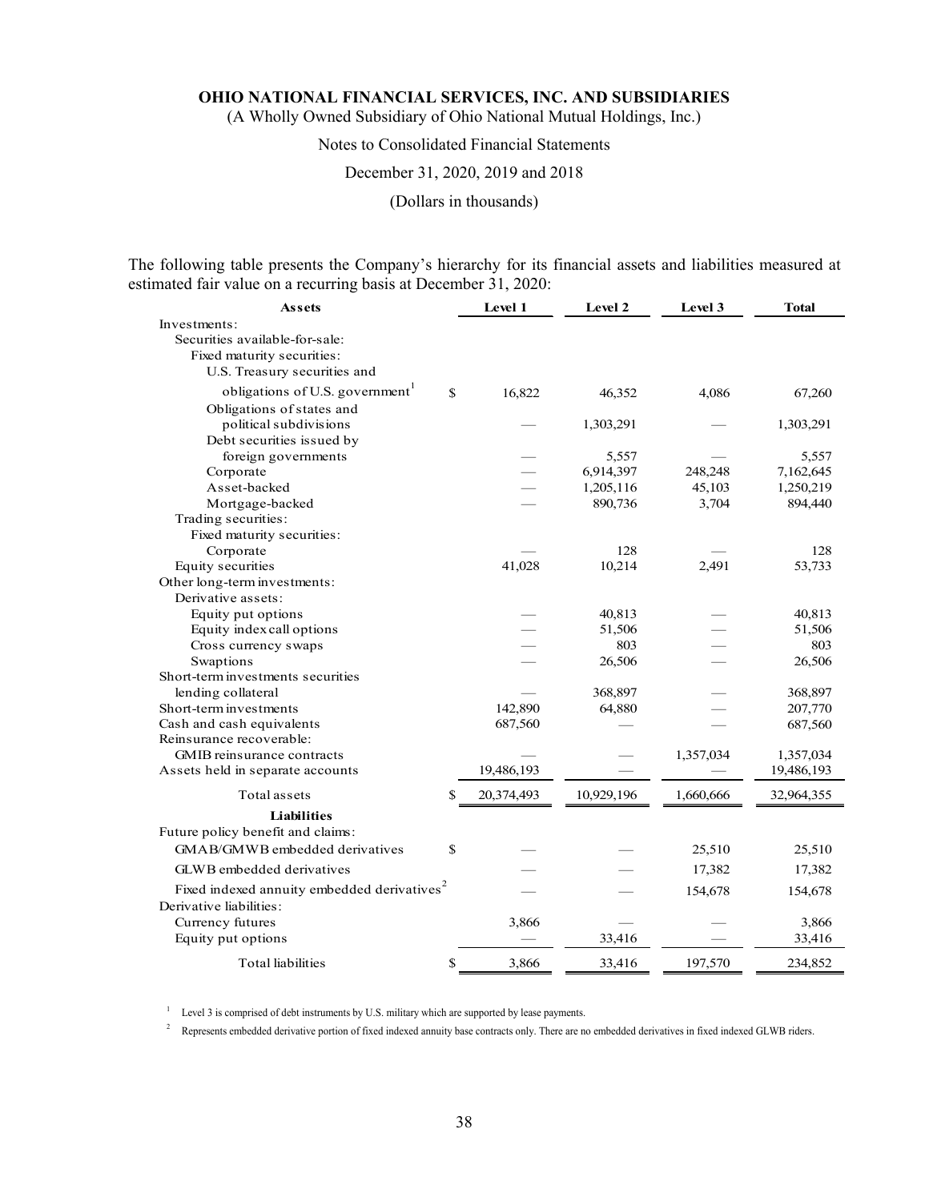The following table presents the Company's hierarchy for its financial assets and liabilities measured at estimated fair value on a recurring basis at December 31, 2020:

| Assets | Level 1 | Level 2 | Level 3 | Total |
|---|---|---|---|---|
| Investments: | | | | |
| Securities available-for-sale: | | | | |
| Fixed maturity securities: | | | | |
| U.S. Treasury securities and obligations of U.S. government[1] | $ 16,822 | 46,352 | 4,086 | 67,260 |
| Obligations of states and political subdivisions | — | 1,303,291 | — | 1,303,291 |
| Debt securities issued by foreign governments | — | 5,557 | — | 5,557 |
| Corporate | — | 6,914,397 | 248,248 | 7,162,645 |
| Asset-backed | — | 1,205,116 | 45,103 | 1,250,219 |
| Mortgage-backed | — | 890,736 | 3,704 | 894,440 |
| Trading securities: | | | | |
| Fixed maturity securities: | | | | |
| Corporate | — | 128 | — | 128 |
| Equity securities | 41,028 | 10,214 | 2,491 | 53,733 |
| Other long-term investments: | | | | |
| Derivative assets: | | | | |
| Equity put options | — | 40,813 | — | 40,813 |
| Equity index call options | — | 51,506 | — | 51,506 |
| Cross currency swaps | — | 803 | — | 803 |
| Swaptions | — | 26,506 | — | 26,506 |
| Short-term investments securities lending collateral | — | 368,897 | — | 368,897 |
| Short-term investments | 142,890 | 64,880 | — | 207,770 |
| Cash and cash equivalents | 687,560 | — | — | 687,560 |
| Reinsurance recoverable: | | | | |
| GMIB reinsurance contracts | — | — | 1,357,034 | 1,357,034 |
| Assets held in separate accounts | 19,486,193 | — | — | 19,486,193 |
| Total assets | $ 20,374,493 | 10,929,196 | 1,660,666 | 32,964,355 |
| **Liabilities** | | | | |
| Future policy benefit and claims: | | | | |
| GMAB/GMWB embedded derivatives | $ — | — | 25,510 | 25,510 |
| GLWB embedded derivatives | — | — | 17,382 | 17,382 |
| Fixed indexed annuity embedded derivatives[2] | — | — | 154,678 | 154,678 |
| Derivative liabilities: | | | | |
| Currency futures | 3,866 | — | — | 3,866 |
| Equity put options | — | 33,416 | — | 33,416 |
| Total liabilities | $ 3,866 | 33,416 | 197,570 | 234,852 |

[1] Level 3 is comprised of debt instruments by U.S. military which are supported by lease payments.

[2] Represents embedded derivative portion of fixed indexed annuity base contracts only. There are no embedded derivatives in fixed indexed GLWB riders.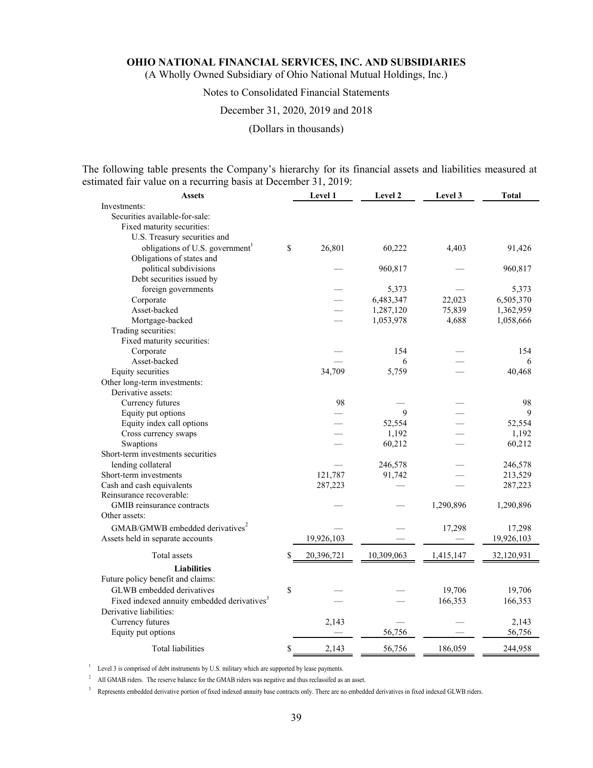**OHIO NATIONAL FINANCIAL SERVICES, INC. AND SUBSIDIARIES**
(A Wholly Owned Subsidiary of Ohio National Mutual Holdings, Inc.)

Notes to Consolidated Financial Statements

December 31, 2020, 2019 and 2018

(Dollars in thousands)

The following table presents the Company's hierarchy for its financial assets and liabilities measured at estimated fair value on a recurring basis at December 31, 2019:

| Assets | Level 1 | Level 2 | Level 3 | Total |
|---|---|---|---|---|
| Investments: | | | | |
| Securities available-for-sale: | | | | |
| Fixed maturity securities: | | | | |
| U.S. Treasury securities and obligations of U.S. government[1] | $ 26,801 | 60,222 | 4,403 | 91,426 |
| Obligations of states and political subdivisions | — | 960,817 | — | 960,817 |
| Debt securities issued by foreign governments | — | 5,373 | — | 5,373 |
| Corporate | — | 6,483,347 | 22,023 | 6,505,370 |
| Asset-backed | — | 1,287,120 | 75,839 | 1,362,959 |
| Mortgage-backed | — | 1,053,978 | 4,688 | 1,058,666 |
| Trading securities: | | | | |
| Fixed maturity securities: | | | | |
| Corporate | — | 154 | — | 154 |
| Asset-backed | — | 6 | — | 6 |
| Equity securities | 34,709 | 5,759 | — | 40,468 |
| Other long-term investments: | | | | |
| Derivative assets: | | | | |
| Currency futures | 98 | — | — | 98 |
| Equity put options | — | 9 | — | 9 |
| Equity index call options | — | 52,554 | — | 52,554 |
| Cross currency swaps | — | 1,192 | — | 1,192 |
| Swaptions | — | 60,212 | — | 60,212 |
| Short-term investments securities lending collateral | — | 246,578 | — | 246,578 |
| Short-term investments | 121,787 | 91,742 | — | 213,529 |
| Cash and cash equivalents | 287,223 | — | — | 287,223 |
| Reinsurance recoverable: | | | | |
| GMIB reinsurance contracts | — | — | 1,290,896 | 1,290,896 |
| Other assets: | | | | |
| GMAB/GMWB embedded derivatives[2] | — | — | 17,298 | 17,298 |
| Assets held in separate accounts | 19,926,103 | — | — | 19,926,103 |
| Total assets | $ 20,396,721 | 10,309,063 | 1,415,147 | 32,120,931 |
| **Liabilities** | | | | |
| Future policy benefit and claims: | | | | |
| GLWB embedded derivatives | $ — | — | 19,706 | 19,706 |
| Fixed indexed annuity embedded derivatives[3] | — | — | 166,353 | 166,353 |
| Derivative liabilities: | | | | |
| Currency futures | 2,143 | — | — | 2,143 |
| Equity put options | — | 56,756 | — | 56,756 |
| Total liabilities | $ 2,143 | 56,756 | 186,059 | 244,958 |

[1] Level 3 is comprised of debt instruments by U.S. military which are supported by lease payments.

[2] All GMAB riders. The reserve balance for the GMAB riders was negative and thus reclassifed as an asset.

[3] Represents embedded derivative portion of fixed indexed annuity base contracts only. There are no embedded derivatives in fixed indexed GLWB riders.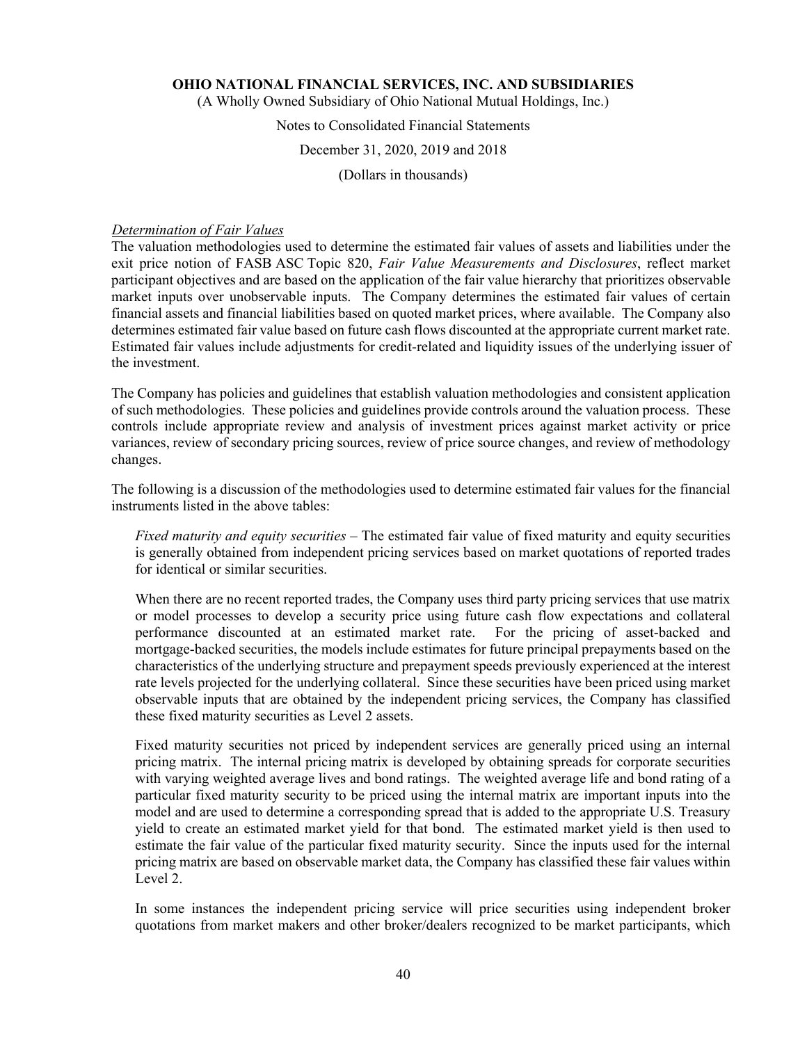*Determination of Fair Values*

The valuation methodologies used to determine the estimated fair values of assets and liabilities under the exit price notion of FASB ASC Topic 820, *Fair Value Measurements and Disclosures*, reflect market participant objectives and are based on the application of the fair value hierarchy that prioritizes observable market inputs over unobservable inputs. The Company determines the estimated fair values of certain financial assets and financial liabilities based on quoted market prices, where available. The Company also determines estimated fair value based on future cash flows discounted at the appropriate current market rate. Estimated fair values include adjustments for credit-related and liquidity issues of the underlying issuer of the investment.

The Company has policies and guidelines that establish valuation methodologies and consistent application of such methodologies. These policies and guidelines provide controls around the valuation process. These controls include appropriate review and analysis of investment prices against market activity or price variances, review of secondary pricing sources, review of price source changes, and review of methodology changes.

The following is a discussion of the methodologies used to determine estimated fair values for the financial instruments listed in the above tables:

*Fixed maturity and equity securities* – The estimated fair value of fixed maturity and equity securities is generally obtained from independent pricing services based on market quotations of reported trades for identical or similar securities.

When there are no recent reported trades, the Company uses third party pricing services that use matrix or model processes to develop a security price using future cash flow expectations and collateral performance discounted at an estimated market rate. For the pricing of asset-backed and mortgage-backed securities, the models include estimates for future principal prepayments based on the characteristics of the underlying structure and prepayment speeds previously experienced at the interest rate levels projected for the underlying collateral. Since these securities have been priced using market observable inputs that are obtained by the independent pricing services, the Company has classified these fixed maturity securities as Level 2 assets.

Fixed maturity securities not priced by independent services are generally priced using an internal pricing matrix. The internal pricing matrix is developed by obtaining spreads for corporate securities with varying weighted average lives and bond ratings. The weighted average life and bond rating of a particular fixed maturity security to be priced using the internal matrix are important inputs into the model and are used to determine a corresponding spread that is added to the appropriate U.S. Treasury yield to create an estimated market yield for that bond. The estimated market yield is then used to estimate the fair value of the particular fixed maturity security. Since the inputs used for the internal pricing matrix are based on observable market data, the Company has classified these fair values within Level 2.

In some instances the independent pricing service will price securities using independent broker quotations from market makers and other broker/dealers recognized to be market participants, which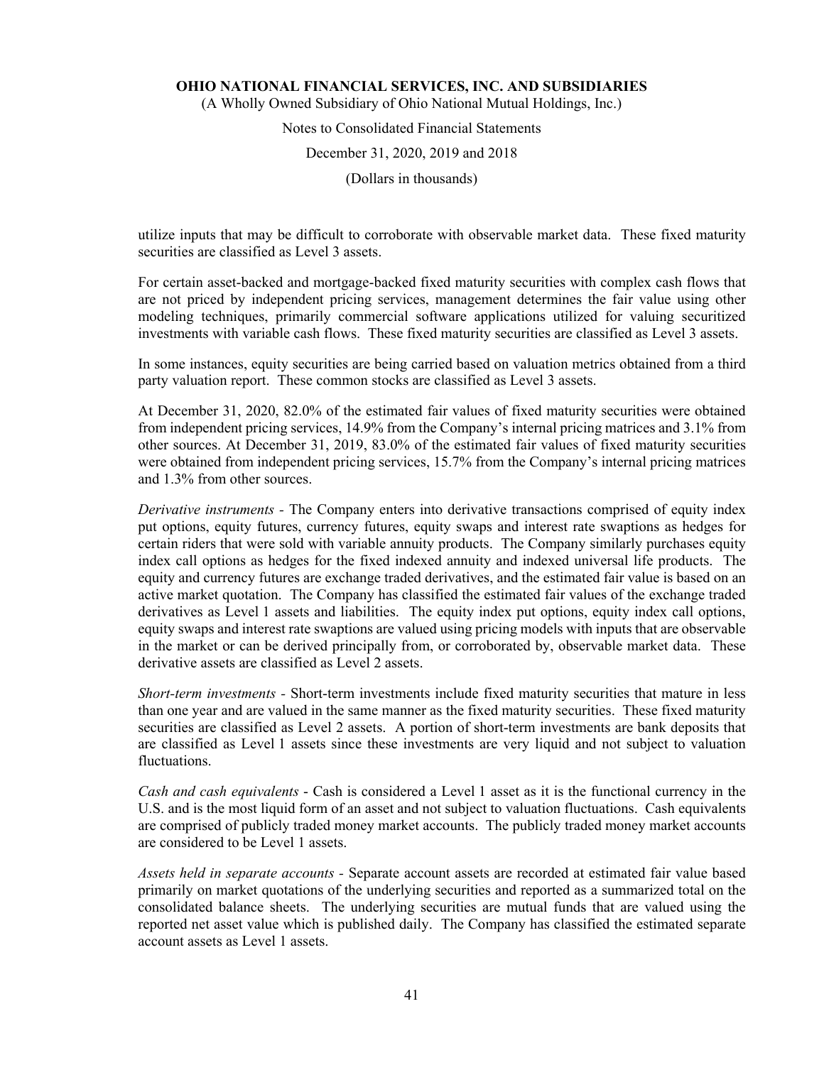utilize inputs that may be difficult to corroborate with observable market data. These fixed maturity securities are classified as Level 3 assets.

For certain asset-backed and mortgage-backed fixed maturity securities with complex cash flows that are not priced by independent pricing services, management determines the fair value using other modeling techniques, primarily commercial software applications utilized for valuing securitized investments with variable cash flows. These fixed maturity securities are classified as Level 3 assets.

In some instances, equity securities are being carried based on valuation metrics obtained from a third party valuation report. These common stocks are classified as Level 3 assets.

At December 31, 2020, 82.0% of the estimated fair values of fixed maturity securities were obtained from independent pricing services, 14.9% from the Company's internal pricing matrices and 3.1% from other sources. At December 31, 2019, 83.0% of the estimated fair values of fixed maturity securities were obtained from independent pricing services, 15.7% from the Company's internal pricing matrices and 1.3% from other sources.

*Derivative instruments* - The Company enters into derivative transactions comprised of equity index put options, equity futures, currency futures, equity swaps and interest rate swaptions as hedges for certain riders that were sold with variable annuity products. The Company similarly purchases equity index call options as hedges for the fixed indexed annuity and indexed universal life products. The equity and currency futures are exchange traded derivatives, and the estimated fair value is based on an active market quotation. The Company has classified the estimated fair values of the exchange traded derivatives as Level 1 assets and liabilities. The equity index put options, equity index call options, equity swaps and interest rate swaptions are valued using pricing models with inputs that are observable in the market or can be derived principally from, or corroborated by, observable market data. These derivative assets are classified as Level 2 assets.

*Short-term investments* - Short-term investments include fixed maturity securities that mature in less than one year and are valued in the same manner as the fixed maturity securities. These fixed maturity securities are classified as Level 2 assets. A portion of short-term investments are bank deposits that are classified as Level 1 assets since these investments are very liquid and not subject to valuation fluctuations.

*Cash and cash equivalents* - Cash is considered a Level 1 asset as it is the functional currency in the U.S. and is the most liquid form of an asset and not subject to valuation fluctuations. Cash equivalents are comprised of publicly traded money market accounts. The publicly traded money market accounts are considered to be Level 1 assets.

*Assets held in separate accounts* - Separate account assets are recorded at estimated fair value based primarily on market quotations of the underlying securities and reported as a summarized total on the consolidated balance sheets. The underlying securities are mutual funds that are valued using the reported net asset value which is published daily. The Company has classified the estimated separate account assets as Level 1 assets.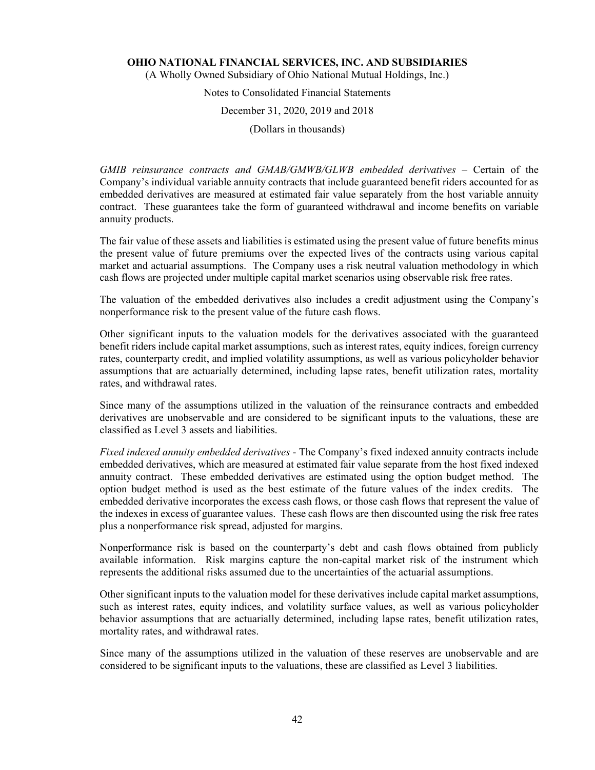*GMIB reinsurance contracts and GMAB/GMWB/GLWB embedded derivatives* – Certain of the Company's individual variable annuity contracts that include guaranteed benefit riders accounted for as embedded derivatives are measured at estimated fair value separately from the host variable annuity contract. These guarantees take the form of guaranteed withdrawal and income benefits on variable annuity products.

The fair value of these assets and liabilities is estimated using the present value of future benefits minus the present value of future premiums over the expected lives of the contracts using various capital market and actuarial assumptions. The Company uses a risk neutral valuation methodology in which cash flows are projected under multiple capital market scenarios using observable risk free rates.

The valuation of the embedded derivatives also includes a credit adjustment using the Company's nonperformance risk to the present value of the future cash flows.

Other significant inputs to the valuation models for the derivatives associated with the guaranteed benefit riders include capital market assumptions, such as interest rates, equity indices, foreign currency rates, counterparty credit, and implied volatility assumptions, as well as various policyholder behavior assumptions that are actuarially determined, including lapse rates, benefit utilization rates, mortality rates, and withdrawal rates.

Since many of the assumptions utilized in the valuation of the reinsurance contracts and embedded derivatives are unobservable and are considered to be significant inputs to the valuations, these are classified as Level 3 assets and liabilities.

*Fixed indexed annuity embedded derivatives* - The Company's fixed indexed annuity contracts include embedded derivatives, which are measured at estimated fair value separate from the host fixed indexed annuity contract. These embedded derivatives are estimated using the option budget method. The option budget method is used as the best estimate of the future values of the index credits. The embedded derivative incorporates the excess cash flows, or those cash flows that represent the value of the indexes in excess of guarantee values. These cash flows are then discounted using the risk free rates plus a nonperformance risk spread, adjusted for margins.

Nonperformance risk is based on the counterparty's debt and cash flows obtained from publicly available information. Risk margins capture the non-capital market risk of the instrument which represents the additional risks assumed due to the uncertainties of the actuarial assumptions.

Other significant inputs to the valuation model for these derivatives include capital market assumptions, such as interest rates, equity indices, and volatility surface values, as well as various policyholder behavior assumptions that are actuarially determined, including lapse rates, benefit utilization rates, mortality rates, and withdrawal rates.

Since many of the assumptions utilized in the valuation of these reserves are unobservable and are considered to be significant inputs to the valuations, these are classified as Level 3 liabilities.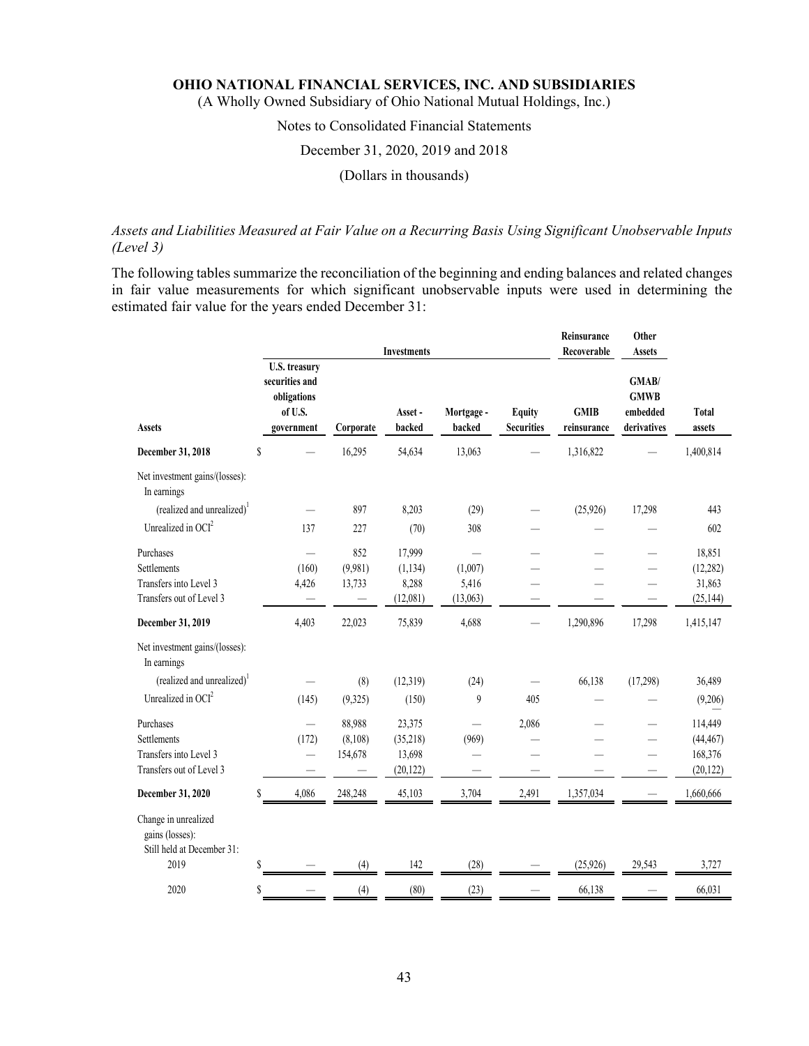*Assets and Liabilities Measured at Fair Value on a Recurring Basis Using Significant Unobservable Inputs (Level 3)*

The following tables summarize the reconciliation of the beginning and ending balances and related changes in fair value measurements for which significant unobservable inputs were used in determining the estimated fair value for the years ended December 31:

| | Investments | | | | | Reinsurance Recoverable | Other Assets | |
|---|---|---|---|---|---|---|---|---|
| **Assets** | **U.S. treasury securities and obligations of U.S. government** | **Corporate** | **Asset - backed** | **Mortgage - backed** | **Equity Securities** | **GMIB reinsurance** | **GMAB/ GMWB embedded derivatives** | **Total assets** |
| **December 31, 2018** | $ — | 16,295 | 54,634 | 13,063 | — | 1,316,822 | — | 1,400,814 |
| Net investment gains/(losses): In earnings | | | | | | | | |
| (realized and unrealized)[1] | — | 897 | 8,203 | (29) | — | (25,926) | 17,298 | 443 |
| Unrealized in OCI[2] | 137 | 227 | (70) | 308 | — | — | — | 602 |
| Purchases | — | 852 | 17,999 | — | — | — | — | 18,851 |
| Settlements | (160) | (9,981) | (1,134) | (1,007) | — | — | — | (12,282) |
| Transfers into Level 3 | 4,426 | 13,733 | 8,288 | 5,416 | — | — | — | 31,863 |
| Transfers out of Level 3 | — | — | (12,081) | (13,063) | — | — | — | (25,144) |
| **December 31, 2019** | 4,403 | 22,023 | 75,839 | 4,688 | — | 1,290,896 | 17,298 | 1,415,147 |
| Net investment gains/(losses): In earnings | | | | | | | | |
| (realized and unrealized)[1] | — | (8) | (12,319) | (24) | — | 66,138 | (17,298) | 36,489 |
| Unrealized in OCI[2] | (145) | (9,325) | (150) | 9 | 405 | — | — | (9,206) |
| Purchases | — | 88,988 | 23,375 | — | 2,086 | — | — | 114,449 |
| Settlements | (172) | (8,108) | (35,218) | (969) | — | — | — | (44,467) |
| Transfers into Level 3 | — | 154,678 | 13,698 | — | — | — | — | 168,376 |
| Transfers out of Level 3 | — | — | (20,122) | — | — | — | — | (20,122) |
| **December 31, 2020** | $ 4,086 | 248,248 | 45,103 | 3,704 | 2,491 | 1,357,034 | — | 1,660,666 |
| Change in unrealized gains (losses): Still held at December 31: | | | | | | | | |
| 2019 | $ — | (4) | 142 | (28) | — | (25,926) | 29,543 | 3,727 |
| 2020 | $ — | (4) | (80) | (23) | — | 66,138 | — | 66,031 |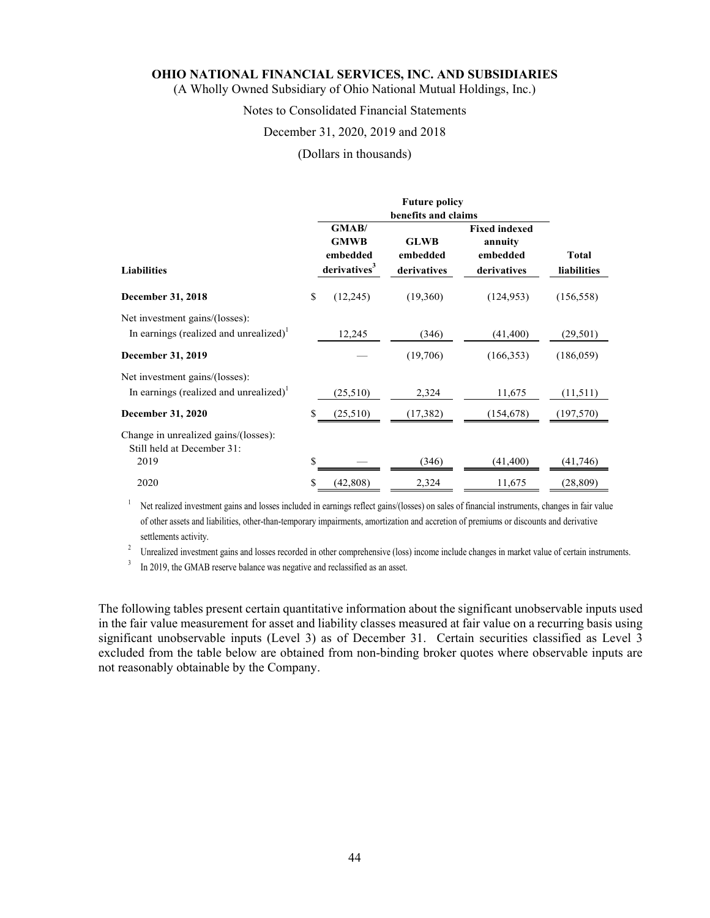**OHIO NATIONAL FINANCIAL SERVICES, INC. AND SUBSIDIARIES**
(A Wholly Owned Subsidiary of Ohio National Mutual Holdings, Inc.)

Notes to Consolidated Financial Statements

December 31, 2020, 2019 and 2018

(Dollars in thousands)

| | Future policy benefits and claims | | | |
|---|---|---|---|---|
| **Liabilities** | **GMAB/ GMWB embedded derivatives[3]** | **GLWB embedded derivatives** | **Fixed indexed annuity embedded derivatives** | **Total liabilities** |
| **December 31, 2018** | $ (12,245) | (19,360) | (124,953) | (156,558) |
| Net investment gains/(losses): | | | | |
| In earnings (realized and unrealized)[1] | 12,245 | (346) | (41,400) | (29,501) |
| **December 31, 2019** | — | (19,706) | (166,353) | (186,059) |
| Net investment gains/(losses): | | | | |
| In earnings (realized and unrealized)[1] | (25,510) | 2,324 | 11,675 | (11,511) |
| **December 31, 2020** | $ (25,510) | (17,382) | (154,678) | (197,570) |
| Change in unrealized gains/(losses): Still held at December 31: | | | | |
| 2019 | $ — | (346) | (41,400) | (41,746) |
| 2020 | $ (42,808) | 2,324 | 11,675 | (28,809) |

[1] Net realized investment gains and losses included in earnings reflect gains/(losses) on sales of financial instruments, changes in fair value of other assets and liabilities, other-than-temporary impairments, amortization and accretion of premiums or discounts and derivative settlements activity.

[2] Unrealized investment gains and losses recorded in other comprehensive (loss) income include changes in market value of certain instruments.

[3] In 2019, the GMAB reserve balance was negative and reclassified as an asset.

The following tables present certain quantitative information about the significant unobservable inputs used in the fair value measurement for asset and liability classes measured at fair value on a recurring basis using significant unobservable inputs (Level 3) as of December 31. Certain securities classified as Level 3 excluded from the table below are obtained from non-binding broker quotes where observable inputs are not reasonably obtainable by the Company.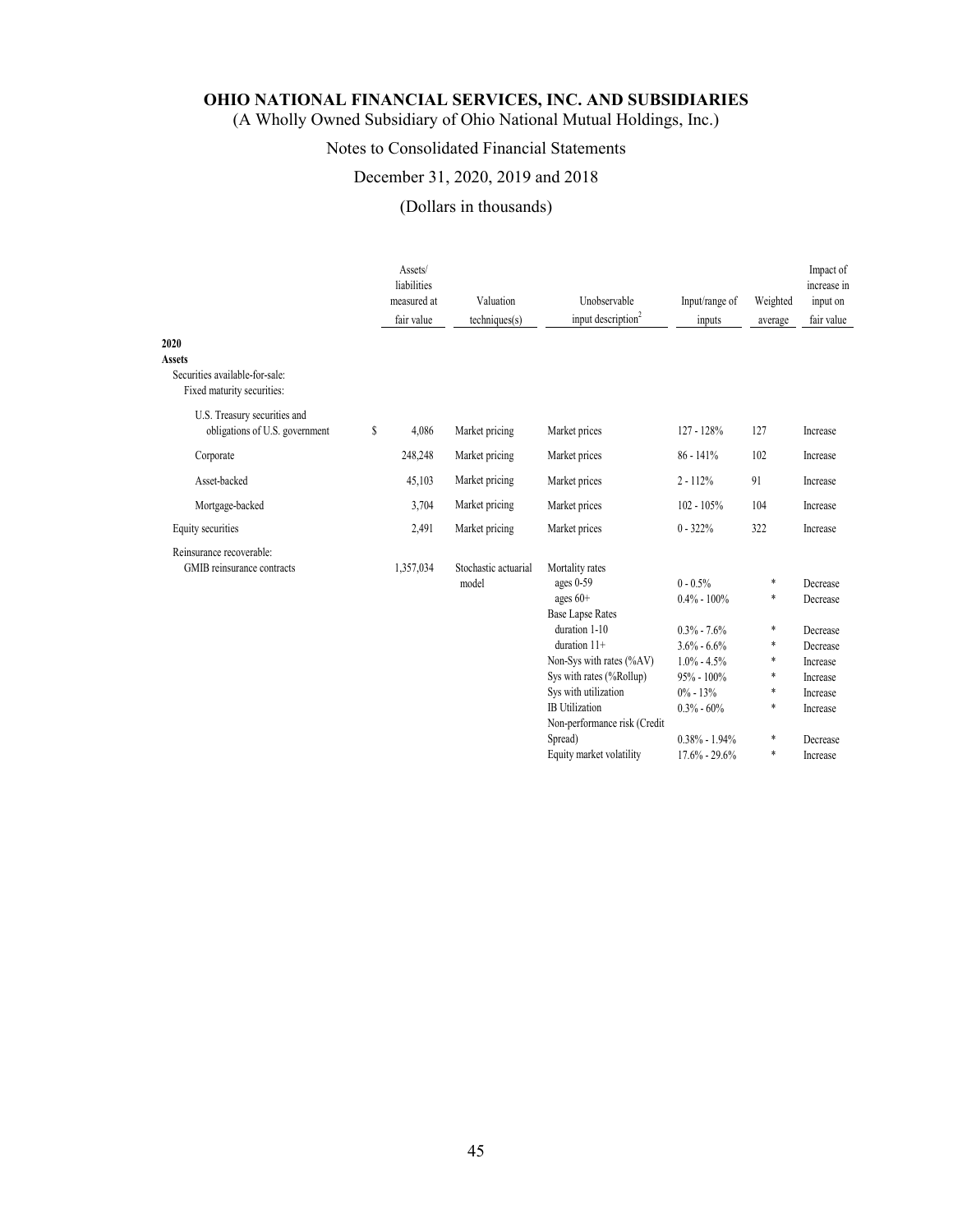**OHIO NATIONAL FINANCIAL SERVICES, INC. AND SUBSIDIARIES**
(A Wholly Owned Subsidiary of Ohio National Mutual Holdings, Inc.)

Notes to Consolidated Financial Statements

December 31, 2020, 2019 and 2018

(Dollars in thousands)

| | Assets/ liabilities measured at fair value | Valuation techniques(s) | Unobservable input description[2] | Input/range of inputs | Weighted average | Impact of increase in input on fair value |
|---|---|---|---|---|---|---|
| **2020** | | | | | | |
| **Assets** | | | | | | |
| Securities available-for-sale: | | | | | | |
| Fixed maturity securities: | | | | | | |
| U.S. Treasury securities and obligations of U.S. government | $ 4,086 | Market pricing | Market prices | 127 - 128% | 127 | Increase |
| Corporate | 248,248 | Market pricing | Market prices | 86 - 141% | 102 | Increase |
| Asset-backed | 45,103 | Market pricing | Market prices | 2 - 112% | 91 | Increase |
| Mortgage-backed | 3,704 | Market pricing | Market prices | 102 - 105% | 104 | Increase |
| Equity securities | 2,491 | Market pricing | Market prices | 0 - 322% | 322 | Increase |
| Reinsurance recoverable: | | | | | | |
| GMIB reinsurance contracts | 1,357,034 | Stochastic actuarial model | Mortality rates | | | |
| | | | ages 0-59 | 0 - 0.5% | * | Decrease |
| | | | ages 60+ | 0.4% - 100% | * | Decrease |
| | | | Base Lapse Rates | | | |
| | | | duration 1-10 | 0.3% - 7.6% | * | Decrease |
| | | | duration 11+ | 3.6% - 6.6% | * | Decrease |
| | | | Non-Sys with rates (%AV) | 1.0% - 4.5% | * | Increase |
| | | | Sys with rates (%Rollup) | 95% - 100% | * | Increase |
| | | | Sys with utilization | 0% - 13% | * | Increase |
| | | | IB Utilization | 0.3% - 60% | * | Increase |
| | | | Non-performance risk (Credit Spread) | 0.38% - 1.94% | * | Decrease |
| | | | Equity market volatility | 17.6% - 29.6% | * | Increase |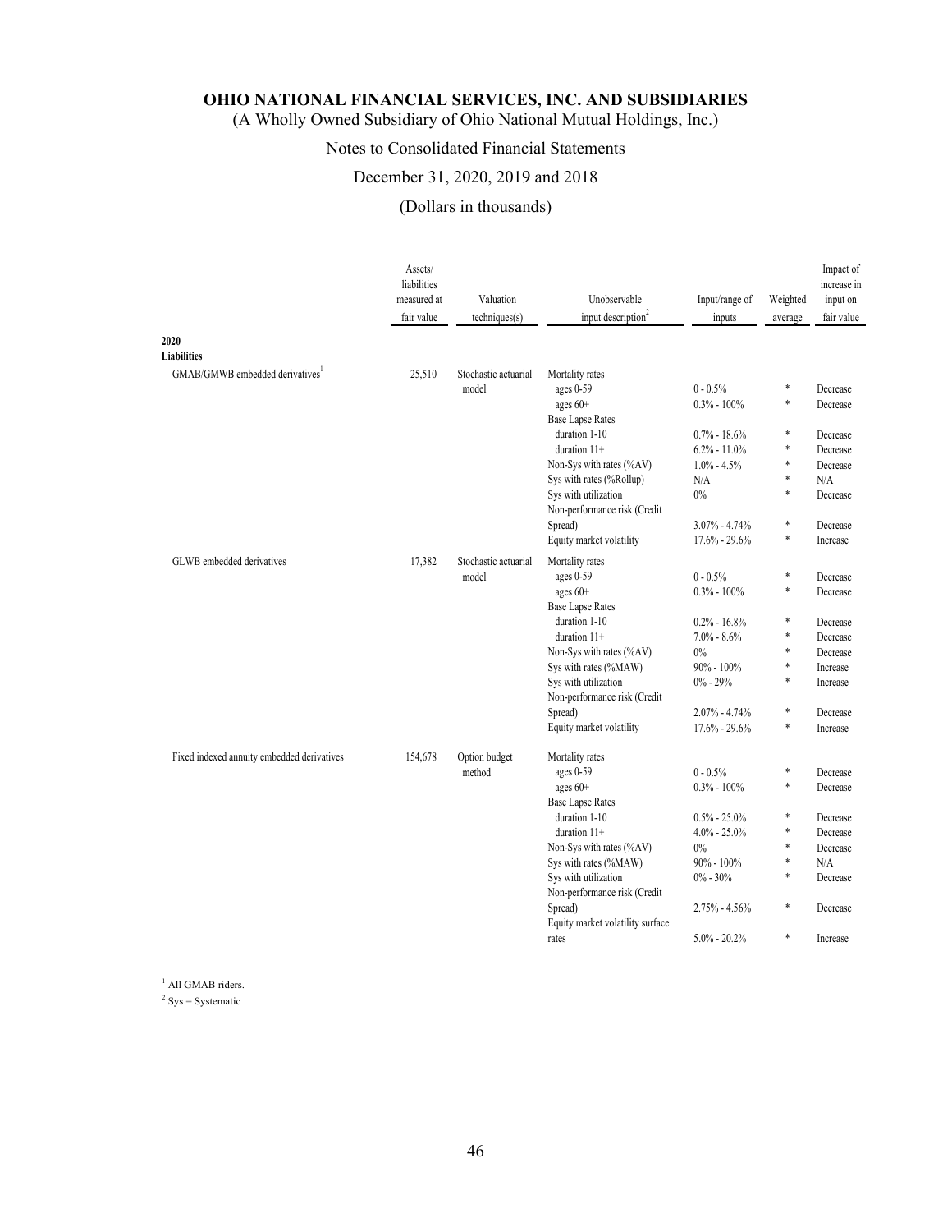**OHIO NATIONAL FINANCIAL SERVICES, INC. AND SUBSIDIARIES**
(A Wholly Owned Subsidiary of Ohio National Mutual Holdings, Inc.)

Notes to Consolidated Financial Statements

December 31, 2020, 2019 and 2018

(Dollars in thousands)

| | Assets/ liabilities measured at fair value | Valuation techniques(s) | Unobservable input description[2] | Input/range of inputs | Weighted average | Impact of increase in input on fair value |
|---|---|---|---|---|---|---|
| **2020** | | | | | | |
| **Liabilities** | | | | | | |
| GMAB/GMWB embedded derivatives[1] | 25,510 | Stochastic actuarial model | Mortality rates | | | |
| | | | ages 0-59 | 0 - 0.5% | * | Decrease |
| | | | ages 60+ | 0.3% - 100% | * | Decrease |
| | | | Base Lapse Rates | | | |
| | | | duration 1-10 | 0.7% - 18.6% | * | Decrease |
| | | | duration 11+ | 6.2% - 11.0% | * | Decrease |
| | | | Non-Sys with rates (%AV) | 1.0% - 4.5% | * | Decrease |
| | | | Sys with rates (%Rollup) | N/A | * | N/A |
| | | | Sys with utilization | 0% | * | Decrease |
| | | | Non-performance risk (Credit Spread) | 3.07% - 4.74% | * | Decrease |
| | | | Equity market volatility | 17.6% - 29.6% | * | Increase |
| GLWB embedded derivatives | 17,382 | Stochastic actuarial model | Mortality rates | | | |
| | | | ages 0-59 | 0 - 0.5% | * | Decrease |
| | | | ages 60+ | 0.3% - 100% | * | Decrease |
| | | | Base Lapse Rates | | | |
| | | | duration 1-10 | 0.2% - 16.8% | * | Decrease |
| | | | duration 11+ | 7.0% - 8.6% | * | Decrease |
| | | | Non-Sys with rates (%AV) | 0% | * | Decrease |
| | | | Sys with rates (%MAW) | 90% - 100% | * | Increase |
| | | | Sys with utilization | 0% - 29% | * | Increase |
| | | | Non-performance risk (Credit Spread) | 2.07% - 4.74% | * | Decrease |
| | | | Equity market volatility | 17.6% - 29.6% | * | Increase |
| Fixed indexed annuity embedded derivatives | 154,678 | Option budget method | Mortality rates | | | |
| | | | ages 0-59 | 0 - 0.5% | * | Decrease |
| | | | ages 60+ | 0.3% - 100% | * | Decrease |
| | | | Base Lapse Rates | | | |
| | | | duration 1-10 | 0.5% - 25.0% | * | Decrease |
| | | | duration 11+ | 4.0% - 25.0% | * | Decrease |
| | | | Non-Sys with rates (%AV) | 0% | * | Decrease |
| | | | Sys with rates (%MAW) | 90% - 100% | * | N/A |
| | | | Sys with utilization | 0% - 30% | * | Decrease |
| | | | Non-performance risk (Credit Spread) | 2.75% - 4.56% | * | Decrease |
| | | | Equity market volatility surface rates | 5.0% - 20.2% | * | Increase |

[1] All GMAB riders.

[2] Sys = Systematic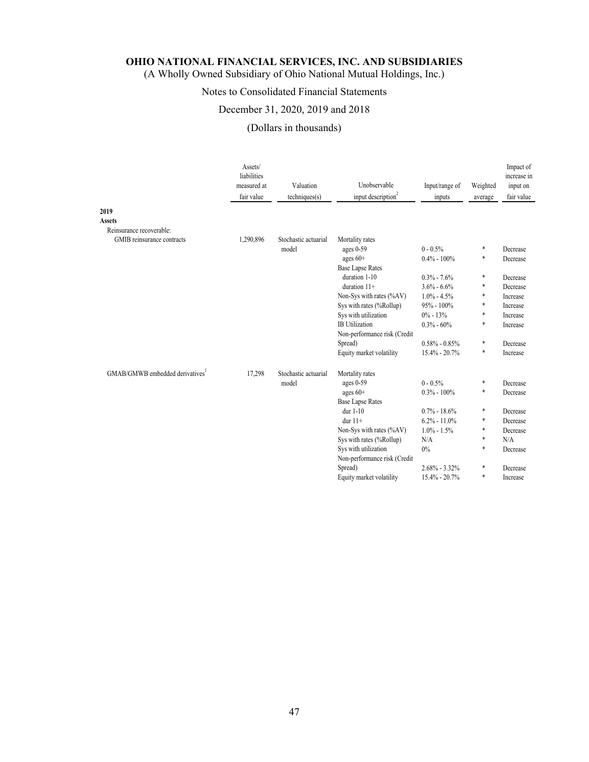**OHIO NATIONAL FINANCIAL SERVICES, INC. AND SUBSIDIARIES**
(A Wholly Owned Subsidiary of Ohio National Mutual Holdings, Inc.)

Notes to Consolidated Financial Statements

December 31, 2020, 2019 and 2018

(Dollars in thousands)

| | Assets/ liabilities measured at fair value | Valuation techniques(s) | Unobservable input description[2] | Input/range of inputs | Weighted average | Impact of increase in input on fair value |
|---|---|---|---|---|---|---|
| **2019** | | | | | | |
| **Assets** | | | | | | |
| Reinsurance recoverable: | | | | | | |
| GMIB reinsurance contracts | 1,290,896 | Stochastic actuarial model | Mortality rates | | | |
| | | | ages 0-59 | 0 - 0.5% | * | Decrease |
| | | | ages 60+ | 0.4% - 100% | * | Decrease |
| | | | Base Lapse Rates | | | |
| | | | duration 1-10 | 0.3% - 7.6% | * | Decrease |
| | | | duration 11+ | 3.6% - 6.6% | * | Decrease |
| | | | Non-Sys with rates (%AV) | 1.0% - 4.5% | * | Increase |
| | | | Sys with rates (%Rollup) | 95% - 100% | * | Increase |
| | | | Sys with utilization | 0% - 13% | * | Increase |
| | | | IB Utilization | 0.3% - 60% | * | Increase |
| | | | Non-performance risk (Credit Spread) | 0.58% - 0.85% | * | Decrease |
| | | | Equity market volatility | 15.4% - 20.7% | * | Increase |
| GMAB/GMWB embedded derivatives[1] | 17,298 | Stochastic actuarial model | Mortality rates | | | |
| | | | ages 0-59 | 0 - 0.5% | * | Decrease |
| | | | ages 60+ | 0.3% - 100% | * | Decrease |
| | | | Base Lapse Rates | | | |
| | | | dur 1-10 | 0.7% - 18.6% | * | Decrease |
| | | | dur 11+ | 6.2% - 11.0% | * | Decrease |
| | | | Non-Sys with rates (%AV) | 1.0% - 1.5% | * | Decrease |
| | | | Sys with rates (%Rollup) | N/A | * | N/A |
| | | | Sys with utilization | 0% | * | Decrease |
| | | | Non-performance risk (Credit Spread) | 2.68% - 3.32% | * | Decrease |
| | | | Equity market volatility | 15.4% - 20.7% | * | Increase |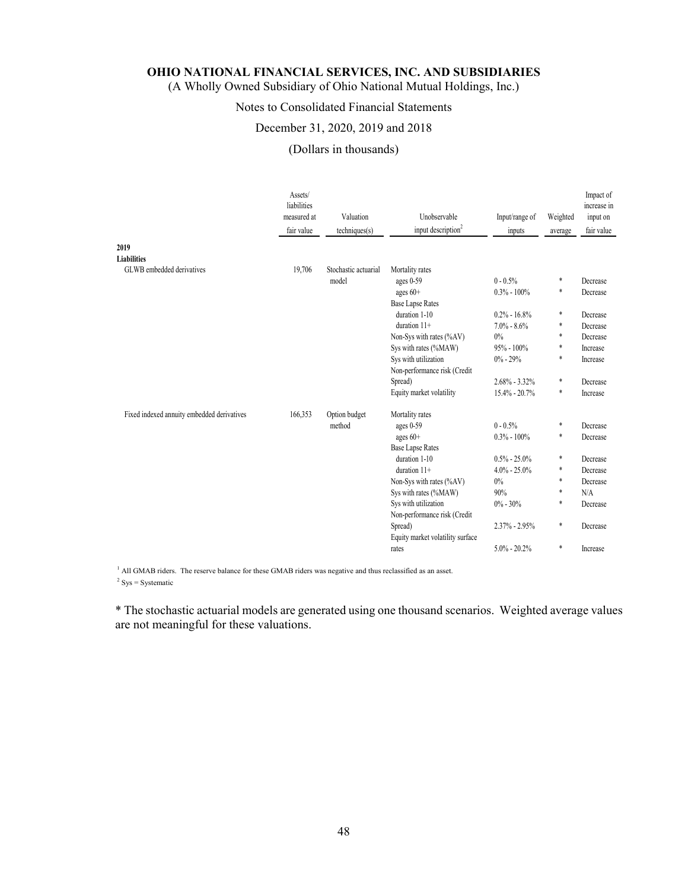| | Assets/ liabilities measured at fair value | Valuation techniques(s) | Unobservable input description[2] | Input/range of inputs | Weighted average | Impact of increase in input on fair value |
|---|---|---|---|---|---|---|
| **2019** | | | | | | |
| **Liabilities** | | | | | | |
| GLWB embedded derivatives | 19,706 | Stochastic actuarial model | Mortality rates | | | |
| | | | ages 0-59 | 0 - 0.5% | * | Decrease |
| | | | ages 60+ | 0.3% - 100% | * | Decrease |
| | | | Base Lapse Rates | | | |
| | | | duration 1-10 | 0.2% - 16.8% | * | Decrease |
| | | | duration 11+ | 7.0% - 8.6% | * | Decrease |
| | | | Non-Sys with rates (%AV) | 0% | * | Decrease |
| | | | Sys with rates (%MAW) | 95% - 100% | * | Increase |
| | | | Sys with utilization | 0% - 29% | * | Increase |
| | | | Non-performance risk (Credit Spread) | 2.68% - 3.32% | * | Decrease |
| | | | Equity market volatility | 15.4% - 20.7% | * | Increase |
| Fixed indexed annuity embedded derivatives | 166,353 | Option budget method | Mortality rates | | | |
| | | | ages 0-59 | 0 - 0.5% | * | Decrease |
| | | | ages 60+ | 0.3% - 100% | * | Decrease |
| | | | Base Lapse Rates | | | |
| | | | duration 1-10 | 0.5% - 25.0% | * | Decrease |
| | | | duration 11+ | 4.0% - 25.0% | * | Decrease |
| | | | Non-Sys with rates (%AV) | 0% | * | Decrease |
| | | | Sys with rates (%MAW) | 90% | * | N/A |
| | | | Sys with utilization | 0% - 30% | * | Decrease |
| | | | Non-performance risk (Credit Spread) | 2.37% - 2.95% | * | Decrease |
| | | | Equity market volatility surface rates | 5.0% - 20.2% | * | Increase |

[1] All GMAB riders. The reserve balance for these GMAB riders was negative and thus reclassified as an asset.

[2] Sys = Systematic

* The stochastic actuarial models are generated using one thousand scenarios. Weighted average values are not meaningful for these valuations.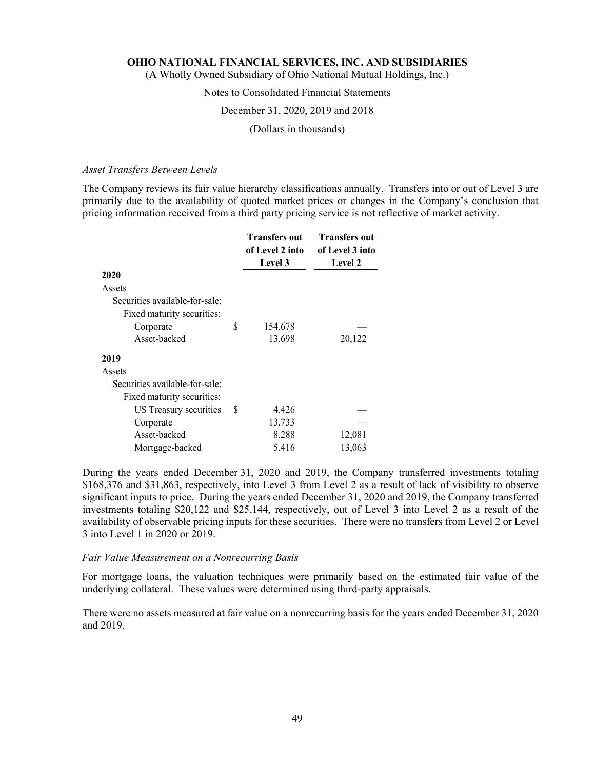*Asset Transfers Between Levels*

The Company reviews its fair value hierarchy classifications annually. Transfers into or out of Level 3 are primarily due to the availability of quoted market prices or changes in the Company's conclusion that pricing information received from a third party pricing service is not reflective of market activity.

| | Transfers out of Level 2 into Level 3 | Transfers out of Level 3 into Level 2 |
|---|---|---|
| **2020** | | |
| Assets | | |
| Securities available-for-sale: | | |
| Fixed maturity securities: | | |
| Corporate | $ 154,678 | — |
| Asset-backed | 13,698 | 20,122 |
| **2019** | | |
| Assets | | |
| Securities available-for-sale: | | |
| Fixed maturity securities: | | |
| US Treasury securities | $ 4,426 | — |
| Corporate | 13,733 | — |
| Asset-backed | 8,288 | 12,081 |
| Mortgage-backed | 5,416 | 13,063 |

During the years ended December 31, 2020 and 2019, the Company transferred investments totaling $168,376 and $31,863, respectively, into Level 3 from Level 2 as a result of lack of visibility to observe significant inputs to price. During the years ended December 31, 2020 and 2019, the Company transferred investments totaling $20,122 and $25,144, respectively, out of Level 3 into Level 2 as a result of the availability of observable pricing inputs for these securities. There were no transfers from Level 2 or Level 3 into Level 1 in 2020 or 2019.

*Fair Value Measurement on a Nonrecurring Basis*

For mortgage loans, the valuation techniques were primarily based on the estimated fair value of the underlying collateral. These values were determined using third-party appraisals.

There were no assets measured at fair value on a nonrecurring basis for the years ended December 31, 2020 and 2019.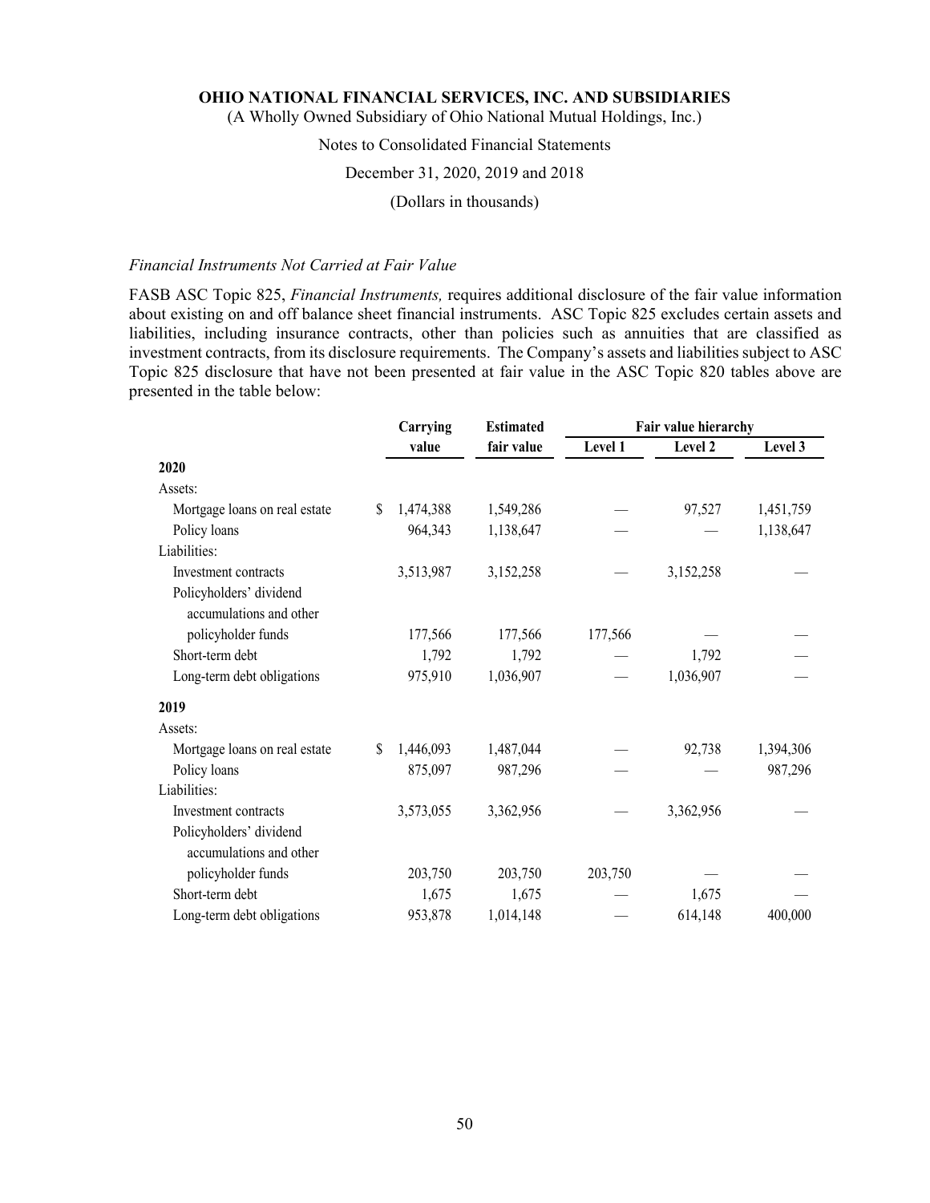OHIO NATIONAL FINANCIAL SERVICES, INC. AND SUBSIDIARIES

(A Wholly Owned Subsidiary of Ohio National Mutual Holdings, Inc.)

Notes to Consolidated Financial Statements

December 31, 2020, 2019 and 2018

(Dollars in thousands)

*Financial Instruments Not Carried at Fair Value*

FASB ASC Topic 825, *Financial Instruments,* requires additional disclosure of the fair value information about existing on and off balance sheet financial instruments. ASC Topic 825 excludes certain assets and liabilities, including insurance contracts, other than policies such as annuities that are classified as investment contracts, from its disclosure requirements. The Company's assets and liabilities subject to ASC Topic 825 disclosure that have not been presented at fair value in the ASC Topic 820 tables above are presented in the table below:

| | Carrying value | Estimated fair value | Fair value hierarchy | | |
|---|---|---|---|---|---|
| | | | Level 1 | Level 2 | Level 3 |
| **2020** | | | | | |
| Assets: | | | | | |
| Mortgage loans on real estate | $ 1,474,388 | 1,549,286 | — | 97,527 | 1,451,759 |
| Policy loans | 964,343 | 1,138,647 | — | — | 1,138,647 |
| Liabilities: | | | | | |
| Investment contracts | 3,513,987 | 3,152,258 | — | 3,152,258 | — |
| Policyholders' dividend accumulations and other policyholder funds | 177,566 | 177,566 | 177,566 | — | — |
| Short-term debt | 1,792 | 1,792 | — | 1,792 | — |
| Long-term debt obligations | 975,910 | 1,036,907 | — | 1,036,907 | — |
| **2019** | | | | | |
| Assets: | | | | | |
| Mortgage loans on real estate | $ 1,446,093 | 1,487,044 | — | 92,738 | 1,394,306 |
| Policy loans | 875,097 | 987,296 | — | — | 987,296 |
| Liabilities: | | | | | |
| Investment contracts | 3,573,055 | 3,362,956 | — | 3,362,956 | — |
| Policyholders' dividend accumulations and other policyholder funds | 203,750 | 203,750 | 203,750 | — | — |
| Short-term debt | 1,675 | 1,675 | — | 1,675 | — |
| Long-term debt obligations | 953,878 | 1,014,148 | — | 614,148 | 400,000 |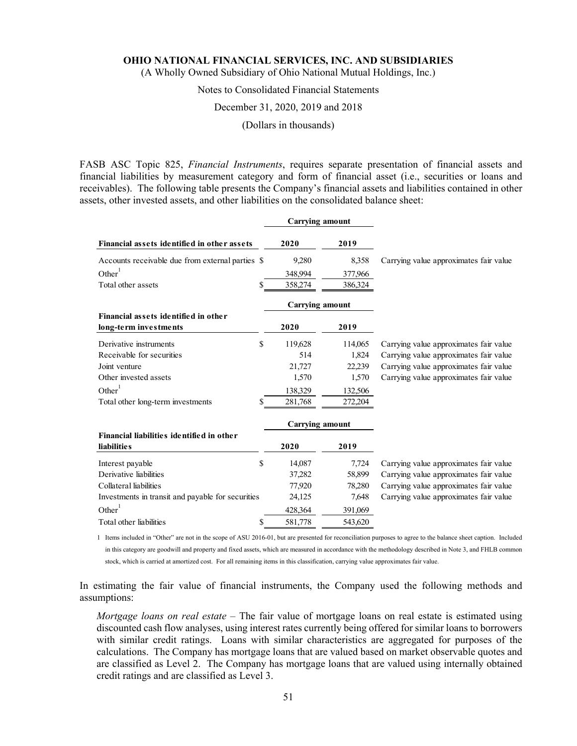FASB ASC Topic 825, *Financial Instruments*, requires separate presentation of financial assets and financial liabilities by measurement category and form of financial asset (i.e., securities or loans and receivables). The following table presents the Company's financial assets and liabilities contained in other assets, other invested assets, and other liabilities on the consolidated balance sheet:

| | Carrying amount | | |
|---|---|---|---|
| **Financial assets identified in other assets** | **2020** | **2019** | |
| Accounts receivable due from external parties | $ 9,280 | 8,358 | Carrying value approximates fair value |
| Other[1] | 348,994 | 377,966 | |
| Total other assets | $ 358,274 | 386,324 | |

| | Carrying amount | | |
|---|---|---|---|
| **Financial assets identified in other long-term investments** | **2020** | **2019** | |
| Derivative instruments | $ 119,628 | 114,065 | Carrying value approximates fair value |
| Receivable for securities | 514 | 1,824 | Carrying value approximates fair value |
| Joint venture | 21,727 | 22,239 | Carrying value approximates fair value |
| Other invested assets | 1,570 | 1,570 | Carrying value approximates fair value |
| Other[1] | 138,329 | 132,506 | |
| Total other long-term investments | $ 281,768 | 272,204 | |

| | Carrying amount | | |
|---|---|---|---|
| **Financial liabilities identified in other liabilities** | **2020** | **2019** | |
| Interest payable | $ 14,087 | 7,724 | Carrying value approximates fair value |
| Derivative liabilities | 37,282 | 58,899 | Carrying value approximates fair value |
| Collateral liabilities | 77,920 | 78,280 | Carrying value approximates fair value |
| Investments in transit and payable for securities | 24,125 | 7,648 | Carrying value approximates fair value |
| Other[1] | 428,364 | 391,069 | |
| Total other liabilities | $ 581,778 | 543,620 | |

1 Items included in "Other" are not in the scope of ASU 2016-01, but are presented for reconciliation purposes to agree to the balance sheet caption. Included in this category are goodwill and property and fixed assets, which are measured in accordance with the methodology described in Note 3, and FHLB common stock, which is carried at amortized cost. For all remaining items in this classification, carrying value approximates fair value.

In estimating the fair value of financial instruments, the Company used the following methods and assumptions:

*Mortgage loans on real estate* – The fair value of mortgage loans on real estate is estimated using discounted cash flow analyses, using interest rates currently being offered for similar loans to borrowers with similar credit ratings. Loans with similar characteristics are aggregated for purposes of the calculations. The Company has mortgage loans that are valued based on market observable quotes and are classified as Level 2. The Company has mortgage loans that are valued using internally obtained credit ratings and are classified as Level 3.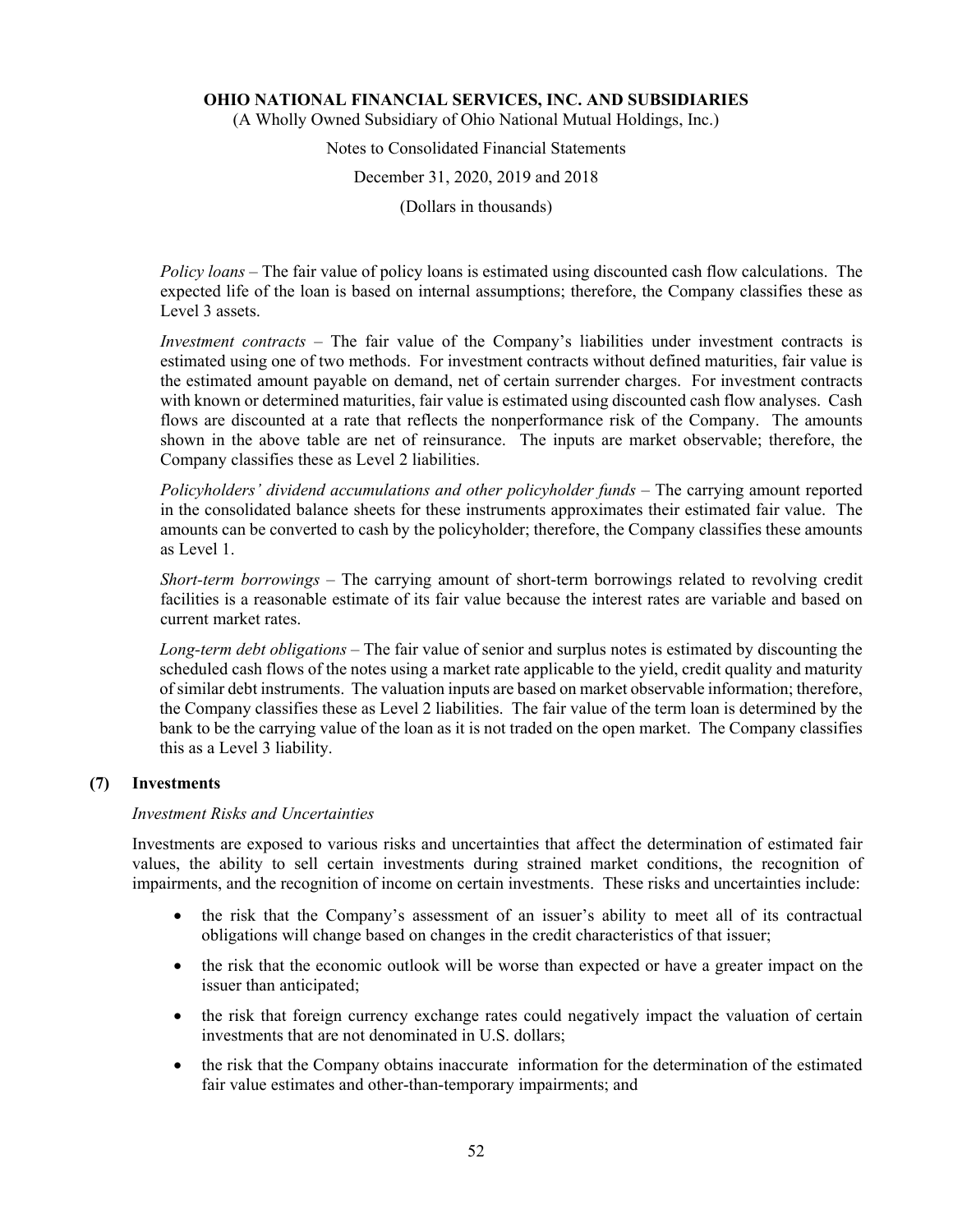*Policy loans* – The fair value of policy loans is estimated using discounted cash flow calculations. The expected life of the loan is based on internal assumptions; therefore, the Company classifies these as Level 3 assets.

*Investment contracts* – The fair value of the Company's liabilities under investment contracts is estimated using one of two methods. For investment contracts without defined maturities, fair value is the estimated amount payable on demand, net of certain surrender charges. For investment contracts with known or determined maturities, fair value is estimated using discounted cash flow analyses. Cash flows are discounted at a rate that reflects the nonperformance risk of the Company. The amounts shown in the above table are net of reinsurance. The inputs are market observable; therefore, the Company classifies these as Level 2 liabilities.

*Policyholders' dividend accumulations and other policyholder funds* – The carrying amount reported in the consolidated balance sheets for these instruments approximates their estimated fair value. The amounts can be converted to cash by the policyholder; therefore, the Company classifies these amounts as Level 1.

*Short-term borrowings* – The carrying amount of short-term borrowings related to revolving credit facilities is a reasonable estimate of its fair value because the interest rates are variable and based on current market rates.

*Long-term debt obligations* – The fair value of senior and surplus notes is estimated by discounting the scheduled cash flows of the notes using a market rate applicable to the yield, credit quality and maturity of similar debt instruments. The valuation inputs are based on market observable information; therefore, the Company classifies these as Level 2 liabilities. The fair value of the term loan is determined by the bank to be the carrying value of the loan as it is not traded on the open market. The Company classifies this as a Level 3 liability.

## (7) Investments

*Investment Risks and Uncertainties*

Investments are exposed to various risks and uncertainties that affect the determination of estimated fair values, the ability to sell certain investments during strained market conditions, the recognition of impairments, and the recognition of income on certain investments. These risks and uncertainties include:

- the risk that the Company's assessment of an issuer's ability to meet all of its contractual obligations will change based on changes in the credit characteristics of that issuer;
- the risk that the economic outlook will be worse than expected or have a greater impact on the issuer than anticipated;
- the risk that foreign currency exchange rates could negatively impact the valuation of certain investments that are not denominated in U.S. dollars;
- the risk that the Company obtains inaccurate information for the determination of the estimated fair value estimates and other-than-temporary impairments; and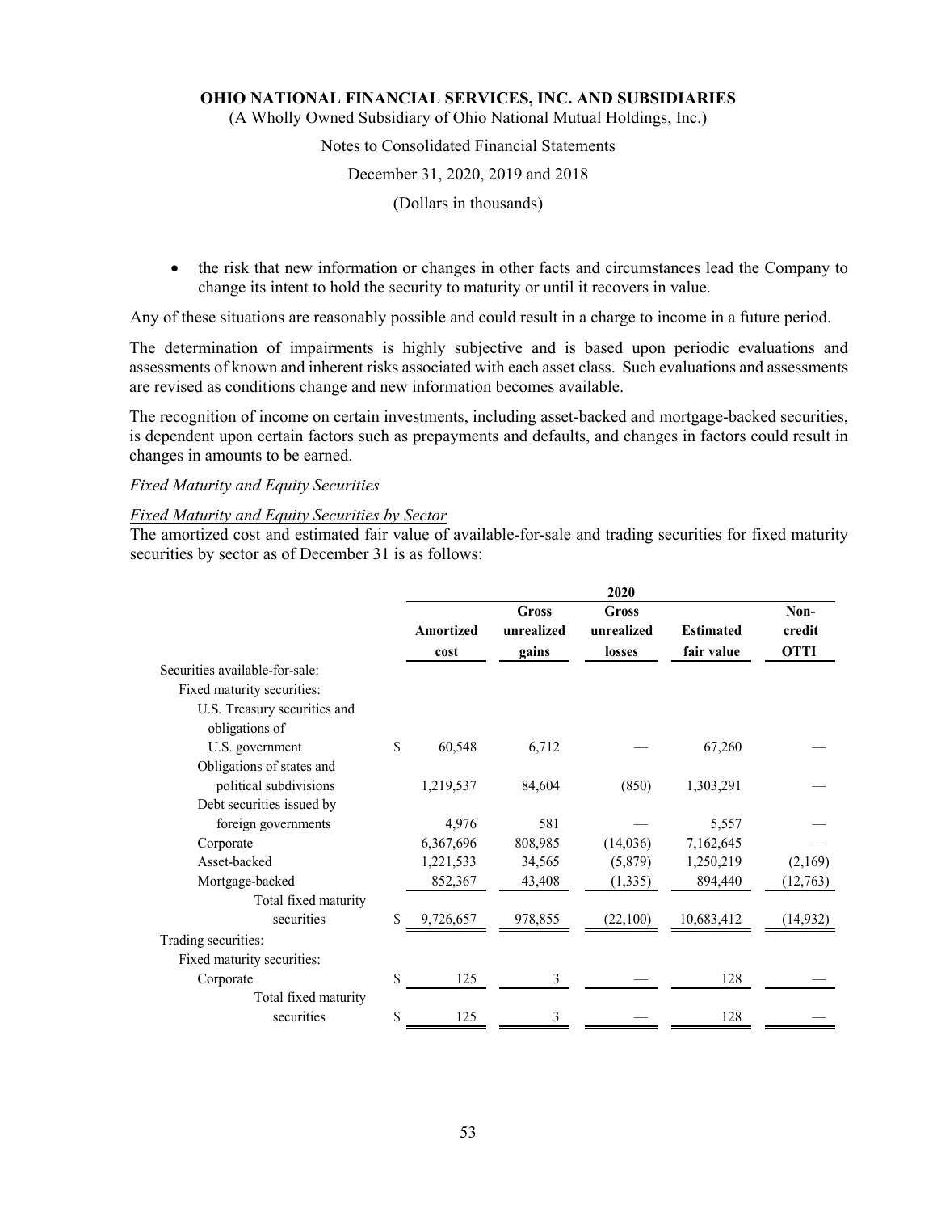- the risk that new information or changes in other facts and circumstances lead the Company to change its intent to hold the security to maturity or until it recovers in value.

Any of these situations are reasonably possible and could result in a charge to income in a future period.

The determination of impairments is highly subjective and is based upon periodic evaluations and assessments of known and inherent risks associated with each asset class. Such evaluations and assessments are revised as conditions change and new information becomes available.

The recognition of income on certain investments, including asset-backed and mortgage-backed securities, is dependent upon certain factors such as prepayments and defaults, and changes in factors could result in changes in amounts to be earned.

*Fixed Maturity and Equity Securities*

*Fixed Maturity and Equity Securities by Sector*

The amortized cost and estimated fair value of available-for-sale and trading securities for fixed maturity securities by sector as of December 31 is as follows:

| | 2020 | | | | |
|---|---|---|---|---|---|
| | Amortized cost | Gross unrealized gains | Gross unrealized losses | Estimated fair value | Non-credit OTTI |
| Securities available-for-sale: | | | | | |
| Fixed maturity securities: | | | | | |
| U.S. Treasury securities and obligations of U.S. government | $ 60,548 | 6,712 | — | 67,260 | — |
| Obligations of states and political subdivisions | 1,219,537 | 84,604 | (850) | 1,303,291 | — |
| Debt securities issued by foreign governments | 4,976 | 581 | — | 5,557 | — |
| Corporate | 6,367,696 | 808,985 | (14,036) | 7,162,645 | — |
| Asset-backed | 1,221,533 | 34,565 | (5,879) | 1,250,219 | (2,169) |
| Mortgage-backed | 852,367 | 43,408 | (1,335) | 894,440 | (12,763) |
| Total fixed maturity securities | $ 9,726,657 | 978,855 | (22,100) | 10,683,412 | (14,932) |
| Trading securities: | | | | | |
| Fixed maturity securities: | | | | | |
| Corporate | $ 125 | 3 | — | 128 | — |
| Total fixed maturity securities | $ 125 | 3 | — | 128 | — |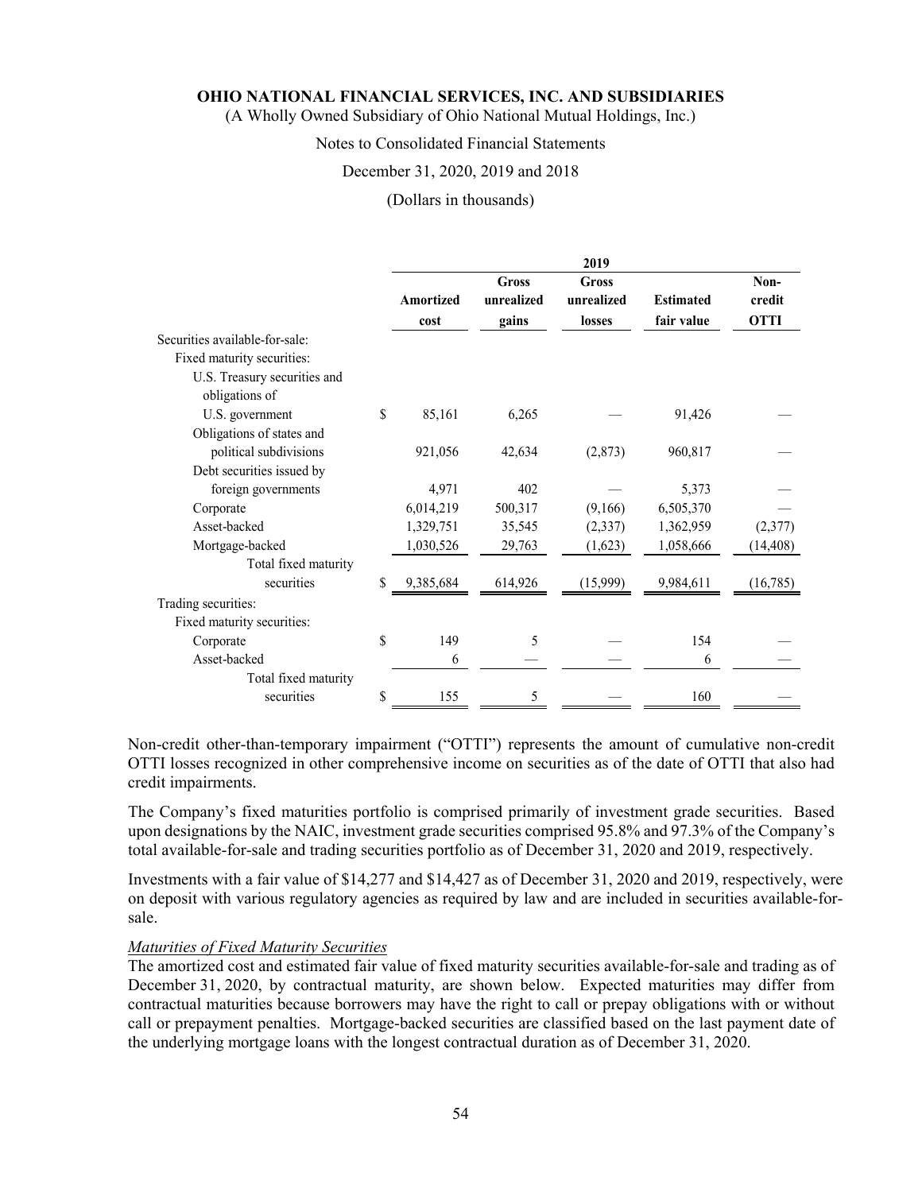**OHIO NATIONAL FINANCIAL SERVICES, INC. AND SUBSIDIARIES**

(A Wholly Owned Subsidiary of Ohio National Mutual Holdings, Inc.)

Notes to Consolidated Financial Statements

December 31, 2020, 2019 and 2018

(Dollars in thousands)

| | 2019 | | | | |
|---|---|---|---|---|---|
| | Amortized cost | Gross unrealized gains | Gross unrealized losses | Estimated fair value | Non-credit OTTI |
| Securities available-for-sale: | | | | | |
| Fixed maturity securities: | | | | | |
| U.S. Treasury securities and obligations of U.S. government | $ 85,161 | 6,265 | — | 91,426 | — |
| Obligations of states and political subdivisions | 921,056 | 42,634 | (2,873) | 960,817 | — |
| Debt securities issued by foreign governments | 4,971 | 402 | — | 5,373 | — |
| Corporate | 6,014,219 | 500,317 | (9,166) | 6,505,370 | — |
| Asset-backed | 1,329,751 | 35,545 | (2,337) | 1,362,959 | (2,377) |
| Mortgage-backed | 1,030,526 | 29,763 | (1,623) | 1,058,666 | (14,408) |
| Total fixed maturity securities | $ 9,385,684 | 614,926 | (15,999) | 9,984,611 | (16,785) |
| Trading securities: | | | | | |
| Fixed maturity securities: | | | | | |
| Corporate | $ 149 | 5 | — | 154 | — |
| Asset-backed | 6 | — | — | 6 | — |
| Total fixed maturity securities | $ 155 | 5 | — | 160 | — |

Non-credit other-than-temporary impairment ("OTTI") represents the amount of cumulative non-credit OTTI losses recognized in other comprehensive income on securities as of the date of OTTI that also had credit impairments.

The Company's fixed maturities portfolio is comprised primarily of investment grade securities. Based upon designations by the NAIC, investment grade securities comprised 95.8% and 97.3% of the Company's total available-for-sale and trading securities portfolio as of December 31, 2020 and 2019, respectively.

Investments with a fair value of $14,277 and $14,427 as of December 31, 2020 and 2019, respectively, were on deposit with various regulatory agencies as required by law and are included in securities available-for-sale.

*Maturities of Fixed Maturity Securities*

The amortized cost and estimated fair value of fixed maturity securities available-for-sale and trading as of December 31, 2020, by contractual maturity, are shown below. Expected maturities may differ from contractual maturities because borrowers may have the right to call or prepay obligations with or without call or prepayment penalties. Mortgage-backed securities are classified based on the last payment date of the underlying mortgage loans with the longest contractual duration as of December 31, 2020.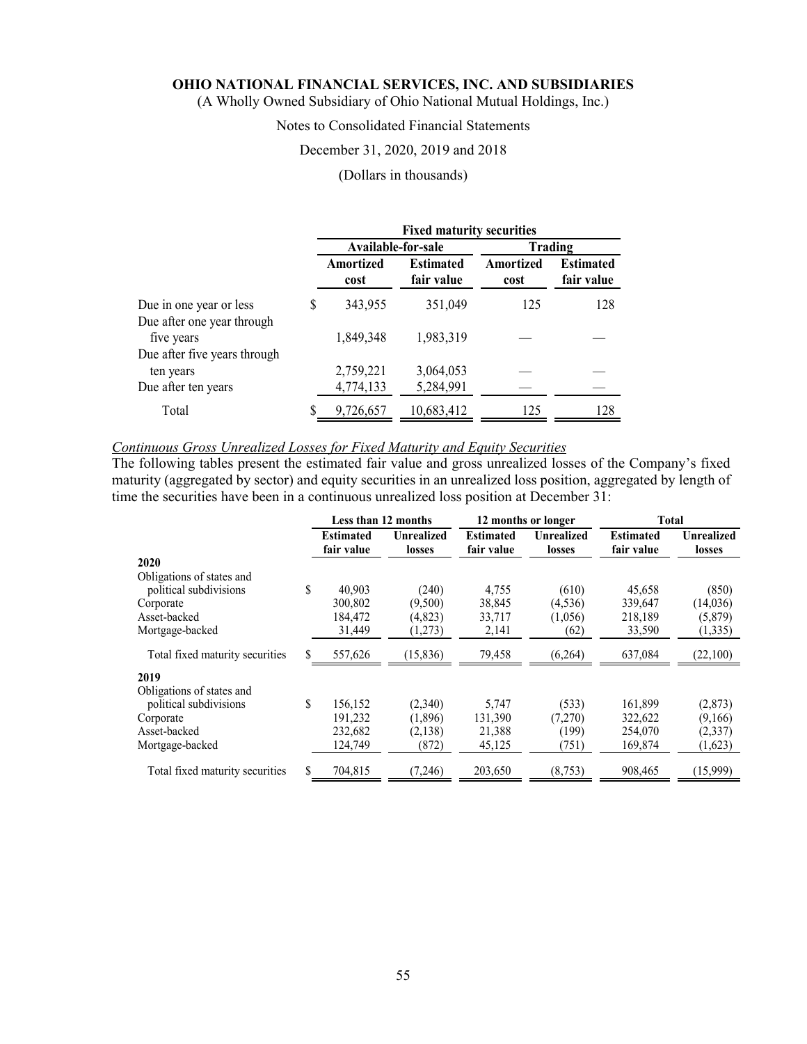**OHIO NATIONAL FINANCIAL SERVICES, INC. AND SUBSIDIARIES**

(A Wholly Owned Subsidiary of Ohio National Mutual Holdings, Inc.)

Notes to Consolidated Financial Statements

December 31, 2020, 2019 and 2018

(Dollars in thousands)

| | Fixed maturity securities | | | |
|---|---|---|---|---|
| | Available-for-sale | | Trading | |
| | Amortized cost | Estimated fair value | Amortized cost | Estimated fair value |
| Due in one year or less | $ 343,955 | 351,049 | 125 | 128 |
| Due after one year through five years | 1,849,348 | 1,983,319 | — | — |
| Due after five years through ten years | 2,759,221 | 3,064,053 | — | — |
| Due after ten years | 4,774,133 | 5,284,991 | — | — |
| Total | $ 9,726,657 | 10,683,412 | 125 | 128 |

*Continuous Gross Unrealized Losses for Fixed Maturity and Equity Securities*

The following tables present the estimated fair value and gross unrealized losses of the Company's fixed maturity (aggregated by sector) and equity securities in an unrealized loss position, aggregated by length of time the securities have been in a continuous unrealized loss position at December 31:

| | Less than 12 months | | 12 months or longer | | Total | |
|---|---|---|---|---|---|---|
| | Estimated fair value | Unrealized losses | Estimated fair value | Unrealized losses | Estimated fair value | Unrealized losses |
| **2020** | | | | | | |
| Obligations of states and political subdivisions | $ 40,903 | (240) | 4,755 | (610) | 45,658 | (850) |
| Corporate | 300,802 | (9,500) | 38,845 | (4,536) | 339,647 | (14,036) |
| Asset-backed | 184,472 | (4,823) | 33,717 | (1,056) | 218,189 | (5,879) |
| Mortgage-backed | 31,449 | (1,273) | 2,141 | (62) | 33,590 | (1,335) |
| Total fixed maturity securities | $ 557,626 | (15,836) | 79,458 | (6,264) | 637,084 | (22,100) |
| **2019** | | | | | | |
| Obligations of states and political subdivisions | $ 156,152 | (2,340) | 5,747 | (533) | 161,899 | (2,873) |
| Corporate | 191,232 | (1,896) | 131,390 | (7,270) | 322,622 | (9,166) |
| Asset-backed | 232,682 | (2,138) | 21,388 | (199) | 254,070 | (2,337) |
| Mortgage-backed | 124,749 | (872) | 45,125 | (751) | 169,874 | (1,623) |
| Total fixed maturity securities | $ 704,815 | (7,246) | 203,650 | (8,753) | 908,465 | (15,999) |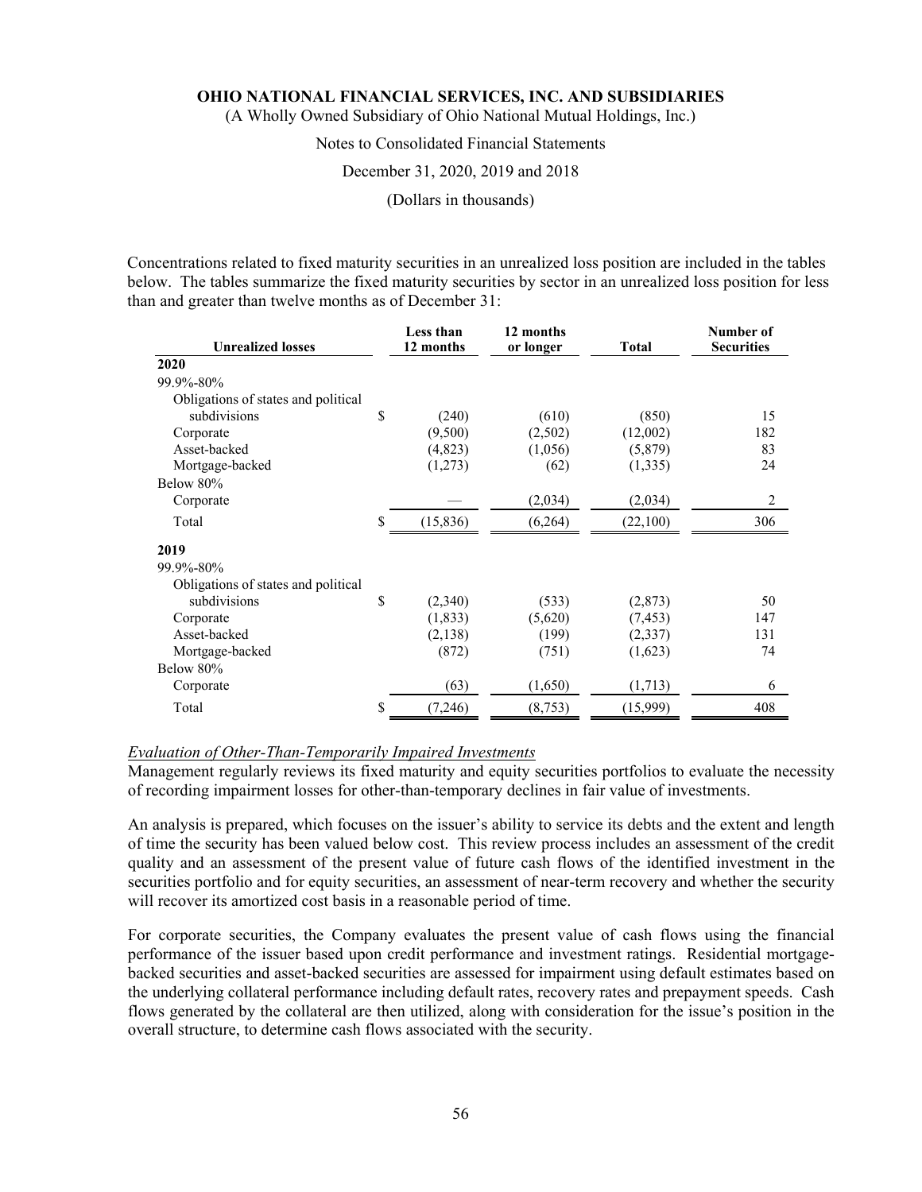Concentrations related to fixed maturity securities in an unrealized loss position are included in the tables below. The tables summarize the fixed maturity securities by sector in an unrealized loss position for less than and greater than twelve months as of December 31:

| Unrealized losses | Less than 12 months | 12 months or longer | Total | Number of Securities |
|---|---|---|---|---|
| **2020** | | | | |
| 99.9%-80% | | | | |
| Obligations of states and political subdivisions | $ (240) | (610) | (850) | 15 |
| Corporate | (9,500) | (2,502) | (12,002) | 182 |
| Asset-backed | (4,823) | (1,056) | (5,879) | 83 |
| Mortgage-backed | (1,273) | (62) | (1,335) | 24 |
| Below 80% | | | | |
| Corporate | — | (2,034) | (2,034) | 2 |
| Total | $ (15,836) | (6,264) | (22,100) | 306 |
| **2019** | | | | |
| 99.9%-80% | | | | |
| Obligations of states and political subdivisions | $ (2,340) | (533) | (2,873) | 50 |
| Corporate | (1,833) | (5,620) | (7,453) | 147 |
| Asset-backed | (2,138) | (199) | (2,337) | 131 |
| Mortgage-backed | (872) | (751) | (1,623) | 74 |
| Below 80% | | | | |
| Corporate | (63) | (1,650) | (1,713) | 6 |
| Total | $ (7,246) | (8,753) | (15,999) | 408 |

*Evaluation of Other-Than-Temporarily Impaired Investments*

Management regularly reviews its fixed maturity and equity securities portfolios to evaluate the necessity of recording impairment losses for other-than-temporary declines in fair value of investments.

An analysis is prepared, which focuses on the issuer's ability to service its debts and the extent and length of time the security has been valued below cost. This review process includes an assessment of the credit quality and an assessment of the present value of future cash flows of the identified investment in the securities portfolio and for equity securities, an assessment of near-term recovery and whether the security will recover its amortized cost basis in a reasonable period of time.

For corporate securities, the Company evaluates the present value of cash flows using the financial performance of the issuer based upon credit performance and investment ratings. Residential mortgage-backed securities and asset-backed securities are assessed for impairment using default estimates based on the underlying collateral performance including default rates, recovery rates and prepayment speeds. Cash flows generated by the collateral are then utilized, along with consideration for the issue's position in the overall structure, to determine cash flows associated with the security.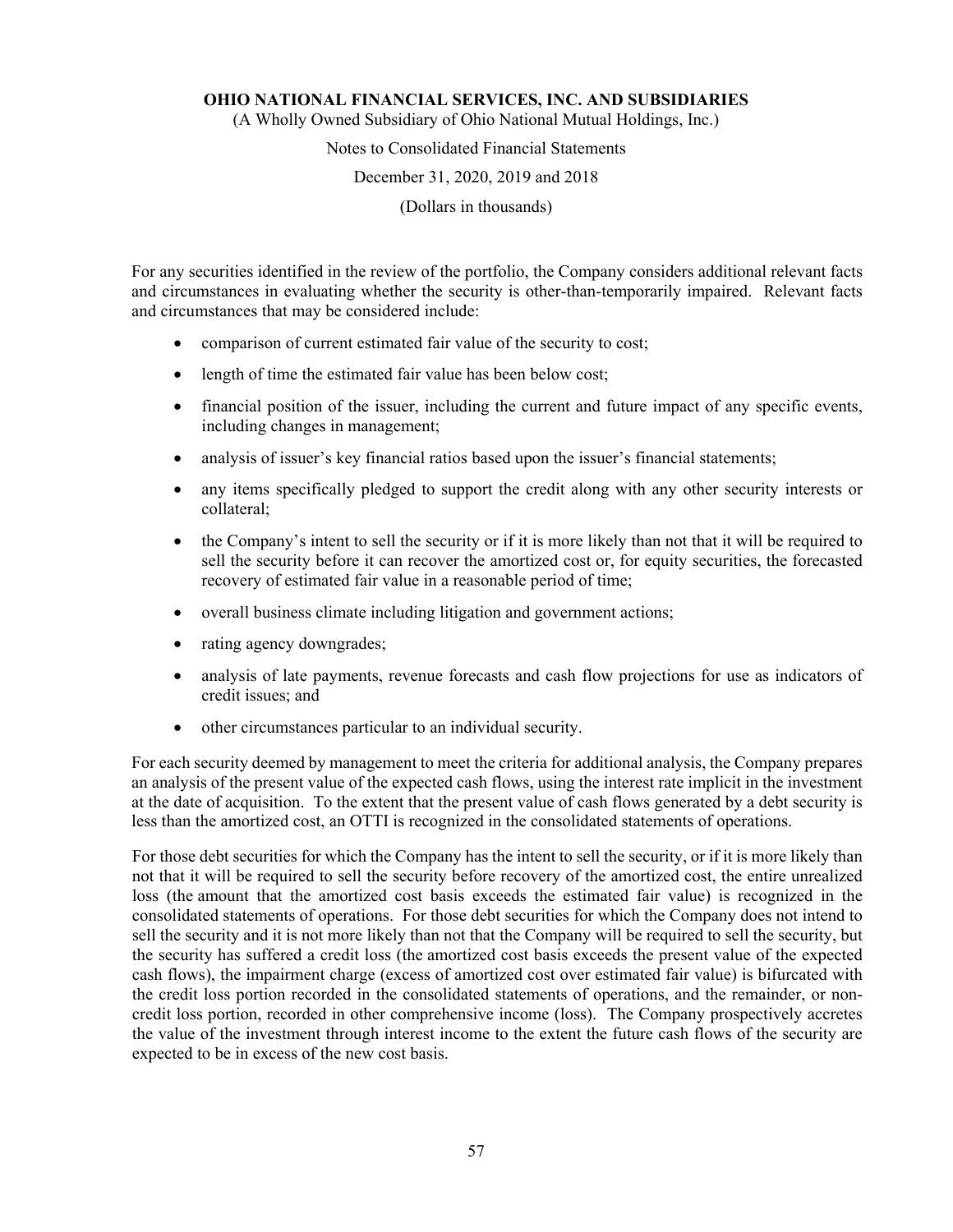For any securities identified in the review of the portfolio, the Company considers additional relevant facts and circumstances in evaluating whether the security is other-than-temporarily impaired. Relevant facts and circumstances that may be considered include:

- comparison of current estimated fair value of the security to cost;
- length of time the estimated fair value has been below cost;
- financial position of the issuer, including the current and future impact of any specific events, including changes in management;
- analysis of issuer's key financial ratios based upon the issuer's financial statements;
- any items specifically pledged to support the credit along with any other security interests or collateral;
- the Company's intent to sell the security or if it is more likely than not that it will be required to sell the security before it can recover the amortized cost or, for equity securities, the forecasted recovery of estimated fair value in a reasonable period of time;
- overall business climate including litigation and government actions;
- rating agency downgrades;
- analysis of late payments, revenue forecasts and cash flow projections for use as indicators of credit issues; and
- other circumstances particular to an individual security.

For each security deemed by management to meet the criteria for additional analysis, the Company prepares an analysis of the present value of the expected cash flows, using the interest rate implicit in the investment at the date of acquisition. To the extent that the present value of cash flows generated by a debt security is less than the amortized cost, an OTTI is recognized in the consolidated statements of operations.

For those debt securities for which the Company has the intent to sell the security, or if it is more likely than not that it will be required to sell the security before recovery of the amortized cost, the entire unrealized loss (the amount that the amortized cost basis exceeds the estimated fair value) is recognized in the consolidated statements of operations. For those debt securities for which the Company does not intend to sell the security and it is not more likely than not that the Company will be required to sell the security, but the security has suffered a credit loss (the amortized cost basis exceeds the present value of the expected cash flows), the impairment charge (excess of amortized cost over estimated fair value) is bifurcated with the credit loss portion recorded in the consolidated statements of operations, and the remainder, or non-credit loss portion, recorded in other comprehensive income (loss). The Company prospectively accretes the value of the investment through interest income to the extent the future cash flows of the security are expected to be in excess of the new cost basis.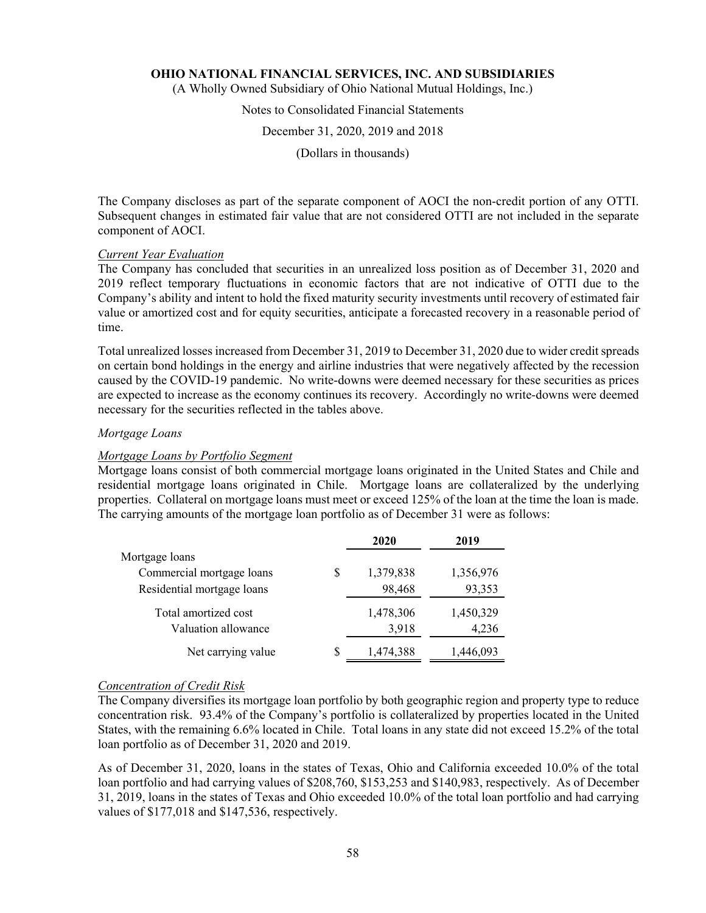The Company discloses as part of the separate component of AOCI the non-credit portion of any OTTI. Subsequent changes in estimated fair value that are not considered OTTI are not included in the separate component of AOCI.

*Current Year Evaluation*

The Company has concluded that securities in an unrealized loss position as of December 31, 2020 and 2019 reflect temporary fluctuations in economic factors that are not indicative of OTTI due to the Company's ability and intent to hold the fixed maturity security investments until recovery of estimated fair value or amortized cost and for equity securities, anticipate a forecasted recovery in a reasonable period of time.

Total unrealized losses increased from December 31, 2019 to December 31, 2020 due to wider credit spreads on certain bond holdings in the energy and airline industries that were negatively affected by the recession caused by the COVID-19 pandemic. No write-downs were deemed necessary for these securities as prices are expected to increase as the economy continues its recovery. Accordingly no write-downs were deemed necessary for the securities reflected in the tables above.

*Mortgage Loans*

*Mortgage Loans by Portfolio Segment*

Mortgage loans consist of both commercial mortgage loans originated in the United States and Chile and residential mortgage loans originated in Chile. Mortgage loans are collateralized by the underlying properties. Collateral on mortgage loans must meet or exceed 125% of the loan at the time the loan is made. The carrying amounts of the mortgage loan portfolio as of December 31 were as follows:

| | 2020 | 2019 |
|---|---|---|
| Mortgage loans | | |
| Commercial mortgage loans | $ 1,379,838 | 1,356,976 |
| Residential mortgage loans | 98,468 | 93,353 |
| Total amortized cost | 1,478,306 | 1,450,329 |
| Valuation allowance | 3,918 | 4,236 |
| Net carrying value | $ 1,474,388 | 1,446,093 |

*Concentration of Credit Risk*

The Company diversifies its mortgage loan portfolio by both geographic region and property type to reduce concentration risk. 93.4% of the Company's portfolio is collateralized by properties located in the United States, with the remaining 6.6% located in Chile. Total loans in any state did not exceed 15.2% of the total loan portfolio as of December 31, 2020 and 2019.

As of December 31, 2020, loans in the states of Texas, Ohio and California exceeded 10.0% of the total loan portfolio and had carrying values of $208,760, $153,253 and $140,983, respectively. As of December 31, 2019, loans in the states of Texas and Ohio exceeded 10.0% of the total loan portfolio and had carrying values of $177,018 and $147,536, respectively.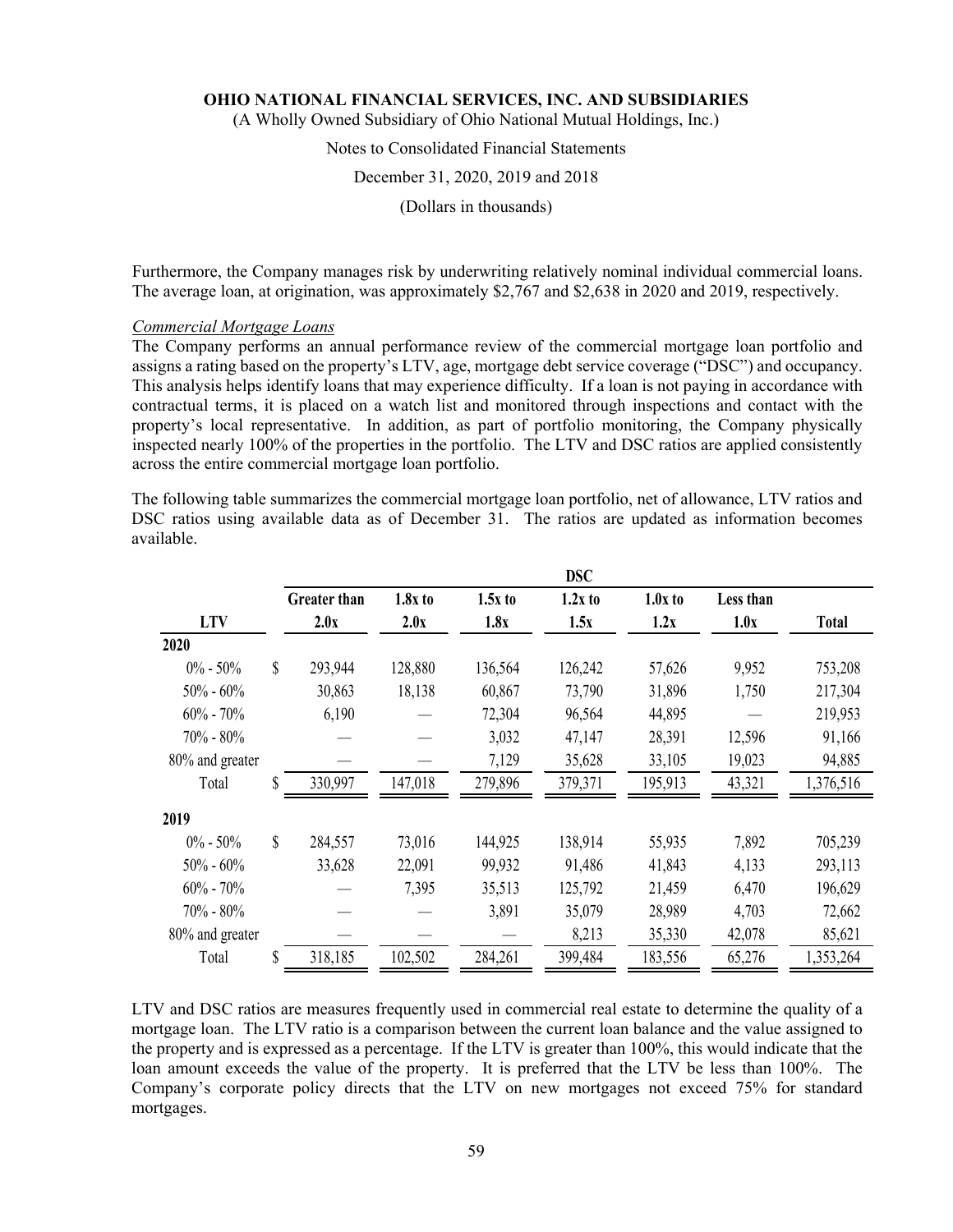Furthermore, the Company manages risk by underwriting relatively nominal individual commercial loans. The average loan, at origination, was approximately $2,767 and $2,638 in 2020 and 2019, respectively.

*Commercial Mortgage Loans*

The Company performs an annual performance review of the commercial mortgage loan portfolio and assigns a rating based on the property's LTV, age, mortgage debt service coverage ("DSC") and occupancy. This analysis helps identify loans that may experience difficulty. If a loan is not paying in accordance with contractual terms, it is placed on a watch list and monitored through inspections and contact with the property's local representative. In addition, as part of portfolio monitoring, the Company physically inspected nearly 100% of the properties in the portfolio. The LTV and DSC ratios are applied consistently across the entire commercial mortgage loan portfolio.

The following table summarizes the commercial mortgage loan portfolio, net of allowance, LTV ratios and DSC ratios using available data as of December 31. The ratios are updated as information becomes available.

| | DSC | | | | | | |
|---|---|---|---|---|---|---|---|
| **LTV** | **Greater than 2.0x** | **1.8x to 2.0x** | **1.5x to 1.8x** | **1.2x to 1.5x** | **1.0x to 1.2x** | **Less than 1.0x** | **Total** |
| **2020** | | | | | | | |
| 0% - 50% | $ 293,944 | 128,880 | 136,564 | 126,242 | 57,626 | 9,952 | 753,208 |
| 50% - 60% | 30,863 | 18,138 | 60,867 | 73,790 | 31,896 | 1,750 | 217,304 |
| 60% - 70% | 6,190 | — | 72,304 | 96,564 | 44,895 | — | 219,953 |
| 70% - 80% | — | — | 3,032 | 47,147 | 28,391 | 12,596 | 91,166 |
| 80% and greater | — | — | 7,129 | 35,628 | 33,105 | 19,023 | 94,885 |
| Total | $ 330,997 | 147,018 | 279,896 | 379,371 | 195,913 | 43,321 | 1,376,516 |
| **2019** | | | | | | | |
| 0% - 50% | $ 284,557 | 73,016 | 144,925 | 138,914 | 55,935 | 7,892 | 705,239 |
| 50% - 60% | 33,628 | 22,091 | 99,932 | 91,486 | 41,843 | 4,133 | 293,113 |
| 60% - 70% | — | 7,395 | 35,513 | 125,792 | 21,459 | 6,470 | 196,629 |
| 70% - 80% | — | — | 3,891 | 35,079 | 28,989 | 4,703 | 72,662 |
| 80% and greater | — | — | — | 8,213 | 35,330 | 42,078 | 85,621 |
| Total | $ 318,185 | 102,502 | 284,261 | 399,484 | 183,556 | 65,276 | 1,353,264 |

LTV and DSC ratios are measures frequently used in commercial real estate to determine the quality of a mortgage loan. The LTV ratio is a comparison between the current loan balance and the value assigned to the property and is expressed as a percentage. If the LTV is greater than 100%, this would indicate that the loan amount exceeds the value of the property. It is preferred that the LTV be less than 100%. The Company's corporate policy directs that the LTV on new mortgages not exceed 75% for standard mortgages.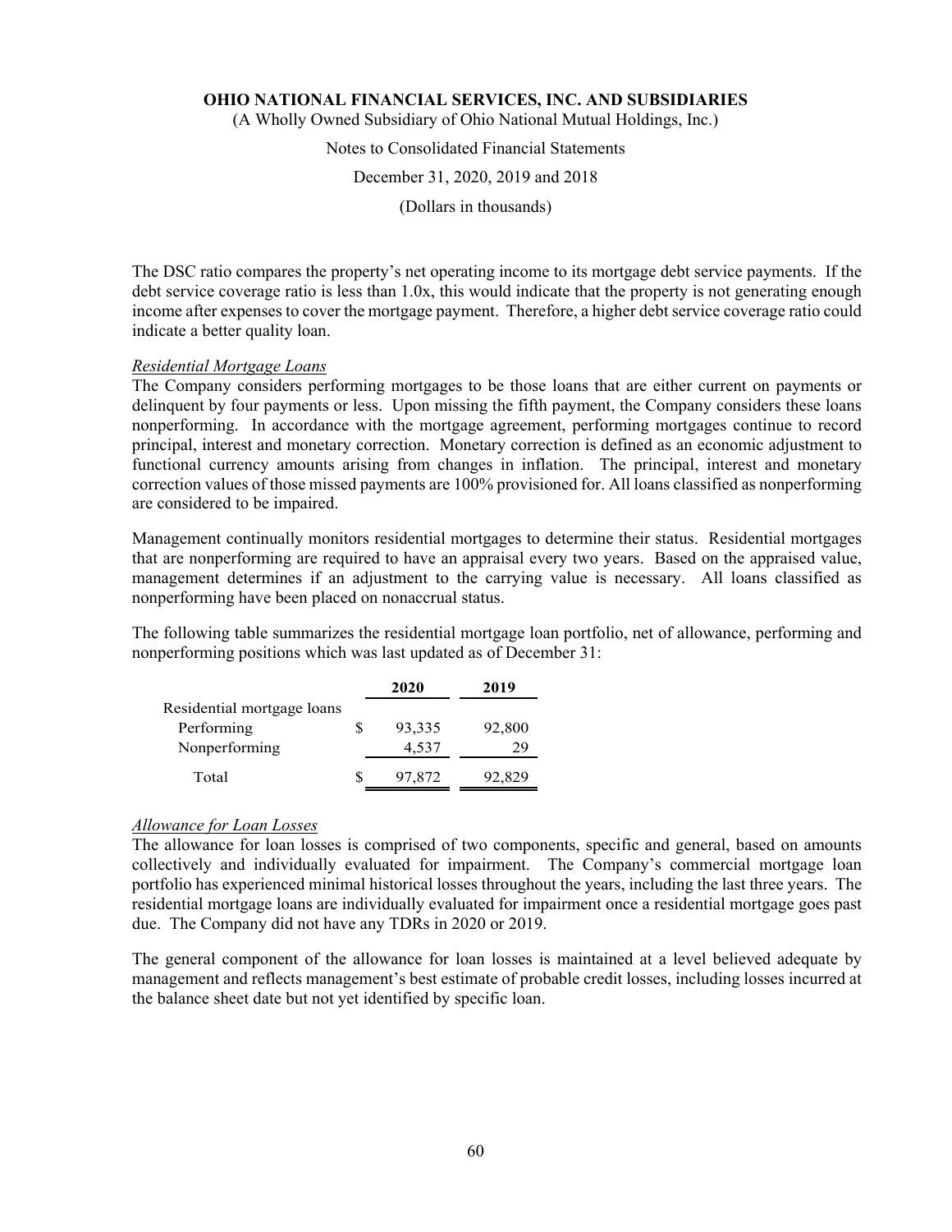The DSC ratio compares the property's net operating income to its mortgage debt service payments. If the debt service coverage ratio is less than 1.0x, this would indicate that the property is not generating enough income after expenses to cover the mortgage payment. Therefore, a higher debt service coverage ratio could indicate a better quality loan.

*Residential Mortgage Loans*

The Company considers performing mortgages to be those loans that are either current on payments or delinquent by four payments or less. Upon missing the fifth payment, the Company considers these loans nonperforming. In accordance with the mortgage agreement, performing mortgages continue to record principal, interest and monetary correction. Monetary correction is defined as an economic adjustment to functional currency amounts arising from changes in inflation. The principal, interest and monetary correction values of those missed payments are 100% provisioned for. All loans classified as nonperforming are considered to be impaired.

Management continually monitors residential mortgages to determine their status. Residential mortgages that are nonperforming are required to have an appraisal every two years. Based on the appraised value, management determines if an adjustment to the carrying value is necessary. All loans classified as nonperforming have been placed on nonaccrual status.

The following table summarizes the residential mortgage loan portfolio, net of allowance, performing and nonperforming positions which was last updated as of December 31:

| | 2020 | 2019 |
|---|---|---|
| Residential mortgage loans | | |
| Performing | $ 93,335 | 92,800 |
| Nonperforming | 4,537 | 29 |
| Total | $ 97,872 | 92,829 |

*Allowance for Loan Losses*

The allowance for loan losses is comprised of two components, specific and general, based on amounts collectively and individually evaluated for impairment. The Company's commercial mortgage loan portfolio has experienced minimal historical losses throughout the years, including the last three years. The residential mortgage loans are individually evaluated for impairment once a residential mortgage goes past due. The Company did not have any TDRs in 2020 or 2019.

The general component of the allowance for loan losses is maintained at a level believed adequate by management and reflects management's best estimate of probable credit losses, including losses incurred at the balance sheet date but not yet identified by specific loan.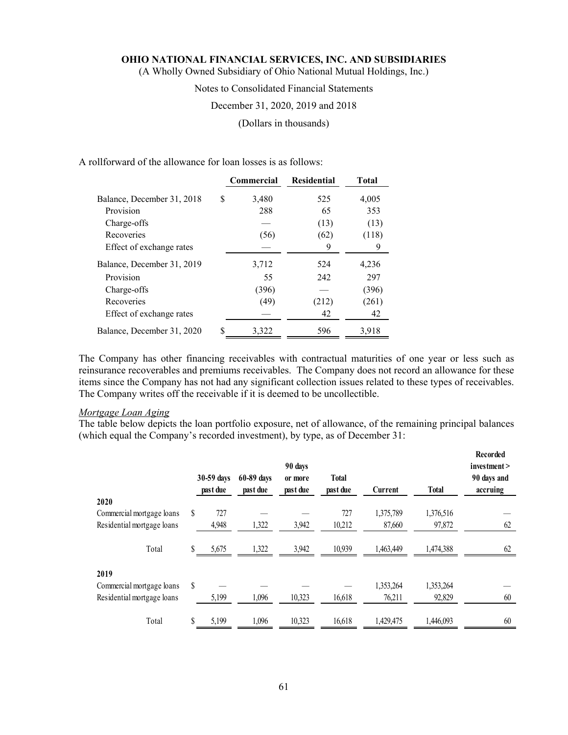A rollforward of the allowance for loan losses is as follows:

| | Commercial | Residential | Total |
|---|---|---|---|
| Balance, December 31, 2018 | $ 3,480 | 525 | 4,005 |
| Provision | 288 | 65 | 353 |
| Charge-offs | — | (13) | (13) |
| Recoveries | (56) | (62) | (118) |
| Effect of exchange rates | — | 9 | 9 |
| Balance, December 31, 2019 | 3,712 | 524 | 4,236 |
| Provision | 55 | 242 | 297 |
| Charge-offs | (396) | — | (396) |
| Recoveries | (49) | (212) | (261) |
| Effect of exchange rates | — | 42 | 42 |
| Balance, December 31, 2020 | $ 3,322 | 596 | 3,918 |

The Company has other financing receivables with contractual maturities of one year or less such as reinsurance recoverables and premiums receivables. The Company does not record an allowance for these items since the Company has not had any significant collection issues related to these types of receivables. The Company writes off the receivable if it is deemed to be uncollectible.

*Mortgage Loan Aging*

The table below depicts the loan portfolio exposure, net of allowance, of the remaining principal balances (which equal the Company's recorded investment), by type, as of December 31:

| | 30-59 days past due | 60-89 days past due | 90 days or more past due | Total past due | Current | Total | Recorded investment > 90 days and accruing |
|---|---|---|---|---|---|---|---|
| **2020** | | | | | | | |
| Commercial mortgage loans | $ 727 | — | — | 727 | 1,375,789 | 1,376,516 | — |
| Residential mortgage loans | 4,948 | 1,322 | 3,942 | 10,212 | 87,660 | 97,872 | 62 |
| Total | $ 5,675 | 1,322 | 3,942 | 10,939 | 1,463,449 | 1,474,388 | 62 |
| **2019** | | | | | | | |
| Commercial mortgage loans | $ — | — | — | — | 1,353,264 | 1,353,264 | — |
| Residential mortgage loans | 5,199 | 1,096 | 10,323 | 16,618 | 76,211 | 92,829 | 60 |
| Total | $ 5,199 | 1,096 | 10,323 | 16,618 | 1,429,475 | 1,446,093 | 60 |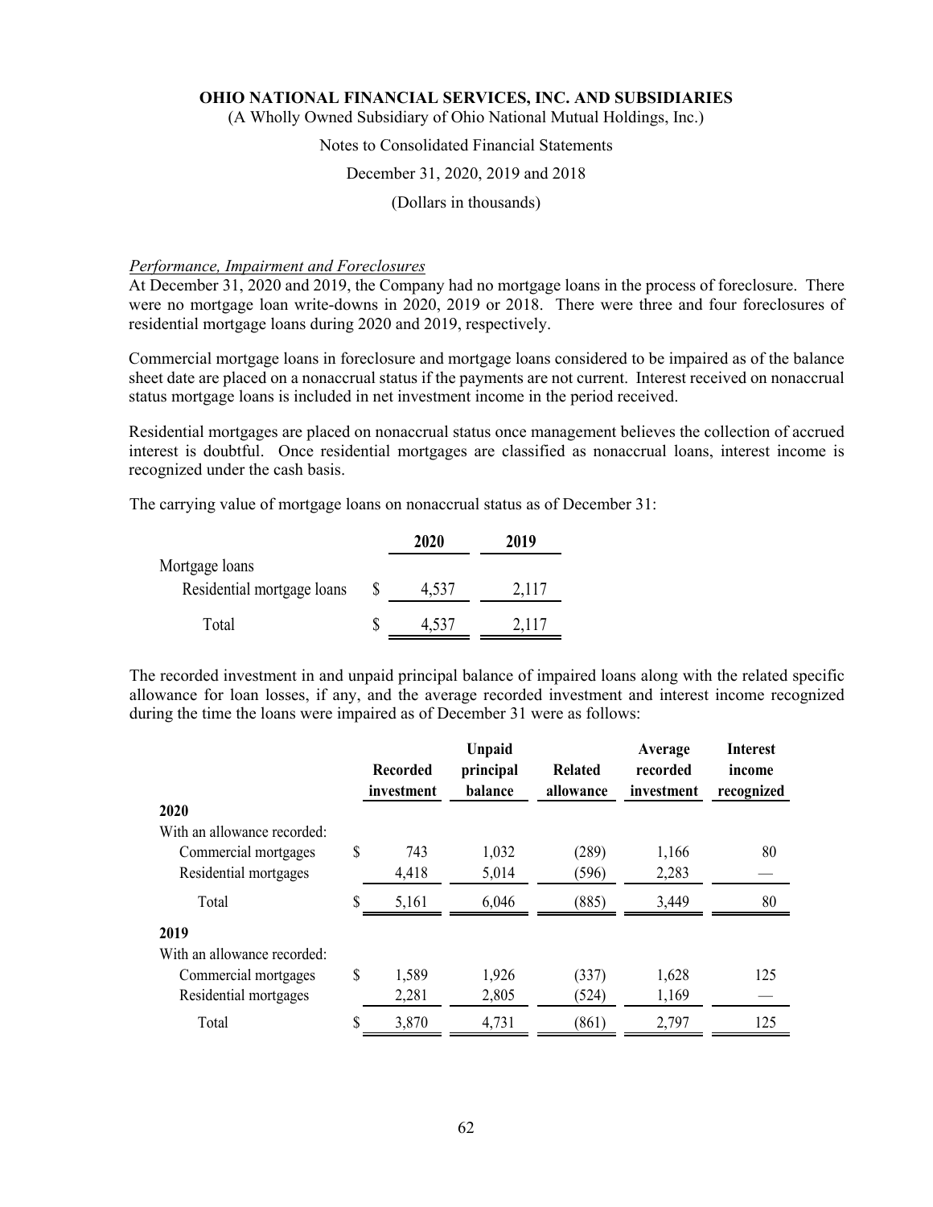*Performance, Impairment and Foreclosures*

At December 31, 2020 and 2019, the Company had no mortgage loans in the process of foreclosure. There were no mortgage loan write-downs in 2020, 2019 or 2018. There were three and four foreclosures of residential mortgage loans during 2020 and 2019, respectively.

Commercial mortgage loans in foreclosure and mortgage loans considered to be impaired as of the balance sheet date are placed on a nonaccrual status if the payments are not current. Interest received on nonaccrual status mortgage loans is included in net investment income in the period received.

Residential mortgages are placed on nonaccrual status once management believes the collection of accrued interest is doubtful. Once residential mortgages are classified as nonaccrual loans, interest income is recognized under the cash basis.

The carrying value of mortgage loans on nonaccrual status as of December 31:

| | | 2020 | 2019 |
|---|---|---|---|
| Mortgage loans | | | |
| Residential mortgage loans | $ | 4,537 | 2,117 |
| Total | $ | 4,537 | 2,117 |

The recorded investment in and unpaid principal balance of impaired loans along with the related specific allowance for loan losses, if any, and the average recorded investment and interest income recognized during the time the loans were impaired as of December 31 were as follows:

| | | Recorded investment | Unpaid principal balance | Related allowance | Average recorded investment | Interest income recognized |
|---|---|---|---|---|---|---|
| **2020** | | | | | | |
| With an allowance recorded: | | | | | | |
| Commercial mortgages | $ | 743 | 1,032 | (289) | 1,166 | 80 |
| Residential mortgages | | 4,418 | 5,014 | (596) | 2,283 | — |
| Total | $ | 5,161 | 6,046 | (885) | 3,449 | 80 |
| **2019** | | | | | | |
| With an allowance recorded: | | | | | | |
| Commercial mortgages | $ | 1,589 | 1,926 | (337) | 1,628 | 125 |
| Residential mortgages | | 2,281 | 2,805 | (524) | 1,169 | — |
| Total | $ | 3,870 | 4,731 | (861) | 2,797 | 125 |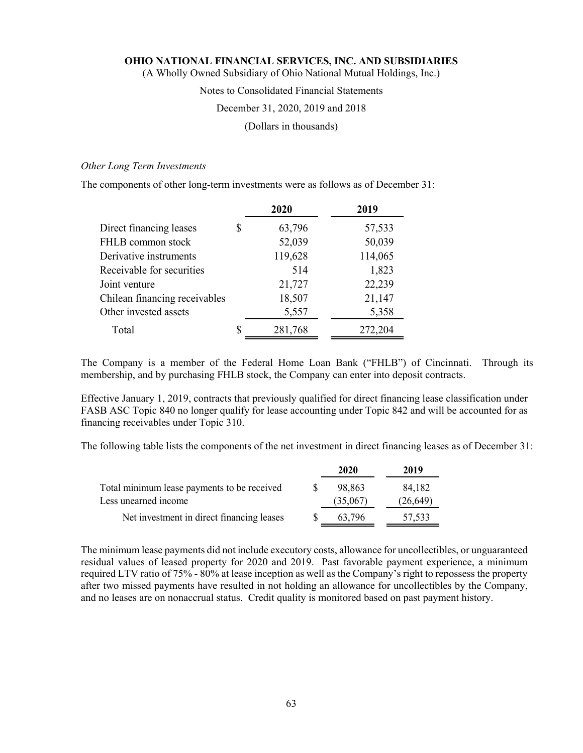OHIO NATIONAL FINANCIAL SERVICES, INC. AND SUBSIDIARIES
(A Wholly Owned Subsidiary of Ohio National Mutual Holdings, Inc.)
Notes to Consolidated Financial Statements
December 31, 2020, 2019 and 2018
(Dollars in thousands)

*Other Long Term Investments*

The components of other long-term investments were as follows as of December 31:

| | 2020 | 2019 |
|---|---|---|
| Direct financing leases | $ 63,796 | 57,533 |
| FHLB common stock | 52,039 | 50,039 |
| Derivative instruments | 119,628 | 114,065 |
| Receivable for securities | 514 | 1,823 |
| Joint venture | 21,727 | 22,239 |
| Chilean financing receivables | 18,507 | 21,147 |
| Other invested assets | 5,557 | 5,358 |
| Total | $ 281,768 | 272,204 |

The Company is a member of the Federal Home Loan Bank ("FHLB") of Cincinnati. Through its membership, and by purchasing FHLB stock, the Company can enter into deposit contracts.

Effective January 1, 2019, contracts that previously qualified for direct financing lease classification under FASB ASC Topic 840 no longer qualify for lease accounting under Topic 842 and will be accounted for as financing receivables under Topic 310.

The following table lists the components of the net investment in direct financing leases as of December 31:

| | 2020 | 2019 |
|---|---|---|
| Total minimum lease payments to be received | $ 98,863 | 84,182 |
| Less unearned income | (35,067) | (26,649) |
| Net investment in direct financing leases | $ 63,796 | 57,533 |

The minimum lease payments did not include executory costs, allowance for uncollectibles, or unguaranteed residual values of leased property for 2020 and 2019. Past favorable payment experience, a minimum required LTV ratio of 75% - 80% at lease inception as well as the Company's right to repossess the property after two missed payments have resulted in not holding an allowance for uncollectibles by the Company, and no leases are on nonaccrual status. Credit quality is monitored based on past payment history.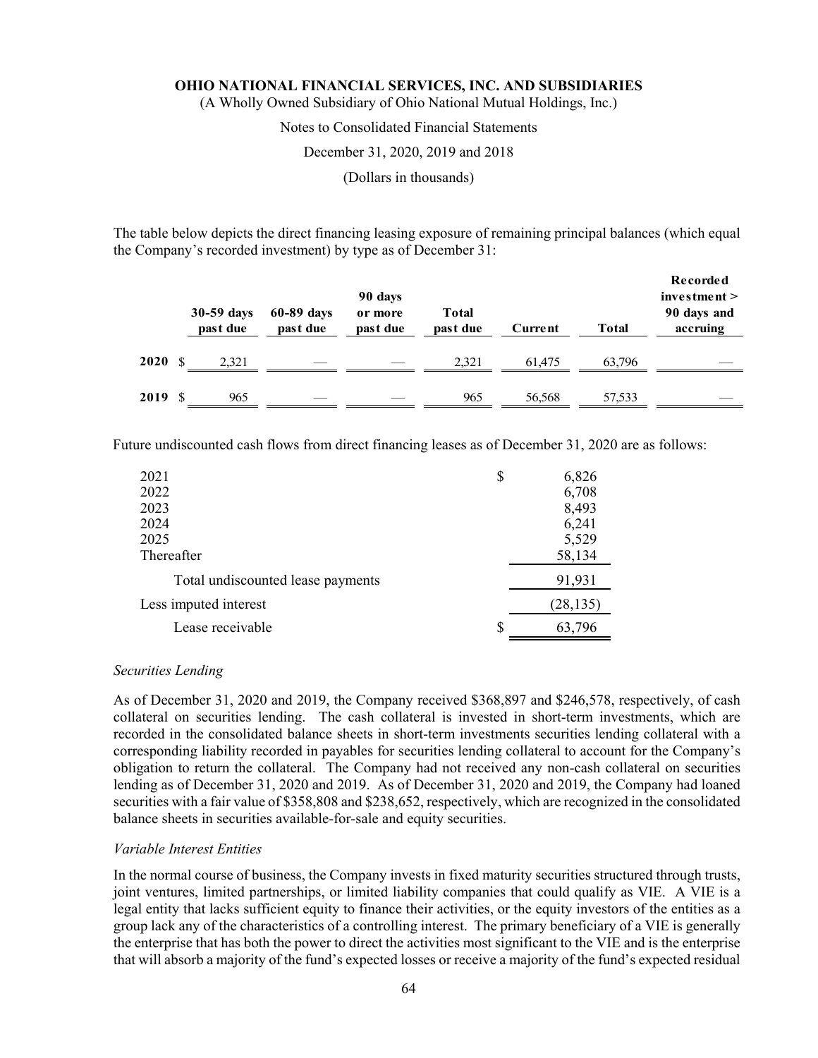The table below depicts the direct financing leasing exposure of remaining principal balances (which equal the Company's recorded investment) by type as of December 31:

| | 30-59 days past due | 60-89 days past due | 90 days or more past due | Total past due | Current | Total | Recorded investment > 90 days and accruing |
|---|---|---|---|---|---|---|---|
| **2020** | $ 2,321 | — | — | 2,321 | 61,475 | 63,796 | — |
| **2019** | $ 965 | — | — | 965 | 56,568 | 57,533 | — |

Future undiscounted cash flows from direct financing leases as of December 31, 2020 are as follows:

| | |
|---|---|
| 2021 | $ 6,826 |
| 2022 | 6,708 |
| 2023 | 8,493 |
| 2024 | 6,241 |
| 2025 | 5,529 |
| Thereafter | 58,134 |
| Total undiscounted lease payments | 91,931 |
| Less imputed interest | (28,135) |
| Lease receivable | $ 63,796 |

*Securities Lending*

As of December 31, 2020 and 2019, the Company received $368,897 and $246,578, respectively, of cash collateral on securities lending. The cash collateral is invested in short-term investments, which are recorded in the consolidated balance sheets in short-term investments securities lending collateral with a corresponding liability recorded in payables for securities lending collateral to account for the Company's obligation to return the collateral. The Company had not received any non-cash collateral on securities lending as of December 31, 2020 and 2019. As of December 31, 2020 and 2019, the Company had loaned securities with a fair value of $358,808 and $238,652, respectively, which are recognized in the consolidated balance sheets in securities available-for-sale and equity securities.

*Variable Interest Entities*

In the normal course of business, the Company invests in fixed maturity securities structured through trusts, joint ventures, limited partnerships, or limited liability companies that could qualify as VIE. A VIE is a legal entity that lacks sufficient equity to finance their activities, or the equity investors of the entities as a group lack any of the characteristics of a controlling interest. The primary beneficiary of a VIE is generally the enterprise that has both the power to direct the activities most significant to the VIE and is the enterprise that will absorb a majority of the fund's expected losses or receive a majority of the fund's expected residual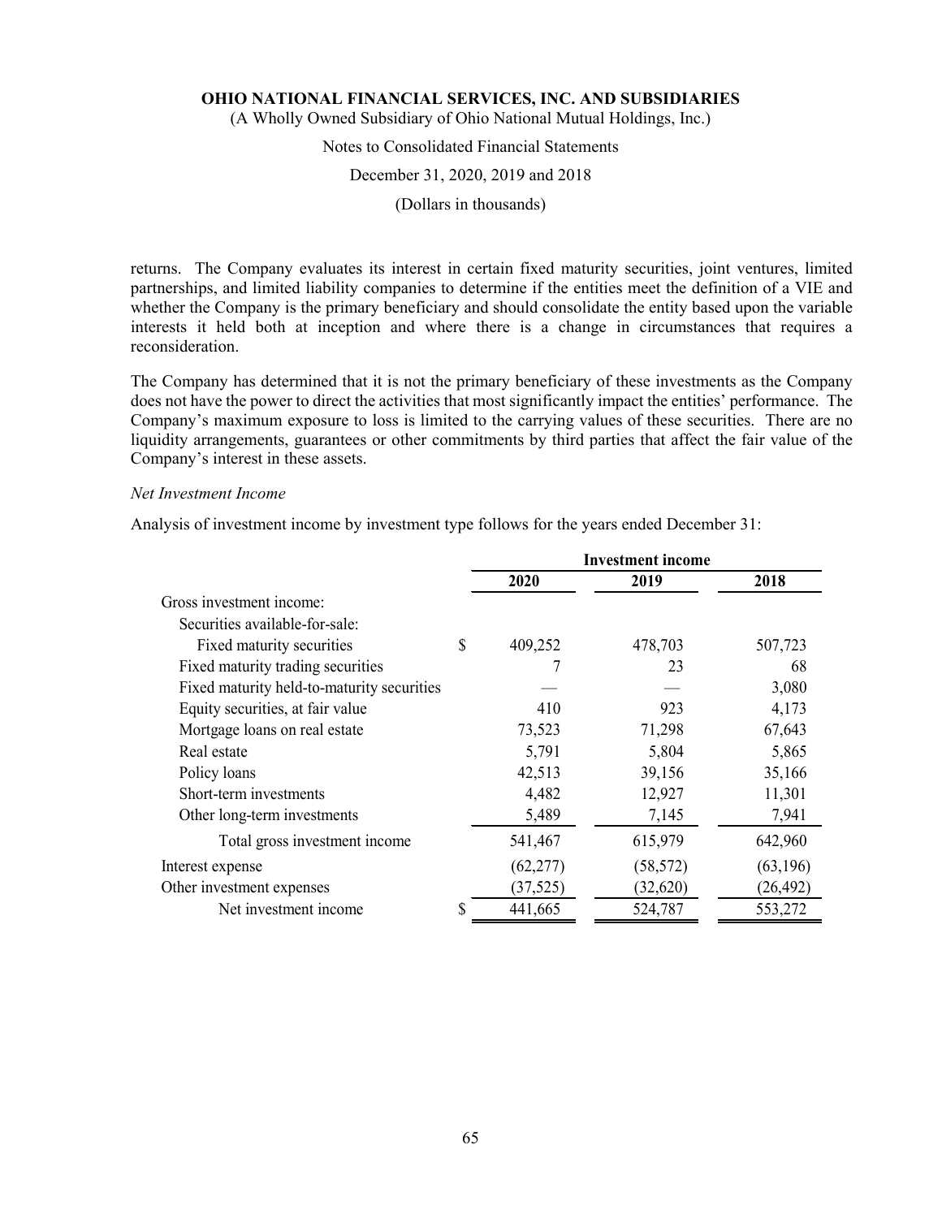returns. The Company evaluates its interest in certain fixed maturity securities, joint ventures, limited partnerships, and limited liability companies to determine if the entities meet the definition of a VIE and whether the Company is the primary beneficiary and should consolidate the entity based upon the variable interests it held both at inception and where there is a change in circumstances that requires a reconsideration.

The Company has determined that it is not the primary beneficiary of these investments as the Company does not have the power to direct the activities that most significantly impact the entities' performance. The Company's maximum exposure to loss is limited to the carrying values of these securities. There are no liquidity arrangements, guarantees or other commitments by third parties that affect the fair value of the Company's interest in these assets.

*Net Investment Income*

Analysis of investment income by investment type follows for the years ended December 31:

| | Investment income | | |
|---|---|---|---|
| | 2020 | 2019 | 2018 |
| Gross investment income: | | | |
| Securities available-for-sale: | | | |
| Fixed maturity securities | $ 409,252 | 478,703 | 507,723 |
| Fixed maturity trading securities | 7 | 23 | 68 |
| Fixed maturity held-to-maturity securities | — | — | 3,080 |
| Equity securities, at fair value | 410 | 923 | 4,173 |
| Mortgage loans on real estate | 73,523 | 71,298 | 67,643 |
| Real estate | 5,791 | 5,804 | 5,865 |
| Policy loans | 42,513 | 39,156 | 35,166 |
| Short-term investments | 4,482 | 12,927 | 11,301 |
| Other long-term investments | 5,489 | 7,145 | 7,941 |
| Total gross investment income | 541,467 | 615,979 | 642,960 |
| Interest expense | (62,277) | (58,572) | (63,196) |
| Other investment expenses | (37,525) | (32,620) | (26,492) |
| Net investment income | $ 441,665 | 524,787 | 553,272 |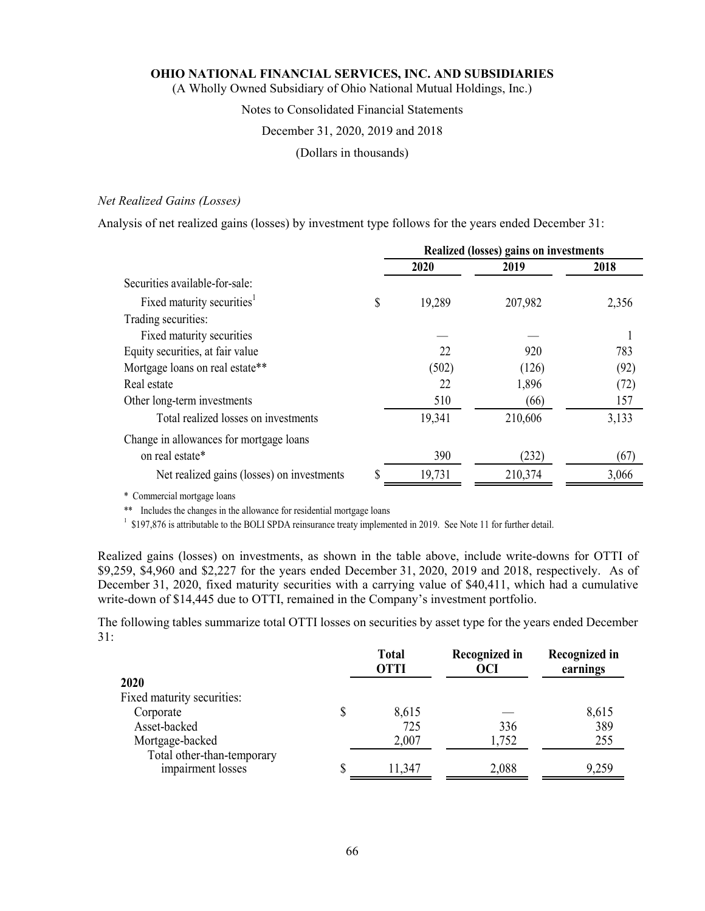*Net Realized Gains (Losses)*

Analysis of net realized gains (losses) by investment type follows for the years ended December 31:

| | Realized (losses) gains on investments | | |
|---|---|---|---|
| | 2020 | 2019 | 2018 |
| Securities available-for-sale: | | | |
| Fixed maturity securities[1] | $ 19,289 | 207,982 | 2,356 |
| Trading securities: | | | |
| Fixed maturity securities | — | — | 1 |
| Equity securities, at fair value | 22 | 920 | 783 |
| Mortgage loans on real estate** | (502) | (126) | (92) |
| Real estate | 22 | 1,896 | (72) |
| Other long-term investments | 510 | (66) | 157 |
| Total realized losses on investments | 19,341 | 210,606 | 3,133 |
| Change in allowances for mortgage loans on real estate* | 390 | (232) | (67) |
| Net realized gains (losses) on investments | $ 19,731 | 210,374 | 3,066 |

\* Commercial mortgage loans

** Includes the changes in the allowance for residential mortgage loans

[1] $197,876 is attributable to the BOLI SPDA reinsurance treaty implemented in 2019. See Note 11 for further detail.

Realized gains (losses) on investments, as shown in the table above, include write-downs for OTTI of $9,259, $4,960 and $2,227 for the years ended December 31, 2020, 2019 and 2018, respectively. As of December 31, 2020, fixed maturity securities with a carrying value of $40,411, which had a cumulative write-down of $14,445 due to OTTI, remained in the Company's investment portfolio.

The following tables summarize total OTTI losses on securities by asset type for the years ended December 31:

| | Total OTTI | Recognized in OCI | Recognized in earnings |
|---|---|---|---|
| **2020** | | | |
| Fixed maturity securities: | | | |
| Corporate | $ 8,615 | — | 8,615 |
| Asset-backed | 725 | 336 | 389 |
| Mortgage-backed | 2,007 | 1,752 | 255 |
| Total other-than-temporary impairment losses | $ 11,347 | 2,088 | 9,259 |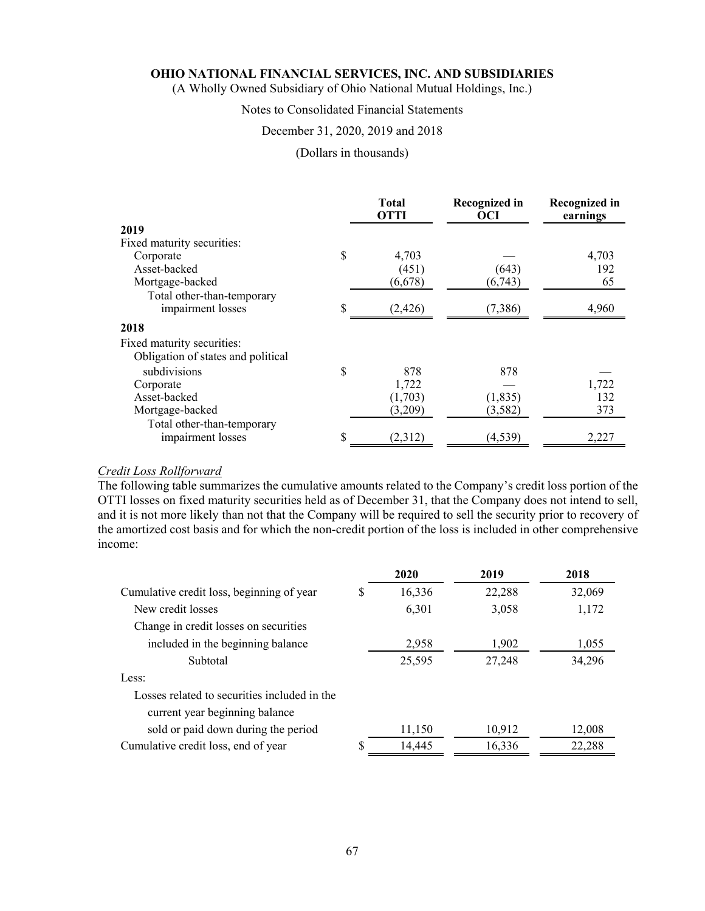| | Total OTTI | Recognized in OCI | Recognized in earnings |
|---|---|---|---|
| **2019** | | | |
| Fixed maturity securities: | | | |
| Corporate | $ 4,703 | — | 4,703 |
| Asset-backed | (451) | (643) | 192 |
| Mortgage-backed | (6,678) | (6,743) | 65 |
| Total other-than-temporary impairment losses | $ (2,426) | (7,386) | 4,960 |
| **2018** | | | |
| Fixed maturity securities: | | | |
| Obligation of states and political subdivisions | $ 878 | 878 | — |
| Corporate | 1,722 | — | 1,722 |
| Asset-backed | (1,703) | (1,835) | 132 |
| Mortgage-backed | (3,209) | (3,582) | 373 |
| Total other-than-temporary impairment losses | $ (2,312) | (4,539) | 2,227 |

*Credit Loss Rollforward*

The following table summarizes the cumulative amounts related to the Company's credit loss portion of the OTTI losses on fixed maturity securities held as of December 31, that the Company does not intend to sell, and it is not more likely than not that the Company will be required to sell the security prior to recovery of the amortized cost basis and for which the non-credit portion of the loss is included in other comprehensive income:

| | 2020 | 2019 | 2018 |
|---|---|---|---|
| Cumulative credit loss, beginning of year | $ 16,336 | 22,288 | 32,069 |
| New credit losses | 6,301 | 3,058 | 1,172 |
| Change in credit losses on securities included in the beginning balance | 2,958 | 1,902 | 1,055 |
| Subtotal | 25,595 | 27,248 | 34,296 |
| Less: | | | |
| Losses related to securities included in the current year beginning balance sold or paid down during the period | 11,150 | 10,912 | 12,008 |
| Cumulative credit loss, end of year | $ 14,445 | 16,336 | 22,288 |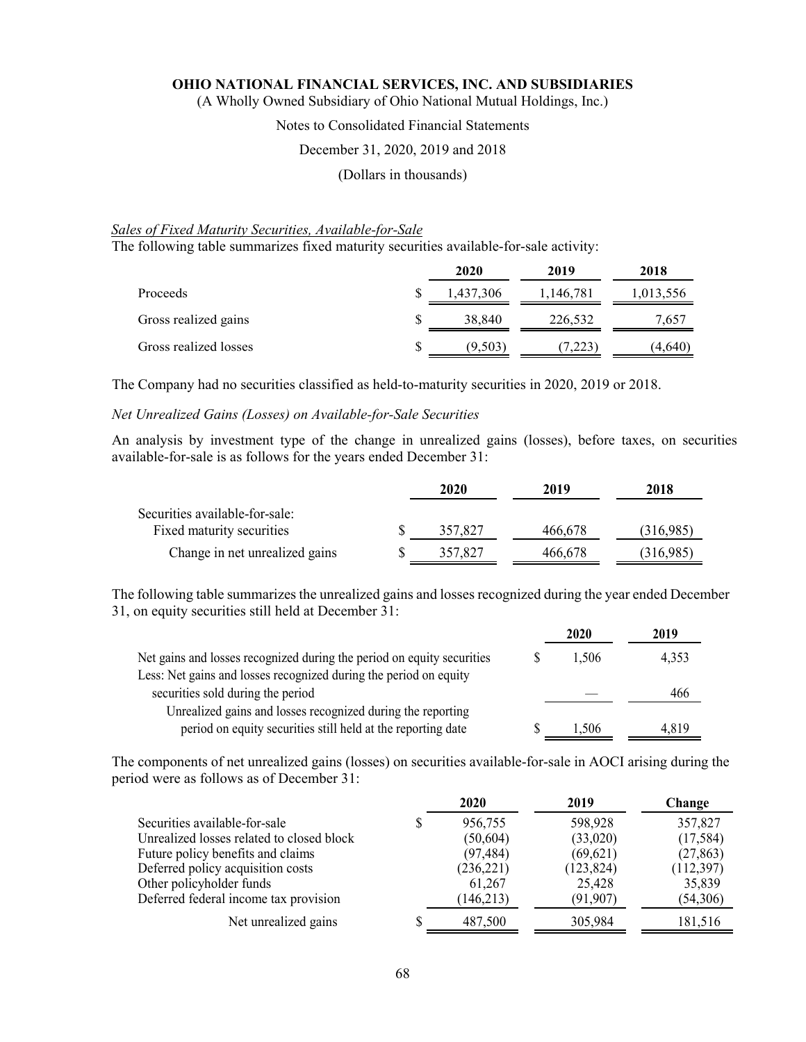*Sales of Fixed Maturity Securities, Available-for-Sale*

The following table summarizes fixed maturity securities available-for-sale activity:

| | | 2020 | 2019 | 2018 |
|---|---|---|---|---|
| Proceeds | $ | 1,437,306 | 1,146,781 | 1,013,556 |
| Gross realized gains | $ | 38,840 | 226,532 | 7,657 |
| Gross realized losses | $ | (9,503) | (7,223) | (4,640) |

The Company had no securities classified as held-to-maturity securities in 2020, 2019 or 2018.

*Net Unrealized Gains (Losses) on Available-for-Sale Securities*

An analysis by investment type of the change in unrealized gains (losses), before taxes, on securities available-for-sale is as follows for the years ended December 31:

| | | 2020 | 2019 | 2018 |
|---|---|---|---|---|
| Securities available-for-sale: | | | | |
| Fixed maturity securities | $ | 357,827 | 466,678 | (316,985) |
| Change in net unrealized gains | $ | 357,827 | 466,678 | (316,985) |

The following table summarizes the unrealized gains and losses recognized during the year ended December 31, on equity securities still held at December 31:

| | | 2020 | 2019 |
|---|---|---|---|
| Net gains and losses recognized during the period on equity securities | $ | 1,506 | 4,353 |
| Less: Net gains and losses recognized during the period on equity securities sold during the period | | — | 466 |
| Unrealized gains and losses recognized during the reporting period on equity securities still held at the reporting date | $ | 1,506 | 4,819 |

The components of net unrealized gains (losses) on securities available-for-sale in AOCI arising during the period were as follows as of December 31:

| | | 2020 | 2019 | Change |
|---|---|---|---|---|
| Securities available-for-sale | $ | 956,755 | 598,928 | 357,827 |
| Unrealized losses related to closed block | | (50,604) | (33,020) | (17,584) |
| Future policy benefits and claims | | (97,484) | (69,621) | (27,863) |
| Deferred policy acquisition costs | | (236,221) | (123,824) | (112,397) |
| Other policyholder funds | | 61,267 | 25,428 | 35,839 |
| Deferred federal income tax provision | | (146,213) | (91,907) | (54,306) |
| Net unrealized gains | $ | 487,500 | 305,984 | 181,516 |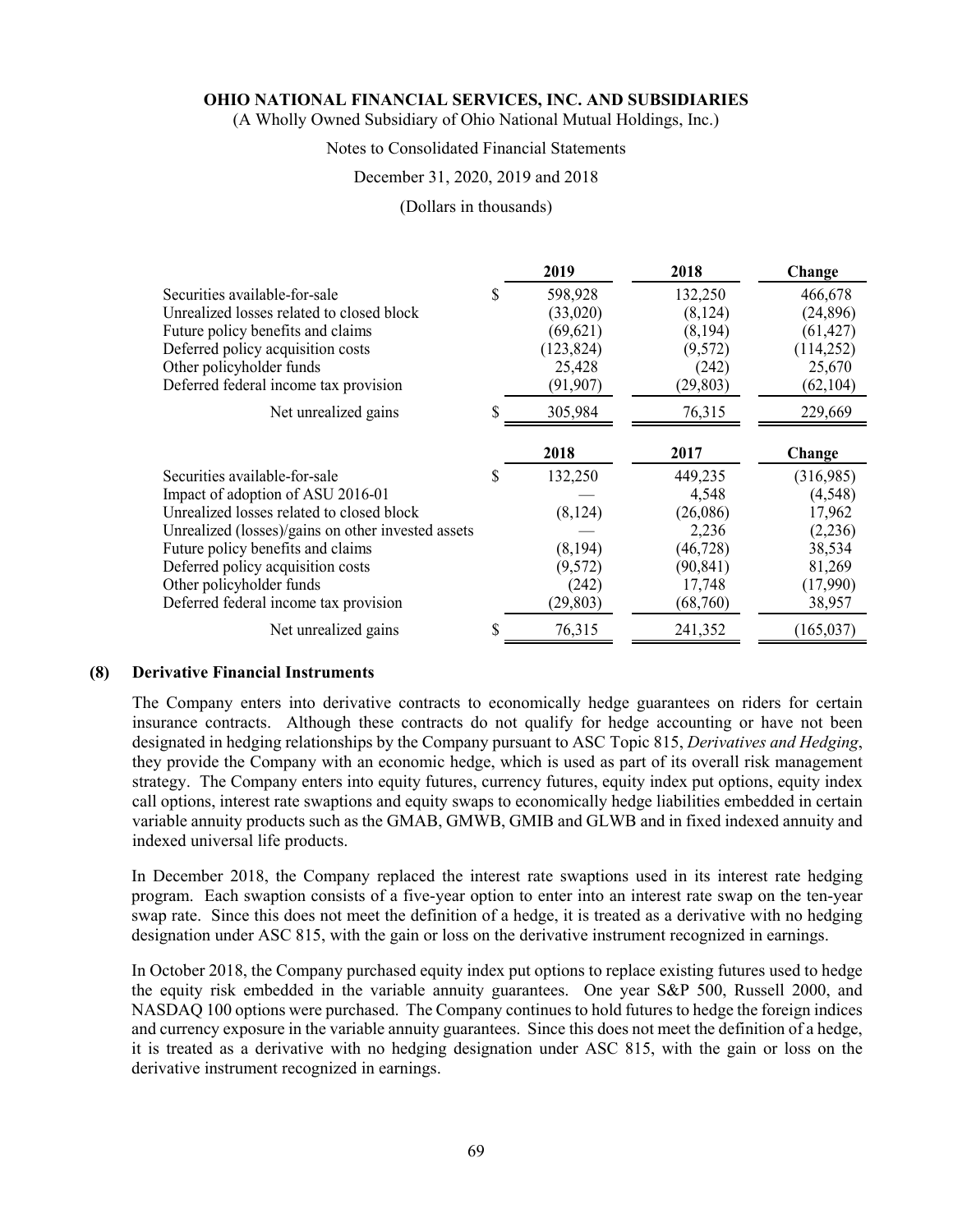| | 2019 | 2018 | Change |
|---|---|---|---|
| Securities available-for-sale | $ 598,928 | 132,250 | 466,678 |
| Unrealized losses related to closed block | (33,020) | (8,124) | (24,896) |
| Future policy benefits and claims | (69,621) | (8,194) | (61,427) |
| Deferred policy acquisition costs | (123,824) | (9,572) | (114,252) |
| Other policyholder funds | 25,428 | (242) | 25,670 |
| Deferred federal income tax provision | (91,907) | (29,803) | (62,104) |
| Net unrealized gains | $ 305,984 | 76,315 | 229,669 |

| | 2018 | 2017 | Change |
|---|---|---|---|
| Securities available-for-sale | $ 132,250 | 449,235 | (316,985) |
| Impact of adoption of ASU 2016-01 | — | 4,548 | (4,548) |
| Unrealized losses related to closed block | (8,124) | (26,086) | 17,962 |
| Unrealized (losses)/gains on other invested assets | — | 2,236 | (2,236) |
| Future policy benefits and claims | (8,194) | (46,728) | 38,534 |
| Deferred policy acquisition costs | (9,572) | (90,841) | 81,269 |
| Other policyholder funds | (242) | 17,748 | (17,990) |
| Deferred federal income tax provision | (29,803) | (68,760) | 38,957 |
| Net unrealized gains | $ 76,315 | 241,352 | (165,037) |

## (8) Derivative Financial Instruments

The Company enters into derivative contracts to economically hedge guarantees on riders for certain insurance contracts. Although these contracts do not qualify for hedge accounting or have not been designated in hedging relationships by the Company pursuant to ASC Topic 815, *Derivatives and Hedging*, they provide the Company with an economic hedge, which is used as part of its overall risk management strategy. The Company enters into equity futures, currency futures, equity index put options, equity index call options, interest rate swaptions and equity swaps to economically hedge liabilities embedded in certain variable annuity products such as the GMAB, GMWB, GMIB and GLWB and in fixed indexed annuity and indexed universal life products.

In December 2018, the Company replaced the interest rate swaptions used in its interest rate hedging program. Each swaption consists of a five-year option to enter into an interest rate swap on the ten-year swap rate. Since this does not meet the definition of a hedge, it is treated as a derivative with no hedging designation under ASC 815, with the gain or loss on the derivative instrument recognized in earnings.

In October 2018, the Company purchased equity index put options to replace existing futures used to hedge the equity risk embedded in the variable annuity guarantees. One year S&P 500, Russell 2000, and NASDAQ 100 options were purchased. The Company continues to hold futures to hedge the foreign indices and currency exposure in the variable annuity guarantees. Since this does not meet the definition of a hedge, it is treated as a derivative with no hedging designation under ASC 815, with the gain or loss on the derivative instrument recognized in earnings.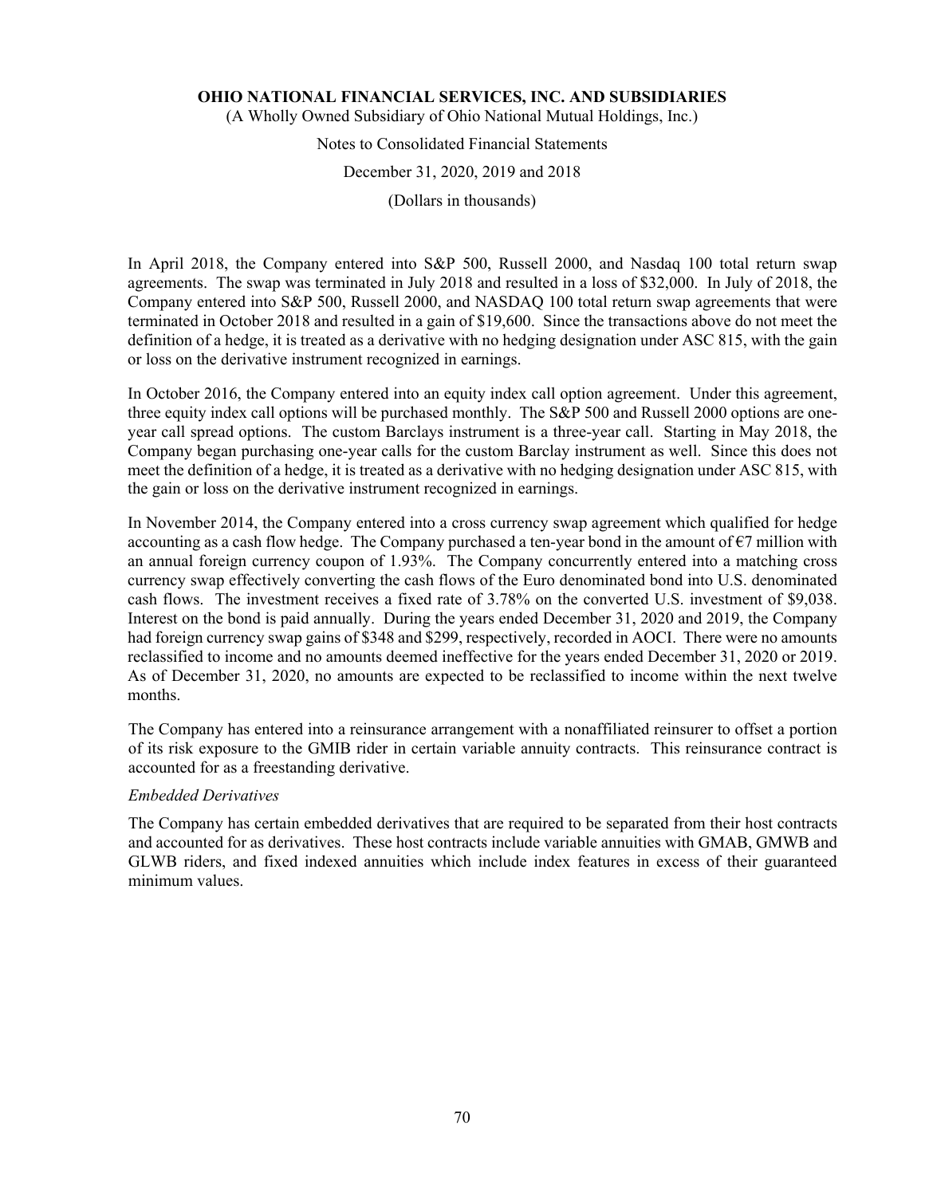In April 2018, the Company entered into S&P 500, Russell 2000, and Nasdaq 100 total return swap agreements. The swap was terminated in July 2018 and resulted in a loss of $32,000. In July of 2018, the Company entered into S&P 500, Russell 2000, and NASDAQ 100 total return swap agreements that were terminated in October 2018 and resulted in a gain of $19,600. Since the transactions above do not meet the definition of a hedge, it is treated as a derivative with no hedging designation under ASC 815, with the gain or loss on the derivative instrument recognized in earnings.

In October 2016, the Company entered into an equity index call option agreement. Under this agreement, three equity index call options will be purchased monthly. The S&P 500 and Russell 2000 options are one-year call spread options. The custom Barclays instrument is a three-year call. Starting in May 2018, the Company began purchasing one-year calls for the custom Barclay instrument as well. Since this does not meet the definition of a hedge, it is treated as a derivative with no hedging designation under ASC 815, with the gain or loss on the derivative instrument recognized in earnings.

In November 2014, the Company entered into a cross currency swap agreement which qualified for hedge accounting as a cash flow hedge. The Company purchased a ten-year bond in the amount of €7 million with an annual foreign currency coupon of 1.93%. The Company concurrently entered into a matching cross currency swap effectively converting the cash flows of the Euro denominated bond into U.S. denominated cash flows. The investment receives a fixed rate of 3.78% on the converted U.S. investment of $9,038. Interest on the bond is paid annually. During the years ended December 31, 2020 and 2019, the Company had foreign currency swap gains of $348 and $299, respectively, recorded in AOCI. There were no amounts reclassified to income and no amounts deemed ineffective for the years ended December 31, 2020 or 2019. As of December 31, 2020, no amounts are expected to be reclassified to income within the next twelve months.

The Company has entered into a reinsurance arrangement with a nonaffiliated reinsurer to offset a portion of its risk exposure to the GMIB rider in certain variable annuity contracts. This reinsurance contract is accounted for as a freestanding derivative.

*Embedded Derivatives*

The Company has certain embedded derivatives that are required to be separated from their host contracts and accounted for as derivatives. These host contracts include variable annuities with GMAB, GMWB and GLWB riders, and fixed indexed annuities which include index features in excess of their guaranteed minimum values.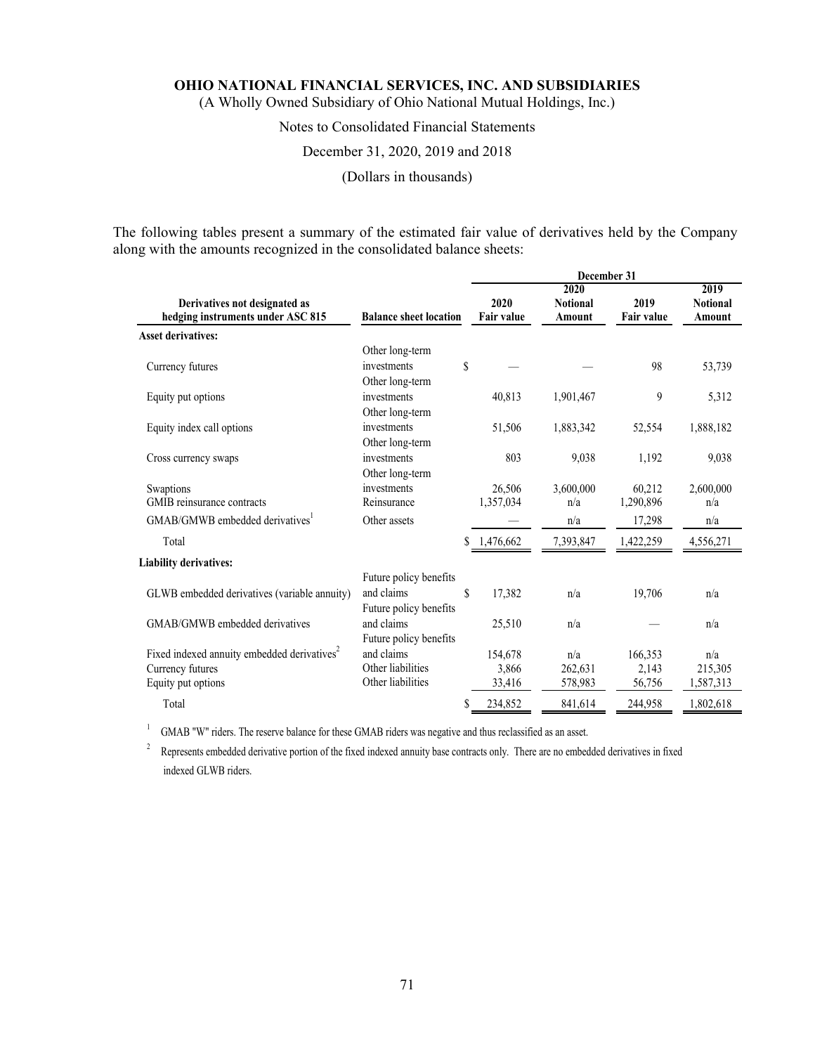The following tables present a summary of the estimated fair value of derivatives held by the Company along with the amounts recognized in the consolidated balance sheets:

| Derivatives not designated as hedging instruments under ASC 815 | Balance sheet location | December 31 2020 Fair value | 2020 Notional Amount | 2019 Fair value | 2019 Notional Amount |
|---|---|---|---|---|---|
| **Asset derivatives:** | | | | | |
| Currency futures | Other long-term investments | $ — | — | 98 | 53,739 |
| Equity put options | Other long-term investments | 40,813 | 1,901,467 | 9 | 5,312 |
| Equity index call options | Other long-term investments | 51,506 | 1,883,342 | 52,554 | 1,888,182 |
| Cross currency swaps | Other long-term investments | 803 | 9,038 | 1,192 | 9,038 |
| Swaptions | Other long-term investments | 26,506 | 3,600,000 | 60,212 | 2,600,000 |
| GMIB reinsurance contracts | Reinsurance | 1,357,034 | n/a | 1,290,896 | n/a |
| GMAB/GMWB embedded derivatives[1] | Other assets | — | n/a | 17,298 | n/a |
| Total | | $ 1,476,662 | 7,393,847 | 1,422,259 | 4,556,271 |
| **Liability derivatives:** | | | | | |
| GLWB embedded derivatives (variable annuity) | Future policy benefits and claims | $ 17,382 | n/a | 19,706 | n/a |
| GMAB/GMWB embedded derivatives | Future policy benefits and claims | 25,510 | n/a | — | n/a |
| Fixed indexed annuity embedded derivatives[2] | Future policy benefits and claims | 154,678 | n/a | 166,353 | n/a |
| Currency futures | Other liabilities | 3,866 | 262,631 | 2,143 | 215,305 |
| Equity put options | Other liabilities | 33,416 | 578,983 | 56,756 | 1,587,313 |
| Total | | $ 234,852 | 841,614 | 244,958 | 1,802,618 |

[1] GMAB "W" riders. The reserve balance for these GMAB riders was negative and thus reclassified as an asset.

[2] Represents embedded derivative portion of the fixed indexed annuity base contracts only. There are no embedded derivatives in fixed indexed GLWB riders.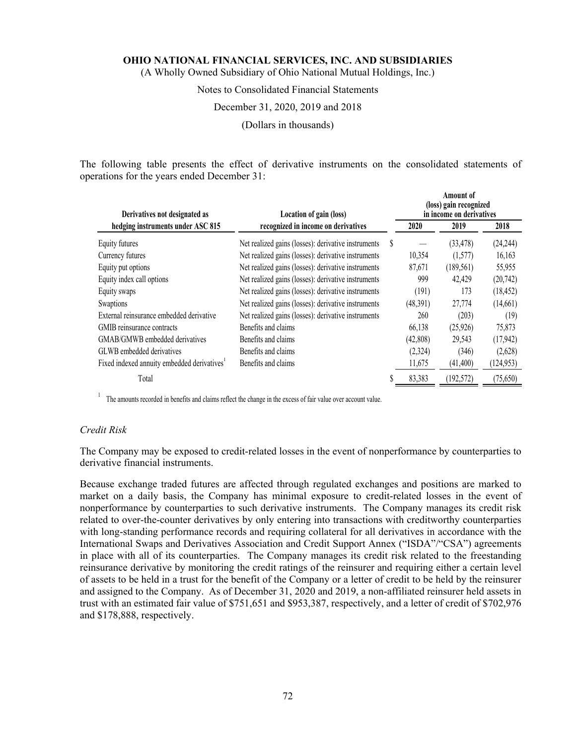The following table presents the effect of derivative instruments on the consolidated statements of operations for the years ended December 31:

| Derivatives not designated as hedging instruments under ASC 815 | Location of gain (loss) recognized in income on derivatives | Amount of (loss) gain recognized in income on derivatives | | |
|---|---|---|---|---|
| | | 2020 | 2019 | 2018 |
| Equity futures | Net realized gains (losses): derivative instruments | $ — | (33,478) | (24,244) |
| Currency futures | Net realized gains (losses): derivative instruments | 10,354 | (1,577) | 16,163 |
| Equity put options | Net realized gains (losses): derivative instruments | 87,671 | (189,561) | 55,955 |
| Equity index call options | Net realized gains (losses): derivative instruments | 999 | 42,429 | (20,742) |
| Equity swaps | Net realized gains (losses): derivative instruments | (191) | 173 | (18,452) |
| Swaptions | Net realized gains (losses): derivative instruments | (48,391) | 27,774 | (14,661) |
| External reinsurance embedded derivative | Net realized gains (losses): derivative instruments | 260 | (203) | (19) |
| GMIB reinsurance contracts | Benefits and claims | 66,138 | (25,926) | 75,873 |
| GMAB/GMWB embedded derivatives | Benefits and claims | (42,808) | 29,543 | (17,942) |
| GLWB embedded derivatives | Benefits and claims | (2,324) | (346) | (2,628) |
| Fixed indexed annuity embedded derivatives[1] | Benefits and claims | 11,675 | (41,400) | (124,953) |
| Total | | $ 83,383 | (192,572) | (75,650) |

[1] The amounts recorded in benefits and claims reflect the change in the excess of fair value over account value.

*Credit Risk*

The Company may be exposed to credit-related losses in the event of nonperformance by counterparties to derivative financial instruments.

Because exchange traded futures are affected through regulated exchanges and positions are marked to market on a daily basis, the Company has minimal exposure to credit-related losses in the event of nonperformance by counterparties to such derivative instruments. The Company manages its credit risk related to over-the-counter derivatives by only entering into transactions with creditworthy counterparties with long-standing performance records and requiring collateral for all derivatives in accordance with the International Swaps and Derivatives Association and Credit Support Annex ("ISDA"/"CSA") agreements in place with all of its counterparties. The Company manages its credit risk related to the freestanding reinsurance derivative by monitoring the credit ratings of the reinsurer and requiring either a certain level of assets to be held in a trust for the benefit of the Company or a letter of credit to be held by the reinsurer and assigned to the Company. As of December 31, 2020 and 2019, a non-affiliated reinsurer held assets in trust with an estimated fair value of $751,651 and $953,387, respectively, and a letter of credit of $702,976 and $178,888, respectively.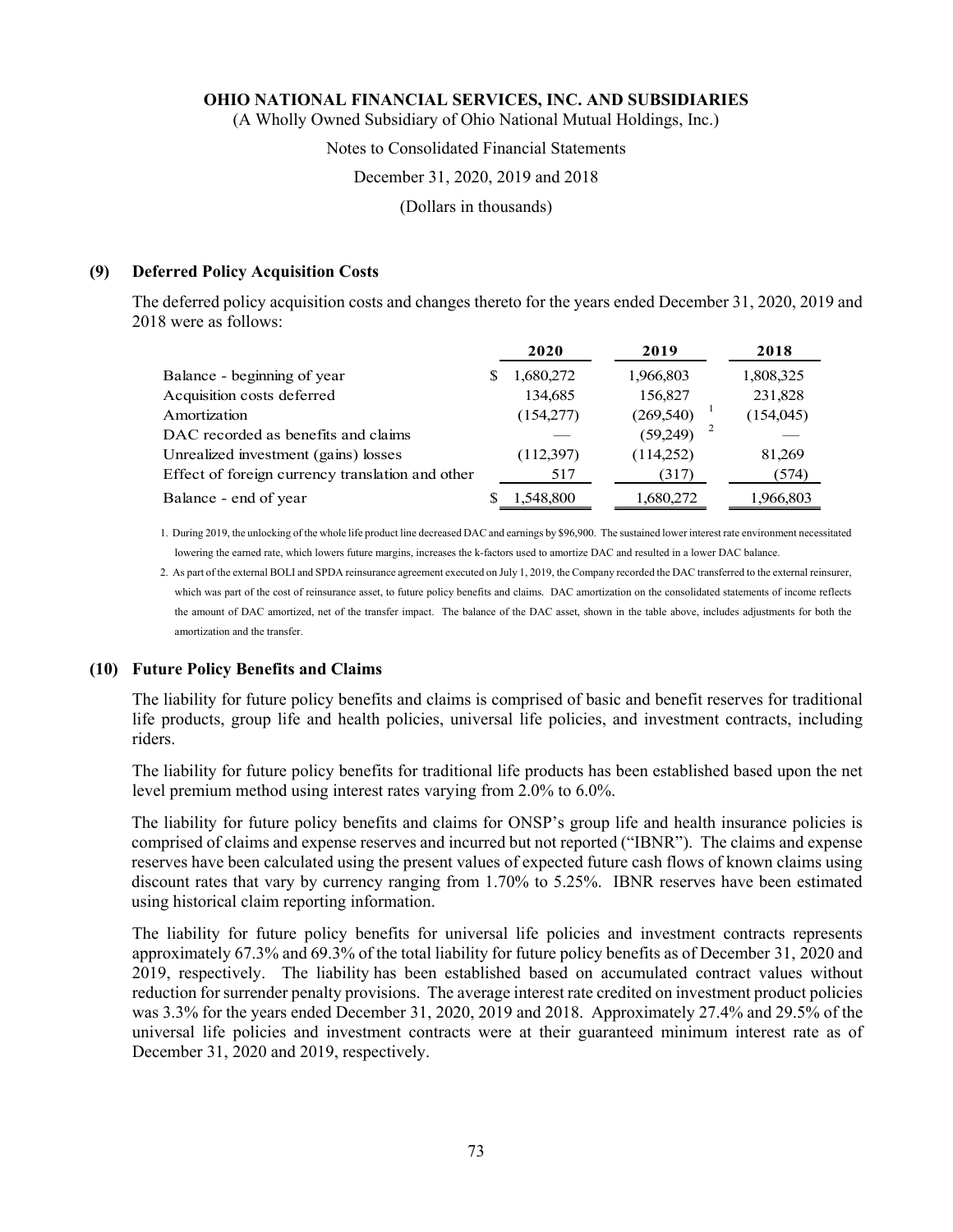**OHIO NATIONAL FINANCIAL SERVICES, INC. AND SUBSIDIARIES**

(A Wholly Owned Subsidiary of Ohio National Mutual Holdings, Inc.)

Notes to Consolidated Financial Statements

December 31, 2020, 2019 and 2018

(Dollars in thousands)

## (9) Deferred Policy Acquisition Costs

The deferred policy acquisition costs and changes thereto for the years ended December 31, 2020, 2019 and 2018 were as follows:

| | 2020 | 2019 | 2018 |
|---|---|---|---|
| Balance - beginning of year | $ 1,680,272 | 1,966,803 | 1,808,325 |
| Acquisition costs deferred | 134,685 | 156,827 | 231,828 |
| Amortization | (154,277) | (269,540) [1] | (154,045) |
| DAC recorded as benefits and claims | — | (59,249) [2] | — |
| Unrealized investment (gains) losses | (112,397) | (114,252) | 81,269 |
| Effect of foreign currency translation and other | 517 | (317) | (574) |
| Balance - end of year | $ 1,548,800 | 1,680,272 | 1,966,803 |

1. During 2019, the unlocking of the whole life product line decreased DAC and earnings by $96,900. The sustained lower interest rate environment necessitated lowering the earned rate, which lowers future margins, increases the k-factors used to amortize DAC and resulted in a lower DAC balance.

2. As part of the external BOLI and SPDA reinsurance agreement executed on July 1, 2019, the Company recorded the DAC transferred to the external reinsurer, which was part of the cost of reinsurance asset, to future policy benefits and claims. DAC amortization on the consolidated statements of income reflects the amount of DAC amortized, net of the transfer impact. The balance of the DAC asset, shown in the table above, includes adjustments for both the amortization and the transfer.

## (10) Future Policy Benefits and Claims

The liability for future policy benefits and claims is comprised of basic and benefit reserves for traditional life products, group life and health policies, universal life policies, and investment contracts, including riders.

The liability for future policy benefits for traditional life products has been established based upon the net level premium method using interest rates varying from 2.0% to 6.0%.

The liability for future policy benefits and claims for ONSP's group life and health insurance policies is comprised of claims and expense reserves and incurred but not reported ("IBNR"). The claims and expense reserves have been calculated using the present values of expected future cash flows of known claims using discount rates that vary by currency ranging from 1.70% to 5.25%. IBNR reserves have been estimated using historical claim reporting information.

The liability for future policy benefits for universal life policies and investment contracts represents approximately 67.3% and 69.3% of the total liability for future policy benefits as of December 31, 2020 and 2019, respectively. The liability has been established based on accumulated contract values without reduction for surrender penalty provisions. The average interest rate credited on investment product policies was 3.3% for the years ended December 31, 2020, 2019 and 2018. Approximately 27.4% and 29.5% of the universal life policies and investment contracts were at their guaranteed minimum interest rate as of December 31, 2020 and 2019, respectively.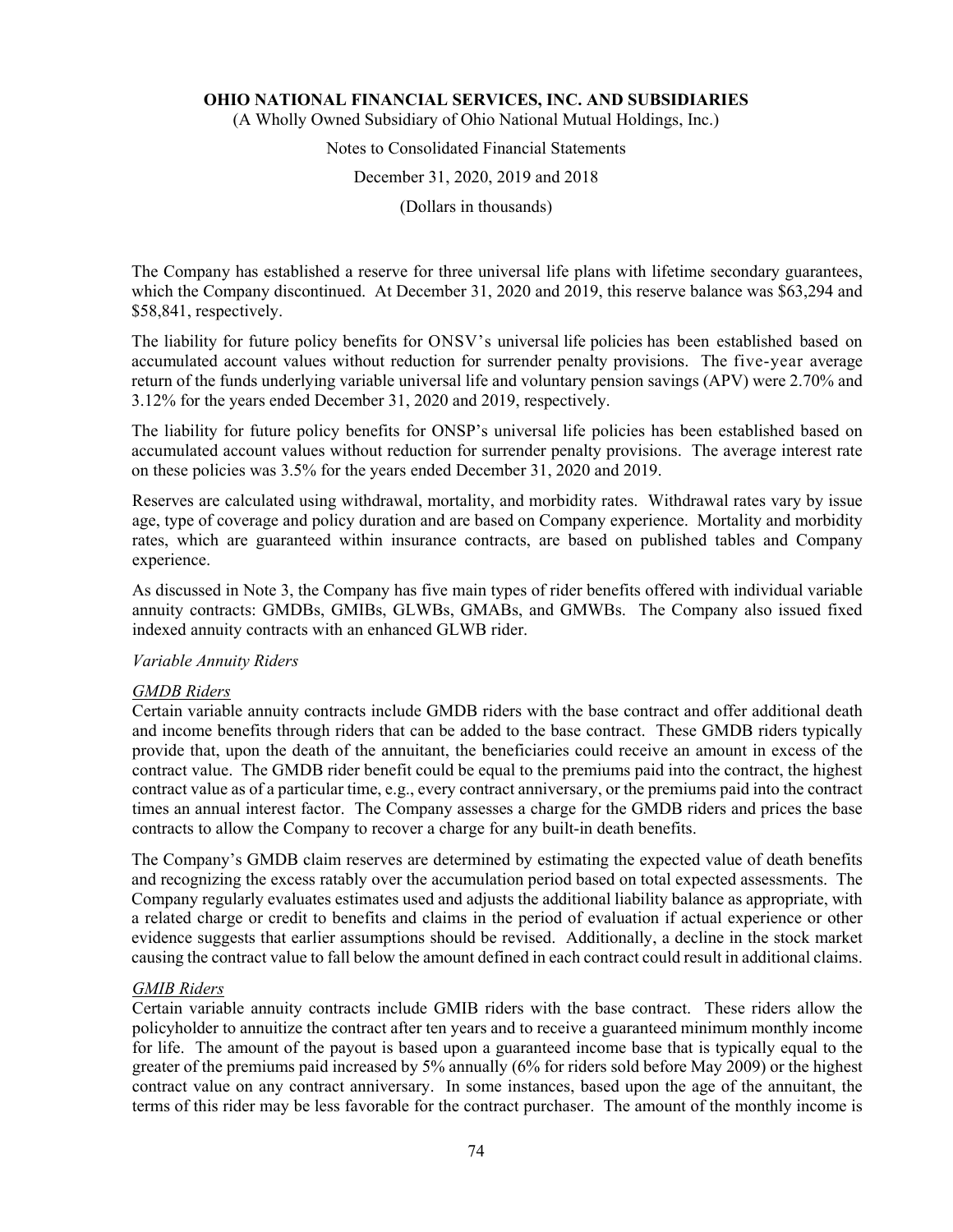The Company has established a reserve for three universal life plans with lifetime secondary guarantees, which the Company discontinued. At December 31, 2020 and 2019, this reserve balance was $63,294 and $58,841, respectively.

The liability for future policy benefits for ONSV's universal life policies has been established based on accumulated account values without reduction for surrender penalty provisions. The five-year average return of the funds underlying variable universal life and voluntary pension savings (APV) were 2.70% and 3.12% for the years ended December 31, 2020 and 2019, respectively.

The liability for future policy benefits for ONSP's universal life policies has been established based on accumulated account values without reduction for surrender penalty provisions. The average interest rate on these policies was 3.5% for the years ended December 31, 2020 and 2019.

Reserves are calculated using withdrawal, mortality, and morbidity rates. Withdrawal rates vary by issue age, type of coverage and policy duration and are based on Company experience. Mortality and morbidity rates, which are guaranteed within insurance contracts, are based on published tables and Company experience.

As discussed in Note 3, the Company has five main types of rider benefits offered with individual variable annuity contracts: GMDBs, GMIBs, GLWBs, GMABs, and GMWBs. The Company also issued fixed indexed annuity contracts with an enhanced GLWB rider.

*Variable Annuity Riders*

*GMDB Riders*

Certain variable annuity contracts include GMDB riders with the base contract and offer additional death and income benefits through riders that can be added to the base contract. These GMDB riders typically provide that, upon the death of the annuitant, the beneficiaries could receive an amount in excess of the contract value. The GMDB rider benefit could be equal to the premiums paid into the contract, the highest contract value as of a particular time, e.g., every contract anniversary, or the premiums paid into the contract times an annual interest factor. The Company assesses a charge for the GMDB riders and prices the base contracts to allow the Company to recover a charge for any built-in death benefits.

The Company's GMDB claim reserves are determined by estimating the expected value of death benefits and recognizing the excess ratably over the accumulation period based on total expected assessments. The Company regularly evaluates estimates used and adjusts the additional liability balance as appropriate, with a related charge or credit to benefits and claims in the period of evaluation if actual experience or other evidence suggests that earlier assumptions should be revised. Additionally, a decline in the stock market causing the contract value to fall below the amount defined in each contract could result in additional claims.

*GMIB Riders*

Certain variable annuity contracts include GMIB riders with the base contract. These riders allow the policyholder to annuitize the contract after ten years and to receive a guaranteed minimum monthly income for life. The amount of the payout is based upon a guaranteed income base that is typically equal to the greater of the premiums paid increased by 5% annually (6% for riders sold before May 2009) or the highest contract value on any contract anniversary. In some instances, based upon the age of the annuitant, the terms of this rider may be less favorable for the contract purchaser. The amount of the monthly income is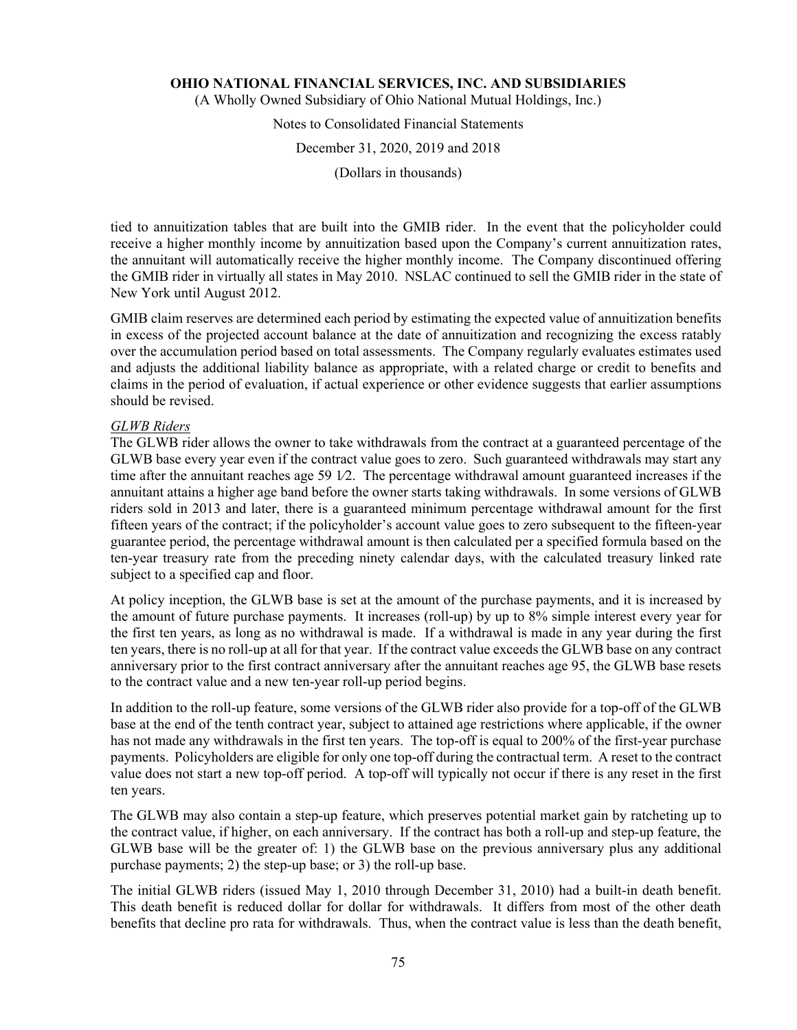tied to annuitization tables that are built into the GMIB rider. In the event that the policyholder could receive a higher monthly income by annuitization based upon the Company's current annuitization rates, the annuitant will automatically receive the higher monthly income. The Company discontinued offering the GMIB rider in virtually all states in May 2010. NSLAC continued to sell the GMIB rider in the state of New York until August 2012.

GMIB claim reserves are determined each period by estimating the expected value of annuitization benefits in excess of the projected account balance at the date of annuitization and recognizing the excess ratably over the accumulation period based on total assessments. The Company regularly evaluates estimates used and adjusts the additional liability balance as appropriate, with a related charge or credit to benefits and claims in the period of evaluation, if actual experience or other evidence suggests that earlier assumptions should be revised.

*GLWB Riders*

The GLWB rider allows the owner to take withdrawals from the contract at a guaranteed percentage of the GLWB base every year even if the contract value goes to zero. Such guaranteed withdrawals may start any time after the annuitant reaches age 59 1⁄2. The percentage withdrawal amount guaranteed increases if the annuitant attains a higher age band before the owner starts taking withdrawals. In some versions of GLWB riders sold in 2013 and later, there is a guaranteed minimum percentage withdrawal amount for the first fifteen years of the contract; if the policyholder's account value goes to zero subsequent to the fifteen-year guarantee period, the percentage withdrawal amount is then calculated per a specified formula based on the ten-year treasury rate from the preceding ninety calendar days, with the calculated treasury linked rate subject to a specified cap and floor.

At policy inception, the GLWB base is set at the amount of the purchase payments, and it is increased by the amount of future purchase payments. It increases (roll-up) by up to 8% simple interest every year for the first ten years, as long as no withdrawal is made. If a withdrawal is made in any year during the first ten years, there is no roll-up at all for that year. If the contract value exceeds the GLWB base on any contract anniversary prior to the first contract anniversary after the annuitant reaches age 95, the GLWB base resets to the contract value and a new ten-year roll-up period begins.

In addition to the roll-up feature, some versions of the GLWB rider also provide for a top-off of the GLWB base at the end of the tenth contract year, subject to attained age restrictions where applicable, if the owner has not made any withdrawals in the first ten years. The top-off is equal to 200% of the first-year purchase payments. Policyholders are eligible for only one top-off during the contractual term. A reset to the contract value does not start a new top-off period. A top-off will typically not occur if there is any reset in the first ten years.

The GLWB may also contain a step-up feature, which preserves potential market gain by ratcheting up to the contract value, if higher, on each anniversary. If the contract has both a roll-up and step-up feature, the GLWB base will be the greater of: 1) the GLWB base on the previous anniversary plus any additional purchase payments; 2) the step-up base; or 3) the roll-up base.

The initial GLWB riders (issued May 1, 2010 through December 31, 2010) had a built-in death benefit. This death benefit is reduced dollar for dollar for withdrawals. It differs from most of the other death benefits that decline pro rata for withdrawals. Thus, when the contract value is less than the death benefit,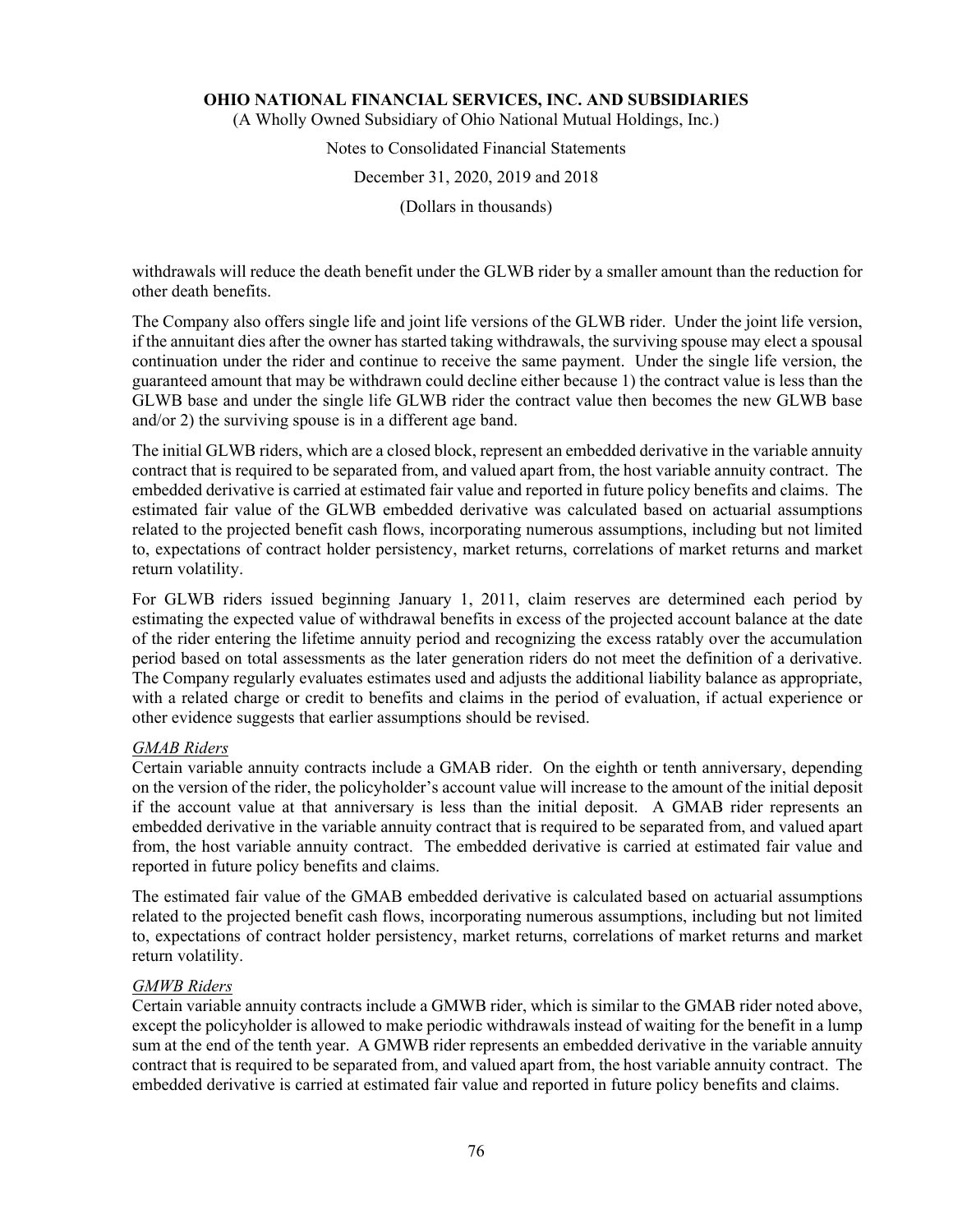withdrawals will reduce the death benefit under the GLWB rider by a smaller amount than the reduction for other death benefits.

The Company also offers single life and joint life versions of the GLWB rider. Under the joint life version, if the annuitant dies after the owner has started taking withdrawals, the surviving spouse may elect a spousal continuation under the rider and continue to receive the same payment. Under the single life version, the guaranteed amount that may be withdrawn could decline either because 1) the contract value is less than the GLWB base and under the single life GLWB rider the contract value then becomes the new GLWB base and/or 2) the surviving spouse is in a different age band.

The initial GLWB riders, which are a closed block, represent an embedded derivative in the variable annuity contract that is required to be separated from, and valued apart from, the host variable annuity contract. The embedded derivative is carried at estimated fair value and reported in future policy benefits and claims. The estimated fair value of the GLWB embedded derivative was calculated based on actuarial assumptions related to the projected benefit cash flows, incorporating numerous assumptions, including but not limited to, expectations of contract holder persistency, market returns, correlations of market returns and market return volatility.

For GLWB riders issued beginning January 1, 2011, claim reserves are determined each period by estimating the expected value of withdrawal benefits in excess of the projected account balance at the date of the rider entering the lifetime annuity period and recognizing the excess ratably over the accumulation period based on total assessments as the later generation riders do not meet the definition of a derivative. The Company regularly evaluates estimates used and adjusts the additional liability balance as appropriate, with a related charge or credit to benefits and claims in the period of evaluation, if actual experience or other evidence suggests that earlier assumptions should be revised.

*GMAB Riders*

Certain variable annuity contracts include a GMAB rider. On the eighth or tenth anniversary, depending on the version of the rider, the policyholder's account value will increase to the amount of the initial deposit if the account value at that anniversary is less than the initial deposit. A GMAB rider represents an embedded derivative in the variable annuity contract that is required to be separated from, and valued apart from, the host variable annuity contract. The embedded derivative is carried at estimated fair value and reported in future policy benefits and claims.

The estimated fair value of the GMAB embedded derivative is calculated based on actuarial assumptions related to the projected benefit cash flows, incorporating numerous assumptions, including but not limited to, expectations of contract holder persistency, market returns, correlations of market returns and market return volatility.

*GMWB Riders*

Certain variable annuity contracts include a GMWB rider, which is similar to the GMAB rider noted above, except the policyholder is allowed to make periodic withdrawals instead of waiting for the benefit in a lump sum at the end of the tenth year. A GMWB rider represents an embedded derivative in the variable annuity contract that is required to be separated from, and valued apart from, the host variable annuity contract. The embedded derivative is carried at estimated fair value and reported in future policy benefits and claims.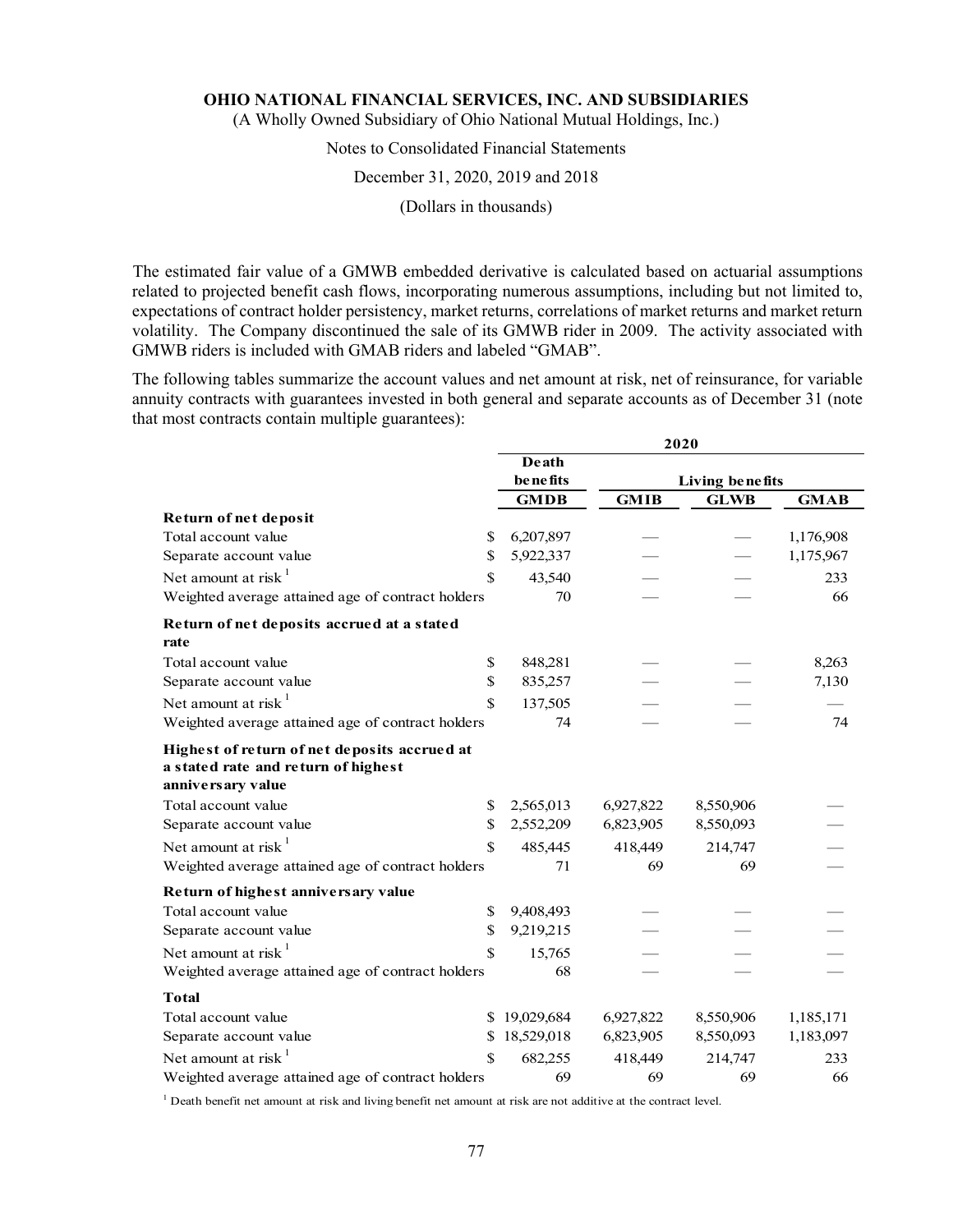The estimated fair value of a GMWB embedded derivative is calculated based on actuarial assumptions related to projected benefit cash flows, incorporating numerous assumptions, including but not limited to, expectations of contract holder persistency, market returns, correlations of market returns and market return volatility. The Company discontinued the sale of its GMWB rider in 2009. The activity associated with GMWB riders is included with GMAB riders and labeled "GMAB".

The following tables summarize the account values and net amount at risk, net of reinsurance, for variable annuity contracts with guarantees invested in both general and separate accounts as of December 31 (note that most contracts contain multiple guarantees):

| | 2020 | | | |
|---|---|---|---|---|
| | Death benefits | Living benefits | | |
| | GMDB | GMIB | GLWB | GMAB |
| **Return of net deposit** | | | | |
| Total account value | $ 6,207,897 | — | — | 1,176,908 |
| Separate account value | $ 5,922,337 | — | — | 1,175,967 |
| Net amount at risk [1] | $ 43,540 | — | — | 233 |
| Weighted average attained age of contract holders | 70 | — | — | 66 |
| **Return of net deposits accrued at a stated rate** | | | | |
| Total account value | $ 848,281 | — | — | 8,263 |
| Separate account value | $ 835,257 | — | — | 7,130 |
| Net amount at risk [1] | $ 137,505 | — | — | — |
| Weighted average attained age of contract holders | 74 | — | — | 74 |
| **Highest of return of net deposits accrued at a stated rate and return of highest anniversary value** | | | | |
| Total account value | $ 2,565,013 | 6,927,822 | 8,550,906 | — |
| Separate account value | $ 2,552,209 | 6,823,905 | 8,550,093 | — |
| Net amount at risk [1] | $ 485,445 | 418,449 | 214,747 | — |
| Weighted average attained age of contract holders | 71 | 69 | 69 | — |
| **Return of highest anniversary value** | | | | |
| Total account value | $ 9,408,493 | — | — | — |
| Separate account value | $ 9,219,215 | — | — | — |
| Net amount at risk [1] | $ 15,765 | — | — | — |
| Weighted average attained age of contract holders | 68 | — | — | — |
| **Total** | | | | |
| Total account value | $ 19,029,684 | 6,927,822 | 8,550,906 | 1,185,171 |
| Separate account value | $ 18,529,018 | 6,823,905 | 8,550,093 | 1,183,097 |
| Net amount at risk [1] | $ 682,255 | 418,449 | 214,747 | 233 |
| Weighted average attained age of contract holders | 69 | 69 | 69 | 66 |

[1] Death benefit net amount at risk and living benefit net amount at risk are not additive at the contract level.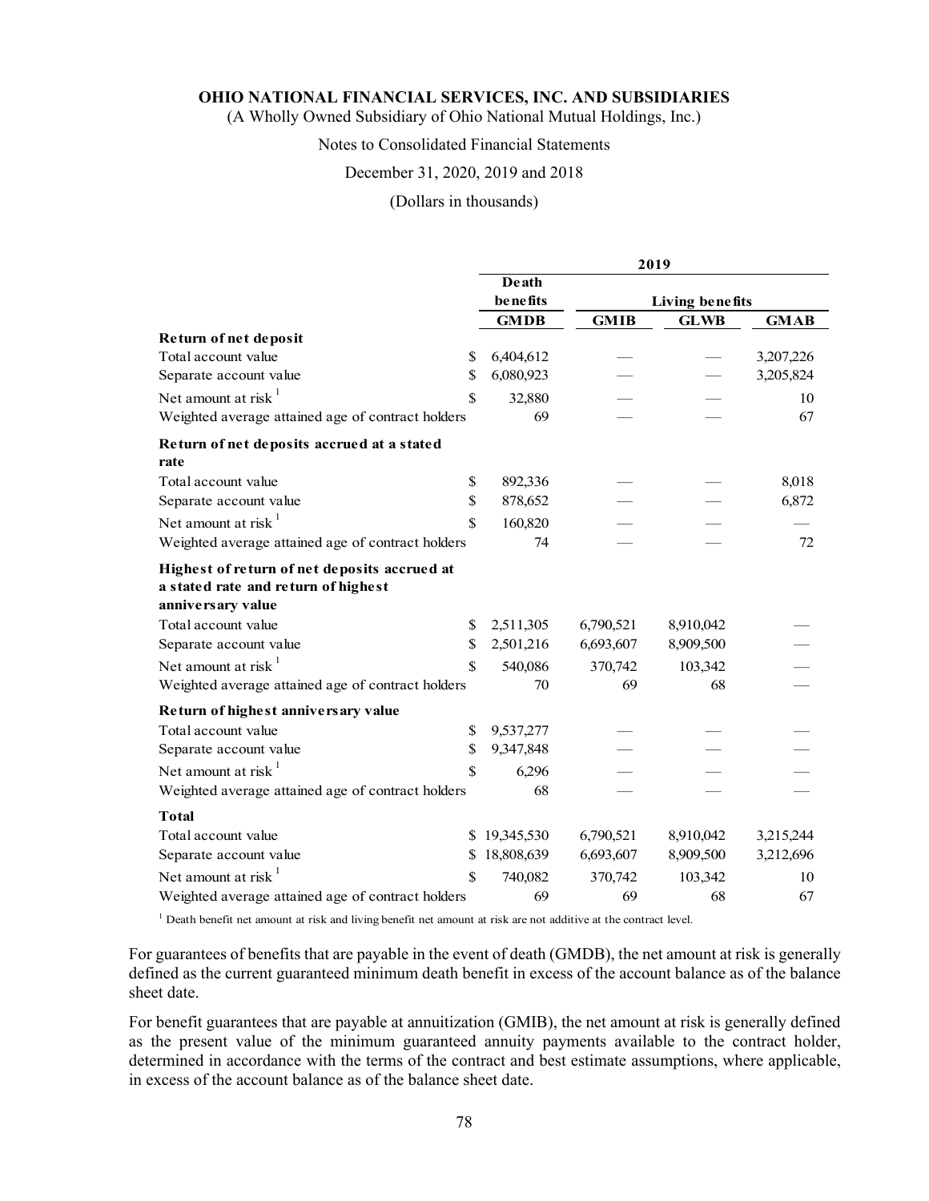**OHIO NATIONAL FINANCIAL SERVICES, INC. AND SUBSIDIARIES**

(A Wholly Owned Subsidiary of Ohio National Mutual Holdings, Inc.)

Notes to Consolidated Financial Statements

December 31, 2020, 2019 and 2018

(Dollars in thousands)

| | 2019 | | | |
|---|---|---|---|---|
| | Death benefits | Living benefits | | |
| | GMDB | GMIB | GLWB | GMAB |
| **Return of net deposit** | | | | |
| Total account value | $ 6,404,612 | — | — | 3,207,226 |
| Separate account value | $ 6,080,923 | — | — | 3,205,824 |
| Net amount at risk [1] | $ 32,880 | — | — | 10 |
| Weighted average attained age of contract holders | 69 | — | — | 67 |
| **Return of net deposits accrued at a stated rate** | | | | |
| Total account value | $ 892,336 | — | — | 8,018 |
| Separate account value | $ 878,652 | — | — | 6,872 |
| Net amount at risk [1] | $ 160,820 | — | — | — |
| Weighted average attained age of contract holders | 74 | — | — | 72 |
| **Highest of return of net deposits accrued at a stated rate and return of highest anniversary value** | | | | |
| Total account value | $ 2,511,305 | 6,790,521 | 8,910,042 | — |
| Separate account value | $ 2,501,216 | 6,693,607 | 8,909,500 | — |
| Net amount at risk [1] | $ 540,086 | 370,742 | 103,342 | — |
| Weighted average attained age of contract holders | 70 | 69 | 68 | — |
| **Return of highest anniversary value** | | | | |
| Total account value | $ 9,537,277 | — | — | — |
| Separate account value | $ 9,347,848 | — | — | — |
| Net amount at risk [1] | $ 6,296 | — | — | — |
| Weighted average attained age of contract holders | 68 | — | — | — |
| **Total** | | | | |
| Total account value | $ 19,345,530 | 6,790,521 | 8,910,042 | 3,215,244 |
| Separate account value | $ 18,808,639 | 6,693,607 | 8,909,500 | 3,212,696 |
| Net amount at risk [1] | $ 740,082 | 370,742 | 103,342 | 10 |
| Weighted average attained age of contract holders | 69 | 69 | 68 | 67 |

[1] Death benefit net amount at risk and living benefit net amount at risk are not additive at the contract level.

For guarantees of benefits that are payable in the event of death (GMDB), the net amount at risk is generally defined as the current guaranteed minimum death benefit in excess of the account balance as of the balance sheet date.

For benefit guarantees that are payable at annuitization (GMIB), the net amount at risk is generally defined as the present value of the minimum guaranteed annuity payments available to the contract holder, determined in accordance with the terms of the contract and best estimate assumptions, where applicable, in excess of the account balance as of the balance sheet date.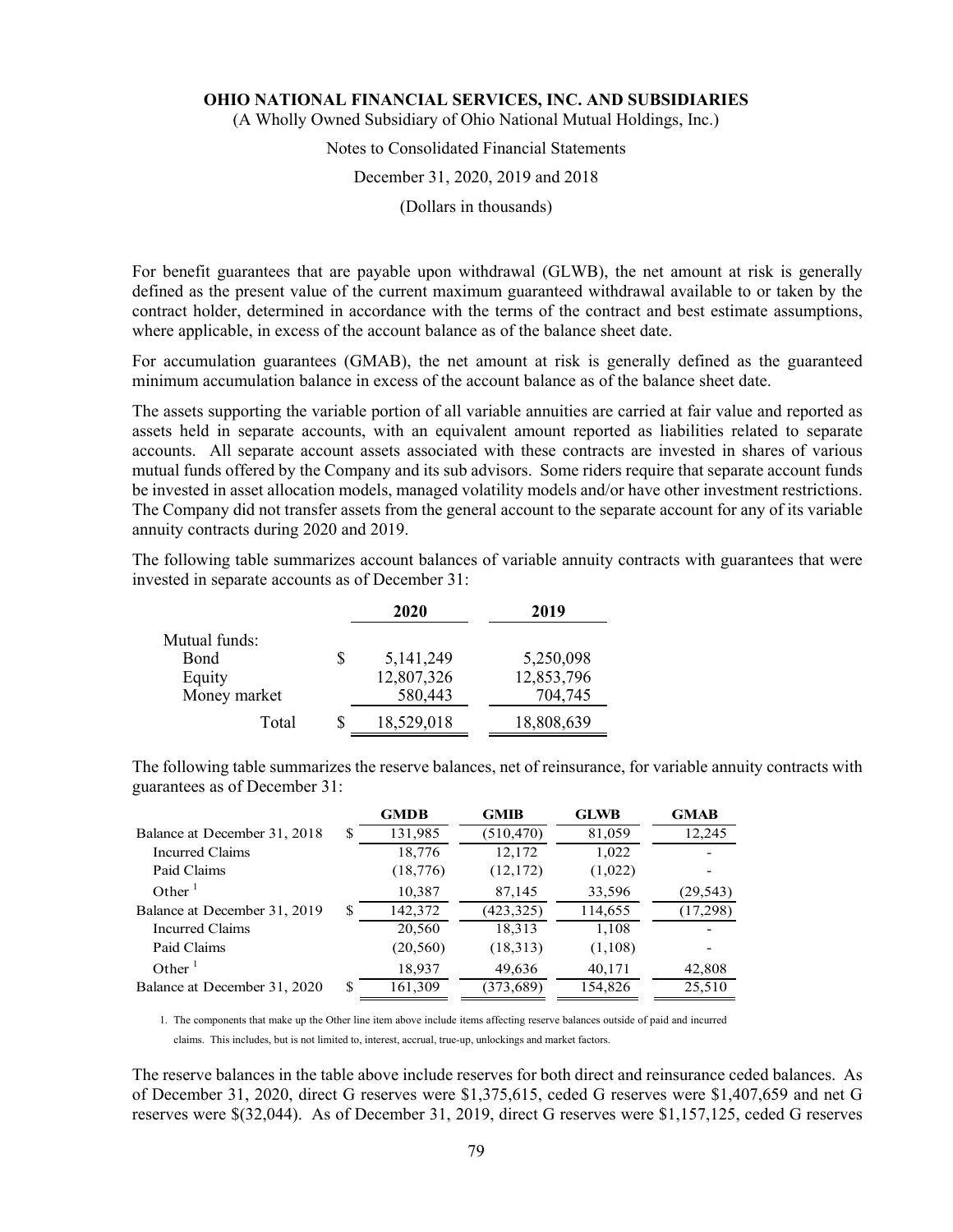For benefit guarantees that are payable upon withdrawal (GLWB), the net amount at risk is generally defined as the present value of the current maximum guaranteed withdrawal available to or taken by the contract holder, determined in accordance with the terms of the contract and best estimate assumptions, where applicable, in excess of the account balance as of the balance sheet date.

For accumulation guarantees (GMAB), the net amount at risk is generally defined as the guaranteed minimum accumulation balance in excess of the account balance as of the balance sheet date.

The assets supporting the variable portion of all variable annuities are carried at fair value and reported as assets held in separate accounts, with an equivalent amount reported as liabilities related to separate accounts. All separate account assets associated with these contracts are invested in shares of various mutual funds offered by the Company and its sub advisors. Some riders require that separate account funds be invested in asset allocation models, managed volatility models and/or have other investment restrictions. The Company did not transfer assets from the general account to the separate account for any of its variable annuity contracts during 2020 and 2019.

The following table summarizes account balances of variable annuity contracts with guarantees that were invested in separate accounts as of December 31:

| | 2020 | 2019 |
|---|---|---|
| Mutual funds: | | |
| Bond | $ 5,141,249 | 5,250,098 |
| Equity | 12,807,326 | 12,853,796 |
| Money market | 580,443 | 704,745 |
| Total | $ 18,529,018 | 18,808,639 |

The following table summarizes the reserve balances, net of reinsurance, for variable annuity contracts with guarantees as of December 31:

| | GMDB | GMIB | GLWB | GMAB |
|---|---|---|---|---|
| Balance at December 31, 2018 | $ 131,985 | (510,470) | 81,059 | 12,245 |
| Incurred Claims | 18,776 | 12,172 | 1,022 | - |
| Paid Claims | (18,776) | (12,172) | (1,022) | - |
| Other [1] | 10,387 | 87,145 | 33,596 | (29,543) |
| Balance at December 31, 2019 | $ 142,372 | (423,325) | 114,655 | (17,298) |
| Incurred Claims | 20,560 | 18,313 | 1,108 | - |
| Paid Claims | (20,560) | (18,313) | (1,108) | - |
| Other [1] | 18,937 | 49,636 | 40,171 | 42,808 |
| Balance at December 31, 2020 | $ 161,309 | (373,689) | 154,826 | 25,510 |

1. The components that make up the Other line item above include items affecting reserve balances outside of paid and incurred claims. This includes, but is not limited to, interest, accrual, true-up, unlockings and market factors.

The reserve balances in the table above include reserves for both direct and reinsurance ceded balances. As of December 31, 2020, direct G reserves were $1,375,615, ceded G reserves were $1,407,659 and net G reserves were $(32,044). As of December 31, 2019, direct G reserves were $1,157,125, ceded G reserves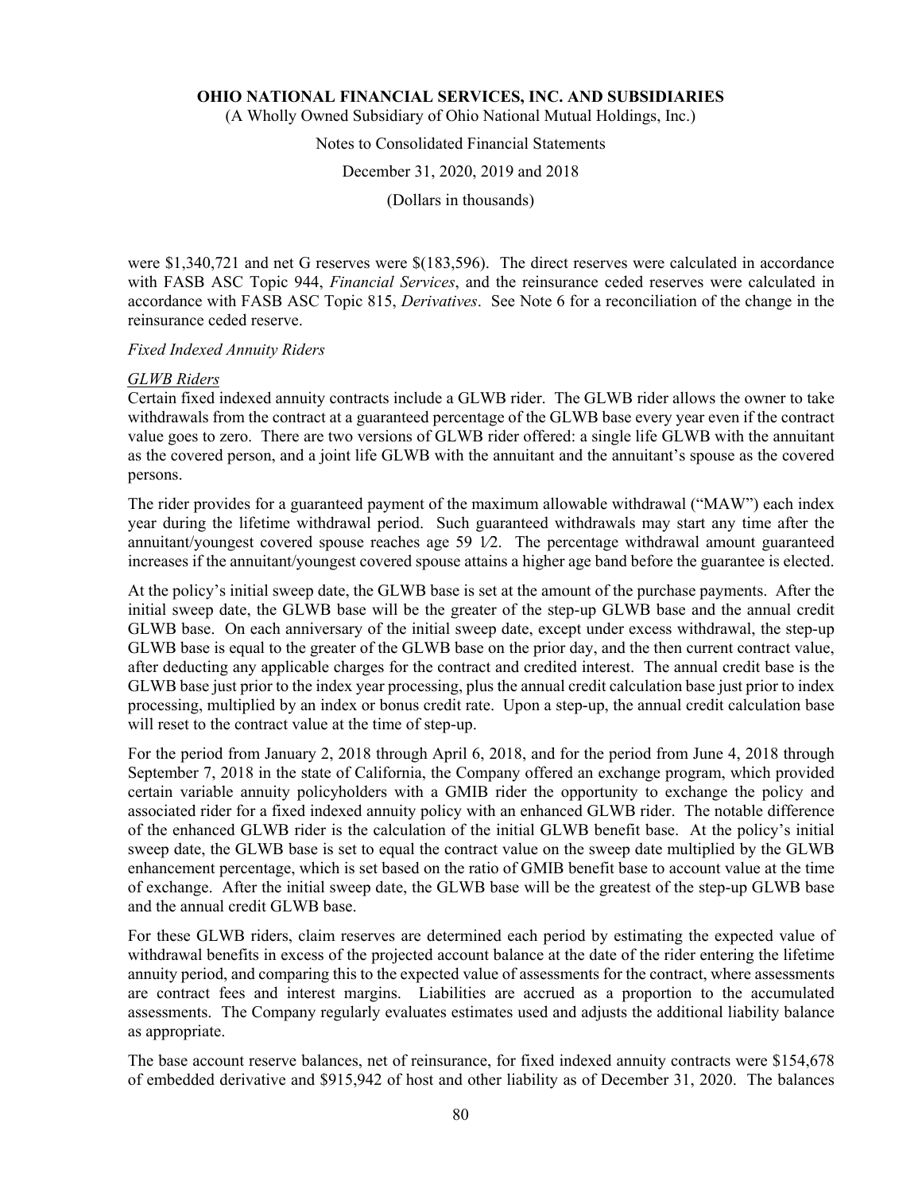were $1,340,721 and net G reserves were $(183,596). The direct reserves were calculated in accordance with FASB ASC Topic 944, *Financial Services*, and the reinsurance ceded reserves were calculated in accordance with FASB ASC Topic 815, *Derivatives*. See Note 6 for a reconciliation of the change in the reinsurance ceded reserve.

*Fixed Indexed Annuity Riders*

*GLWB Riders*

Certain fixed indexed annuity contracts include a GLWB rider. The GLWB rider allows the owner to take withdrawals from the contract at a guaranteed percentage of the GLWB base every year even if the contract value goes to zero. There are two versions of GLWB rider offered: a single life GLWB with the annuitant as the covered person, and a joint life GLWB with the annuitant and the annuitant's spouse as the covered persons.

The rider provides for a guaranteed payment of the maximum allowable withdrawal ("MAW") each index year during the lifetime withdrawal period. Such guaranteed withdrawals may start any time after the annuitant/youngest covered spouse reaches age 59 1⁄2. The percentage withdrawal amount guaranteed increases if the annuitant/youngest covered spouse attains a higher age band before the guarantee is elected.

At the policy's initial sweep date, the GLWB base is set at the amount of the purchase payments. After the initial sweep date, the GLWB base will be the greater of the step-up GLWB base and the annual credit GLWB base. On each anniversary of the initial sweep date, except under excess withdrawal, the step-up GLWB base is equal to the greater of the GLWB base on the prior day, and the then current contract value, after deducting any applicable charges for the contract and credited interest. The annual credit base is the GLWB base just prior to the index year processing, plus the annual credit calculation base just prior to index processing, multiplied by an index or bonus credit rate. Upon a step-up, the annual credit calculation base will reset to the contract value at the time of step-up.

For the period from January 2, 2018 through April 6, 2018, and for the period from June 4, 2018 through September 7, 2018 in the state of California, the Company offered an exchange program, which provided certain variable annuity policyholders with a GMIB rider the opportunity to exchange the policy and associated rider for a fixed indexed annuity policy with an enhanced GLWB rider. The notable difference of the enhanced GLWB rider is the calculation of the initial GLWB benefit base. At the policy's initial sweep date, the GLWB base is set to equal the contract value on the sweep date multiplied by the GLWB enhancement percentage, which is set based on the ratio of GMIB benefit base to account value at the time of exchange. After the initial sweep date, the GLWB base will be the greatest of the step-up GLWB base and the annual credit GLWB base.

For these GLWB riders, claim reserves are determined each period by estimating the expected value of withdrawal benefits in excess of the projected account balance at the date of the rider entering the lifetime annuity period, and comparing this to the expected value of assessments for the contract, where assessments are contract fees and interest margins. Liabilities are accrued as a proportion to the accumulated assessments. The Company regularly evaluates estimates used and adjusts the additional liability balance as appropriate.

The base account reserve balances, net of reinsurance, for fixed indexed annuity contracts were $154,678 of embedded derivative and $915,942 of host and other liability as of December 31, 2020. The balances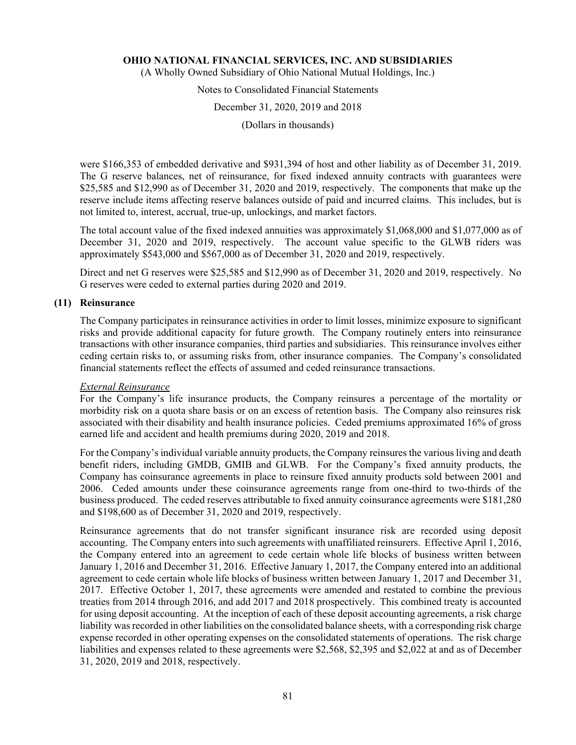were $166,353 of embedded derivative and $931,394 of host and other liability as of December 31, 2019. The G reserve balances, net of reinsurance, for fixed indexed annuity contracts with guarantees were $25,585 and $12,990 as of December 31, 2020 and 2019, respectively. The components that make up the reserve include items affecting reserve balances outside of paid and incurred claims. This includes, but is not limited to, interest, accrual, true-up, unlockings, and market factors.

The total account value of the fixed indexed annuities was approximately $1,068,000 and $1,077,000 as of December 31, 2020 and 2019, respectively. The account value specific to the GLWB riders was approximately $543,000 and $567,000 as of December 31, 2020 and 2019, respectively.

Direct and net G reserves were $25,585 and $12,990 as of December 31, 2020 and 2019, respectively. No G reserves were ceded to external parties during 2020 and 2019.

## (11) Reinsurance

The Company participates in reinsurance activities in order to limit losses, minimize exposure to significant risks and provide additional capacity for future growth. The Company routinely enters into reinsurance transactions with other insurance companies, third parties and subsidiaries. This reinsurance involves either ceding certain risks to, or assuming risks from, other insurance companies. The Company's consolidated financial statements reflect the effects of assumed and ceded reinsurance transactions.

*External Reinsurance*

For the Company's life insurance products, the Company reinsures a percentage of the mortality or morbidity risk on a quota share basis or on an excess of retention basis. The Company also reinsures risk associated with their disability and health insurance policies. Ceded premiums approximated 16% of gross earned life and accident and health premiums during 2020, 2019 and 2018.

For the Company's individual variable annuity products, the Company reinsures the various living and death benefit riders, including GMDB, GMIB and GLWB. For the Company's fixed annuity products, the Company has coinsurance agreements in place to reinsure fixed annuity products sold between 2001 and 2006. Ceded amounts under these coinsurance agreements range from one-third to two-thirds of the business produced. The ceded reserves attributable to fixed annuity coinsurance agreements were $181,280 and $198,600 as of December 31, 2020 and 2019, respectively.

Reinsurance agreements that do not transfer significant insurance risk are recorded using deposit accounting. The Company enters into such agreements with unaffiliated reinsurers. Effective April 1, 2016, the Company entered into an agreement to cede certain whole life blocks of business written between January 1, 2016 and December 31, 2016. Effective January 1, 2017, the Company entered into an additional agreement to cede certain whole life blocks of business written between January 1, 2017 and December 31, 2017. Effective October 1, 2017, these agreements were amended and restated to combine the previous treaties from 2014 through 2016, and add 2017 and 2018 prospectively. This combined treaty is accounted for using deposit accounting. At the inception of each of these deposit accounting agreements, a risk charge liability was recorded in other liabilities on the consolidated balance sheets, with a corresponding risk charge expense recorded in other operating expenses on the consolidated statements of operations. The risk charge liabilities and expenses related to these agreements were $2,568, $2,395 and $2,022 at and as of December 31, 2020, 2019 and 2018, respectively.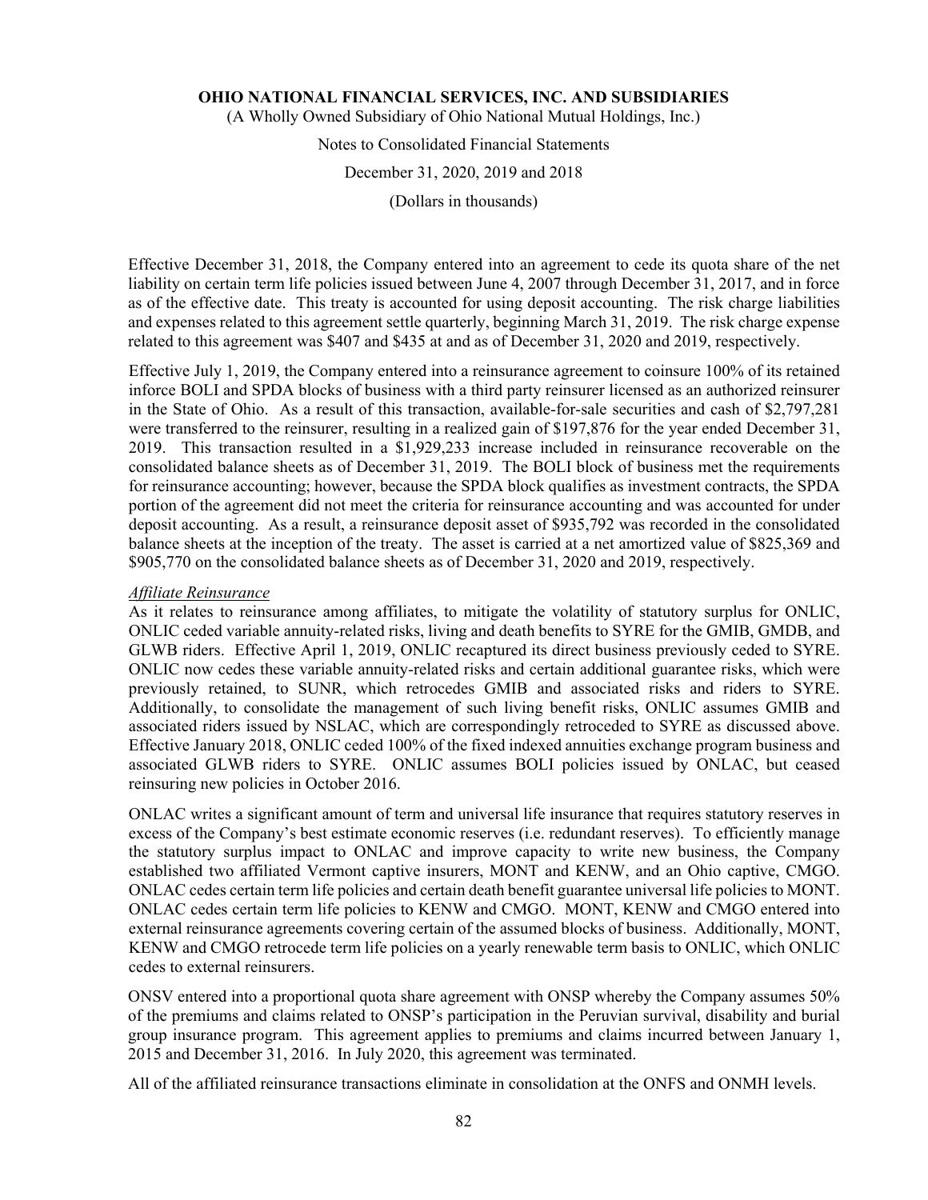Effective December 31, 2018, the Company entered into an agreement to cede its quota share of the net liability on certain term life policies issued between June 4, 2007 through December 31, 2017, and in force as of the effective date. This treaty is accounted for using deposit accounting. The risk charge liabilities and expenses related to this agreement settle quarterly, beginning March 31, 2019. The risk charge expense related to this agreement was $407 and $435 at and as of December 31, 2020 and 2019, respectively.

Effective July 1, 2019, the Company entered into a reinsurance agreement to coinsure 100% of its retained inforce BOLI and SPDA blocks of business with a third party reinsurer licensed as an authorized reinsurer in the State of Ohio. As a result of this transaction, available-for-sale securities and cash of $2,797,281 were transferred to the reinsurer, resulting in a realized gain of $197,876 for the year ended December 31, 2019. This transaction resulted in a $1,929,233 increase included in reinsurance recoverable on the consolidated balance sheets as of December 31, 2019. The BOLI block of business met the requirements for reinsurance accounting; however, because the SPDA block qualifies as investment contracts, the SPDA portion of the agreement did not meet the criteria for reinsurance accounting and was accounted for under deposit accounting. As a result, a reinsurance deposit asset of $935,792 was recorded in the consolidated balance sheets at the inception of the treaty. The asset is carried at a net amortized value of $825,369 and $905,770 on the consolidated balance sheets as of December 31, 2020 and 2019, respectively.

*Affiliate Reinsurance*

As it relates to reinsurance among affiliates, to mitigate the volatility of statutory surplus for ONLIC, ONLIC ceded variable annuity-related risks, living and death benefits to SYRE for the GMIB, GMDB, and GLWB riders. Effective April 1, 2019, ONLIC recaptured its direct business previously ceded to SYRE. ONLIC now cedes these variable annuity-related risks and certain additional guarantee risks, which were previously retained, to SUNR, which retrocedes GMIB and associated risks and riders to SYRE. Additionally, to consolidate the management of such living benefit risks, ONLIC assumes GMIB and associated riders issued by NSLAC, which are correspondingly retroceded to SYRE as discussed above. Effective January 2018, ONLIC ceded 100% of the fixed indexed annuities exchange program business and associated GLWB riders to SYRE. ONLIC assumes BOLI policies issued by ONLAC, but ceased reinsuring new policies in October 2016.

ONLAC writes a significant amount of term and universal life insurance that requires statutory reserves in excess of the Company's best estimate economic reserves (i.e. redundant reserves). To efficiently manage the statutory surplus impact to ONLAC and improve capacity to write new business, the Company established two affiliated Vermont captive insurers, MONT and KENW, and an Ohio captive, CMGO. ONLAC cedes certain term life policies and certain death benefit guarantee universal life policies to MONT. ONLAC cedes certain term life policies to KENW and CMGO. MONT, KENW and CMGO entered into external reinsurance agreements covering certain of the assumed blocks of business. Additionally, MONT, KENW and CMGO retrocede term life policies on a yearly renewable term basis to ONLIC, which ONLIC cedes to external reinsurers.

ONSV entered into a proportional quota share agreement with ONSP whereby the Company assumes 50% of the premiums and claims related to ONSP's participation in the Peruvian survival, disability and burial group insurance program. This agreement applies to premiums and claims incurred between January 1, 2015 and December 31, 2016. In July 2020, this agreement was terminated.

All of the affiliated reinsurance transactions eliminate in consolidation at the ONFS and ONMH levels.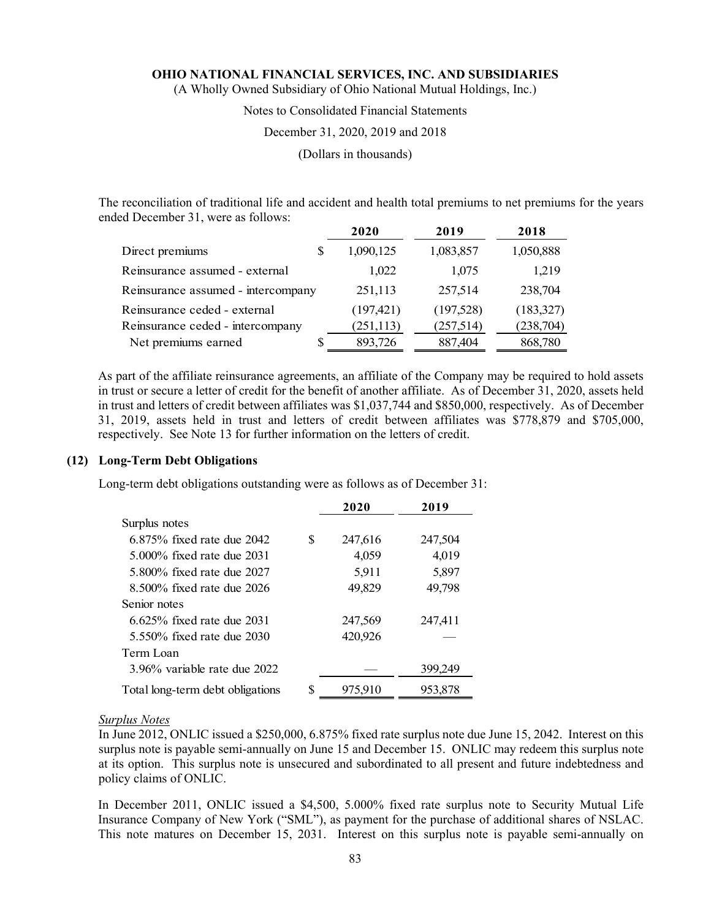The reconciliation of traditional life and accident and health total premiums to net premiums for the years ended December 31, were as follows:

| | 2020 | 2019 | 2018 |
|---|---|---|---|
| Direct premiums | $ 1,090,125 | 1,083,857 | 1,050,888 |
| Reinsurance assumed - external | 1,022 | 1,075 | 1,219 |
| Reinsurance assumed - intercompany | 251,113 | 257,514 | 238,704 |
| Reinsurance ceded - external | (197,421) | (197,528) | (183,327) |
| Reinsurance ceded - intercompany | (251,113) | (257,514) | (238,704) |
| Net premiums earned | $ 893,726 | 887,404 | 868,780 |

As part of the affiliate reinsurance agreements, an affiliate of the Company may be required to hold assets in trust or secure a letter of credit for the benefit of another affiliate. As of December 31, 2020, assets held in trust and letters of credit between affiliates was $1,037,744 and $850,000, respectively. As of December 31, 2019, assets held in trust and letters of credit between affiliates was $778,879 and $705,000, respectively. See Note 13 for further information on the letters of credit.

## (12) Long-Term Debt Obligations

Long-term debt obligations outstanding were as follows as of December 31:

| | 2020 | 2019 |
|---|---|---|
| Surplus notes | | |
| 6.875% fixed rate due 2042 | $ 247,616 | 247,504 |
| 5.000% fixed rate due 2031 | 4,059 | 4,019 |
| 5.800% fixed rate due 2027 | 5,911 | 5,897 |
| 8.500% fixed rate due 2026 | 49,829 | 49,798 |
| Senior notes | | |
| 6.625% fixed rate due 2031 | 247,569 | 247,411 |
| 5.550% fixed rate due 2030 | 420,926 | — |
| Term Loan | | |
| 3.96% variable rate due 2022 | — | 399,249 |
| Total long-term debt obligations | $ 975,910 | 953,878 |

*Surplus Notes*

In June 2012, ONLIC issued a $250,000, 6.875% fixed rate surplus note due June 15, 2042. Interest on this surplus note is payable semi-annually on June 15 and December 15. ONLIC may redeem this surplus note at its option. This surplus note is unsecured and subordinated to all present and future indebtedness and policy claims of ONLIC.

In December 2011, ONLIC issued a $4,500, 5.000% fixed rate surplus note to Security Mutual Life Insurance Company of New York ("SML"), as payment for the purchase of additional shares of NSLAC. This note matures on December 15, 2031. Interest on this surplus note is payable semi-annually on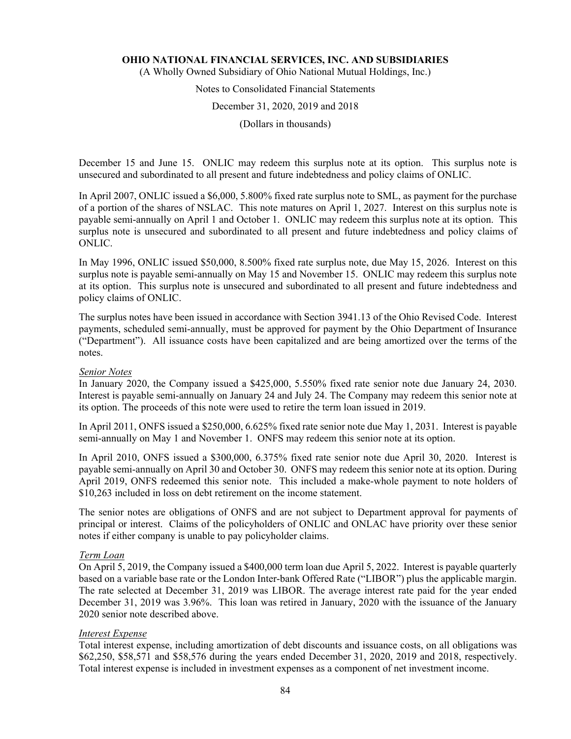December 15 and June 15. ONLIC may redeem this surplus note at its option. This surplus note is unsecured and subordinated to all present and future indebtedness and policy claims of ONLIC.

In April 2007, ONLIC issued a $6,000, 5.800% fixed rate surplus note to SML, as payment for the purchase of a portion of the shares of NSLAC. This note matures on April 1, 2027. Interest on this surplus note is payable semi-annually on April 1 and October 1. ONLIC may redeem this surplus note at its option. This surplus note is unsecured and subordinated to all present and future indebtedness and policy claims of ONLIC.

In May 1996, ONLIC issued $50,000, 8.500% fixed rate surplus note, due May 15, 2026. Interest on this surplus note is payable semi-annually on May 15 and November 15. ONLIC may redeem this surplus note at its option. This surplus note is unsecured and subordinated to all present and future indebtedness and policy claims of ONLIC.

The surplus notes have been issued in accordance with Section 3941.13 of the Ohio Revised Code. Interest payments, scheduled semi-annually, must be approved for payment by the Ohio Department of Insurance ("Department"). All issuance costs have been capitalized and are being amortized over the terms of the notes.

*Senior Notes*

In January 2020, the Company issued a $425,000, 5.550% fixed rate senior note due January 24, 2030. Interest is payable semi-annually on January 24 and July 24. The Company may redeem this senior note at its option. The proceeds of this note were used to retire the term loan issued in 2019.

In April 2011, ONFS issued a $250,000, 6.625% fixed rate senior note due May 1, 2031. Interest is payable semi-annually on May 1 and November 1. ONFS may redeem this senior note at its option.

In April 2010, ONFS issued a $300,000, 6.375% fixed rate senior note due April 30, 2020. Interest is payable semi-annually on April 30 and October 30. ONFS may redeem this senior note at its option. During April 2019, ONFS redeemed this senior note. This included a make-whole payment to note holders of $10,263 included in loss on debt retirement on the income statement.

The senior notes are obligations of ONFS and are not subject to Department approval for payments of principal or interest. Claims of the policyholders of ONLIC and ONLAC have priority over these senior notes if either company is unable to pay policyholder claims.

*Term Loan*

On April 5, 2019, the Company issued a $400,000 term loan due April 5, 2022. Interest is payable quarterly based on a variable base rate or the London Inter-bank Offered Rate ("LIBOR") plus the applicable margin. The rate selected at December 31, 2019 was LIBOR. The average interest rate paid for the year ended December 31, 2019 was 3.96%. This loan was retired in January, 2020 with the issuance of the January 2020 senior note described above.

*Interest Expense*

Total interest expense, including amortization of debt discounts and issuance costs, on all obligations was $62,250, $58,571 and $58,576 during the years ended December 31, 2020, 2019 and 2018, respectively. Total interest expense is included in investment expenses as a component of net investment income.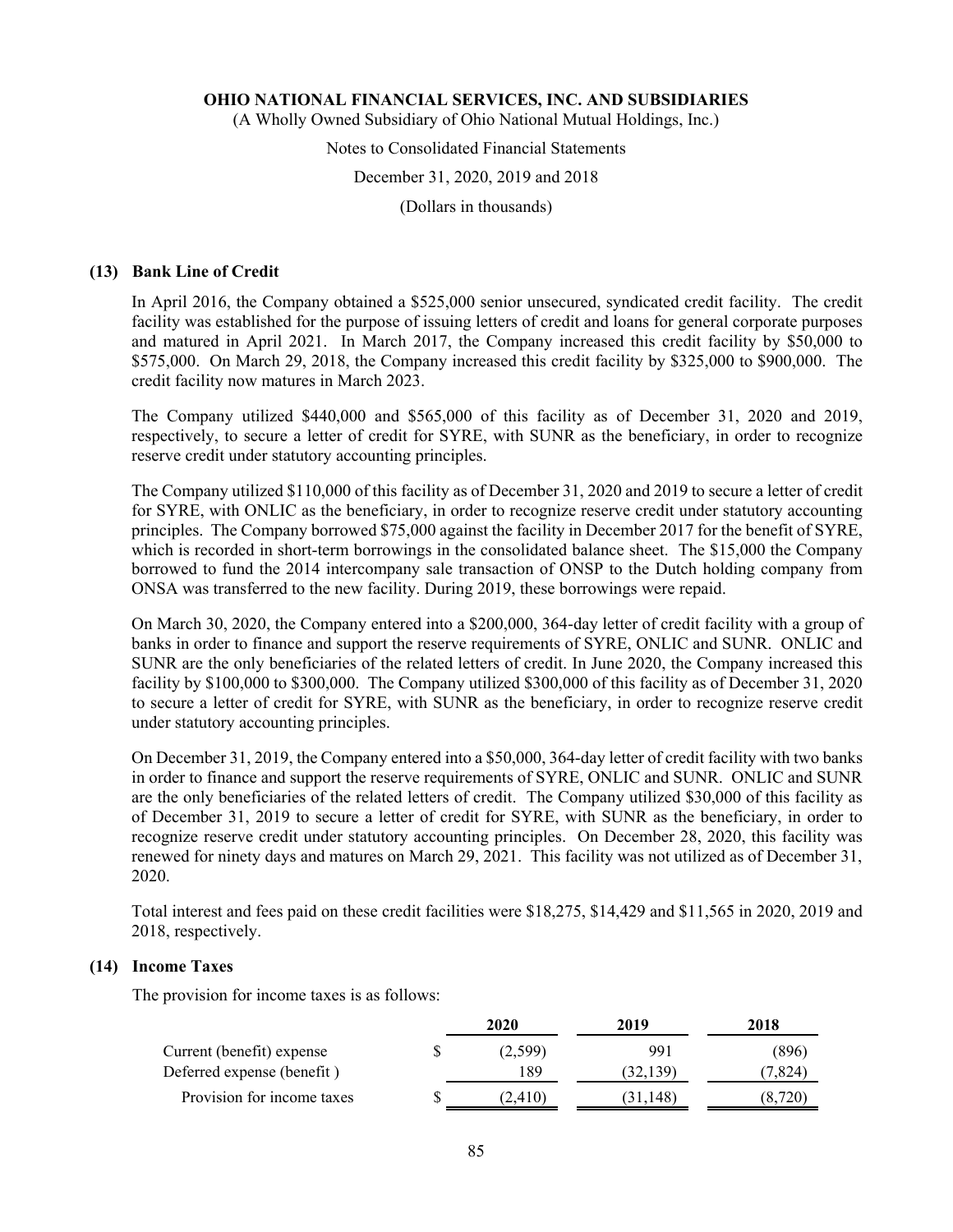### (13) Bank Line of Credit

In April 2016, the Company obtained a $525,000 senior unsecured, syndicated credit facility. The credit facility was established for the purpose of issuing letters of credit and loans for general corporate purposes and matured in April 2021. In March 2017, the Company increased this credit facility by $50,000 to $575,000. On March 29, 2018, the Company increased this credit facility by $325,000 to $900,000. The credit facility now matures in March 2023.

The Company utilized $440,000 and $565,000 of this facility as of December 31, 2020 and 2019, respectively, to secure a letter of credit for SYRE, with SUNR as the beneficiary, in order to recognize reserve credit under statutory accounting principles.

The Company utilized $110,000 of this facility as of December 31, 2020 and 2019 to secure a letter of credit for SYRE, with ONLIC as the beneficiary, in order to recognize reserve credit under statutory accounting principles. The Company borrowed $75,000 against the facility in December 2017 for the benefit of SYRE, which is recorded in short-term borrowings in the consolidated balance sheet. The $15,000 the Company borrowed to fund the 2014 intercompany sale transaction of ONSP to the Dutch holding company from ONSA was transferred to the new facility. During 2019, these borrowings were repaid.

On March 30, 2020, the Company entered into a $200,000, 364-day letter of credit facility with a group of banks in order to finance and support the reserve requirements of SYRE, ONLIC and SUNR. ONLIC and SUNR are the only beneficiaries of the related letters of credit. In June 2020, the Company increased this facility by $100,000 to $300,000. The Company utilized $300,000 of this facility as of December 31, 2020 to secure a letter of credit for SYRE, with SUNR as the beneficiary, in order to recognize reserve credit under statutory accounting principles.

On December 31, 2019, the Company entered into a $50,000, 364-day letter of credit facility with two banks in order to finance and support the reserve requirements of SYRE, ONLIC and SUNR. ONLIC and SUNR are the only beneficiaries of the related letters of credit. The Company utilized $30,000 of this facility as of December 31, 2019 to secure a letter of credit for SYRE, with SUNR as the beneficiary, in order to recognize reserve credit under statutory accounting principles. On December 28, 2020, this facility was renewed for ninety days and matures on March 29, 2021. This facility was not utilized as of December 31, 2020.

Total interest and fees paid on these credit facilities were $18,275, $14,429 and $11,565 in 2020, 2019 and 2018, respectively.

### (14) Income Taxes

The provision for income taxes is as follows:

| | 2020 | 2019 | 2018 |
|---|---|---|---|
| Current (benefit) expense | $ (2,599) | 991 | (896) |
| Deferred expense (benefit ) | 189 | (32,139) | (7,824) |
| Provision for income taxes | $ (2,410) | (31,148) | (8,720) |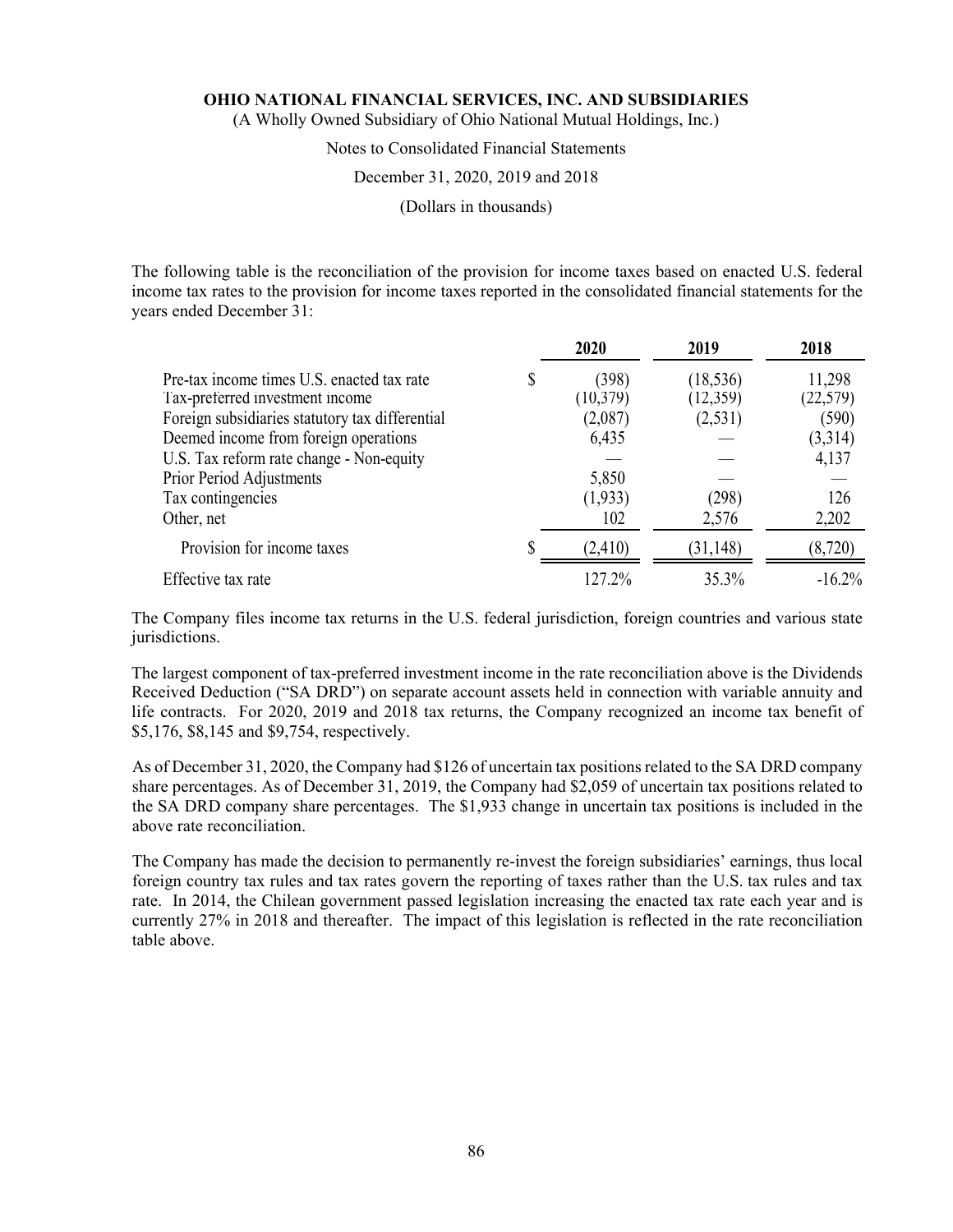The following table is the reconciliation of the provision for income taxes based on enacted U.S. federal income tax rates to the provision for income taxes reported in the consolidated financial statements for the years ended December 31:

| | 2020 | 2019 | 2018 |
|---|---|---|---|
| Pre-tax income times U.S. enacted tax rate | $ (398) | (18,536) | 11,298 |
| Tax-preferred investment income | (10,379) | (12,359) | (22,579) |
| Foreign subsidiaries statutory tax differential | (2,087) | (2,531) | (590) |
| Deemed income from foreign operations | 6,435 | — | (3,314) |
| U.S. Tax reform rate change - Non-equity | — | — | 4,137 |
| Prior Period Adjustments | 5,850 | — | — |
| Tax contingencies | (1,933) | (298) | 126 |
| Other, net | 102 | 2,576 | 2,202 |
| Provision for income taxes | $ (2,410) | (31,148) | (8,720) |
| Effective tax rate | 127.2% | 35.3% | -16.2% |

The Company files income tax returns in the U.S. federal jurisdiction, foreign countries and various state jurisdictions.

The largest component of tax-preferred investment income in the rate reconciliation above is the Dividends Received Deduction ("SA DRD") on separate account assets held in connection with variable annuity and life contracts. For 2020, 2019 and 2018 tax returns, the Company recognized an income tax benefit of $5,176, $8,145 and $9,754, respectively.

As of December 31, 2020, the Company had $126 of uncertain tax positions related to the SA DRD company share percentages. As of December 31, 2019, the Company had $2,059 of uncertain tax positions related to the SA DRD company share percentages. The $1,933 change in uncertain tax positions is included in the above rate reconciliation.

The Company has made the decision to permanently re-invest the foreign subsidiaries' earnings, thus local foreign country tax rules and tax rates govern the reporting of taxes rather than the U.S. tax rules and tax rate. In 2014, the Chilean government passed legislation increasing the enacted tax rate each year and is currently 27% in 2018 and thereafter. The impact of this legislation is reflected in the rate reconciliation table above.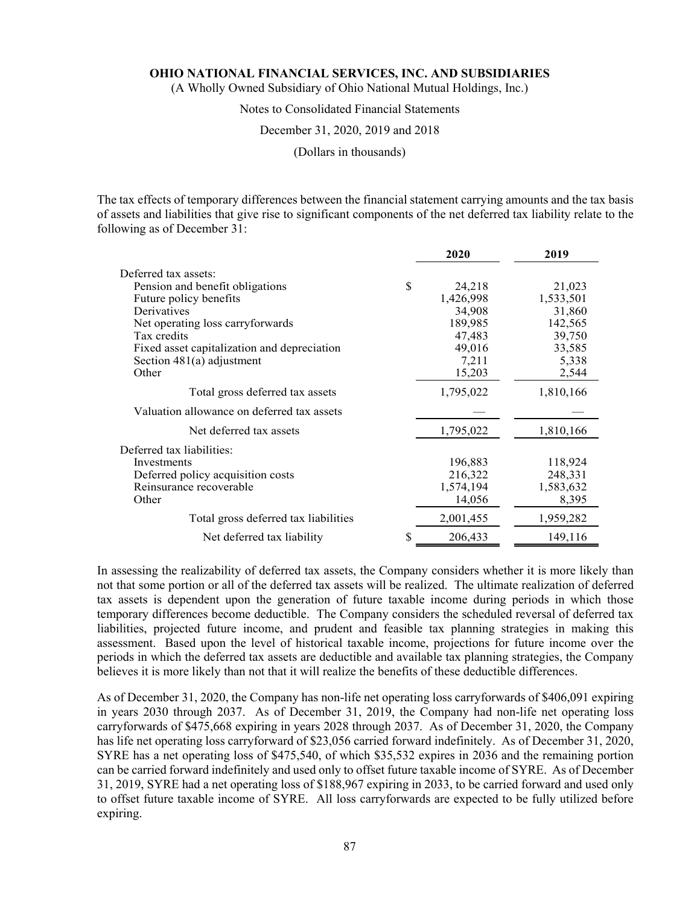The tax effects of temporary differences between the financial statement carrying amounts and the tax basis of assets and liabilities that give rise to significant components of the net deferred tax liability relate to the following as of December 31:

| | 2020 | 2019 |
|---|---|---|
| Deferred tax assets: | | |
| Pension and benefit obligations | $ 24,218 | 21,023 |
| Future policy benefits | 1,426,998 | 1,533,501 |
| Derivatives | 34,908 | 31,860 |
| Net operating loss carryforwards | 189,985 | 142,565 |
| Tax credits | 47,483 | 39,750 |
| Fixed asset capitalization and depreciation | 49,016 | 33,585 |
| Section 481(a) adjustment | 7,211 | 5,338 |
| Other | 15,203 | 2,544 |
| Total gross deferred tax assets | 1,795,022 | 1,810,166 |
| Valuation allowance on deferred tax assets | — | — |
| Net deferred tax assets | 1,795,022 | 1,810,166 |
| Deferred tax liabilities: | | |
| Investments | 196,883 | 118,924 |
| Deferred policy acquisition costs | 216,322 | 248,331 |
| Reinsurance recoverable | 1,574,194 | 1,583,632 |
| Other | 14,056 | 8,395 |
| Total gross deferred tax liabilities | 2,001,455 | 1,959,282 |
| Net deferred tax liability | $ 206,433 | 149,116 |

In assessing the realizability of deferred tax assets, the Company considers whether it is more likely than not that some portion or all of the deferred tax assets will be realized. The ultimate realization of deferred tax assets is dependent upon the generation of future taxable income during periods in which those temporary differences become deductible. The Company considers the scheduled reversal of deferred tax liabilities, projected future income, and prudent and feasible tax planning strategies in making this assessment. Based upon the level of historical taxable income, projections for future income over the periods in which the deferred tax assets are deductible and available tax planning strategies, the Company believes it is more likely than not that it will realize the benefits of these deductible differences.

As of December 31, 2020, the Company has non-life net operating loss carryforwards of $406,091 expiring in years 2030 through 2037. As of December 31, 2019, the Company had non-life net operating loss carryforwards of $475,668 expiring in years 2028 through 2037. As of December 31, 2020, the Company has life net operating loss carryforward of $23,056 carried forward indefinitely. As of December 31, 2020, SYRE has a net operating loss of $475,540, of which $35,532 expires in 2036 and the remaining portion can be carried forward indefinitely and used only to offset future taxable income of SYRE. As of December 31, 2019, SYRE had a net operating loss of $188,967 expiring in 2033, to be carried forward and used only to offset future taxable income of SYRE. All loss carryforwards are expected to be fully utilized before expiring.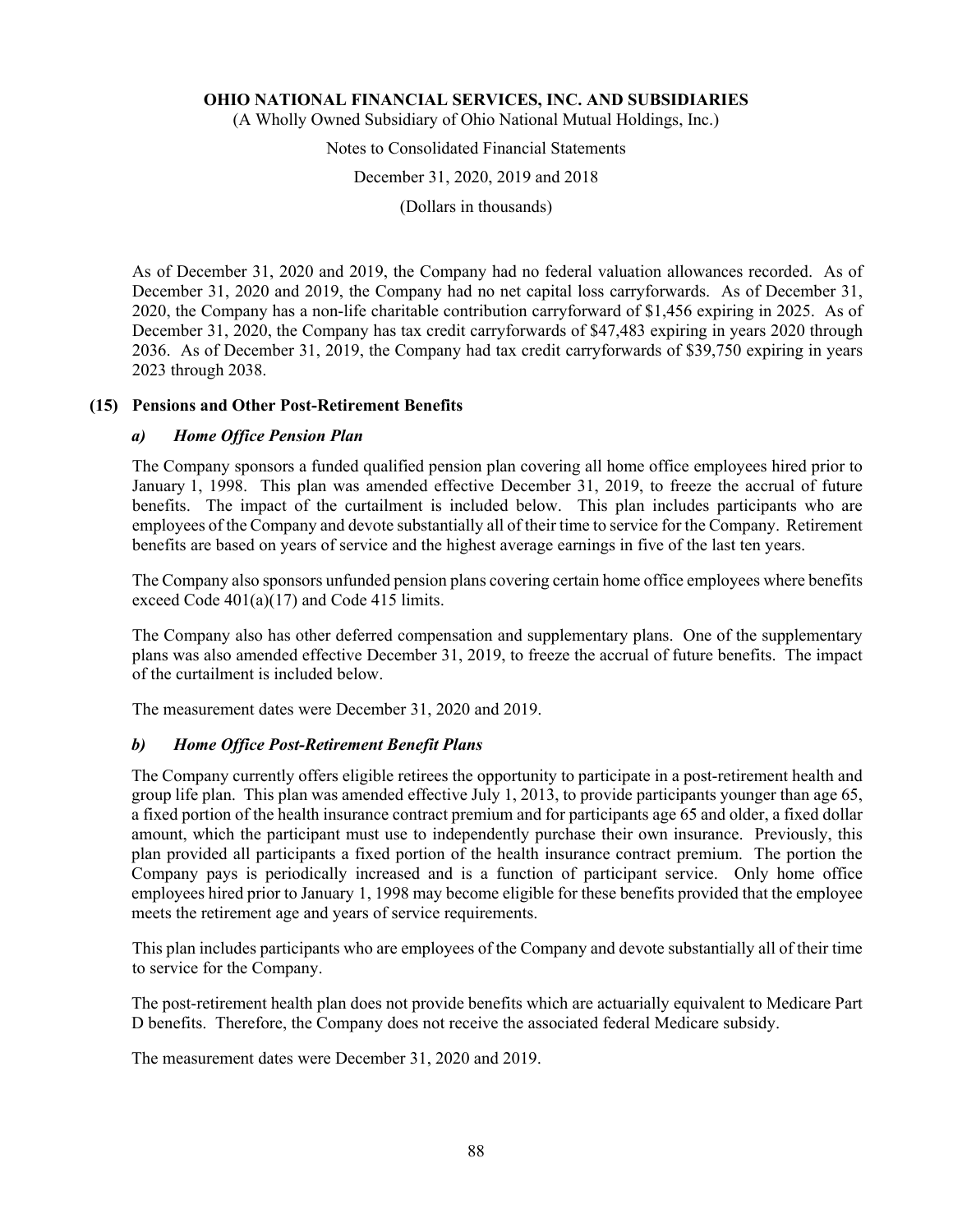As of December 31, 2020 and 2019, the Company had no federal valuation allowances recorded. As of December 31, 2020 and 2019, the Company had no net capital loss carryforwards. As of December 31, 2020, the Company has a non-life charitable contribution carryforward of $1,456 expiring in 2025. As of December 31, 2020, the Company has tax credit carryforwards of $47,483 expiring in years 2020 through 2036. As of December 31, 2019, the Company had tax credit carryforwards of $39,750 expiring in years 2023 through 2038.

## (15) Pensions and Other Post-Retirement Benefits

### *a) Home Office Pension Plan*

The Company sponsors a funded qualified pension plan covering all home office employees hired prior to January 1, 1998. This plan was amended effective December 31, 2019, to freeze the accrual of future benefits. The impact of the curtailment is included below. This plan includes participants who are employees of the Company and devote substantially all of their time to service for the Company. Retirement benefits are based on years of service and the highest average earnings in five of the last ten years.

The Company also sponsors unfunded pension plans covering certain home office employees where benefits exceed Code 401(a)(17) and Code 415 limits.

The Company also has other deferred compensation and supplementary plans. One of the supplementary plans was also amended effective December 31, 2019, to freeze the accrual of future benefits. The impact of the curtailment is included below.

The measurement dates were December 31, 2020 and 2019.

### *b) Home Office Post-Retirement Benefit Plans*

The Company currently offers eligible retirees the opportunity to participate in a post-retirement health and group life plan. This plan was amended effective July 1, 2013, to provide participants younger than age 65, a fixed portion of the health insurance contract premium and for participants age 65 and older, a fixed dollar amount, which the participant must use to independently purchase their own insurance. Previously, this plan provided all participants a fixed portion of the health insurance contract premium. The portion the Company pays is periodically increased and is a function of participant service. Only home office employees hired prior to January 1, 1998 may become eligible for these benefits provided that the employee meets the retirement age and years of service requirements.

This plan includes participants who are employees of the Company and devote substantially all of their time to service for the Company.

The post-retirement health plan does not provide benefits which are actuarially equivalent to Medicare Part D benefits. Therefore, the Company does not receive the associated federal Medicare subsidy.

The measurement dates were December 31, 2020 and 2019.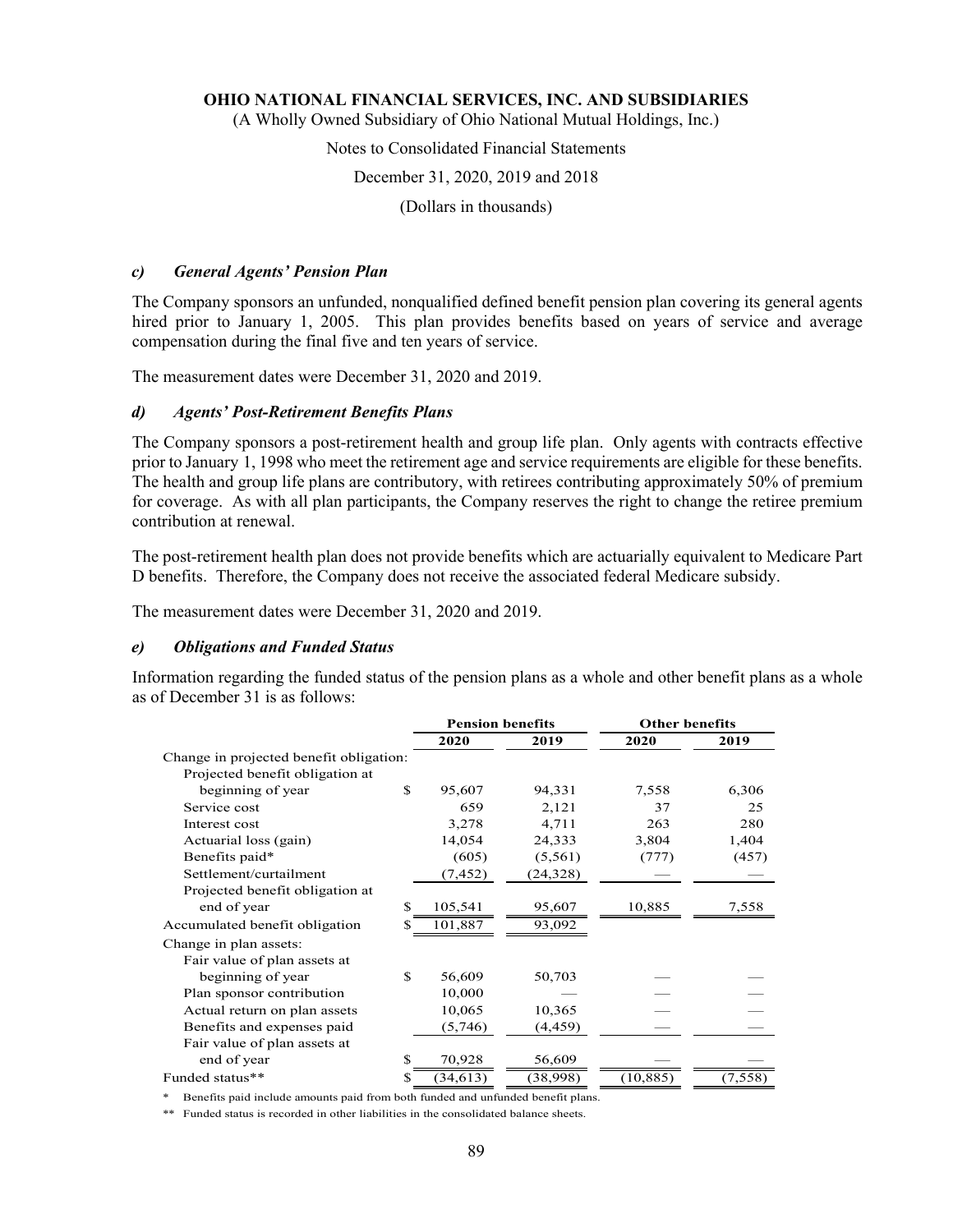### c) *General Agents' Pension Plan*

The Company sponsors an unfunded, nonqualified defined benefit pension plan covering its general agents hired prior to January 1, 2005. This plan provides benefits based on years of service and average compensation during the final five and ten years of service.

The measurement dates were December 31, 2020 and 2019.

### d) *Agents' Post-Retirement Benefits Plans*

The Company sponsors a post-retirement health and group life plan. Only agents with contracts effective prior to January 1, 1998 who meet the retirement age and service requirements are eligible for these benefits. The health and group life plans are contributory, with retirees contributing approximately 50% of premium for coverage. As with all plan participants, the Company reserves the right to change the retiree premium contribution at renewal.

The post-retirement health plan does not provide benefits which are actuarially equivalent to Medicare Part D benefits. Therefore, the Company does not receive the associated federal Medicare subsidy.

The measurement dates were December 31, 2020 and 2019.

### e) *Obligations and Funded Status*

Information regarding the funded status of the pension plans as a whole and other benefit plans as a whole as of December 31 is as follows:

| | Pension benefits | | Other benefits | |
|---|---|---|---|---|
| | 2020 | 2019 | 2020 | 2019 |
| Change in projected benefit obligation: | | | | |
| Projected benefit obligation at beginning of year | $ 95,607 | 94,331 | 7,558 | 6,306 |
| Service cost | 659 | 2,121 | 37 | 25 |
| Interest cost | 3,278 | 4,711 | 263 | 280 |
| Actuarial loss (gain) | 14,054 | 24,333 | 3,804 | 1,404 |
| Benefits paid* | (605) | (5,561) | (777) | (457) |
| Settlement/curtailment | (7,452) | (24,328) | — | — |
| Projected benefit obligation at end of year | $ 105,541 | 95,607 | 10,885 | 7,558 |
| Accumulated benefit obligation | $ 101,887 | 93,092 | | |
| Change in plan assets: | | | | |
| Fair value of plan assets at beginning of year | $ 56,609 | 50,703 | — | — |
| Plan sponsor contribution | 10,000 | — | — | — |
| Actual return on plan assets | 10,065 | 10,365 | — | — |
| Benefits and expenses paid | (5,746) | (4,459) | — | — |
| Fair value of plan assets at end of year | $ 70,928 | 56,609 | — | — |
| Funded status** | $ (34,613) | (38,998) | (10,885) | (7,558) |

\* Benefits paid include amounts paid from both funded and unfunded benefit plans.

\*\* Funded status is recorded in other liabilities in the consolidated balance sheets.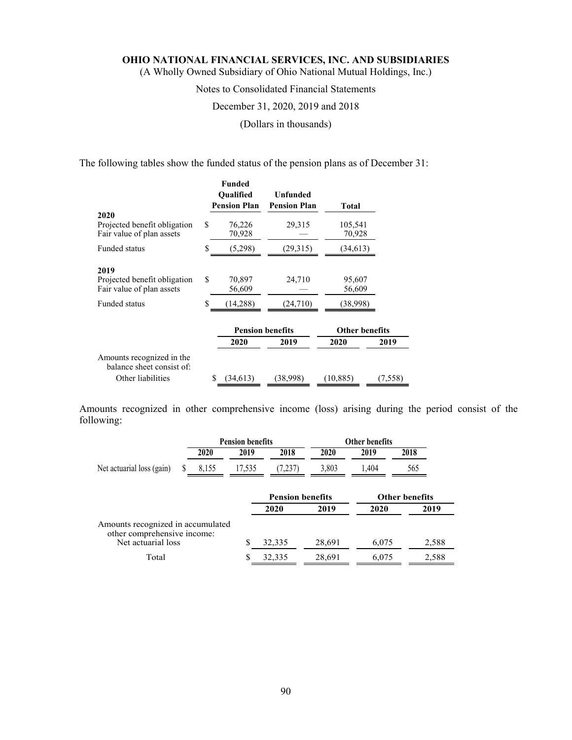The following tables show the funded status of the pension plans as of December 31:

| | Funded Qualified Pension Plan | Unfunded Pension Plan | Total |
|---|---|---|---|
| **2020** | | | |
| Projected benefit obligation | $ 76,226 | 29,315 | 105,541 |
| Fair value of plan assets | 70,928 | — | 70,928 |
| Funded status | $ (5,298) | (29,315) | (34,613) |
| **2019** | | | |
| Projected benefit obligation | $ 70,897 | 24,710 | 95,607 |
| Fair value of plan assets | 56,609 | — | 56,609 |
| Funded status | $ (14,288) | (24,710) | (38,998) |

| | Pension benefits | | Other benefits | |
|---|---|---|---|---|
| | 2020 | 2019 | 2020 | 2019 |
| Amounts recognized in the balance sheet consist of: | | | | |
| Other liabilities | $ (34,613) | (38,998) | (10,885) | (7,558) |

Amounts recognized in other comprehensive income (loss) arising during the period consist of the following:

| | Pension benefits | | | Other benefits | | |
|---|---|---|---|---|---|---|
| | 2020 | 2019 | 2018 | 2020 | 2019 | 2018 |
| Net actuarial loss (gain) | $ 8,155 | 17,535 | (7,237) | 3,803 | 1,404 | 565 |

| | Pension benefits | | Other benefits | |
|---|---|---|---|---|
| | 2020 | 2019 | 2020 | 2019 |
| Amounts recognized in accumulated other comprehensive income: | | | | |
| Net actuarial loss | $ 32,335 | 28,691 | 6,075 | 2,588 |
| Total | $ 32,335 | 28,691 | 6,075 | 2,588 |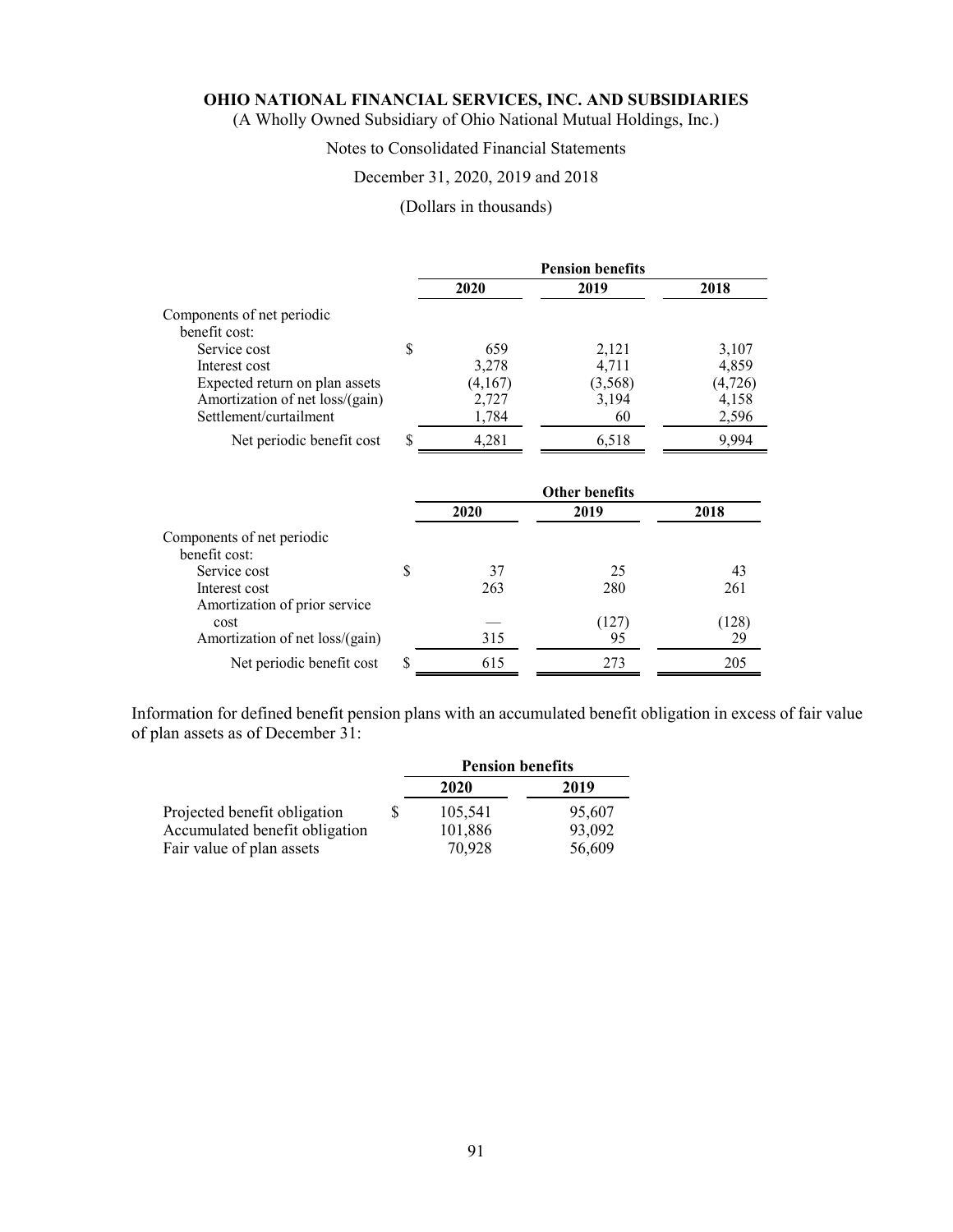| | Pension benefits | | |
|---|---|---|---|
| | 2020 | 2019 | 2018 |
| Components of net periodic benefit cost: | | | |
| Service cost | $ 659 | 2,121 | 3,107 |
| Interest cost | 3,278 | 4,711 | 4,859 |
| Expected return on plan assets | (4,167) | (3,568) | (4,726) |
| Amortization of net loss/(gain) | 2,727 | 3,194 | 4,158 |
| Settlement/curtailment | 1,784 | 60 | 2,596 |
| Net periodic benefit cost | $ 4,281 | 6,518 | 9,994 |

| | Other benefits | | |
|---|---|---|---|
| | 2020 | 2019 | 2018 |
| Components of net periodic benefit cost: | | | |
| Service cost | $ 37 | 25 | 43 |
| Interest cost | 263 | 280 | 261 |
| Amortization of prior service cost | — | (127) | (128) |
| Amortization of net loss/(gain) | 315 | 95 | 29 |
| Net periodic benefit cost | $ 615 | 273 | 205 |

Information for defined benefit pension plans with an accumulated benefit obligation in excess of fair value of plan assets as of December 31:

| | Pension benefits | |
|---|---|---|
| | 2020 | 2019 |
| Projected benefit obligation | $ 105,541 | 95,607 |
| Accumulated benefit obligation | 101,886 | 93,092 |
| Fair value of plan assets | 70,928 | 56,609 |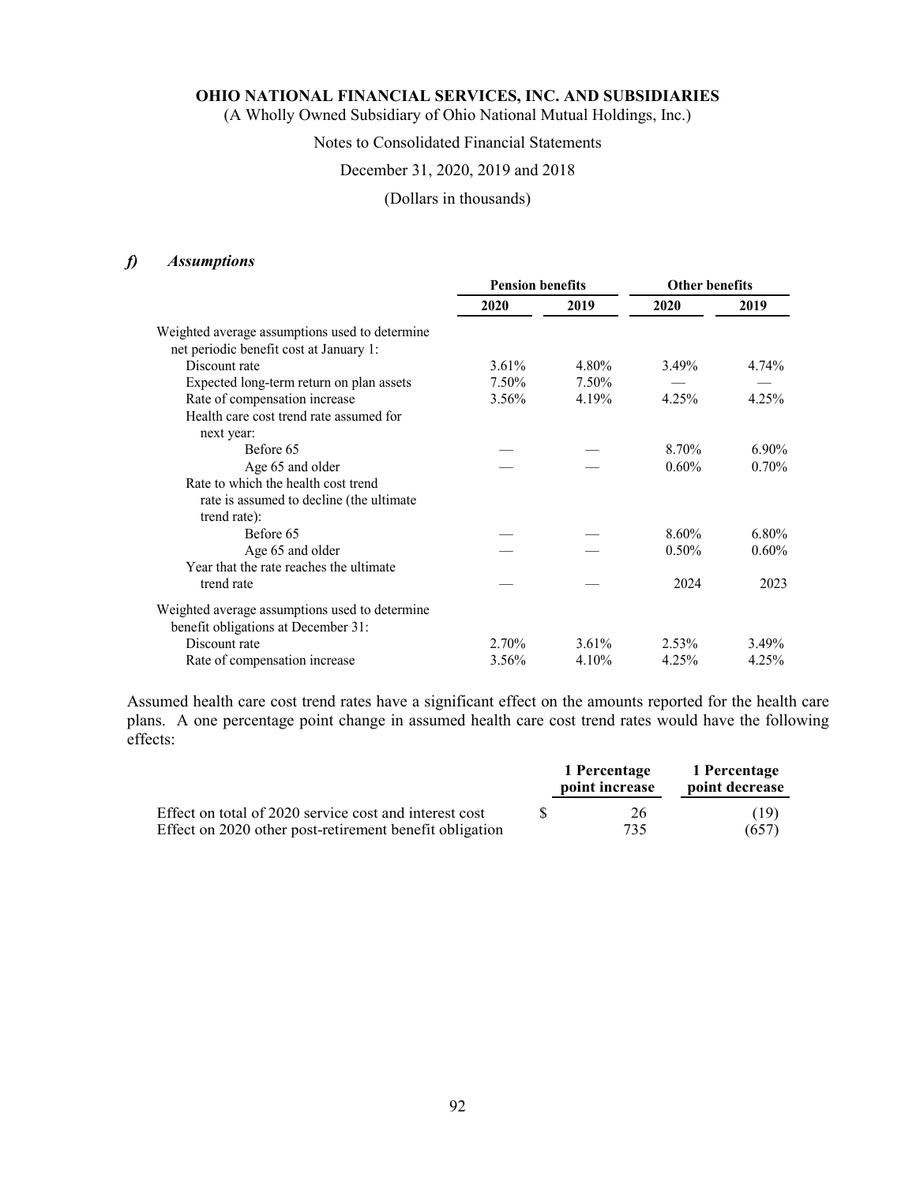### f) *Assumptions*

| | Pension benefits | | Other benefits | |
|---|---|---|---|---|
| | 2020 | 2019 | 2020 | 2019 |
| Weighted average assumptions used to determine net periodic benefit cost at January 1: | | | | |
| Discount rate | 3.61% | 4.80% | 3.49% | 4.74% |
| Expected long-term return on plan assets | 7.50% | 7.50% | — | — |
| Rate of compensation increase | 3.56% | 4.19% | 4.25% | 4.25% |
| Health care cost trend rate assumed for next year: | | | | |
| Before 65 | — | — | 8.70% | 6.90% |
| Age 65 and older | — | — | 0.60% | 0.70% |
| Rate to which the health cost trend rate is assumed to decline (the ultimate trend rate): | | | | |
| Before 65 | — | — | 8.60% | 6.80% |
| Age 65 and older | — | — | 0.50% | 0.60% |
| Year that the rate reaches the ultimate trend rate | — | — | 2024 | 2023 |
| Weighted average assumptions used to determine benefit obligations at December 31: | | | | |
| Discount rate | 2.70% | 3.61% | 2.53% | 3.49% |
| Rate of compensation increase | 3.56% | 4.10% | 4.25% | 4.25% |

Assumed health care cost trend rates have a significant effect on the amounts reported for the health care plans. A one percentage point change in assumed health care cost trend rates would have the following effects:

| | 1 Percentage point increase | 1 Percentage point decrease |
|---|---|---|
| Effect on total of 2020 service cost and interest cost | $ 26 | (19) |
| Effect on 2020 other post-retirement benefit obligation | 735 | (657) |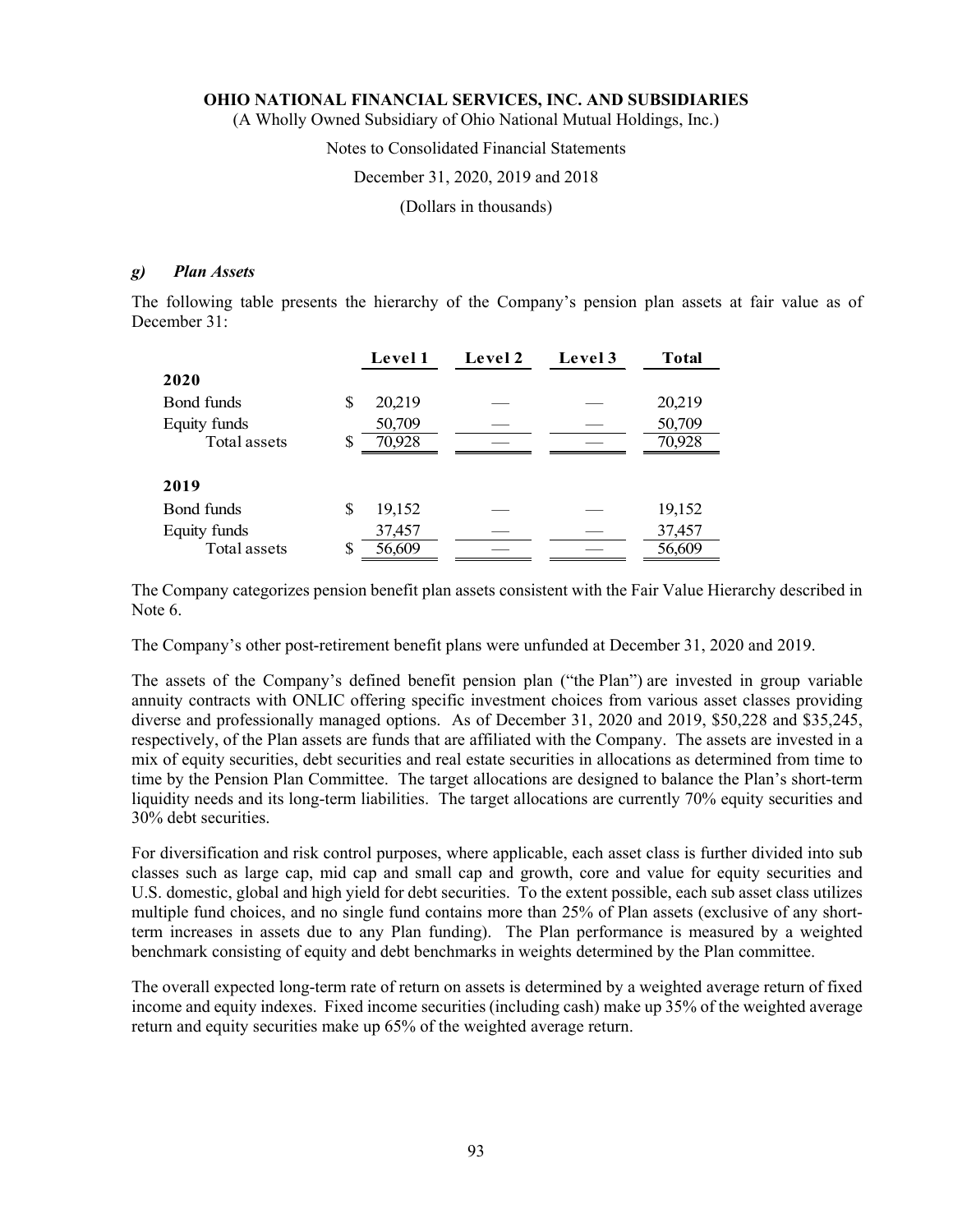### g) *Plan Assets*

The following table presents the hierarchy of the Company's pension plan assets at fair value as of December 31:

| | Level 1 | Level 2 | Level 3 | Total |
|---|---|---|---|---|
| **2020** | | | | |
| Bond funds | $ 20,219 | — | — | 20,219 |
| Equity funds | 50,709 | — | — | 50,709 |
| Total assets | $ 70,928 | — | — | 70,928 |
| **2019** | | | | |
| Bond funds | $ 19,152 | — | — | 19,152 |
| Equity funds | 37,457 | — | — | 37,457 |
| Total assets | $ 56,609 | — | — | 56,609 |

The Company categorizes pension benefit plan assets consistent with the Fair Value Hierarchy described in Note 6.

The Company's other post-retirement benefit plans were unfunded at December 31, 2020 and 2019.

The assets of the Company's defined benefit pension plan ("the Plan") are invested in group variable annuity contracts with ONLIC offering specific investment choices from various asset classes providing diverse and professionally managed options. As of December 31, 2020 and 2019, $50,228 and $35,245, respectively, of the Plan assets are funds that are affiliated with the Company. The assets are invested in a mix of equity securities, debt securities and real estate securities in allocations as determined from time to time by the Pension Plan Committee. The target allocations are designed to balance the Plan's short-term liquidity needs and its long-term liabilities. The target allocations are currently 70% equity securities and 30% debt securities.

For diversification and risk control purposes, where applicable, each asset class is further divided into sub classes such as large cap, mid cap and small cap and growth, core and value for equity securities and U.S. domestic, global and high yield for debt securities. To the extent possible, each sub asset class utilizes multiple fund choices, and no single fund contains more than 25% of Plan assets (exclusive of any short-term increases in assets due to any Plan funding). The Plan performance is measured by a weighted benchmark consisting of equity and debt benchmarks in weights determined by the Plan committee.

The overall expected long-term rate of return on assets is determined by a weighted average return of fixed income and equity indexes. Fixed income securities (including cash) make up 35% of the weighted average return and equity securities make up 65% of the weighted average return.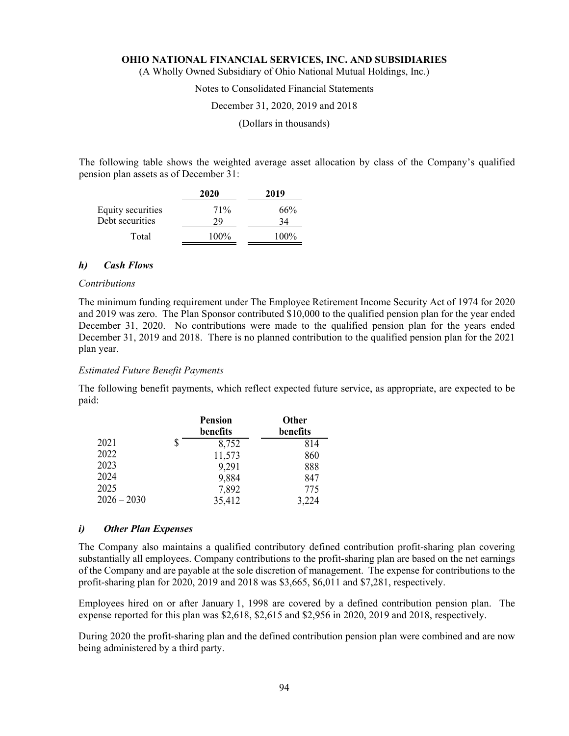The following table shows the weighted average asset allocation by class of the Company's qualified pension plan assets as of December 31:

| | 2020 | 2019 |
|---|---|---|
| Equity securities | 71% | 66% |
| Debt securities | 29 | 34 |
| Total | 100% | 100% |

### *h) Cash Flows*

*Contributions*

The minimum funding requirement under The Employee Retirement Income Security Act of 1974 for 2020 and 2019 was zero. The Plan Sponsor contributed $10,000 to the qualified pension plan for the year ended December 31, 2020. No contributions were made to the qualified pension plan for the years ended December 31, 2019 and 2018. There is no planned contribution to the qualified pension plan for the 2021 plan year.

*Estimated Future Benefit Payments*

The following benefit payments, which reflect expected future service, as appropriate, are expected to be paid:

| | Pension benefits | Other benefits |
|---|---|---|
| 2021 | $ 8,752 | 814 |
| 2022 | 11,573 | 860 |
| 2023 | 9,291 | 888 |
| 2024 | 9,884 | 847 |
| 2025 | 7,892 | 775 |
| 2026 – 2030 | 35,412 | 3,224 |

### *i) Other Plan Expenses*

The Company also maintains a qualified contributory defined contribution profit-sharing plan covering substantially all employees. Company contributions to the profit-sharing plan are based on the net earnings of the Company and are payable at the sole discretion of management. The expense for contributions to the profit-sharing plan for 2020, 2019 and 2018 was $3,665, $6,011 and $7,281, respectively.

Employees hired on or after January 1, 1998 are covered by a defined contribution pension plan. The expense reported for this plan was $2,618, $2,615 and $2,956 in 2020, 2019 and 2018, respectively.

During 2020 the profit-sharing plan and the defined contribution pension plan were combined and are now being administered by a third party.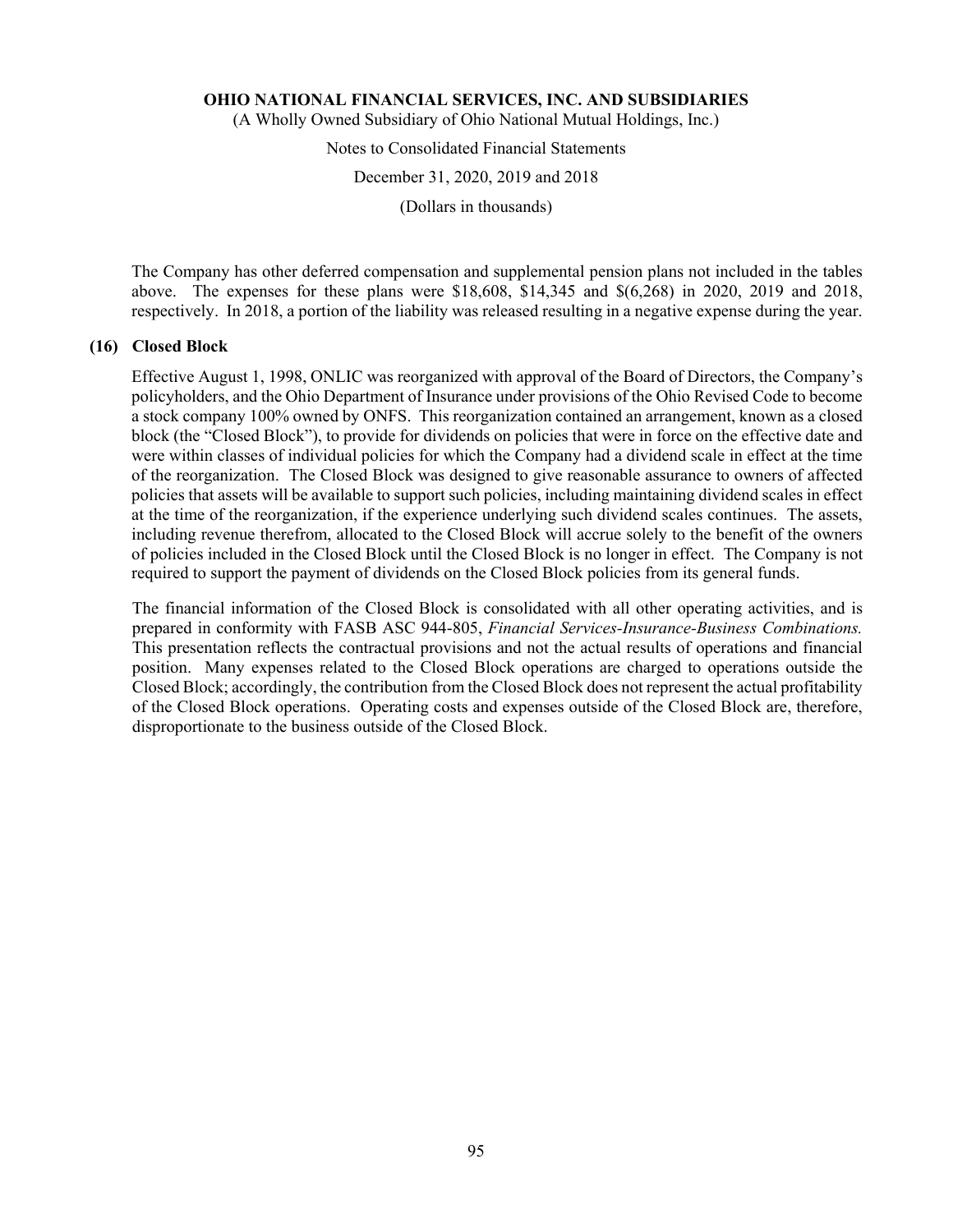The Company has other deferred compensation and supplemental pension plans not included in the tables above. The expenses for these plans were $18,608, $14,345 and $(6,268) in 2020, 2019 and 2018, respectively. In 2018, a portion of the liability was released resulting in a negative expense during the year.

## (16) Closed Block

Effective August 1, 1998, ONLIC was reorganized with approval of the Board of Directors, the Company's policyholders, and the Ohio Department of Insurance under provisions of the Ohio Revised Code to become a stock company 100% owned by ONFS. This reorganization contained an arrangement, known as a closed block (the "Closed Block"), to provide for dividends on policies that were in force on the effective date and were within classes of individual policies for which the Company had a dividend scale in effect at the time of the reorganization. The Closed Block was designed to give reasonable assurance to owners of affected policies that assets will be available to support such policies, including maintaining dividend scales in effect at the time of the reorganization, if the experience underlying such dividend scales continues. The assets, including revenue therefrom, allocated to the Closed Block will accrue solely to the benefit of the owners of policies included in the Closed Block until the Closed Block is no longer in effect. The Company is not required to support the payment of dividends on the Closed Block policies from its general funds.

The financial information of the Closed Block is consolidated with all other operating activities, and is prepared in conformity with FASB ASC 944-805, *Financial Services-Insurance-Business Combinations.* This presentation reflects the contractual provisions and not the actual results of operations and financial position. Many expenses related to the Closed Block operations are charged to operations outside the Closed Block; accordingly, the contribution from the Closed Block does not represent the actual profitability of the Closed Block operations. Operating costs and expenses outside of the Closed Block are, therefore, disproportionate to the business outside of the Closed Block.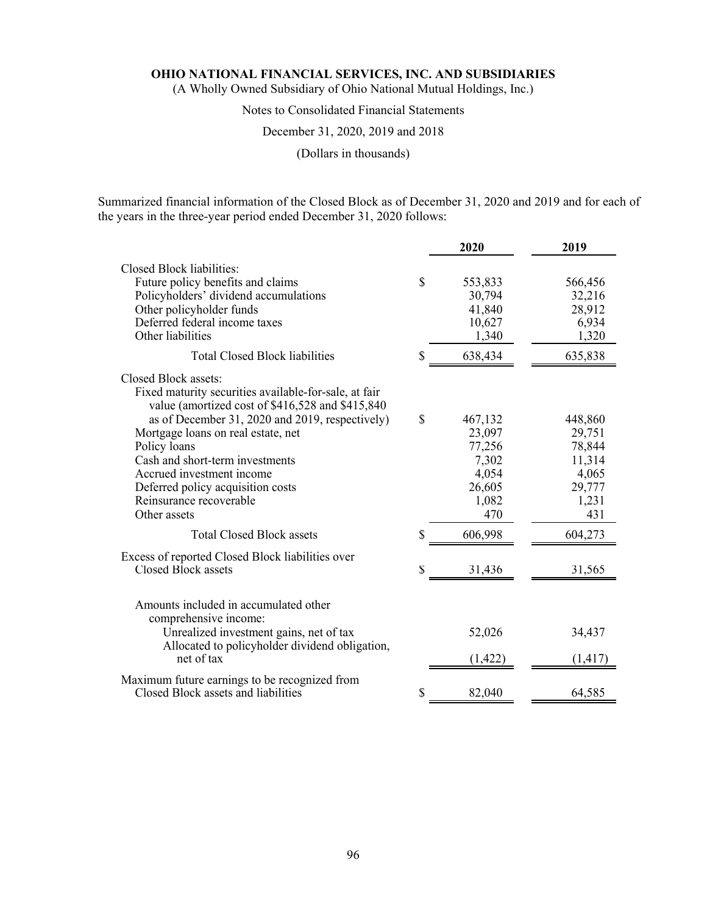Summarized financial information of the Closed Block as of December 31, 2020 and 2019 and for each of the years in the three-year period ended December 31, 2020 follows:

| | 2020 | 2019 |
|---|---|---|
| Closed Block liabilities: | | |
| Future policy benefits and claims | $ 553,833 | 566,456 |
| Policyholders' dividend accumulations | 30,794 | 32,216 |
| Other policyholder funds | 41,840 | 28,912 |
| Deferred federal income taxes | 10,627 | 6,934 |
| Other liabilities | 1,340 | 1,320 |
| Total Closed Block liabilities | $ 638,434 | 635,838 |
| Closed Block assets: | | |
| Fixed maturity securities available-for-sale, at fair value (amortized cost of $416,528 and $415,840 as of December 31, 2020 and 2019, respectively) | $ 467,132 | 448,860 |
| Mortgage loans on real estate, net | 23,097 | 29,751 |
| Policy loans | 77,256 | 78,844 |
| Cash and short-term investments | 7,302 | 11,314 |
| Accrued investment income | 4,054 | 4,065 |
| Deferred policy acquisition costs | 26,605 | 29,777 |
| Reinsurance recoverable | 1,082 | 1,231 |
| Other assets | 470 | 431 |
| Total Closed Block assets | $ 606,998 | 604,273 |
| Excess of reported Closed Block liabilities over Closed Block assets | $ 31,436 | 31,565 |
| Amounts included in accumulated other comprehensive income: | | |
| Unrealized investment gains, net of tax | 52,026 | 34,437 |
| Allocated to policyholder dividend obligation, net of tax | (1,422) | (1,417) |
| Maximum future earnings to be recognized from Closed Block assets and liabilities | $ 82,040 | 64,585 |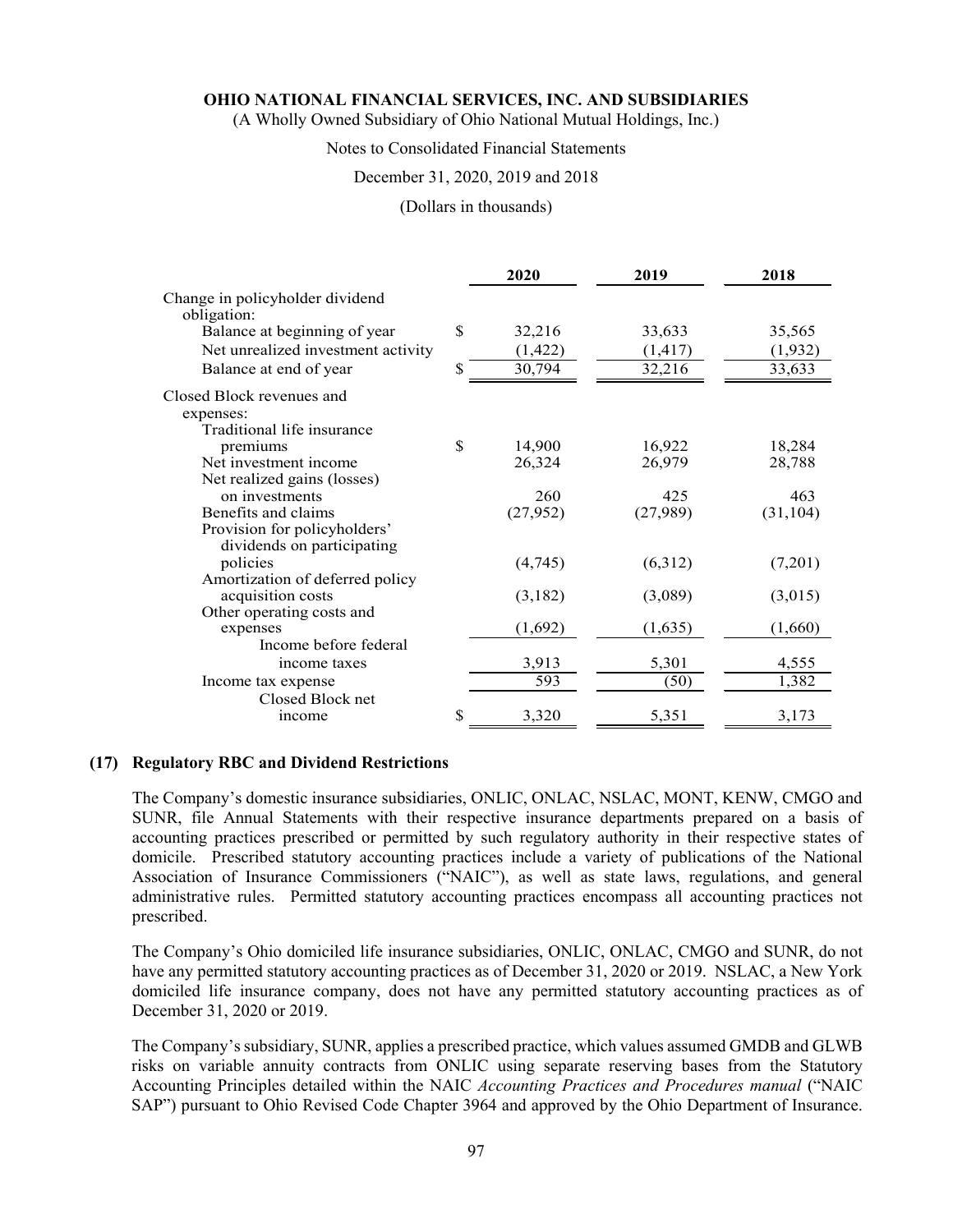| | 2020 | 2019 | 2018 |
|---|---|---|---|
| Change in policyholder dividend obligation: | | | |
| Balance at beginning of year | $ 32,216 | 33,633 | 35,565 |
| Net unrealized investment activity | (1,422) | (1,417) | (1,932) |
| Balance at end of year | $ 30,794 | 32,216 | 33,633 |
| Closed Block revenues and expenses: | | | |
| Traditional life insurance premiums | $ 14,900 | 16,922 | 18,284 |
| Net investment income | 26,324 | 26,979 | 28,788 |
| Net realized gains (losses) on investments | 260 | 425 | 463 |
| Benefits and claims | (27,952) | (27,989) | (31,104) |
| Provision for policyholders' dividends on participating policies | (4,745) | (6,312) | (7,201) |
| Amortization of deferred policy acquisition costs | (3,182) | (3,089) | (3,015) |
| Other operating costs and expenses | (1,692) | (1,635) | (1,660) |
| Income before federal income taxes | 3,913 | 5,301 | 4,555 |
| Income tax expense | 593 | (50) | 1,382 |
| Closed Block net income | $ 3,320 | 5,351 | 3,173 |

## (17) Regulatory RBC and Dividend Restrictions

The Company's domestic insurance subsidiaries, ONLIC, ONLAC, NSLAC, MONT, KENW, CMGO and SUNR, file Annual Statements with their respective insurance departments prepared on a basis of accounting practices prescribed or permitted by such regulatory authority in their respective states of domicile. Prescribed statutory accounting practices include a variety of publications of the National Association of Insurance Commissioners ("NAIC"), as well as state laws, regulations, and general administrative rules. Permitted statutory accounting practices encompass all accounting practices not prescribed.

The Company's Ohio domiciled life insurance subsidiaries, ONLIC, ONLAC, CMGO and SUNR, do not have any permitted statutory accounting practices as of December 31, 2020 or 2019. NSLAC, a New York domiciled life insurance company, does not have any permitted statutory accounting practices as of December 31, 2020 or 2019.

The Company's subsidiary, SUNR, applies a prescribed practice, which values assumed GMDB and GLWB risks on variable annuity contracts from ONLIC using separate reserving bases from the Statutory Accounting Principles detailed within the NAIC *Accounting Practices and Procedures manual* ("NAIC SAP") pursuant to Ohio Revised Code Chapter 3964 and approved by the Ohio Department of Insurance.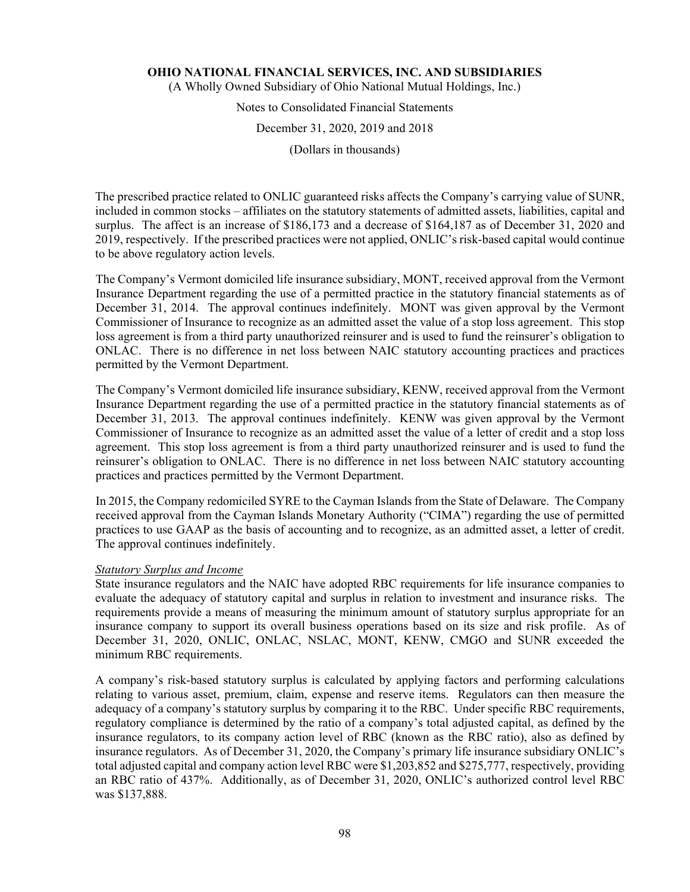The prescribed practice related to ONLIC guaranteed risks affects the Company's carrying value of SUNR, included in common stocks – affiliates on the statutory statements of admitted assets, liabilities, capital and surplus. The affect is an increase of $186,173 and a decrease of $164,187 as of December 31, 2020 and 2019, respectively. If the prescribed practices were not applied, ONLIC's risk-based capital would continue to be above regulatory action levels.

The Company's Vermont domiciled life insurance subsidiary, MONT, received approval from the Vermont Insurance Department regarding the use of a permitted practice in the statutory financial statements as of December 31, 2014. The approval continues indefinitely. MONT was given approval by the Vermont Commissioner of Insurance to recognize as an admitted asset the value of a stop loss agreement. This stop loss agreement is from a third party unauthorized reinsurer and is used to fund the reinsurer's obligation to ONLAC. There is no difference in net loss between NAIC statutory accounting practices and practices permitted by the Vermont Department.

The Company's Vermont domiciled life insurance subsidiary, KENW, received approval from the Vermont Insurance Department regarding the use of a permitted practice in the statutory financial statements as of December 31, 2013. The approval continues indefinitely. KENW was given approval by the Vermont Commissioner of Insurance to recognize as an admitted asset the value of a letter of credit and a stop loss agreement. This stop loss agreement is from a third party unauthorized reinsurer and is used to fund the reinsurer's obligation to ONLAC. There is no difference in net loss between NAIC statutory accounting practices and practices permitted by the Vermont Department.

In 2015, the Company redomiciled SYRE to the Cayman Islands from the State of Delaware. The Company received approval from the Cayman Islands Monetary Authority ("CIMA") regarding the use of permitted practices to use GAAP as the basis of accounting and to recognize, as an admitted asset, a letter of credit. The approval continues indefinitely.

*Statutory Surplus and Income*

State insurance regulators and the NAIC have adopted RBC requirements for life insurance companies to evaluate the adequacy of statutory capital and surplus in relation to investment and insurance risks. The requirements provide a means of measuring the minimum amount of statutory surplus appropriate for an insurance company to support its overall business operations based on its size and risk profile. As of December 31, 2020, ONLIC, ONLAC, NSLAC, MONT, KENW, CMGO and SUNR exceeded the minimum RBC requirements.

A company's risk-based statutory surplus is calculated by applying factors and performing calculations relating to various asset, premium, claim, expense and reserve items. Regulators can then measure the adequacy of a company's statutory surplus by comparing it to the RBC. Under specific RBC requirements, regulatory compliance is determined by the ratio of a company's total adjusted capital, as defined by the insurance regulators, to its company action level of RBC (known as the RBC ratio), also as defined by insurance regulators. As of December 31, 2020, the Company's primary life insurance subsidiary ONLIC's total adjusted capital and company action level RBC were $1,203,852 and $275,777, respectively, providing an RBC ratio of 437%. Additionally, as of December 31, 2020, ONLIC's authorized control level RBC was $137,888.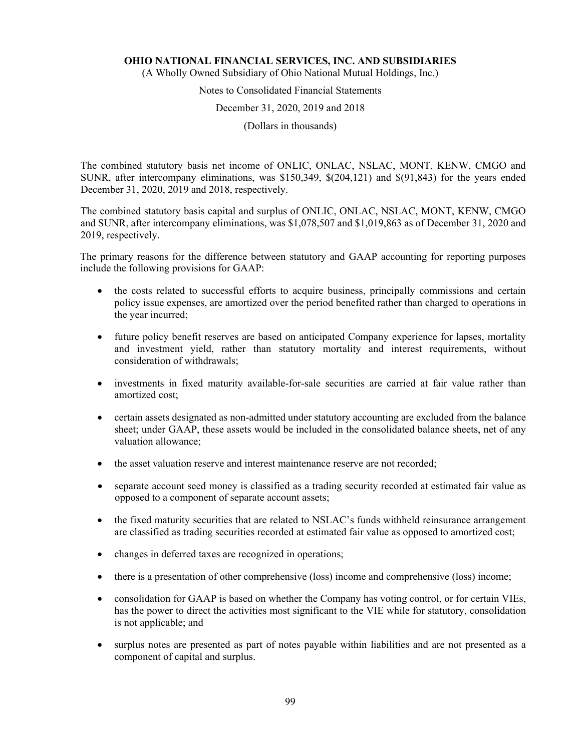The combined statutory basis net income of ONLIC, ONLAC, NSLAC, MONT, KENW, CMGO and SUNR, after intercompany eliminations, was $150,349, $(204,121) and $(91,843) for the years ended December 31, 2020, 2019 and 2018, respectively.

The combined statutory basis capital and surplus of ONLIC, ONLAC, NSLAC, MONT, KENW, CMGO and SUNR, after intercompany eliminations, was $1,078,507 and $1,019,863 as of December 31, 2020 and 2019, respectively.

The primary reasons for the difference between statutory and GAAP accounting for reporting purposes include the following provisions for GAAP:

- the costs related to successful efforts to acquire business, principally commissions and certain policy issue expenses, are amortized over the period benefited rather than charged to operations in the year incurred;
- future policy benefit reserves are based on anticipated Company experience for lapses, mortality and investment yield, rather than statutory mortality and interest requirements, without consideration of withdrawals;
- investments in fixed maturity available-for-sale securities are carried at fair value rather than amortized cost;
- certain assets designated as non-admitted under statutory accounting are excluded from the balance sheet; under GAAP, these assets would be included in the consolidated balance sheets, net of any valuation allowance;
- the asset valuation reserve and interest maintenance reserve are not recorded;
- separate account seed money is classified as a trading security recorded at estimated fair value as opposed to a component of separate account assets;
- the fixed maturity securities that are related to NSLAC's funds withheld reinsurance arrangement are classified as trading securities recorded at estimated fair value as opposed to amortized cost;
- changes in deferred taxes are recognized in operations;
- there is a presentation of other comprehensive (loss) income and comprehensive (loss) income;
- consolidation for GAAP is based on whether the Company has voting control, or for certain VIEs, has the power to direct the activities most significant to the VIE while for statutory, consolidation is not applicable; and
- surplus notes are presented as part of notes payable within liabilities and are not presented as a component of capital and surplus.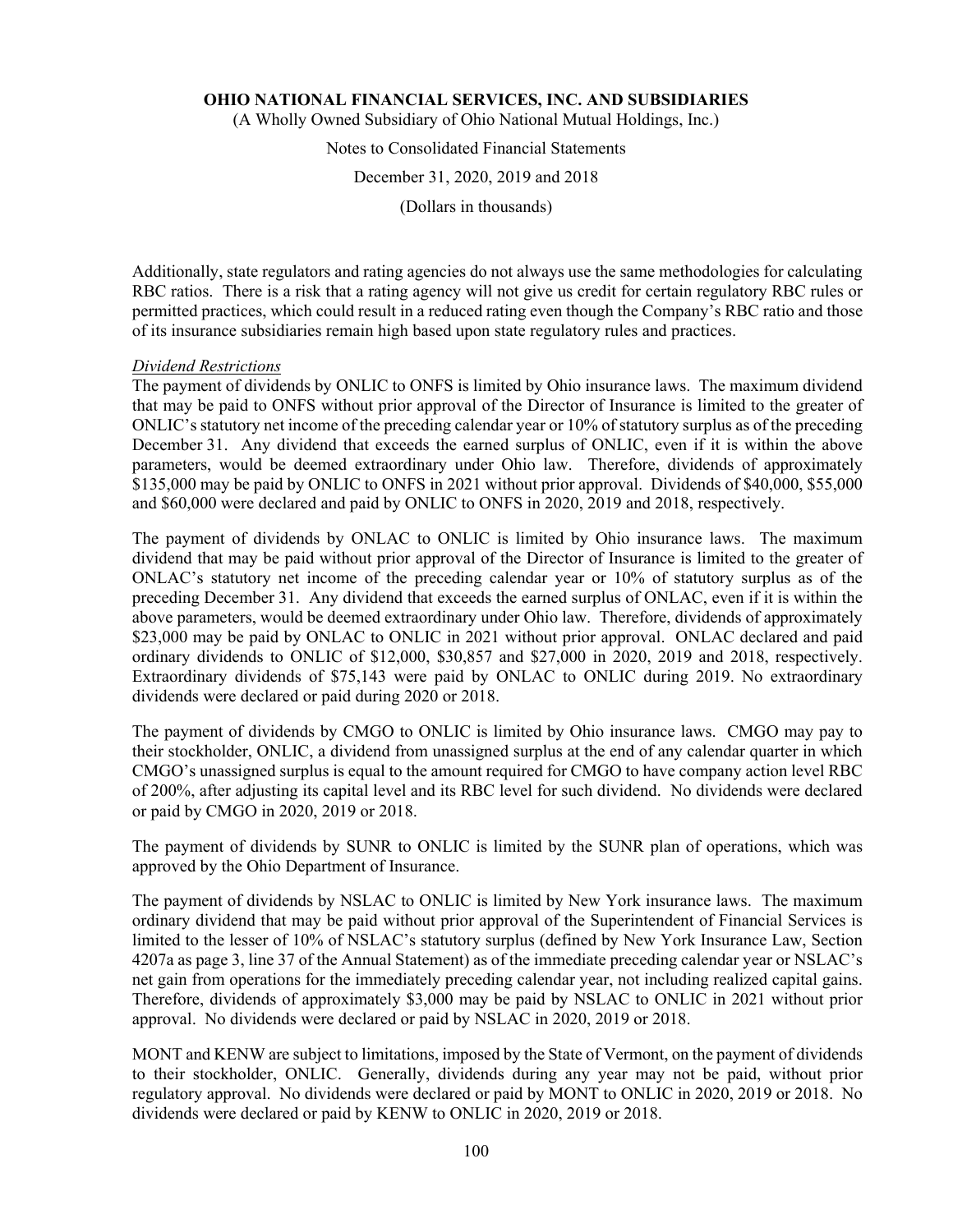Additionally, state regulators and rating agencies do not always use the same methodologies for calculating RBC ratios. There is a risk that a rating agency will not give us credit for certain regulatory RBC rules or permitted practices, which could result in a reduced rating even though the Company's RBC ratio and those of its insurance subsidiaries remain high based upon state regulatory rules and practices.

*Dividend Restrictions*

The payment of dividends by ONLIC to ONFS is limited by Ohio insurance laws. The maximum dividend that may be paid to ONFS without prior approval of the Director of Insurance is limited to the greater of ONLIC's statutory net income of the preceding calendar year or 10% of statutory surplus as of the preceding December 31. Any dividend that exceeds the earned surplus of ONLIC, even if it is within the above parameters, would be deemed extraordinary under Ohio law. Therefore, dividends of approximately $135,000 may be paid by ONLIC to ONFS in 2021 without prior approval. Dividends of $40,000, $55,000 and $60,000 were declared and paid by ONLIC to ONFS in 2020, 2019 and 2018, respectively.

The payment of dividends by ONLAC to ONLIC is limited by Ohio insurance laws. The maximum dividend that may be paid without prior approval of the Director of Insurance is limited to the greater of ONLAC's statutory net income of the preceding calendar year or 10% of statutory surplus as of the preceding December 31. Any dividend that exceeds the earned surplus of ONLAC, even if it is within the above parameters, would be deemed extraordinary under Ohio law. Therefore, dividends of approximately $23,000 may be paid by ONLAC to ONLIC in 2021 without prior approval. ONLAC declared and paid ordinary dividends to ONLIC of $12,000, $30,857 and $27,000 in 2020, 2019 and 2018, respectively. Extraordinary dividends of $75,143 were paid by ONLAC to ONLIC during 2019. No extraordinary dividends were declared or paid during 2020 or 2018.

The payment of dividends by CMGO to ONLIC is limited by Ohio insurance laws. CMGO may pay to their stockholder, ONLIC, a dividend from unassigned surplus at the end of any calendar quarter in which CMGO's unassigned surplus is equal to the amount required for CMGO to have company action level RBC of 200%, after adjusting its capital level and its RBC level for such dividend. No dividends were declared or paid by CMGO in 2020, 2019 or 2018.

The payment of dividends by SUNR to ONLIC is limited by the SUNR plan of operations, which was approved by the Ohio Department of Insurance.

The payment of dividends by NSLAC to ONLIC is limited by New York insurance laws. The maximum ordinary dividend that may be paid without prior approval of the Superintendent of Financial Services is limited to the lesser of 10% of NSLAC's statutory surplus (defined by New York Insurance Law, Section 4207a as page 3, line 37 of the Annual Statement) as of the immediate preceding calendar year or NSLAC's net gain from operations for the immediately preceding calendar year, not including realized capital gains. Therefore, dividends of approximately $3,000 may be paid by NSLAC to ONLIC in 2021 without prior approval. No dividends were declared or paid by NSLAC in 2020, 2019 or 2018.

MONT and KENW are subject to limitations, imposed by the State of Vermont, on the payment of dividends to their stockholder, ONLIC. Generally, dividends during any year may not be paid, without prior regulatory approval. No dividends were declared or paid by MONT to ONLIC in 2020, 2019 or 2018. No dividends were declared or paid by KENW to ONLIC in 2020, 2019 or 2018.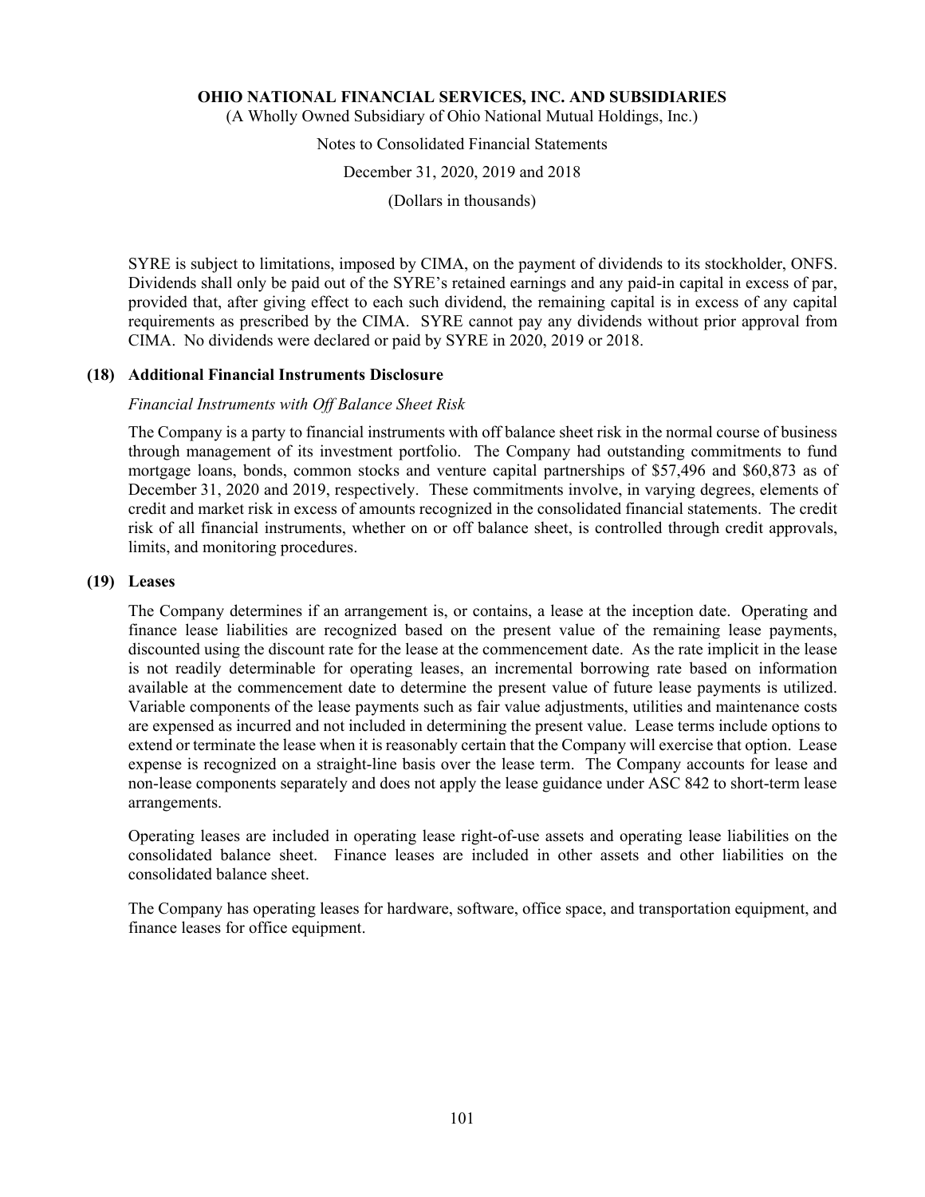SYRE is subject to limitations, imposed by CIMA, on the payment of dividends to its stockholder, ONFS. Dividends shall only be paid out of the SYRE's retained earnings and any paid-in capital in excess of par, provided that, after giving effect to each such dividend, the remaining capital is in excess of any capital requirements as prescribed by the CIMA. SYRE cannot pay any dividends without prior approval from CIMA. No dividends were declared or paid by SYRE in 2020, 2019 or 2018.

## (18) Additional Financial Instruments Disclosure

*Financial Instruments with Off Balance Sheet Risk*

The Company is a party to financial instruments with off balance sheet risk in the normal course of business through management of its investment portfolio. The Company had outstanding commitments to fund mortgage loans, bonds, common stocks and venture capital partnerships of $57,496 and $60,873 as of December 31, 2020 and 2019, respectively. These commitments involve, in varying degrees, elements of credit and market risk in excess of amounts recognized in the consolidated financial statements. The credit risk of all financial instruments, whether on or off balance sheet, is controlled through credit approvals, limits, and monitoring procedures.

## (19) Leases

The Company determines if an arrangement is, or contains, a lease at the inception date. Operating and finance lease liabilities are recognized based on the present value of the remaining lease payments, discounted using the discount rate for the lease at the commencement date. As the rate implicit in the lease is not readily determinable for operating leases, an incremental borrowing rate based on information available at the commencement date to determine the present value of future lease payments is utilized. Variable components of the lease payments such as fair value adjustments, utilities and maintenance costs are expensed as incurred and not included in determining the present value. Lease terms include options to extend or terminate the lease when it is reasonably certain that the Company will exercise that option. Lease expense is recognized on a straight-line basis over the lease term. The Company accounts for lease and non-lease components separately and does not apply the lease guidance under ASC 842 to short-term lease arrangements.

Operating leases are included in operating lease right-of-use assets and operating lease liabilities on the consolidated balance sheet. Finance leases are included in other assets and other liabilities on the consolidated balance sheet.

The Company has operating leases for hardware, software, office space, and transportation equipment, and finance leases for office equipment.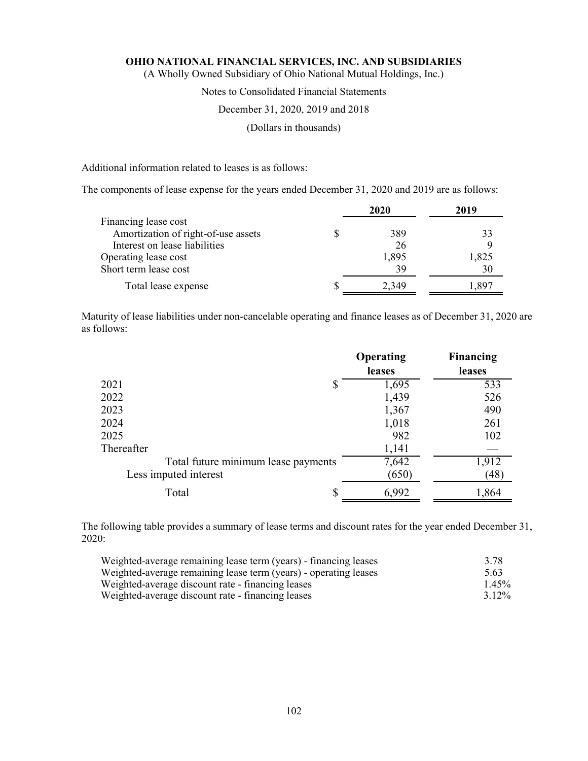Additional information related to leases is as follows:

The components of lease expense for the years ended December 31, 2020 and 2019 are as follows:

| | 2020 | 2019 |
|---|---|---|
| Financing lease cost | | |
| Amortization of right-of-use assets | $ 389 | 33 |
| Interest on lease liabilities | 26 | 9 |
| Operating lease cost | 1,895 | 1,825 |
| Short term lease cost | 39 | 30 |
| Total lease expense | $ 2,349 | 1,897 |

Maturity of lease liabilities under non-cancelable operating and finance leases as of December 31, 2020 are as follows:

| | Operating leases | Financing leases |
|---|---|---|
| 2021 | $ 1,695 | 533 |
| 2022 | 1,439 | 526 |
| 2023 | 1,367 | 490 |
| 2024 | 1,018 | 261 |
| 2025 | 982 | 102 |
| Thereafter | 1,141 | — |
| Total future minimum lease payments | 7,642 | 1,912 |
| Less imputed interest | (650) | (48) |
| Total | $ 6,992 | 1,864 |

The following table provides a summary of lease terms and discount rates for the year ended December 31, 2020:

| | |
|---|---|
| Weighted-average remaining lease term (years) - financing leases | 3.78 |
| Weighted-average remaining lease term (years) - operating leases | 5.63 |
| Weighted-average discount rate - financing leases | 1.45% |
| Weighted-average discount rate - financing leases | 3.12% |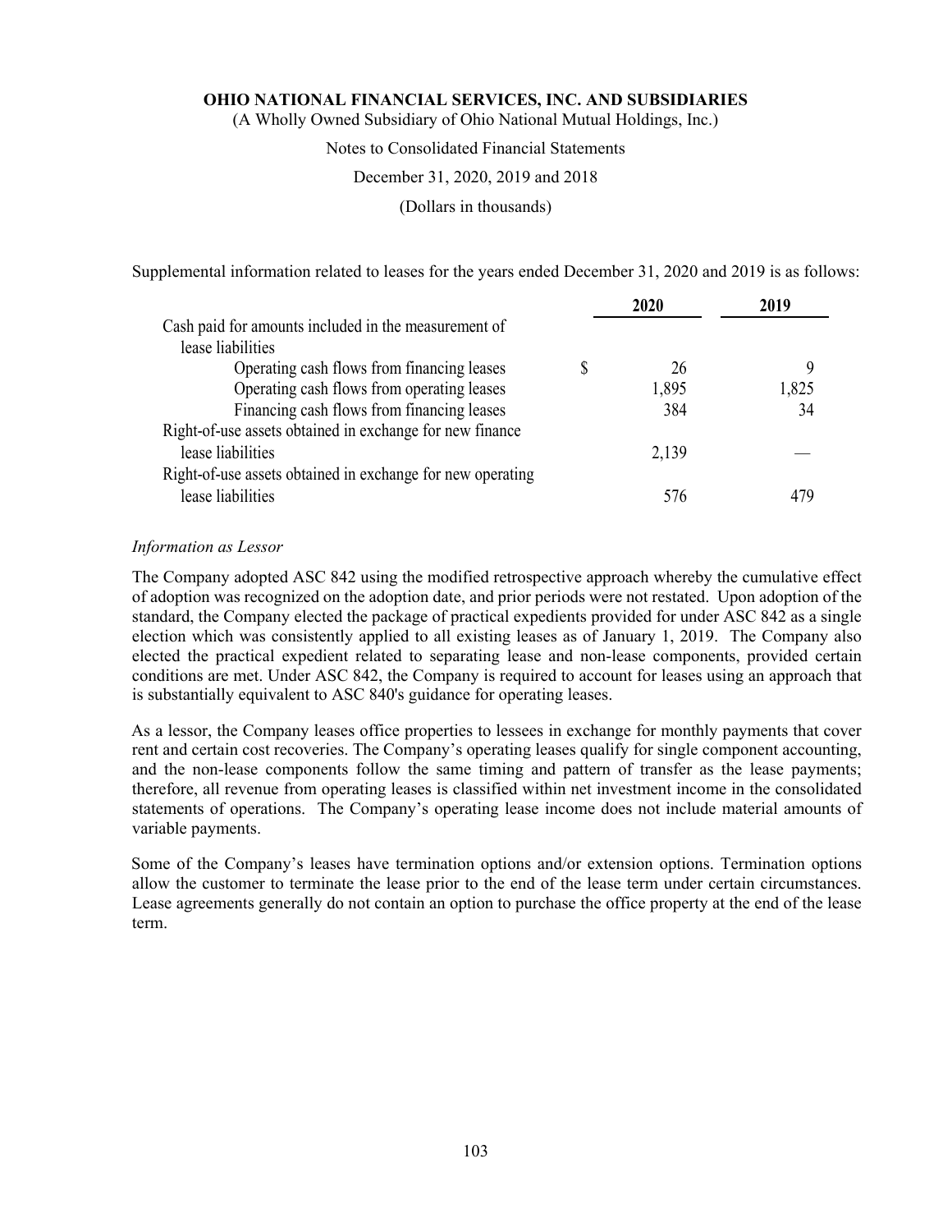Supplemental information related to leases for the years ended December 31, 2020 and 2019 is as follows:

| | 2020 | 2019 |
|---|---|---|
| Cash paid for amounts included in the measurement of lease liabilities | | |
| Operating cash flows from financing leases | $ 26 | 9 |
| Operating cash flows from operating leases | 1,895 | 1,825 |
| Financing cash flows from financing leases | 384 | 34 |
| Right-of-use assets obtained in exchange for new finance lease liabilities | 2,139 | — |
| Right-of-use assets obtained in exchange for new operating lease liabilities | 576 | 479 |

*Information as Lessor*

The Company adopted ASC 842 using the modified retrospective approach whereby the cumulative effect of adoption was recognized on the adoption date, and prior periods were not restated. Upon adoption of the standard, the Company elected the package of practical expedients provided for under ASC 842 as a single election which was consistently applied to all existing leases as of January 1, 2019. The Company also elected the practical expedient related to separating lease and non-lease components, provided certain conditions are met. Under ASC 842, the Company is required to account for leases using an approach that is substantially equivalent to ASC 840's guidance for operating leases.

As a lessor, the Company leases office properties to lessees in exchange for monthly payments that cover rent and certain cost recoveries. The Company's operating leases qualify for single component accounting, and the non-lease components follow the same timing and pattern of transfer as the lease payments; therefore, all revenue from operating leases is classified within net investment income in the consolidated statements of operations. The Company's operating lease income does not include material amounts of variable payments.

Some of the Company's leases have termination options and/or extension options. Termination options allow the customer to terminate the lease prior to the end of the lease term under certain circumstances. Lease agreements generally do not contain an option to purchase the office property at the end of the lease term.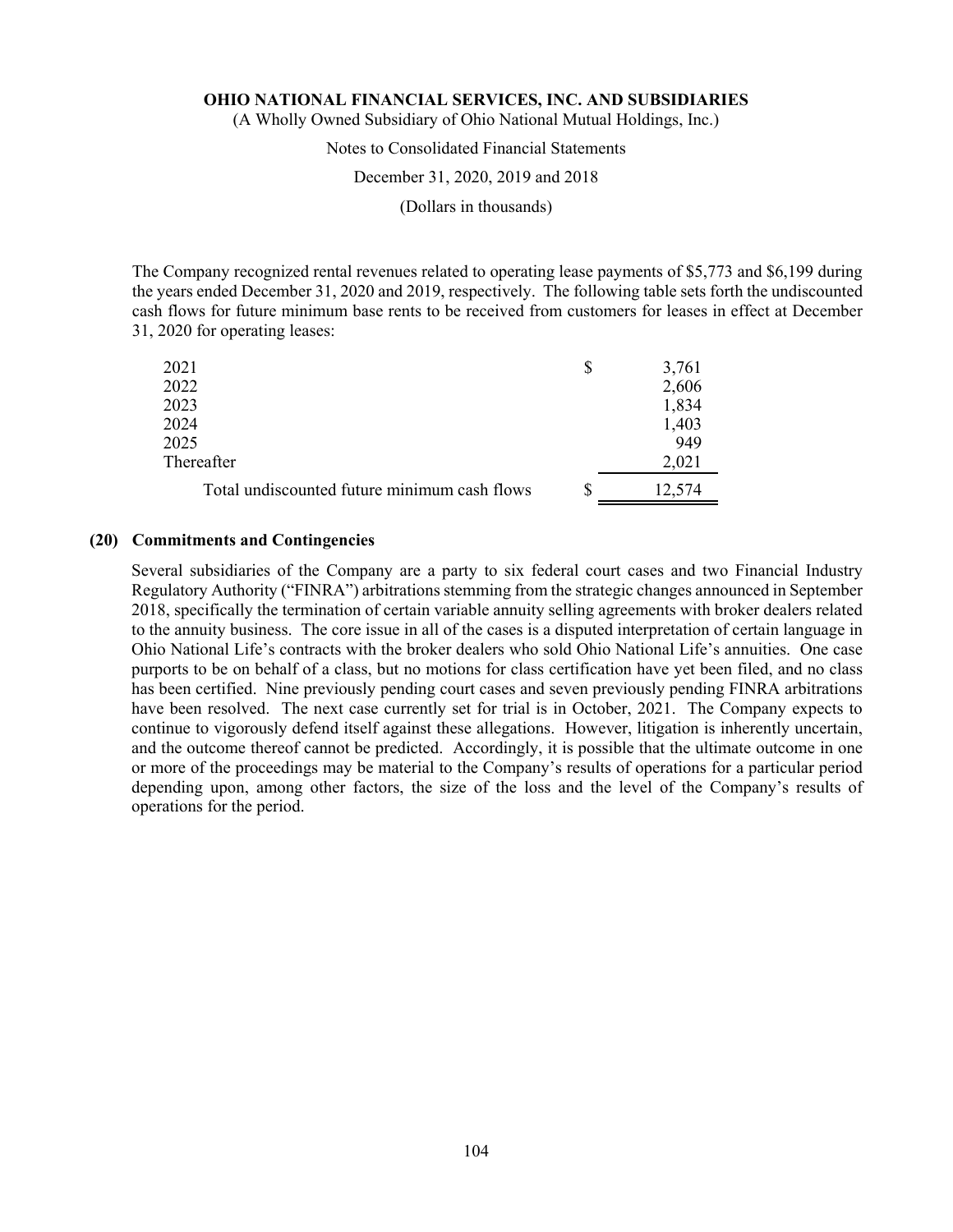The Company recognized rental revenues related to operating lease payments of $5,773 and $6,199 during the years ended December 31, 2020 and 2019, respectively. The following table sets forth the undiscounted cash flows for future minimum base rents to be received from customers for leases in effect at December 31, 2020 for operating leases:

| | | |
|---|---|---|
| 2021 | $ | 3,761 |
| 2022 | | 2,606 |
| 2023 | | 1,834 |
| 2024 | | 1,403 |
| 2025 | | 949 |
| Thereafter | | 2,021 |
| Total undiscounted future minimum cash flows | $ | 12,574 |

## (20) Commitments and Contingencies

Several subsidiaries of the Company are a party to six federal court cases and two Financial Industry Regulatory Authority ("FINRA") arbitrations stemming from the strategic changes announced in September 2018, specifically the termination of certain variable annuity selling agreements with broker dealers related to the annuity business. The core issue in all of the cases is a disputed interpretation of certain language in Ohio National Life's contracts with the broker dealers who sold Ohio National Life's annuities. One case purports to be on behalf of a class, but no motions for class certification have yet been filed, and no class has been certified. Nine previously pending court cases and seven previously pending FINRA arbitrations have been resolved. The next case currently set for trial is in October, 2021. The Company expects to continue to vigorously defend itself against these allegations. However, litigation is inherently uncertain, and the outcome thereof cannot be predicted. Accordingly, it is possible that the ultimate outcome in one or more of the proceedings may be material to the Company's results of operations for a particular period depending upon, among other factors, the size of the loss and the level of the Company's results of operations for the period.